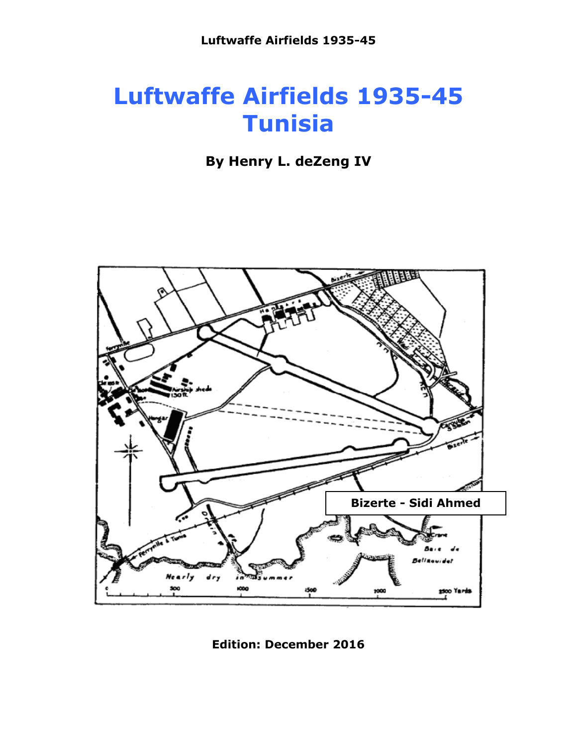# Luftwaffe Airfields 1935-45
# Tunisia

**By Henry L. deZeng IV**

**Bizerte - Sidi Ahmed**

**Edition: December 2016**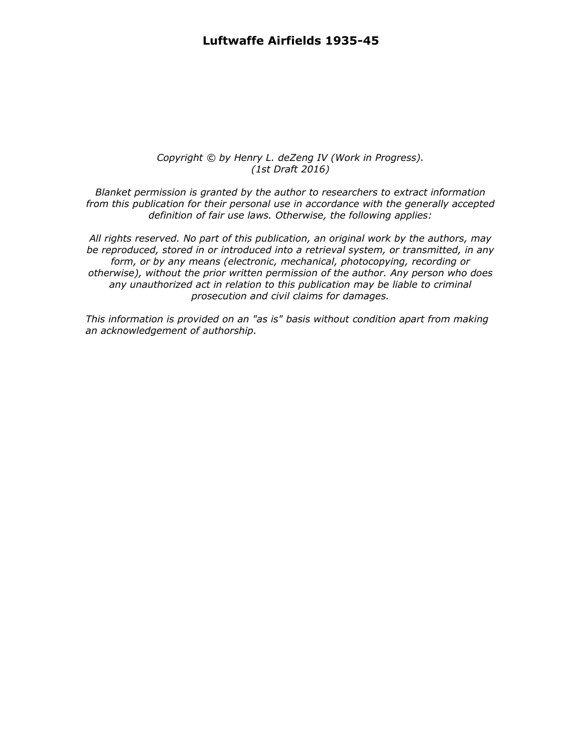# Luftwaffe Airfields 1935-45

*Copyright © by Henry L. deZeng IV (Work in Progress).*
*(1st Draft 2016)*

*Blanket permission is granted by the author to researchers to extract information from this publication for their personal use in accordance with the generally accepted definition of fair use laws. Otherwise, the following applies:*

*All rights reserved. No part of this publication, an original work by the authors, may be reproduced, stored in or introduced into a retrieval system, or transmitted, in any form, or by any means (electronic, mechanical, photocopying, recording or otherwise), without the prior written permission of the author. Any person who does any unauthorized act in relation to this publication may be liable to criminal prosecution and civil claims for damages.*

*This information is provided on an "as is" basis without condition apart from making an acknowledgement of authorship.*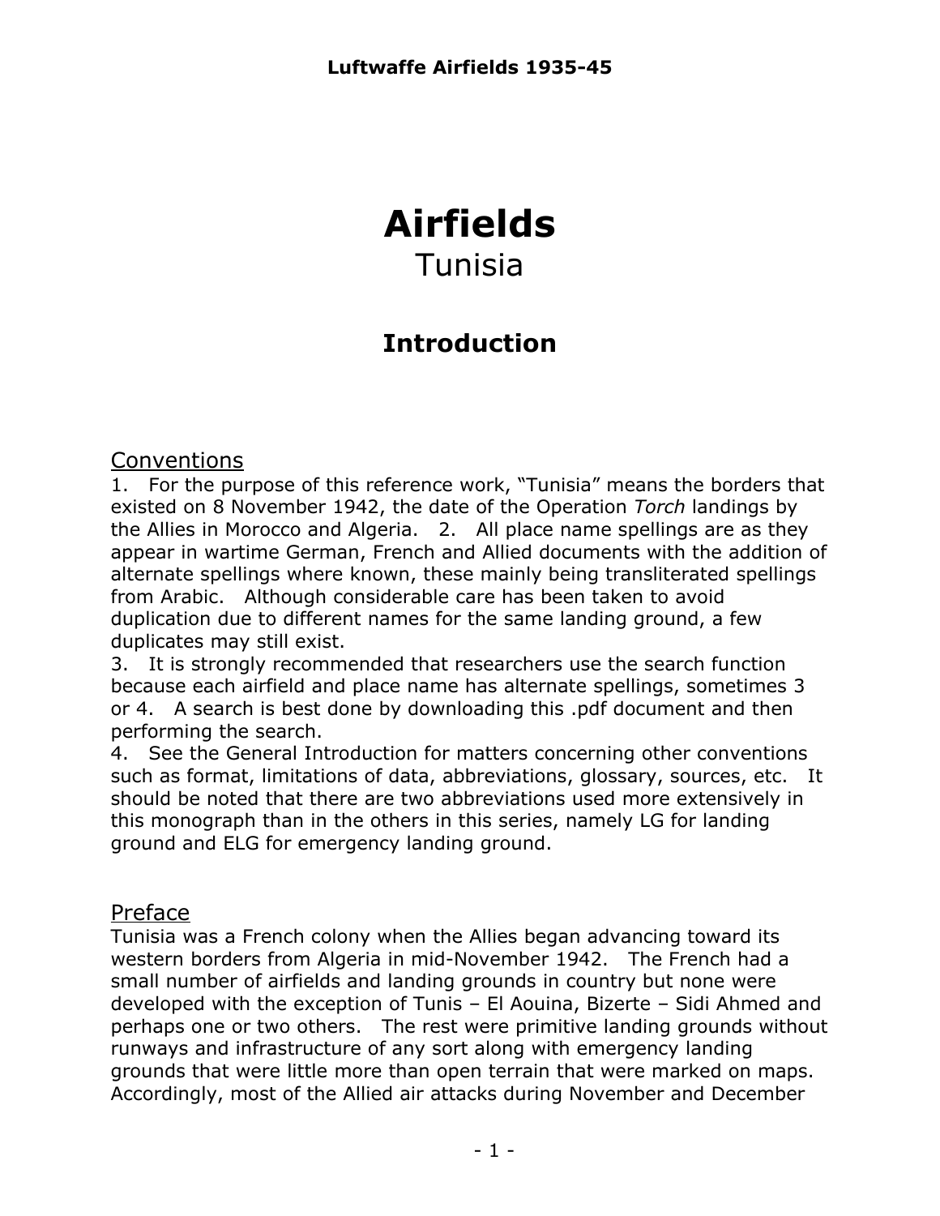# Airfields

Tunisia

## Introduction

### Conventions

1. For the purpose of this reference work, "Tunisia" means the borders that existed on 8 November 1942, the date of the Operation *Torch* landings by the Allies in Morocco and Algeria. 2. All place name spellings are as they appear in wartime German, French and Allied documents with the addition of alternate spellings where known, these mainly being transliterated spellings from Arabic. Although considerable care has been taken to avoid duplication due to different names for the same landing ground, a few duplicates may still exist.
3. It is strongly recommended that researchers use the search function because each airfield and place name has alternate spellings, sometimes 3 or 4. A search is best done by downloading this .pdf document and then performing the search.
4. See the General Introduction for matters concerning other conventions such as format, limitations of data, abbreviations, glossary, sources, etc. It should be noted that there are two abbreviations used more extensively in this monograph than in the others in this series, namely LG for landing ground and ELG for emergency landing ground.

### Preface

Tunisia was a French colony when the Allies began advancing toward its western borders from Algeria in mid-November 1942. The French had a small number of airfields and landing grounds in country but none were developed with the exception of Tunis – El Aouina, Bizerte – Sidi Ahmed and perhaps one or two others. The rest were primitive landing grounds without runways and infrastructure of any sort along with emergency landing grounds that were little more than open terrain that were marked on maps. Accordingly, most of the Allied air attacks during November and December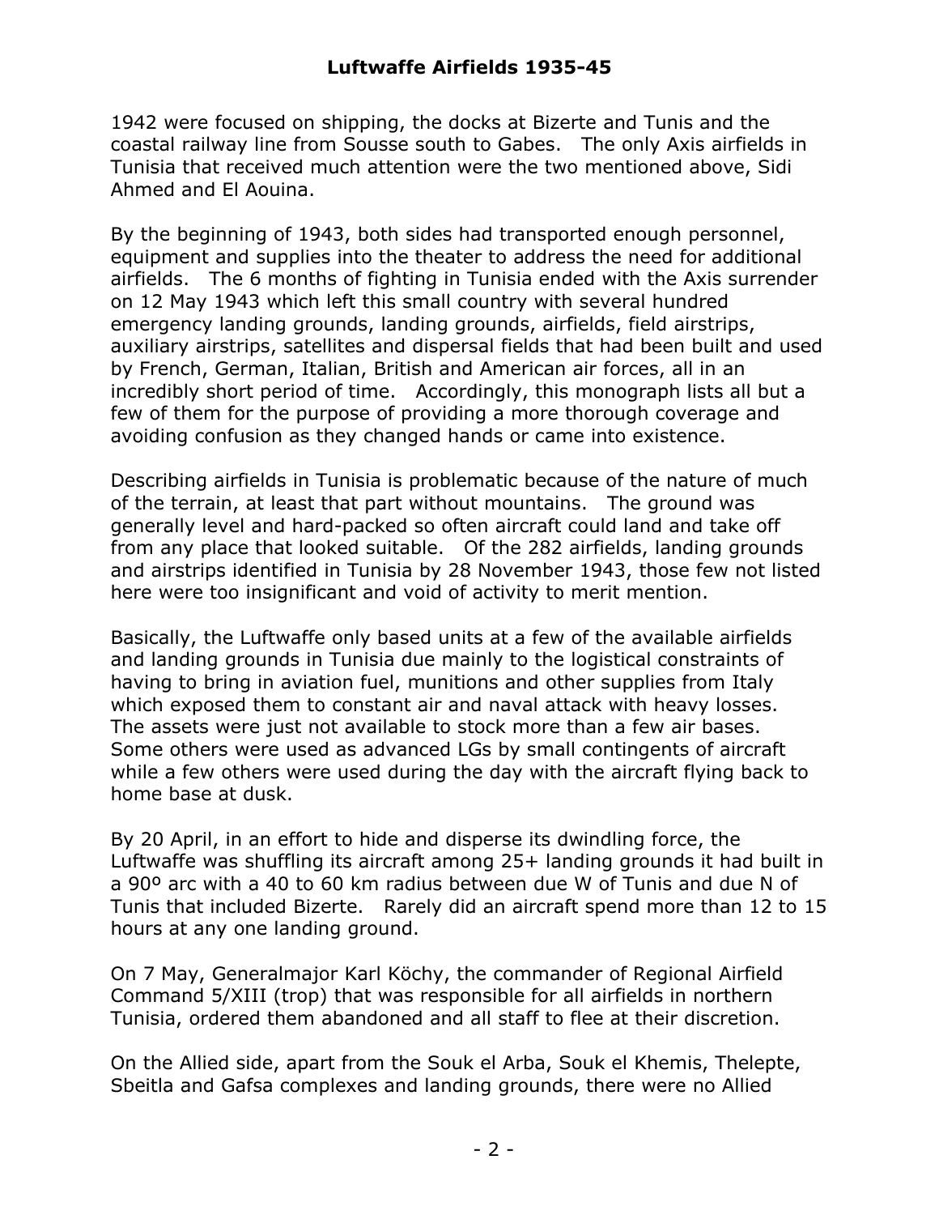1942 were focused on shipping, the docks at Bizerte and Tunis and the coastal railway line from Sousse south to Gabes. The only Axis airfields in Tunisia that received much attention were the two mentioned above, Sidi Ahmed and El Aouina.

By the beginning of 1943, both sides had transported enough personnel, equipment and supplies into the theater to address the need for additional airfields. The 6 months of fighting in Tunisia ended with the Axis surrender on 12 May 1943 which left this small country with several hundred emergency landing grounds, landing grounds, airfields, field airstrips, auxiliary airstrips, satellites and dispersal fields that had been built and used by French, German, Italian, British and American air forces, all in an incredibly short period of time. Accordingly, this monograph lists all but a few of them for the purpose of providing a more thorough coverage and avoiding confusion as they changed hands or came into existence.

Describing airfields in Tunisia is problematic because of the nature of much of the terrain, at least that part without mountains. The ground was generally level and hard-packed so often aircraft could land and take off from any place that looked suitable. Of the 282 airfields, landing grounds and airstrips identified in Tunisia by 28 November 1943, those few not listed here were too insignificant and void of activity to merit mention.

Basically, the Luftwaffe only based units at a few of the available airfields and landing grounds in Tunisia due mainly to the logistical constraints of having to bring in aviation fuel, munitions and other supplies from Italy which exposed them to constant air and naval attack with heavy losses. The assets were just not available to stock more than a few air bases. Some others were used as advanced LGs by small contingents of aircraft while a few others were used during the day with the aircraft flying back to home base at dusk.

By 20 April, in an effort to hide and disperse its dwindling force, the Luftwaffe was shuffling its aircraft among 25+ landing grounds it had built in a 90º arc with a 40 to 60 km radius between due W of Tunis and due N of Tunis that included Bizerte. Rarely did an aircraft spend more than 12 to 15 hours at any one landing ground.

On 7 May, Generalmajor Karl Köchy, the commander of Regional Airfield Command 5/XIII (trop) that was responsible for all airfields in northern Tunisia, ordered them abandoned and all staff to flee at their discretion.

On the Allied side, apart from the Souk el Arba, Souk el Khemis, Thelepte, Sbeitla and Gafsa complexes and landing grounds, there were no Allied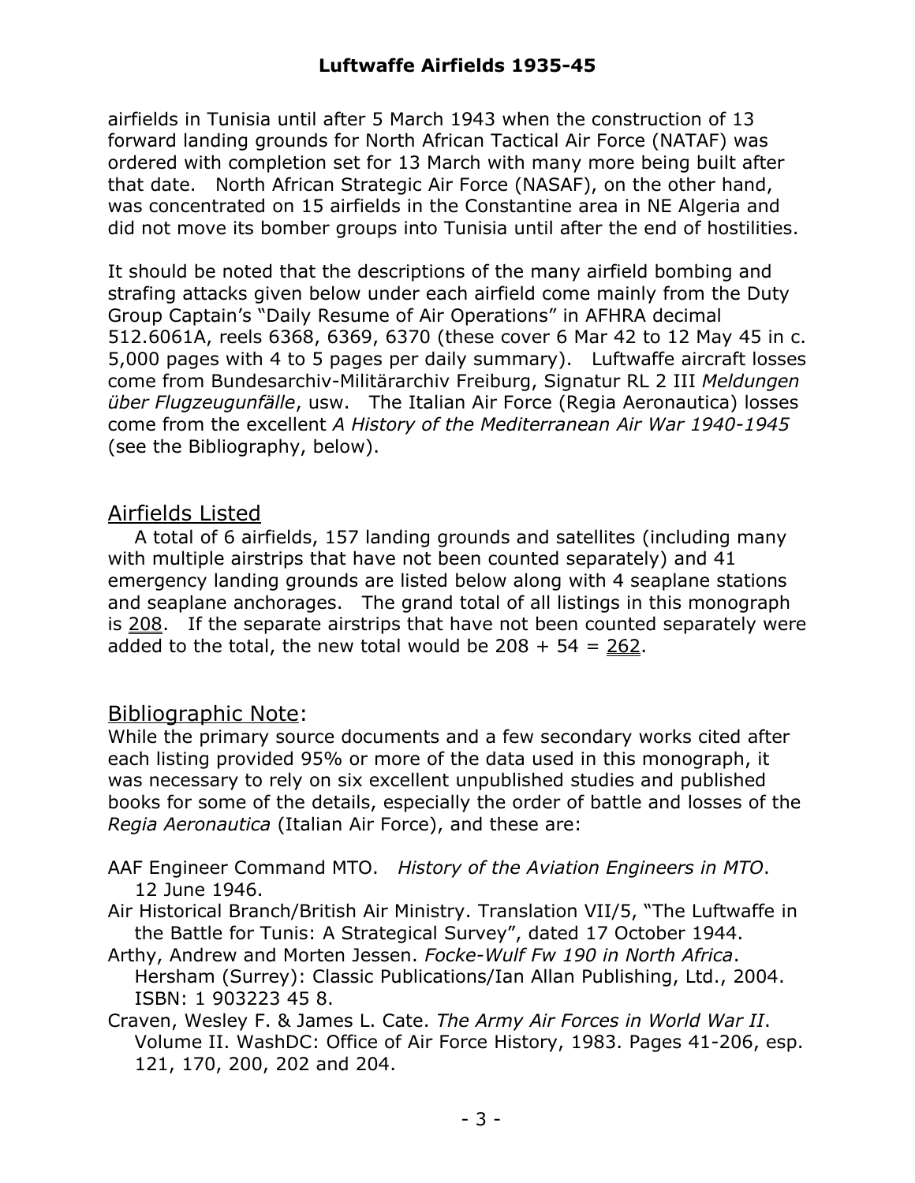airfields in Tunisia until after 5 March 1943 when the construction of 13 forward landing grounds for North African Tactical Air Force (NATAF) was ordered with completion set for 13 March with many more being built after that date. North African Strategic Air Force (NASAF), on the other hand, was concentrated on 15 airfields in the Constantine area in NE Algeria and did not move its bomber groups into Tunisia until after the end of hostilities.

It should be noted that the descriptions of the many airfield bombing and strafing attacks given below under each airfield come mainly from the Duty Group Captain's "Daily Resume of Air Operations" in AFHRA decimal 512.6061A, reels 6368, 6369, 6370 (these cover 6 Mar 42 to 12 May 45 in c. 5,000 pages with 4 to 5 pages per daily summary). Luftwaffe aircraft losses come from Bundesarchiv-Militärarchiv Freiburg, Signatur RL 2 III *Meldungen über Flugzeugunfälle*, usw. The Italian Air Force (Regia Aeronautica) losses come from the excellent *A History of the Mediterranean Air War 1940-1945* (see the Bibliography, below).

## Airfields Listed

A total of 6 airfields, 157 landing grounds and satellites (including many with multiple airstrips that have not been counted separately) and 41 emergency landing grounds are listed below along with 4 seaplane stations and seaplane anchorages. The grand total of all listings in this monograph is 208. If the separate airstrips that have not been counted separately were added to the total, the new total would be 208 + 54 = 262.

## Bibliographic Note:

While the primary source documents and a few secondary works cited after each listing provided 95% or more of the data used in this monograph, it was necessary to rely on six excellent unpublished studies and published books for some of the details, especially the order of battle and losses of the *Regia Aeronautica* (Italian Air Force), and these are:

AAF Engineer Command MTO. *History of the Aviation Engineers in MTO*. 12 June 1946.

Air Historical Branch/British Air Ministry. Translation VII/5, "The Luftwaffe in the Battle for Tunis: A Strategical Survey", dated 17 October 1944.

Arthy, Andrew and Morten Jessen. *Focke-Wulf Fw 190 in North Africa*. Hersham (Surrey): Classic Publications/Ian Allan Publishing, Ltd., 2004. ISBN: 1 903223 45 8.

Craven, Wesley F. & James L. Cate. *The Army Air Forces in World War II*. Volume II. WashDC: Office of Air Force History, 1983. Pages 41-206, esp. 121, 170, 200, 202 and 204.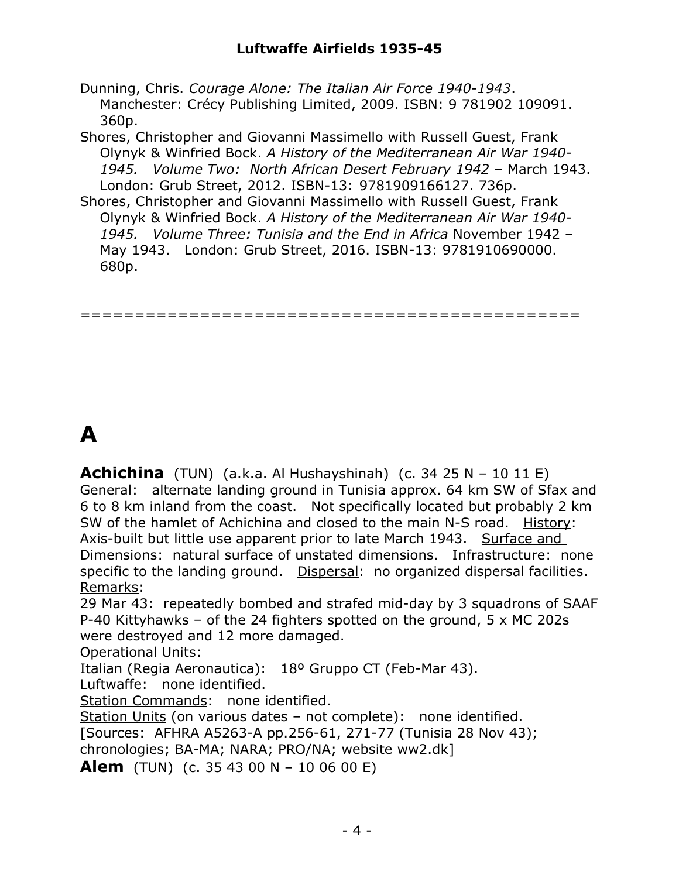Dunning, Chris. *Courage Alone: The Italian Air Force 1940-1943*. Manchester: Crécy Publishing Limited, 2009. ISBN: 9 781902 109091. 360p.

Shores, Christopher and Giovanni Massimello with Russell Guest, Frank Olynyk & Winfried Bock. *A History of the Mediterranean Air War 1940-1945. Volume Two: North African Desert February 1942* – March 1943. London: Grub Street, 2012. ISBN-13: 9781909166127. 736p.

Shores, Christopher and Giovanni Massimello with Russell Guest, Frank Olynyk & Winfried Bock. *A History of the Mediterranean Air War 1940-1945. Volume Three: Tunisia and the End in Africa* November 1942 – May 1943. London: Grub Street, 2016. ISBN-13: 9781910690000. 680p.

=============================================

# A

**Achichina** (TUN) (a.k.a. Al Hushayshinah) (c. 34 25 N – 10 11 E)
General: alternate landing ground in Tunisia approx. 64 km SW of Sfax and 6 to 8 km inland from the coast. Not specifically located but probably 2 km SW of the hamlet of Achichina and closed to the main N-S road. History: Axis-built but little use apparent prior to late March 1943. Surface and Dimensions: natural surface of unstated dimensions. Infrastructure: none specific to the landing ground. Dispersal: no organized dispersal facilities.
Remarks:
29 Mar 43: repeatedly bombed and strafed mid-day by 3 squadrons of SAAF P-40 Kittyhawks – of the 24 fighters spotted on the ground, 5 x MC 202s were destroyed and 12 more damaged.
Operational Units:
Italian (Regia Aeronautica): 18º Gruppo CT (Feb-Mar 43).
Luftwaffe: none identified.
Station Commands: none identified.
Station Units (on various dates – not complete): none identified.
[Sources: AFHRA A5263-A pp.256-61, 271-77 (Tunisia 28 Nov 43); chronologies; BA-MA; NARA; PRO/NA; website ww2.dk]

**Alem** (TUN) (c. 35 43 00 N – 10 06 00 E)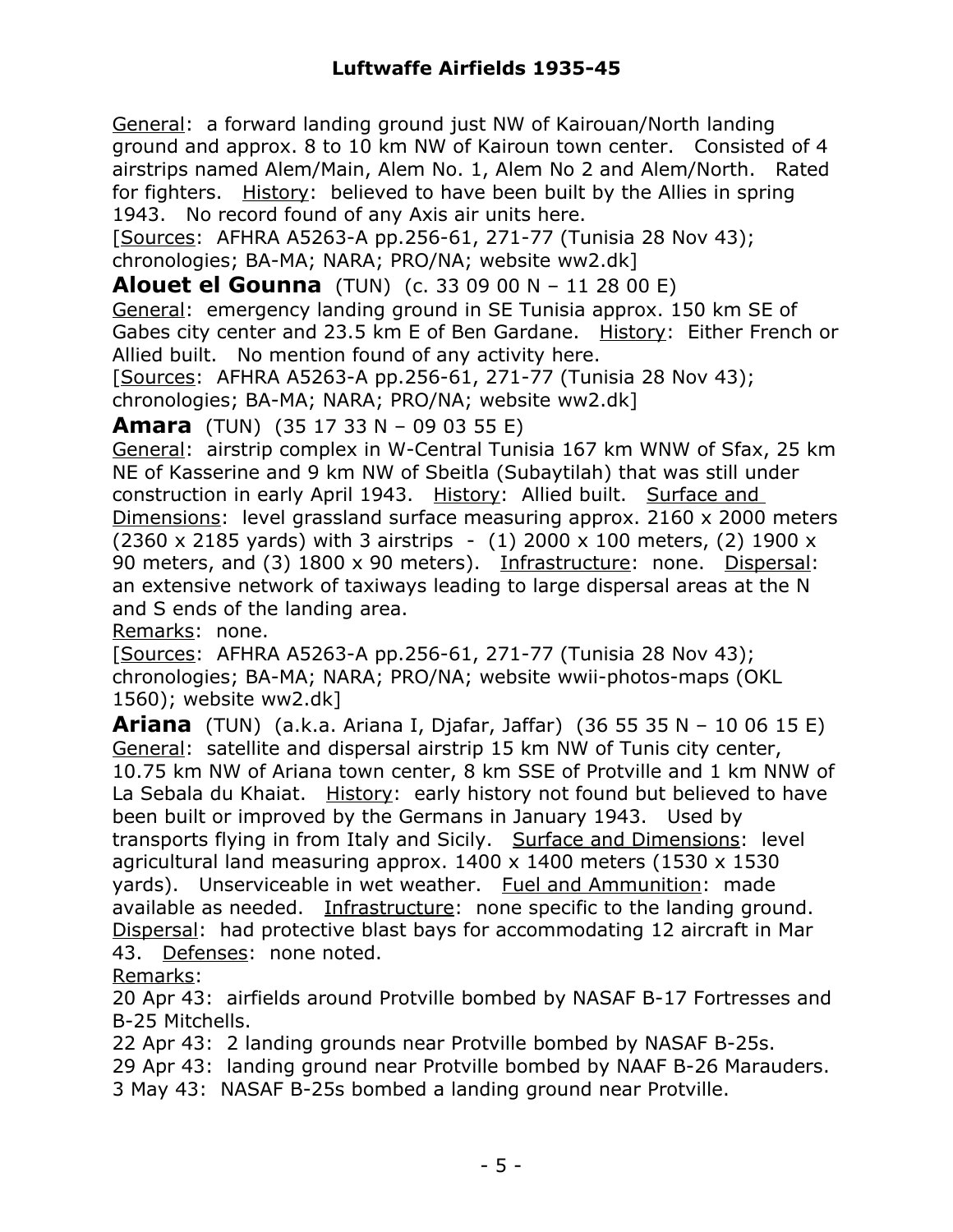General: a forward landing ground just NW of Kairouan/North landing ground and approx. 8 to 10 km NW of Kairoun town center. Consisted of 4 airstrips named Alem/Main, Alem No. 1, Alem No 2 and Alem/North. Rated for fighters. History: believed to have been built by the Allies in spring 1943. No record found of any Axis air units here.
[Sources: AFHRA A5263-A pp.256-61, 271-77 (Tunisia 28 Nov 43); chronologies; BA-MA; NARA; PRO/NA; website ww2.dk]

**Alouet el Gounna** (TUN) (c. 33 09 00 N – 11 28 00 E)
General: emergency landing ground in SE Tunisia approx. 150 km SE of Gabes city center and 23.5 km E of Ben Gardane. History: Either French or Allied built. No mention found of any activity here.
[Sources: AFHRA A5263-A pp.256-61, 271-77 (Tunisia 28 Nov 43); chronologies; BA-MA; NARA; PRO/NA; website ww2.dk]

**Amara** (TUN) (35 17 33 N – 09 03 55 E)
General: airstrip complex in W-Central Tunisia 167 km WNW of Sfax, 25 km NE of Kasserine and 9 km NW of Sbeitla (Subaytilah) that was still under construction in early April 1943. History: Allied built. Surface and Dimensions: level grassland surface measuring approx. 2160 x 2000 meters (2360 x 2185 yards) with 3 airstrips - (1) 2000 x 100 meters, (2) 1900 x 90 meters, and (3) 1800 x 90 meters). Infrastructure: none. Dispersal: an extensive network of taxiways leading to large dispersal areas at the N and S ends of the landing area.
Remarks: none.
[Sources: AFHRA A5263-A pp.256-61, 271-77 (Tunisia 28 Nov 43); chronologies; BA-MA; NARA; PRO/NA; website wwii-photos-maps (OKL 1560); website ww2.dk]

**Ariana** (TUN) (a.k.a. Ariana I, Djafar, Jaffar) (36 55 35 N – 10 06 15 E)
General: satellite and dispersal airstrip 15 km NW of Tunis city center, 10.75 km NW of Ariana town center, 8 km SSE of Protville and 1 km NNW of La Sebala du Khaiat. History: early history not found but believed to have been built or improved by the Germans in January 1943. Used by transports flying in from Italy and Sicily. Surface and Dimensions: level agricultural land measuring approx. 1400 x 1400 meters (1530 x 1530 yards). Unserviceable in wet weather. Fuel and Ammunition: made available as needed. Infrastructure: none specific to the landing ground. Dispersal: had protective blast bays for accommodating 12 aircraft in Mar 43. Defenses: none noted.
Remarks:
20 Apr 43: airfields around Protville bombed by NASAF B-17 Fortresses and B-25 Mitchells.
22 Apr 43: 2 landing grounds near Protville bombed by NASAF B-25s.
29 Apr 43: landing ground near Protville bombed by NAAF B-26 Marauders.
3 May 43: NASAF B-25s bombed a landing ground near Protville.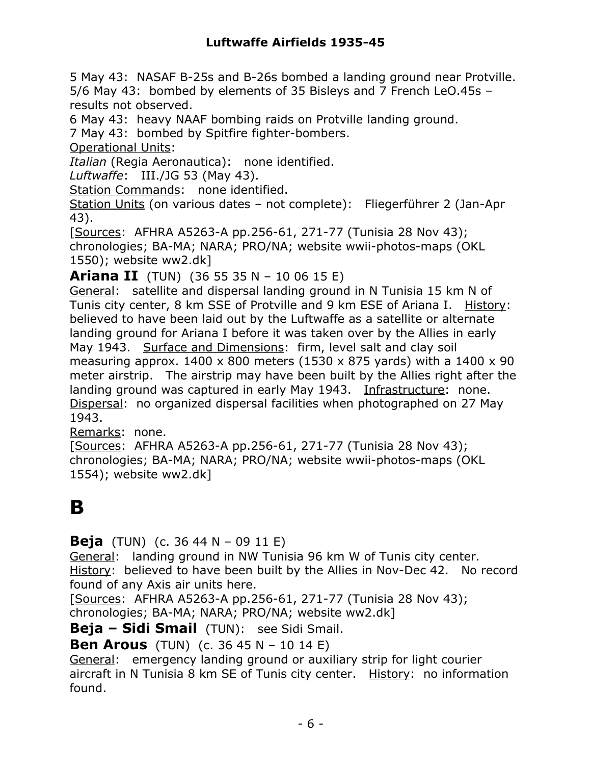5 May 43: NASAF B-25s and B-26s bombed a landing ground near Protville.
5/6 May 43: bombed by elements of 35 Bisleys and 7 French LeO.45s – results not observed.
6 May 43: heavy NAAF bombing raids on Protville landing ground.
7 May 43: bombed by Spitfire fighter-bombers.

Operational Units:
*Italian* (Regia Aeronautica): none identified.
*Luftwaffe*: III./JG 53 (May 43).
Station Commands: none identified.
Station Units (on various dates – not complete): Fliegerführer 2 (Jan-Apr 43).
[Sources: AFHRA A5263-A pp.256-61, 271-77 (Tunisia 28 Nov 43); chronologies; BA-MA; NARA; PRO/NA; website wwii-photos-maps (OKL 1550); website ww2.dk]

**Ariana II** (TUN) (36 55 35 N – 10 06 15 E)
General: satellite and dispersal landing ground in N Tunisia 15 km N of Tunis city center, 8 km SSE of Protville and 9 km ESE of Ariana I. History: believed to have been laid out by the Luftwaffe as a satellite or alternate landing ground for Ariana I before it was taken over by the Allies in early May 1943. Surface and Dimensions: firm, level salt and clay soil measuring approx. 1400 x 800 meters (1530 x 875 yards) with a 1400 x 90 meter airstrip. The airstrip may have been built by the Allies right after the landing ground was captured in early May 1943. Infrastructure: none. Dispersal: no organized dispersal facilities when photographed on 27 May 1943.
Remarks: none.
[Sources: AFHRA A5263-A pp.256-61, 271-77 (Tunisia 28 Nov 43); chronologies; BA-MA; NARA; PRO/NA; website wwii-photos-maps (OKL 1554); website ww2.dk]

# B

**Beja** (TUN) (c. 36 44 N – 09 11 E)
General: landing ground in NW Tunisia 96 km W of Tunis city center. History: believed to have been built by the Allies in Nov-Dec 42. No record found of any Axis air units here.
[Sources: AFHRA A5263-A pp.256-61, 271-77 (Tunisia 28 Nov 43); chronologies; BA-MA; NARA; PRO/NA; website ww2.dk]

**Beja – Sidi Smail** (TUN): see Sidi Smail.

**Ben Arous** (TUN) (c. 36 45 N – 10 14 E)
General: emergency landing ground or auxiliary strip for light courier aircraft in N Tunisia 8 km SE of Tunis city center. History: no information found.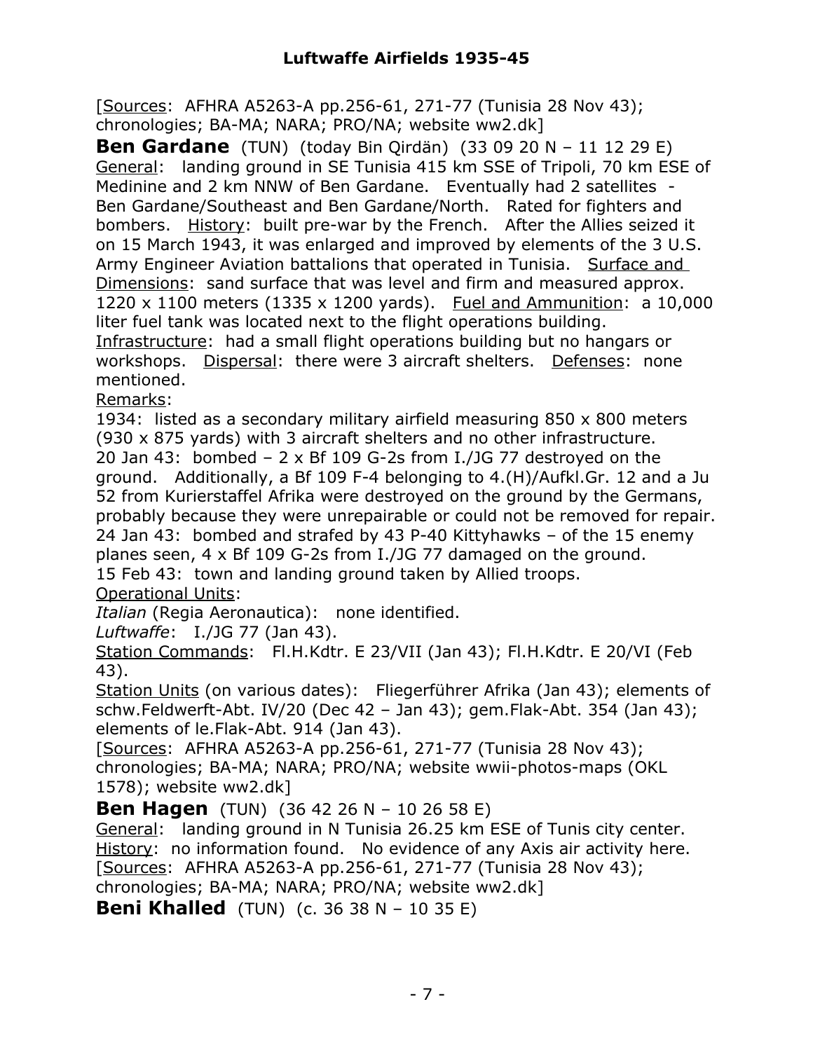[Sources: AFHRA A5263-A pp.256-61, 271-77 (Tunisia 28 Nov 43); chronologies; BA-MA; NARA; PRO/NA; website ww2.dk]

**Ben Gardane** (TUN) (today Bin Qirdän) (33 09 20 N – 11 12 29 E)
General: landing ground in SE Tunisia 415 km SSE of Tripoli, 70 km ESE of Medinine and 2 km NNW of Ben Gardane. Eventually had 2 satellites - Ben Gardane/Southeast and Ben Gardane/North. Rated for fighters and bombers. History: built pre-war by the French. After the Allies seized it on 15 March 1943, it was enlarged and improved by elements of the 3 U.S. Army Engineer Aviation battalions that operated in Tunisia. Surface and Dimensions: sand surface that was level and firm and measured approx. 1220 x 1100 meters (1335 x 1200 yards). Fuel and Ammunition: a 10,000 liter fuel tank was located next to the flight operations building. Infrastructure: had a small flight operations building but no hangars or workshops. Dispersal: there were 3 aircraft shelters. Defenses: none mentioned.
Remarks:
1934: listed as a secondary military airfield measuring 850 x 800 meters (930 x 875 yards) with 3 aircraft shelters and no other infrastructure.
20 Jan 43: bombed – 2 x Bf 109 G-2s from I./JG 77 destroyed on the ground. Additionally, a Bf 109 F-4 belonging to 4.(H)/Aufkl.Gr. 12 and a Ju 52 from Kurierstaffel Afrika were destroyed on the ground by the Germans, probably because they were unrepairable or could not be removed for repair.
24 Jan 43: bombed and strafed by 43 P-40 Kittyhawks – of the 15 enemy planes seen, 4 x Bf 109 G-2s from I./JG 77 damaged on the ground.
15 Feb 43: town and landing ground taken by Allied troops.
Operational Units:
*Italian* (Regia Aeronautica): none identified.
*Luftwaffe*: I./JG 77 (Jan 43).
Station Commands: Fl.H.Kdtr. E 23/VII (Jan 43); Fl.H.Kdtr. E 20/VI (Feb 43).
Station Units (on various dates): Fliegerführer Afrika (Jan 43); elements of schw.Feldwerft-Abt. IV/20 (Dec 42 – Jan 43); gem.Flak-Abt. 354 (Jan 43); elements of le.Flak-Abt. 914 (Jan 43).
[Sources: AFHRA A5263-A pp.256-61, 271-77 (Tunisia 28 Nov 43); chronologies; BA-MA; NARA; PRO/NA; website wwii-photos-maps (OKL 1578); website ww2.dk]

**Ben Hagen** (TUN) (36 42 26 N – 10 26 58 E)
General: landing ground in N Tunisia 26.25 km ESE of Tunis city center. History: no information found. No evidence of any Axis air activity here.
[Sources: AFHRA A5263-A pp.256-61, 271-77 (Tunisia 28 Nov 43); chronologies; BA-MA; NARA; PRO/NA; website ww2.dk]

**Beni Khalled** (TUN) (c. 36 38 N – 10 35 E)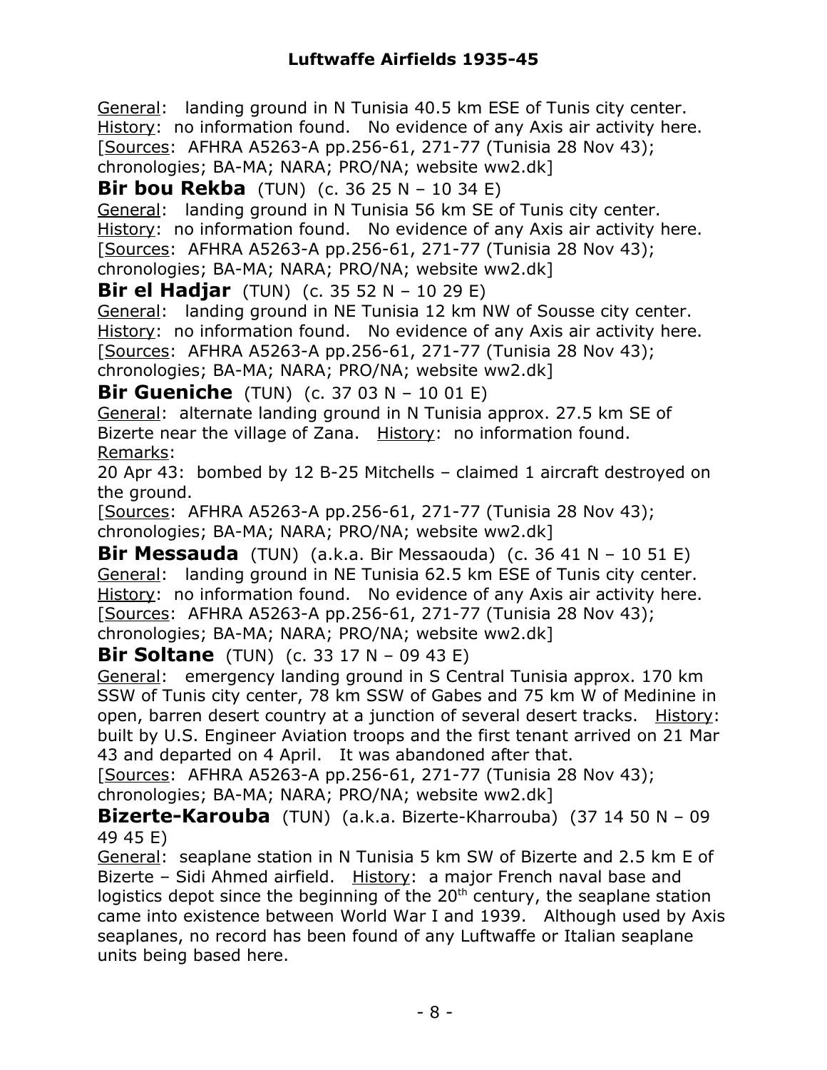General: landing ground in N Tunisia 40.5 km ESE of Tunis city center. History: no information found. No evidence of any Axis air activity here. [Sources: AFHRA A5263-A pp.256-61, 271-77 (Tunisia 28 Nov 43); chronologies; BA-MA; NARA; PRO/NA; website ww2.dk]

**Bir bou Rekba** (TUN) (c. 36 25 N – 10 34 E)

General: landing ground in N Tunisia 56 km SE of Tunis city center. History: no information found. No evidence of any Axis air activity here. [Sources: AFHRA A5263-A pp.256-61, 271-77 (Tunisia 28 Nov 43); chronologies; BA-MA; NARA; PRO/NA; website ww2.dk]

**Bir el Hadjar** (TUN) (c. 35 52 N – 10 29 E)

General: landing ground in NE Tunisia 12 km NW of Sousse city center. History: no information found. No evidence of any Axis air activity here. [Sources: AFHRA A5263-A pp.256-61, 271-77 (Tunisia 28 Nov 43); chronologies; BA-MA; NARA; PRO/NA; website ww2.dk]

**Bir Gueniche** (TUN) (c. 37 03 N – 10 01 E)

General: alternate landing ground in N Tunisia approx. 27.5 km SE of Bizerte near the village of Zana. History: no information found. Remarks:

20 Apr 43: bombed by 12 B-25 Mitchells – claimed 1 aircraft destroyed on the ground.

[Sources: AFHRA A5263-A pp.256-61, 271-77 (Tunisia 28 Nov 43); chronologies; BA-MA; NARA; PRO/NA; website ww2.dk]

**Bir Messauda** (TUN) (a.k.a. Bir Messaouda) (c. 36 41 N – 10 51 E)

General: landing ground in NE Tunisia 62.5 km ESE of Tunis city center. History: no information found. No evidence of any Axis air activity here. [Sources: AFHRA A5263-A pp.256-61, 271-77 (Tunisia 28 Nov 43); chronologies; BA-MA; NARA; PRO/NA; website ww2.dk]

**Bir Soltane** (TUN) (c. 33 17 N – 09 43 E)

General: emergency landing ground in S Central Tunisia approx. 170 km SSW of Tunis city center, 78 km SSW of Gabes and 75 km W of Medinine in open, barren desert country at a junction of several desert tracks. History: built by U.S. Engineer Aviation troops and the first tenant arrived on 21 Mar 43 and departed on 4 April. It was abandoned after that.

[Sources: AFHRA A5263-A pp.256-61, 271-77 (Tunisia 28 Nov 43); chronologies; BA-MA; NARA; PRO/NA; website ww2.dk]

**Bizerte-Karouba** (TUN) (a.k.a. Bizerte-Kharrouba) (37 14 50 N – 09 49 45 E)

General: seaplane station in N Tunisia 5 km SW of Bizerte and 2.5 km E of Bizerte – Sidi Ahmed airfield. History: a major French naval base and logistics depot since the beginning of the 20th century, the seaplane station came into existence between World War I and 1939. Although used by Axis seaplanes, no record has been found of any Luftwaffe or Italian seaplane units being based here.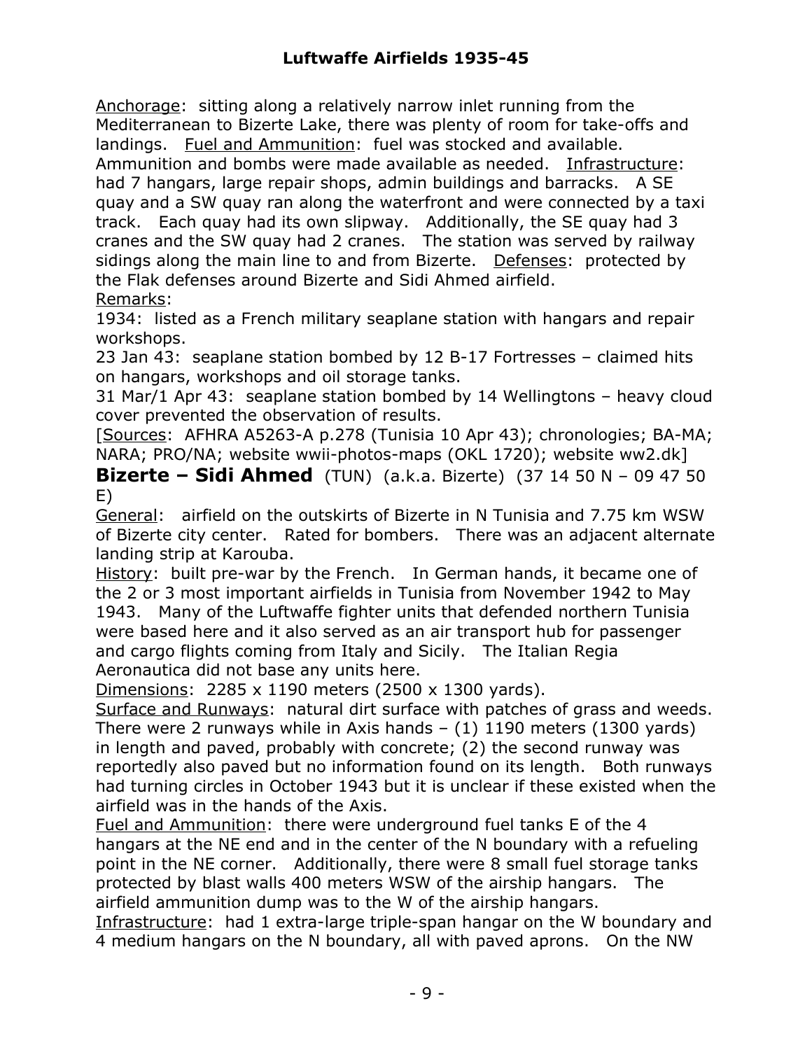Anchorage: sitting along a relatively narrow inlet running from the Mediterranean to Bizerte Lake, there was plenty of room for take-offs and landings. Fuel and Ammunition: fuel was stocked and available. Ammunition and bombs were made available as needed. Infrastructure: had 7 hangars, large repair shops, admin buildings and barracks. A SE quay and a SW quay ran along the waterfront and were connected by a taxi track. Each quay had its own slipway. Additionally, the SE quay had 3 cranes and the SW quay had 2 cranes. The station was served by railway sidings along the main line to and from Bizerte. Defenses: protected by the Flak defenses around Bizerte and Sidi Ahmed airfield.

Remarks:

1934: listed as a French military seaplane station with hangars and repair workshops.

23 Jan 43: seaplane station bombed by 12 B-17 Fortresses – claimed hits on hangars, workshops and oil storage tanks.

31 Mar/1 Apr 43: seaplane station bombed by 14 Wellingtons – heavy cloud cover prevented the observation of results.

[Sources: AFHRA A5263-A p.278 (Tunisia 10 Apr 43); chronologies; BA-MA; NARA; PRO/NA; website wwii-photos-maps (OKL 1720); website ww2.dk]

## Bizerte – Sidi Ahmed (TUN) (a.k.a. Bizerte) (37 14 50 N – 09 47 50 E)

General: airfield on the outskirts of Bizerte in N Tunisia and 7.75 km WSW of Bizerte city center. Rated for bombers. There was an adjacent alternate landing strip at Karouba.

History: built pre-war by the French. In German hands, it became one of the 2 or 3 most important airfields in Tunisia from November 1942 to May 1943. Many of the Luftwaffe fighter units that defended northern Tunisia were based here and it also served as an air transport hub for passenger and cargo flights coming from Italy and Sicily. The Italian Regia Aeronautica did not base any units here.

Dimensions: 2285 x 1190 meters (2500 x 1300 yards).

Surface and Runways: natural dirt surface with patches of grass and weeds. There were 2 runways while in Axis hands – (1) 1190 meters (1300 yards) in length and paved, probably with concrete; (2) the second runway was reportedly also paved but no information found on its length. Both runways had turning circles in October 1943 but it is unclear if these existed when the airfield was in the hands of the Axis.

Fuel and Ammunition: there were underground fuel tanks E of the 4 hangars at the NE end and in the center of the N boundary with a refueling point in the NE corner. Additionally, there were 8 small fuel storage tanks protected by blast walls 400 meters WSW of the airship hangars. The airfield ammunition dump was to the W of the airship hangars.

Infrastructure: had 1 extra-large triple-span hangar on the W boundary and 4 medium hangars on the N boundary, all with paved aprons. On the NW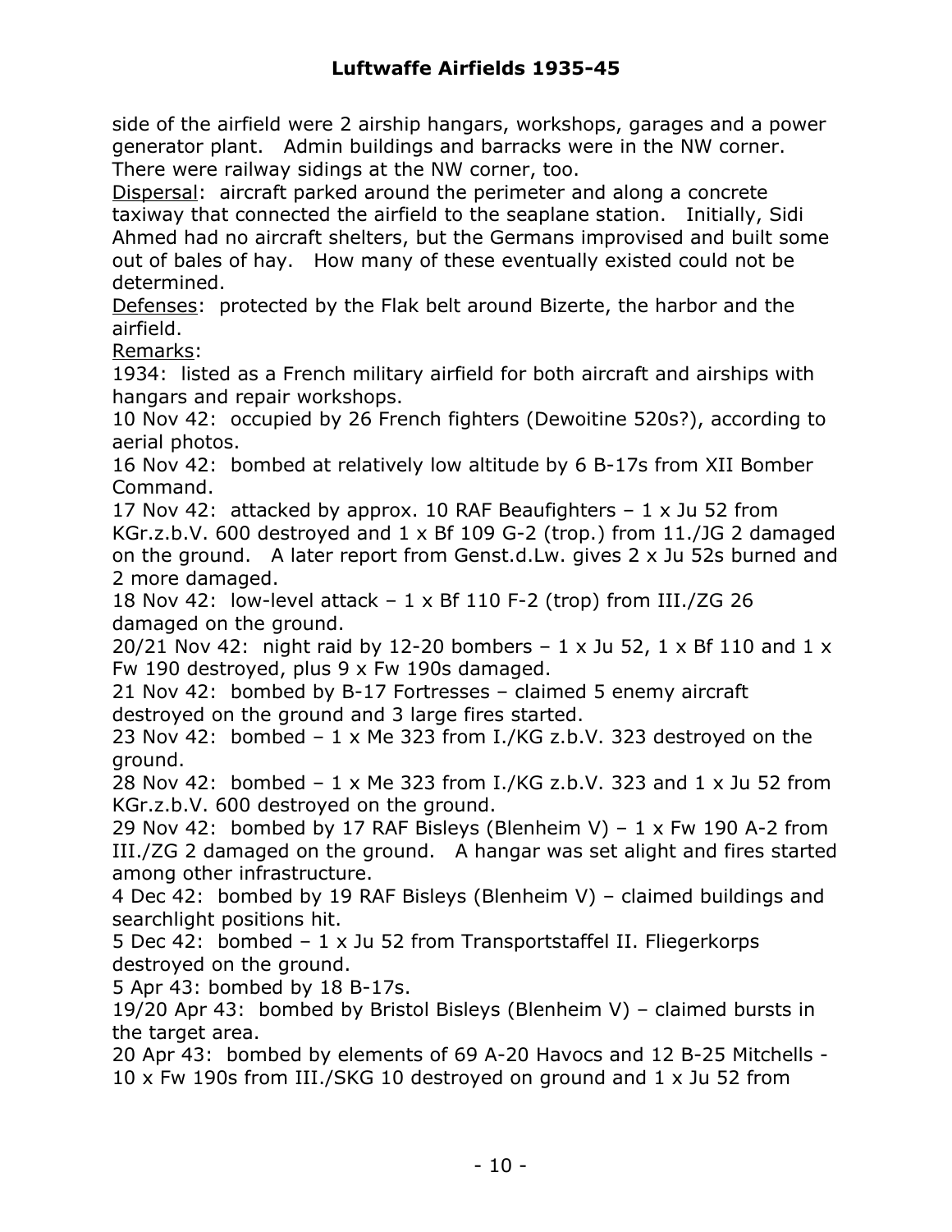side of the airfield were 2 airship hangars, workshops, garages and a power generator plant. Admin buildings and barracks were in the NW corner. There were railway sidings at the NW corner, too.

Dispersal: aircraft parked around the perimeter and along a concrete taxiway that connected the airfield to the seaplane station. Initially, Sidi Ahmed had no aircraft shelters, but the Germans improvised and built some out of bales of hay. How many of these eventually existed could not be determined.

Defenses: protected by the Flak belt around Bizerte, the harbor and the airfield.

Remarks:

1934: listed as a French military airfield for both aircraft and airships with hangars and repair workshops.

10 Nov 42: occupied by 26 French fighters (Dewoitine 520s?), according to aerial photos.

16 Nov 42: bombed at relatively low altitude by 6 B-17s from XII Bomber Command.

17 Nov 42: attacked by approx. 10 RAF Beaufighters – 1 x Ju 52 from KGr.z.b.V. 600 destroyed and 1 x Bf 109 G-2 (trop.) from 11./JG 2 damaged on the ground. A later report from Genst.d.Lw. gives 2 x Ju 52s burned and 2 more damaged.

18 Nov 42: low-level attack – 1 x Bf 110 F-2 (trop) from III./ZG 26 damaged on the ground.

20/21 Nov 42: night raid by 12-20 bombers – 1 x Ju 52, 1 x Bf 110 and 1 x Fw 190 destroyed, plus 9 x Fw 190s damaged.

21 Nov 42: bombed by B-17 Fortresses – claimed 5 enemy aircraft destroyed on the ground and 3 large fires started.

23 Nov 42: bombed – 1 x Me 323 from I./KG z.b.V. 323 destroyed on the ground.

28 Nov 42: bombed – 1 x Me 323 from I./KG z.b.V. 323 and 1 x Ju 52 from KGr.z.b.V. 600 destroyed on the ground.

29 Nov 42: bombed by 17 RAF Bisleys (Blenheim V) – 1 x Fw 190 A-2 from III./ZG 2 damaged on the ground. A hangar was set alight and fires started among other infrastructure.

4 Dec 42: bombed by 19 RAF Bisleys (Blenheim V) – claimed buildings and searchlight positions hit.

5 Dec 42: bombed – 1 x Ju 52 from Transportstaffel II. Fliegerkorps destroyed on the ground.

5 Apr 43: bombed by 18 B-17s.

19/20 Apr 43: bombed by Bristol Bisleys (Blenheim V) – claimed bursts in the target area.

20 Apr 43: bombed by elements of 69 A-20 Havocs and 12 B-25 Mitchells - 10 x Fw 190s from III./SKG 10 destroyed on ground and 1 x Ju 52 from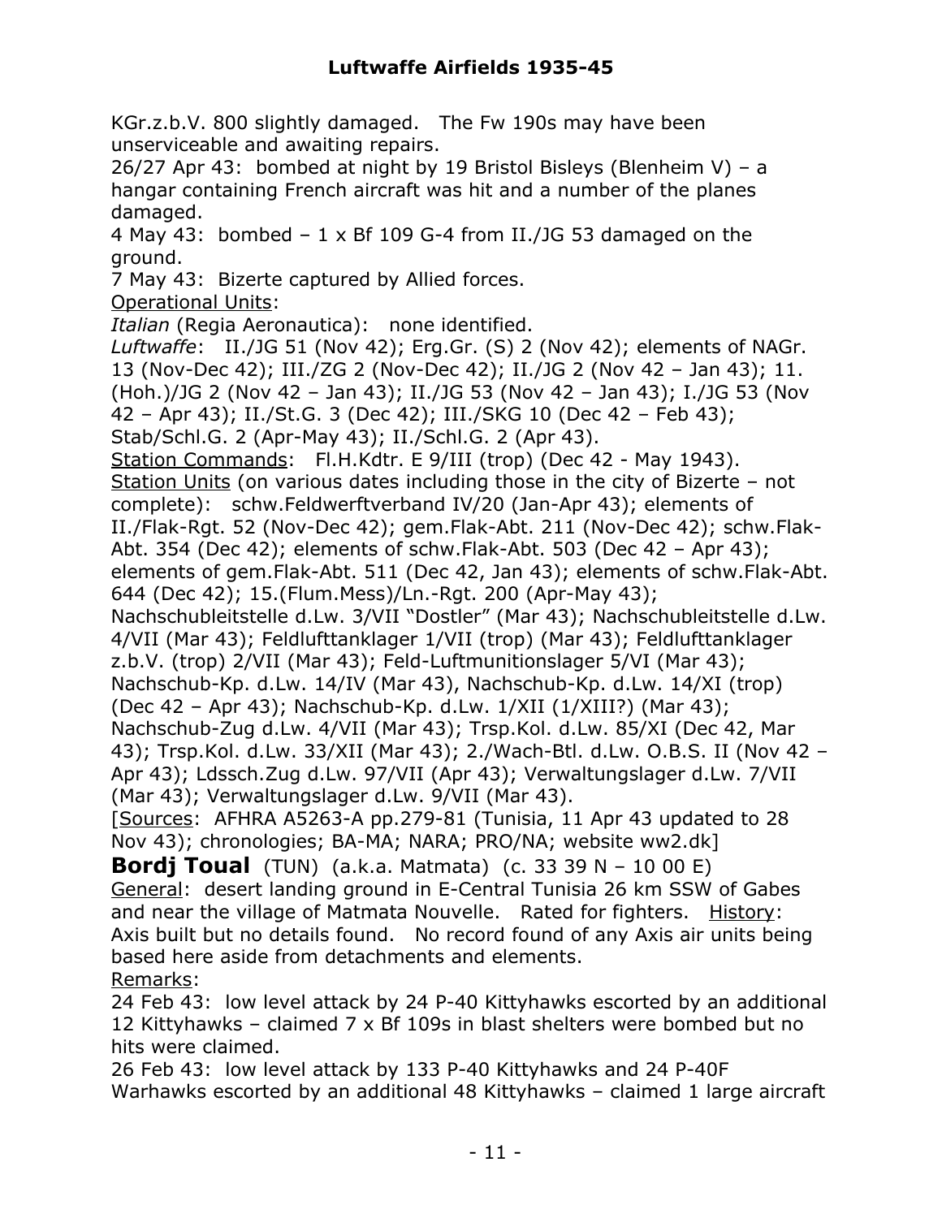KGr.z.b.V. 800 slightly damaged. The Fw 190s may have been unserviceable and awaiting repairs.

26/27 Apr 43: bombed at night by 19 Bristol Bisleys (Blenheim V) – a hangar containing French aircraft was hit and a number of the planes damaged.

4 May 43: bombed – 1 x Bf 109 G-4 from II./JG 53 damaged on the ground.

7 May 43: Bizerte captured by Allied forces.

Operational Units:

*Italian* (Regia Aeronautica): none identified.

*Luftwaffe*: II./JG 51 (Nov 42); Erg.Gr. (S) 2 (Nov 42); elements of NAGr. 13 (Nov-Dec 42); III./ZG 2 (Nov-Dec 42); II./JG 2 (Nov 42 – Jan 43); 11.(Hoh.)/JG 2 (Nov 42 – Jan 43); II./JG 53 (Nov 42 – Jan 43); I./JG 53 (Nov 42 – Apr 43); II./St.G. 3 (Dec 42); III./SKG 10 (Dec 42 – Feb 43); Stab/Schl.G. 2 (Apr-May 43); II./Schl.G. 2 (Apr 43).

Station Commands: Fl.H.Kdtr. E 9/III (trop) (Dec 42 - May 1943).

Station Units (on various dates including those in the city of Bizerte – not complete): schw.Feldwerftverband IV/20 (Jan-Apr 43); elements of II./Flak-Rgt. 52 (Nov-Dec 42); gem.Flak-Abt. 211 (Nov-Dec 42); schw.Flak-Abt. 354 (Dec 42); elements of schw.Flak-Abt. 503 (Dec 42 – Apr 43); elements of gem.Flak-Abt. 511 (Dec 42, Jan 43); elements of schw.Flak-Abt. 644 (Dec 42); 15.(Flum.Mess)/Ln.-Rgt. 200 (Apr-May 43); Nachschubleitstelle d.Lw. 3/VII "Dostler" (Mar 43); Nachschubleitstelle d.Lw. 4/VII (Mar 43); Feldlufttanklager 1/VII (trop) (Mar 43); Feldlufttanklager z.b.V. (trop) 2/VII (Mar 43); Feld-Luftmunitionslager 5/VI (Mar 43); Nachschub-Kp. d.Lw. 14/IV (Mar 43), Nachschub-Kp. d.Lw. 14/XI (trop) (Dec 42 – Apr 43); Nachschub-Kp. d.Lw. 1/XII (1/XIII?) (Mar 43); Nachschub-Zug d.Lw. 4/VII (Mar 43); Trsp.Kol. d.Lw. 85/XI (Dec 42, Mar 43); Trsp.Kol. d.Lw. 33/XII (Mar 43); 2./Wach-Btl. d.Lw. O.B.S. II (Nov 42 – Apr 43); Ldssch.Zug d.Lw. 97/VII (Apr 43); Verwaltungslager d.Lw. 7/VII (Mar 43); Verwaltungslager d.Lw. 9/VII (Mar 43).

[Sources: AFHRA A5263-A pp.279-81 (Tunisia, 11 Apr 43 updated to 28 Nov 43); chronologies; BA-MA; NARA; PRO/NA; website ww2.dk]

**Bordj Toual** (TUN) (a.k.a. Matmata) (c. 33 39 N – 10 00 E)

General: desert landing ground in E-Central Tunisia 26 km SSW of Gabes and near the village of Matmata Nouvelle. Rated for fighters. History: Axis built but no details found. No record found of any Axis air units being based here aside from detachments and elements.

Remarks:

24 Feb 43: low level attack by 24 P-40 Kittyhawks escorted by an additional 12 Kittyhawks – claimed 7 x Bf 109s in blast shelters were bombed but no hits were claimed.

26 Feb 43: low level attack by 133 P-40 Kittyhawks and 24 P-40F Warhawks escorted by an additional 48 Kittyhawks – claimed 1 large aircraft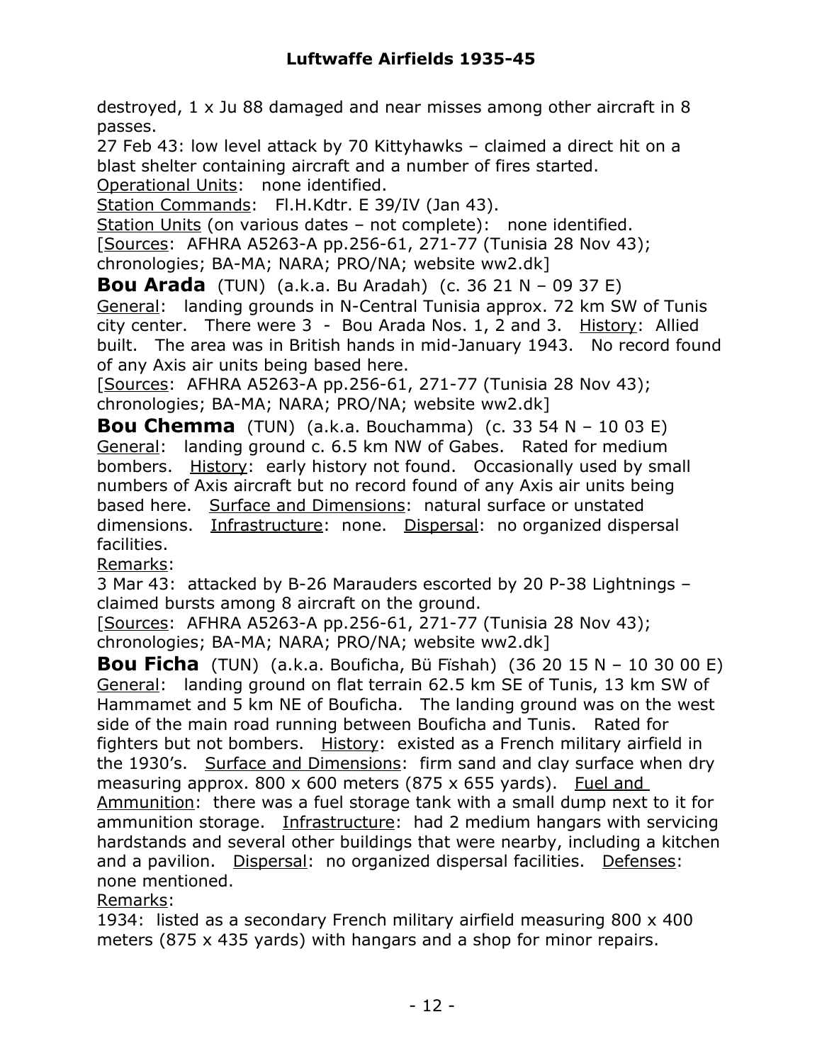destroyed, 1 x Ju 88 damaged and near misses among other aircraft in 8 passes.

27 Feb 43: low level attack by 70 Kittyhawks – claimed a direct hit on a blast shelter containing aircraft and a number of fires started.

Operational Units: none identified.

Station Commands: Fl.H.Kdtr. E 39/IV (Jan 43).

Station Units (on various dates – not complete): none identified.

[Sources: AFHRA A5263-A pp.256-61, 271-77 (Tunisia 28 Nov 43); chronologies; BA-MA; NARA; PRO/NA; website ww2.dk]

**Bou Arada** (TUN) (a.k.a. Bu Aradah) (c. 36 21 N – 09 37 E)

General: landing grounds in N-Central Tunisia approx. 72 km SW of Tunis city center. There were 3 - Bou Arada Nos. 1, 2 and 3. History: Allied built. The area was in British hands in mid-January 1943. No record found of any Axis air units being based here.

[Sources: AFHRA A5263-A pp.256-61, 271-77 (Tunisia 28 Nov 43); chronologies; BA-MA; NARA; PRO/NA; website ww2.dk]

**Bou Chemma** (TUN) (a.k.a. Bouchamma) (c. 33 54 N – 10 03 E)

General: landing ground c. 6.5 km NW of Gabes. Rated for medium bombers. History: early history not found. Occasionally used by small numbers of Axis aircraft but no record found of any Axis air units being based here. Surface and Dimensions: natural surface or unstated dimensions. Infrastructure: none. Dispersal: no organized dispersal facilities.

Remarks:

3 Mar 43: attacked by B-26 Marauders escorted by 20 P-38 Lightnings – claimed bursts among 8 aircraft on the ground.

[Sources: AFHRA A5263-A pp.256-61, 271-77 (Tunisia 28 Nov 43); chronologies; BA-MA; NARA; PRO/NA; website ww2.dk]

**Bou Ficha** (TUN) (a.k.a. Bouficha, Bü Fïshah) (36 20 15 N – 10 30 00 E)

General: landing ground on flat terrain 62.5 km SE of Tunis, 13 km SW of Hammamet and 5 km NE of Bouficha. The landing ground was on the west side of the main road running between Bouficha and Tunis. Rated for fighters but not bombers. History: existed as a French military airfield in the 1930's. Surface and Dimensions: firm sand and clay surface when dry measuring approx. 800 x 600 meters (875 x 655 yards). Fuel and Ammunition: there was a fuel storage tank with a small dump next to it for ammunition storage. Infrastructure: had 2 medium hangars with servicing hardstands and several other buildings that were nearby, including a kitchen and a pavilion. Dispersal: no organized dispersal facilities. Defenses: none mentioned.

Remarks:

1934: listed as a secondary French military airfield measuring 800 x 400 meters (875 x 435 yards) with hangars and a shop for minor repairs.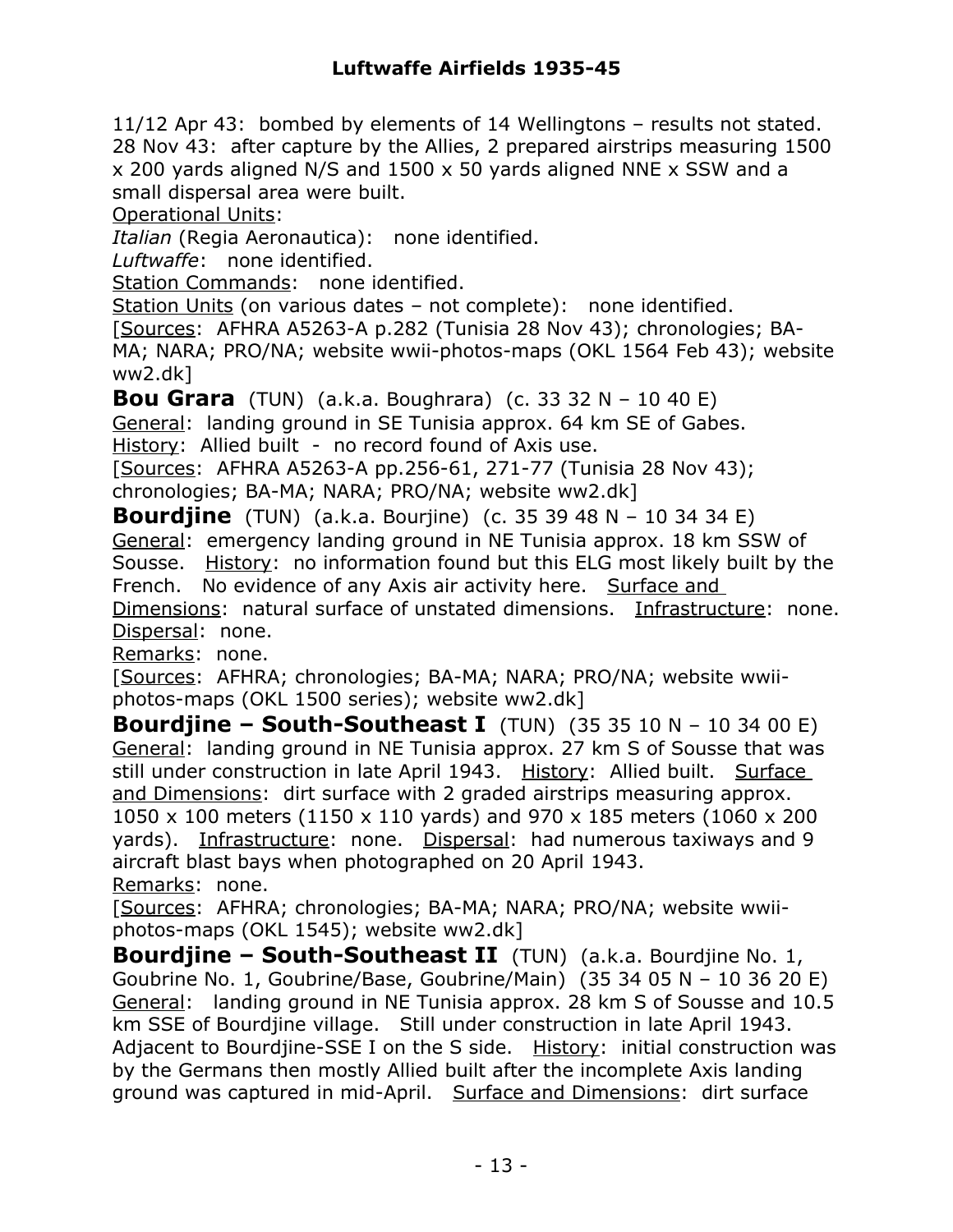11/12 Apr 43: bombed by elements of 14 Wellingtons – results not stated.
28 Nov 43: after capture by the Allies, 2 prepared airstrips measuring 1500 x 200 yards aligned N/S and 1500 x 50 yards aligned NNE x SSW and a small dispersal area were built.

Operational Units:

*Italian* (Regia Aeronautica): none identified.

*Luftwaffe*: none identified.

Station Commands: none identified.

Station Units (on various dates – not complete): none identified.

[Sources: AFHRA A5263-A p.282 (Tunisia 28 Nov 43); chronologies; BA-MA; NARA; PRO/NA; website wwii-photos-maps (OKL 1564 Feb 43); website ww2.dk]

**Bou Grara** (TUN) (a.k.a. Boughrara) (c. 33 32 N – 10 40 E)
General: landing ground in SE Tunisia approx. 64 km SE of Gabes.
History: Allied built - no record found of Axis use.
[Sources: AFHRA A5263-A pp.256-61, 271-77 (Tunisia 28 Nov 43); chronologies; BA-MA; NARA; PRO/NA; website ww2.dk]

**Bourdjine** (TUN) (a.k.a. Bourjine) (c. 35 39 48 N – 10 34 34 E)
General: emergency landing ground in NE Tunisia approx. 18 km SSW of Sousse. History: no information found but this ELG most likely built by the French. No evidence of any Axis air activity here. Surface and Dimensions: natural surface of unstated dimensions. Infrastructure: none. Dispersal: none.
Remarks: none.
[Sources: AFHRA; chronologies; BA-MA; NARA; PRO/NA; website wwii-photos-maps (OKL 1500 series); website ww2.dk]

**Bourdjine – South-Southeast I** (TUN) (35 35 10 N – 10 34 00 E)
General: landing ground in NE Tunisia approx. 27 km S of Sousse that was still under construction in late April 1943. History: Allied built. Surface and Dimensions: dirt surface with 2 graded airstrips measuring approx. 1050 x 100 meters (1150 x 110 yards) and 970 x 185 meters (1060 x 200 yards). Infrastructure: none. Dispersal: had numerous taxiways and 9 aircraft blast bays when photographed on 20 April 1943.
Remarks: none.
[Sources: AFHRA; chronologies; BA-MA; NARA; PRO/NA; website wwii-photos-maps (OKL 1545); website ww2.dk]

**Bourdjine – South-Southeast II** (TUN) (a.k.a. Bourdjine No. 1, Goubrine No. 1, Goubrine/Base, Goubrine/Main) (35 34 05 N – 10 36 20 E)
General: landing ground in NE Tunisia approx. 28 km S of Sousse and 10.5 km SSE of Bourdjine village. Still under construction in late April 1943. Adjacent to Bourdjine-SSE I on the S side. History: initial construction was by the Germans then mostly Allied built after the incomplete Axis landing ground was captured in mid-April. Surface and Dimensions: dirt surface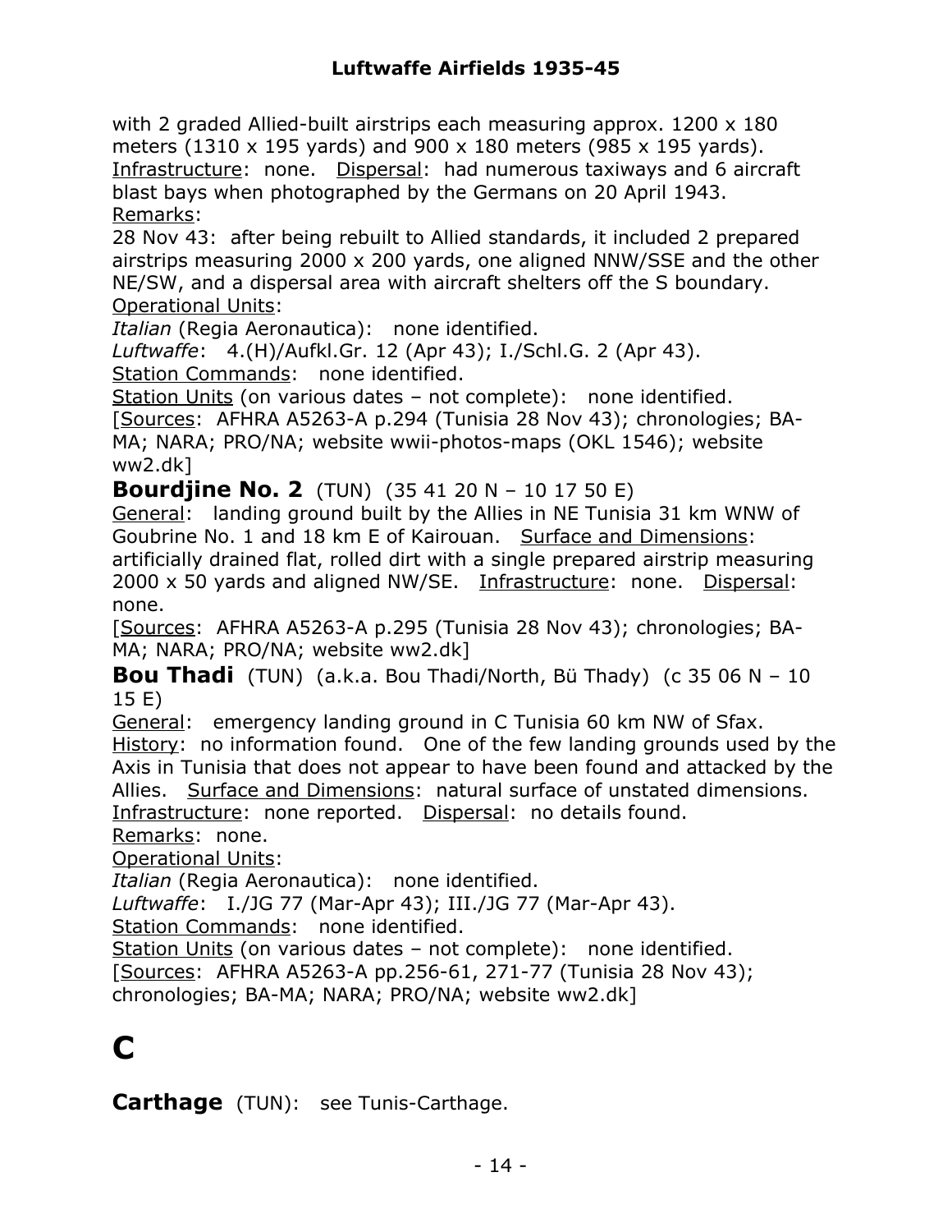with 2 graded Allied-built airstrips each measuring approx. 1200 x 180 meters (1310 x 195 yards) and 900 x 180 meters (985 x 195 yards). Infrastructure: none. Dispersal: had numerous taxiways and 6 aircraft blast bays when photographed by the Germans on 20 April 1943.
Remarks:
28 Nov 43: after being rebuilt to Allied standards, it included 2 prepared airstrips measuring 2000 x 200 yards, one aligned NNW/SSE and the other NE/SW, and a dispersal area with aircraft shelters off the S boundary.
Operational Units:
*Italian* (Regia Aeronautica): none identified.
*Luftwaffe*: 4.(H)/Aufkl.Gr. 12 (Apr 43); I./Schl.G. 2 (Apr 43).
Station Commands: none identified.
Station Units (on various dates – not complete): none identified.
[Sources: AFHRA A5263-A p.294 (Tunisia 28 Nov 43); chronologies; BA-MA; NARA; PRO/NA; website wwii-photos-maps (OKL 1546); website ww2.dk]

**Bourdjine No. 2** (TUN) (35 41 20 N – 10 17 50 E)
General: landing ground built by the Allies in NE Tunisia 31 km WNW of Goubrine No. 1 and 18 km E of Kairouan. Surface and Dimensions: artificially drained flat, rolled dirt with a single prepared airstrip measuring 2000 x 50 yards and aligned NW/SE. Infrastructure: none. Dispersal: none.
[Sources: AFHRA A5263-A p.295 (Tunisia 28 Nov 43); chronologies; BA-MA; NARA; PRO/NA; website ww2.dk]

**Bou Thadi** (TUN) (a.k.a. Bou Thadi/North, Bü Thady) (c 35 06 N – 10 15 E)
General: emergency landing ground in C Tunisia 60 km NW of Sfax.
History: no information found. One of the few landing grounds used by the Axis in Tunisia that does not appear to have been found and attacked by the Allies. Surface and Dimensions: natural surface of unstated dimensions.
Infrastructure: none reported. Dispersal: no details found.
Remarks: none.
Operational Units:
*Italian* (Regia Aeronautica): none identified.
*Luftwaffe*: I./JG 77 (Mar-Apr 43); III./JG 77 (Mar-Apr 43).
Station Commands: none identified.
Station Units (on various dates – not complete): none identified.
[Sources: AFHRA A5263-A pp.256-61, 271-77 (Tunisia 28 Nov 43); chronologies; BA-MA; NARA; PRO/NA; website ww2.dk]

# C

**Carthage** (TUN): see Tunis-Carthage.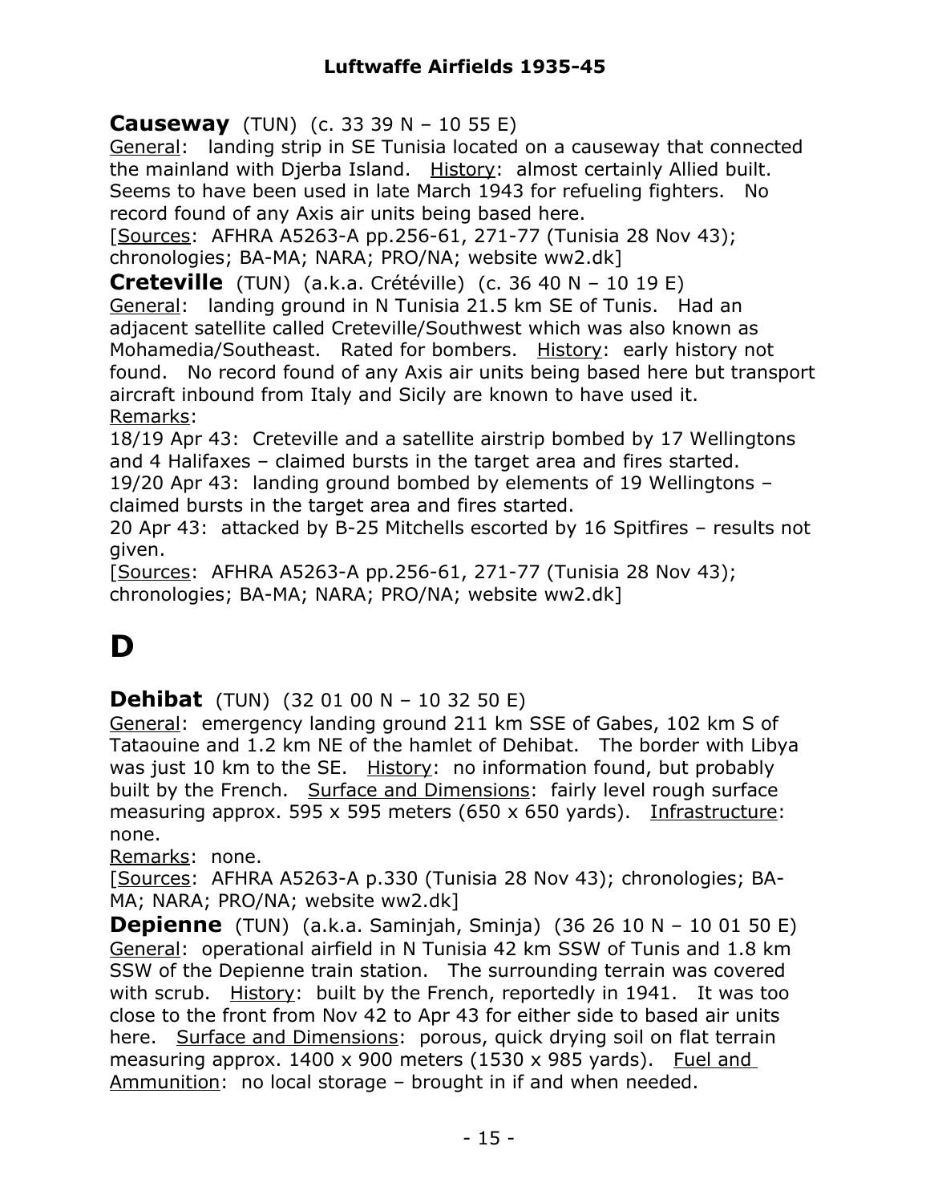**Causeway** (TUN) (c. 33 39 N – 10 55 E)
General: landing strip in SE Tunisia located on a causeway that connected the mainland with Djerba Island. History: almost certainly Allied built. Seems to have been used in late March 1943 for refueling fighters. No record found of any Axis air units being based here.
[Sources: AFHRA A5263-A pp.256-61, 271-77 (Tunisia 28 Nov 43); chronologies; BA-MA; NARA; PRO/NA; website ww2.dk]

**Creteville** (TUN) (a.k.a. Crétéville) (c. 36 40 N – 10 19 E)
General: landing ground in N Tunisia 21.5 km SE of Tunis. Had an adjacent satellite called Creteville/Southwest which was also known as Mohamedia/Southeast. Rated for bombers. History: early history not found. No record found of any Axis air units being based here but transport aircraft inbound from Italy and Sicily are known to have used it.
Remarks:
18/19 Apr 43: Creteville and a satellite airstrip bombed by 17 Wellingtons and 4 Halifaxes – claimed bursts in the target area and fires started.
19/20 Apr 43: landing ground bombed by elements of 19 Wellingtons – claimed bursts in the target area and fires started.
20 Apr 43: attacked by B-25 Mitchells escorted by 16 Spitfires – results not given.
[Sources: AFHRA A5263-A pp.256-61, 271-77 (Tunisia 28 Nov 43); chronologies; BA-MA; NARA; PRO/NA; website ww2.dk]

# D

**Dehibat** (TUN) (32 01 00 N – 10 32 50 E)
General: emergency landing ground 211 km SSE of Gabes, 102 km S of Tataouine and 1.2 km NE of the hamlet of Dehibat. The border with Libya was just 10 km to the SE. History: no information found, but probably built by the French. Surface and Dimensions: fairly level rough surface measuring approx. 595 x 595 meters (650 x 650 yards). Infrastructure: none.
Remarks: none.
[Sources: AFHRA A5263-A p.330 (Tunisia 28 Nov 43); chronologies; BA-MA; NARA; PRO/NA; website ww2.dk]

**Depienne** (TUN) (a.k.a. Saminjah, Sminja) (36 26 10 N – 10 01 50 E)
General: operational airfield in N Tunisia 42 km SSW of Tunis and 1.8 km SSW of the Depienne train station. The surrounding terrain was covered with scrub. History: built by the French, reportedly in 1941. It was too close to the front from Nov 42 to Apr 43 for either side to based air units here. Surface and Dimensions: porous, quick drying soil on flat terrain measuring approx. 1400 x 900 meters (1530 x 985 yards). Fuel and Ammunition: no local storage – brought in if and when needed.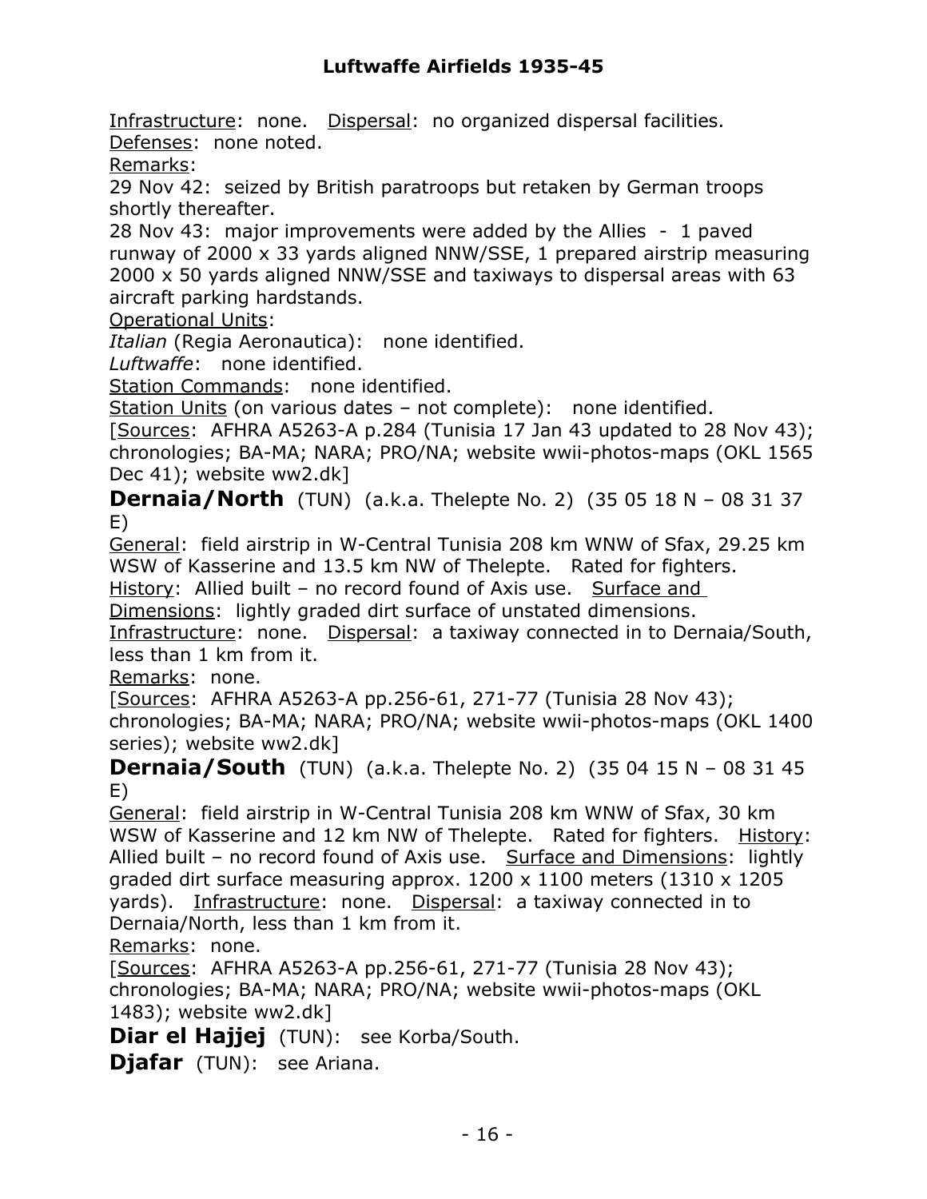Infrastructure: none. Dispersal: no organized dispersal facilities.
Defenses: none noted.
Remarks:
29 Nov 42: seized by British paratroops but retaken by German troops shortly thereafter.
28 Nov 43: major improvements were added by the Allies - 1 paved runway of 2000 x 33 yards aligned NNW/SSE, 1 prepared airstrip measuring 2000 x 50 yards aligned NNW/SSE and taxiways to dispersal areas with 63 aircraft parking hardstands.
Operational Units:
*Italian* (Regia Aeronautica): none identified.
*Luftwaffe*: none identified.
Station Commands: none identified.
Station Units (on various dates – not complete): none identified.
[Sources: AFHRA A5263-A p.284 (Tunisia 17 Jan 43 updated to 28 Nov 43); chronologies; BA-MA; NARA; PRO/NA; website wwii-photos-maps (OKL 1565 Dec 41); website ww2.dk]

**Dernaia/North** (TUN) (a.k.a. Thelepte No. 2) (35 05 18 N – 08 31 37 E)
General: field airstrip in W-Central Tunisia 208 km WNW of Sfax, 29.25 km WSW of Kasserine and 13.5 km NW of Thelepte. Rated for fighters.
History: Allied built – no record found of Axis use. Surface and Dimensions: lightly graded dirt surface of unstated dimensions.
Infrastructure: none. Dispersal: a taxiway connected in to Dernaia/South, less than 1 km from it.
Remarks: none.
[Sources: AFHRA A5263-A pp.256-61, 271-77 (Tunisia 28 Nov 43); chronologies; BA-MA; NARA; PRO/NA; website wwii-photos-maps (OKL 1400 series); website ww2.dk]

**Dernaia/South** (TUN) (a.k.a. Thelepte No. 2) (35 04 15 N – 08 31 45 E)
General: field airstrip in W-Central Tunisia 208 km WNW of Sfax, 30 km WSW of Kasserine and 12 km NW of Thelepte. Rated for fighters. History: Allied built – no record found of Axis use. Surface and Dimensions: lightly graded dirt surface measuring approx. 1200 x 1100 meters (1310 x 1205 yards). Infrastructure: none. Dispersal: a taxiway connected in to Dernaia/North, less than 1 km from it.
Remarks: none.
[Sources: AFHRA A5263-A pp.256-61, 271-77 (Tunisia 28 Nov 43); chronologies; BA-MA; NARA; PRO/NA; website wwii-photos-maps (OKL 1483); website ww2.dk]

**Diar el Hajjej** (TUN): see Korba/South.

**Djafar** (TUN): see Ariana.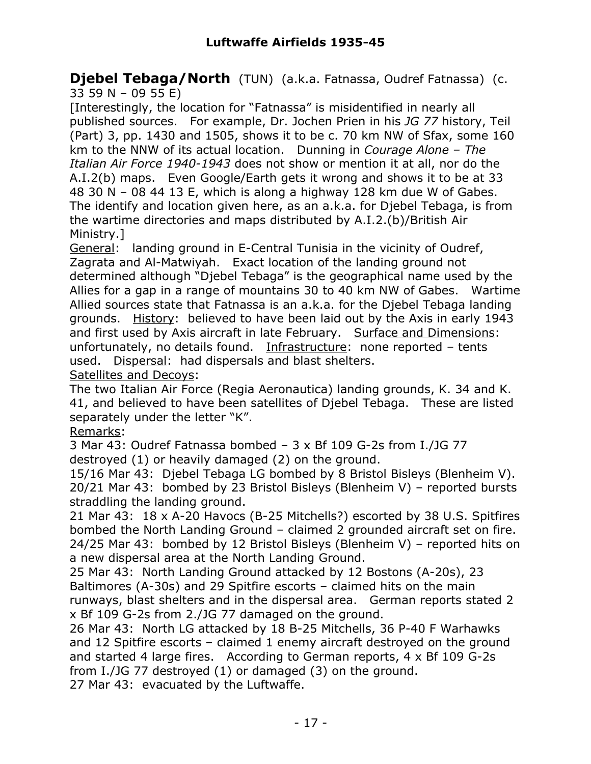**Djebel Tebaga/North** (TUN) (a.k.a. Fatnassa, Oudref Fatnassa) (c. 33 59 N – 09 55 E)

[Interestingly, the location for "Fatnassa" is misidentified in nearly all published sources. For example, Dr. Jochen Prien in his *JG 77* history, Teil (Part) 3, pp. 1430 and 1505, shows it to be c. 70 km NW of Sfax, some 160 km to the NNW of its actual location. Dunning in *Courage Alone – The Italian Air Force 1940-1943* does not show or mention it at all, nor do the A.I.2(b) maps. Even Google/Earth gets it wrong and shows it to be at 33 48 30 N – 08 44 13 E, which is along a highway 128 km due W of Gabes. The identify and location given here, as an a.k.a. for Djebel Tebaga, is from the wartime directories and maps distributed by A.I.2.(b)/British Air Ministry.]

General: landing ground in E-Central Tunisia in the vicinity of Oudref, Zagrata and Al-Matwiyah. Exact location of the landing ground not determined although "Djebel Tebaga" is the geographical name used by the Allies for a gap in a range of mountains 30 to 40 km NW of Gabes. Wartime Allied sources state that Fatnassa is an a.k.a. for the Djebel Tebaga landing grounds. History: believed to have been laid out by the Axis in early 1943 and first used by Axis aircraft in late February. Surface and Dimensions: unfortunately, no details found. Infrastructure: none reported – tents used. Dispersal: had dispersals and blast shelters.

Satellites and Decoys:

The two Italian Air Force (Regia Aeronautica) landing grounds, K. 34 and K. 41, and believed to have been satellites of Djebel Tebaga. These are listed separately under the letter "K".

Remarks:

3 Mar 43: Oudref Fatnassa bombed – 3 x Bf 109 G-2s from I./JG 77 destroyed (1) or heavily damaged (2) on the ground.

15/16 Mar 43: Djebel Tebaga LG bombed by 8 Bristol Bisleys (Blenheim V).

20/21 Mar 43: bombed by 23 Bristol Bisleys (Blenheim V) – reported bursts straddling the landing ground.

21 Mar 43: 18 x A-20 Havocs (B-25 Mitchells?) escorted by 38 U.S. Spitfires bombed the North Landing Ground – claimed 2 grounded aircraft set on fire.

24/25 Mar 43: bombed by 12 Bristol Bisleys (Blenheim V) – reported hits on a new dispersal area at the North Landing Ground.

25 Mar 43: North Landing Ground attacked by 12 Bostons (A-20s), 23 Baltimores (A-30s) and 29 Spitfire escorts – claimed hits on the main runways, blast shelters and in the dispersal area. German reports stated 2 x Bf 109 G-2s from 2./JG 77 damaged on the ground.

26 Mar 43: North LG attacked by 18 B-25 Mitchells, 36 P-40 F Warhawks and 12 Spitfire escorts – claimed 1 enemy aircraft destroyed on the ground and started 4 large fires. According to German reports, 4 x Bf 109 G-2s from I./JG 77 destroyed (1) or damaged (3) on the ground.

27 Mar 43: evacuated by the Luftwaffe.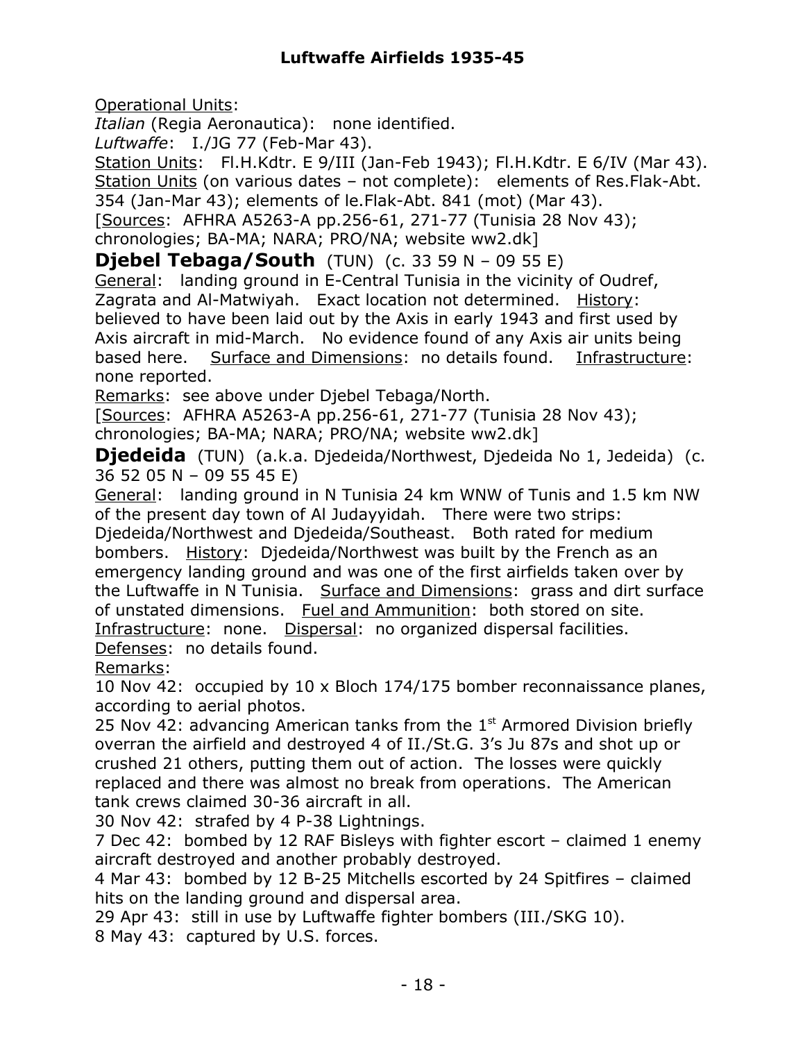Operational Units:
*Italian* (Regia Aeronautica): none identified.
*Luftwaffe*: I./JG 77 (Feb-Mar 43).
Station Units: Fl.H.Kdtr. E 9/III (Jan-Feb 1943); Fl.H.Kdtr. E 6/IV (Mar 43).
Station Units (on various dates – not complete): elements of Res.Flak-Abt. 354 (Jan-Mar 43); elements of le.Flak-Abt. 841 (mot) (Mar 43).
[Sources: AFHRA A5263-A pp.256-61, 271-77 (Tunisia 28 Nov 43); chronologies; BA-MA; NARA; PRO/NA; website ww2.dk]

## Djebel Tebaga/South (TUN) (c. 33 59 N – 09 55 E)

General: landing ground in E-Central Tunisia in the vicinity of Oudref, Zagrata and Al-Matwiyah. Exact location not determined. History: believed to have been laid out by the Axis in early 1943 and first used by Axis aircraft in mid-March. No evidence found of any Axis air units being based here. Surface and Dimensions: no details found. Infrastructure: none reported.
Remarks: see above under Djebel Tebaga/North.
[Sources: AFHRA A5263-A pp.256-61, 271-77 (Tunisia 28 Nov 43); chronologies; BA-MA; NARA; PRO/NA; website ww2.dk]

## Djedeida (TUN) (a.k.a. Djedeida/Northwest, Djedeida No 1, Jedeida) (c. 36 52 05 N – 09 55 45 E)

General: landing ground in N Tunisia 24 km WNW of Tunis and 1.5 km NW of the present day town of Al Judayyidah. There were two strips: Djedeida/Northwest and Djedeida/Southeast. Both rated for medium bombers. History: Djedeida/Northwest was built by the French as an emergency landing ground and was one of the first airfields taken over by the Luftwaffe in N Tunisia. Surface and Dimensions: grass and dirt surface of unstated dimensions. Fuel and Ammunition: both stored on site. Infrastructure: none. Dispersal: no organized dispersal facilities. Defenses: no details found.
Remarks:
10 Nov 42: occupied by 10 x Bloch 174/175 bomber reconnaissance planes, according to aerial photos.
25 Nov 42: advancing American tanks from the 1st Armored Division briefly overran the airfield and destroyed 4 of II./St.G. 3's Ju 87s and shot up or crushed 21 others, putting them out of action. The losses were quickly replaced and there was almost no break from operations. The American tank crews claimed 30-36 aircraft in all.
30 Nov 42: strafed by 4 P-38 Lightnings.
7 Dec 42: bombed by 12 RAF Bisleys with fighter escort – claimed 1 enemy aircraft destroyed and another probably destroyed.
4 Mar 43: bombed by 12 B-25 Mitchells escorted by 24 Spitfires – claimed hits on the landing ground and dispersal area.
29 Apr 43: still in use by Luftwaffe fighter bombers (III./SKG 10).
8 May 43: captured by U.S. forces.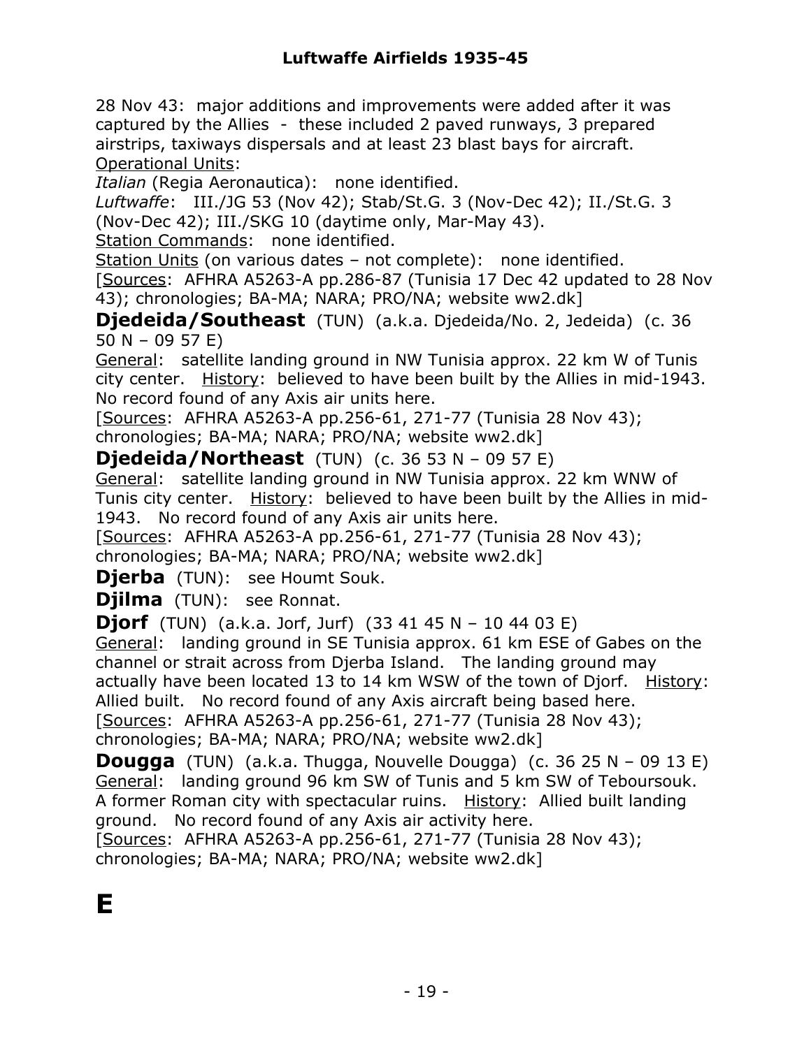28 Nov 43: major additions and improvements were added after it was captured by the Allies - these included 2 paved runways, 3 prepared airstrips, taxiways dispersals and at least 23 blast bays for aircraft.
Operational Units:
*Italian* (Regia Aeronautica): none identified.
*Luftwaffe*: III./JG 53 (Nov 42); Stab/St.G. 3 (Nov-Dec 42); II./St.G. 3 (Nov-Dec 42); III./SKG 10 (daytime only, Mar-May 43).
Station Commands: none identified.
Station Units (on various dates – not complete): none identified.
[Sources: AFHRA A5263-A pp.286-87 (Tunisia 17 Dec 42 updated to 28 Nov 43); chronologies; BA-MA; NARA; PRO/NA; website ww2.dk]

**Djedeida/Southeast** (TUN) (a.k.a. Djedeida/No. 2, Jedeida) (c. 36 50 N – 09 57 E)
General: satellite landing ground in NW Tunisia approx. 22 km W of Tunis city center. History: believed to have been built by the Allies in mid-1943. No record found of any Axis air units here.
[Sources: AFHRA A5263-A pp.256-61, 271-77 (Tunisia 28 Nov 43); chronologies; BA-MA; NARA; PRO/NA; website ww2.dk]

**Djedeida/Northeast** (TUN) (c. 36 53 N – 09 57 E)
General: satellite landing ground in NW Tunisia approx. 22 km WNW of Tunis city center. History: believed to have been built by the Allies in mid-1943. No record found of any Axis air units here.
[Sources: AFHRA A5263-A pp.256-61, 271-77 (Tunisia 28 Nov 43); chronologies; BA-MA; NARA; PRO/NA; website ww2.dk]

**Djerba** (TUN): see Houmt Souk.

**Djilma** (TUN): see Ronnat.

**Djorf** (TUN) (a.k.a. Jorf, Jurf) (33 41 45 N – 10 44 03 E)
General: landing ground in SE Tunisia approx. 61 km ESE of Gabes on the channel or strait across from Djerba Island. The landing ground may actually have been located 13 to 14 km WSW of the town of Djorf. History: Allied built. No record found of any Axis aircraft being based here.
[Sources: AFHRA A5263-A pp.256-61, 271-77 (Tunisia 28 Nov 43); chronologies; BA-MA; NARA; PRO/NA; website ww2.dk]

**Dougga** (TUN) (a.k.a. Thugga, Nouvelle Dougga) (c. 36 25 N – 09 13 E)
General: landing ground 96 km SW of Tunis and 5 km SW of Teboursouk. A former Roman city with spectacular ruins. History: Allied built landing ground. No record found of any Axis air activity here.
[Sources: AFHRA A5263-A pp.256-61, 271-77 (Tunisia 28 Nov 43); chronologies; BA-MA; NARA; PRO/NA; website ww2.dk]

# E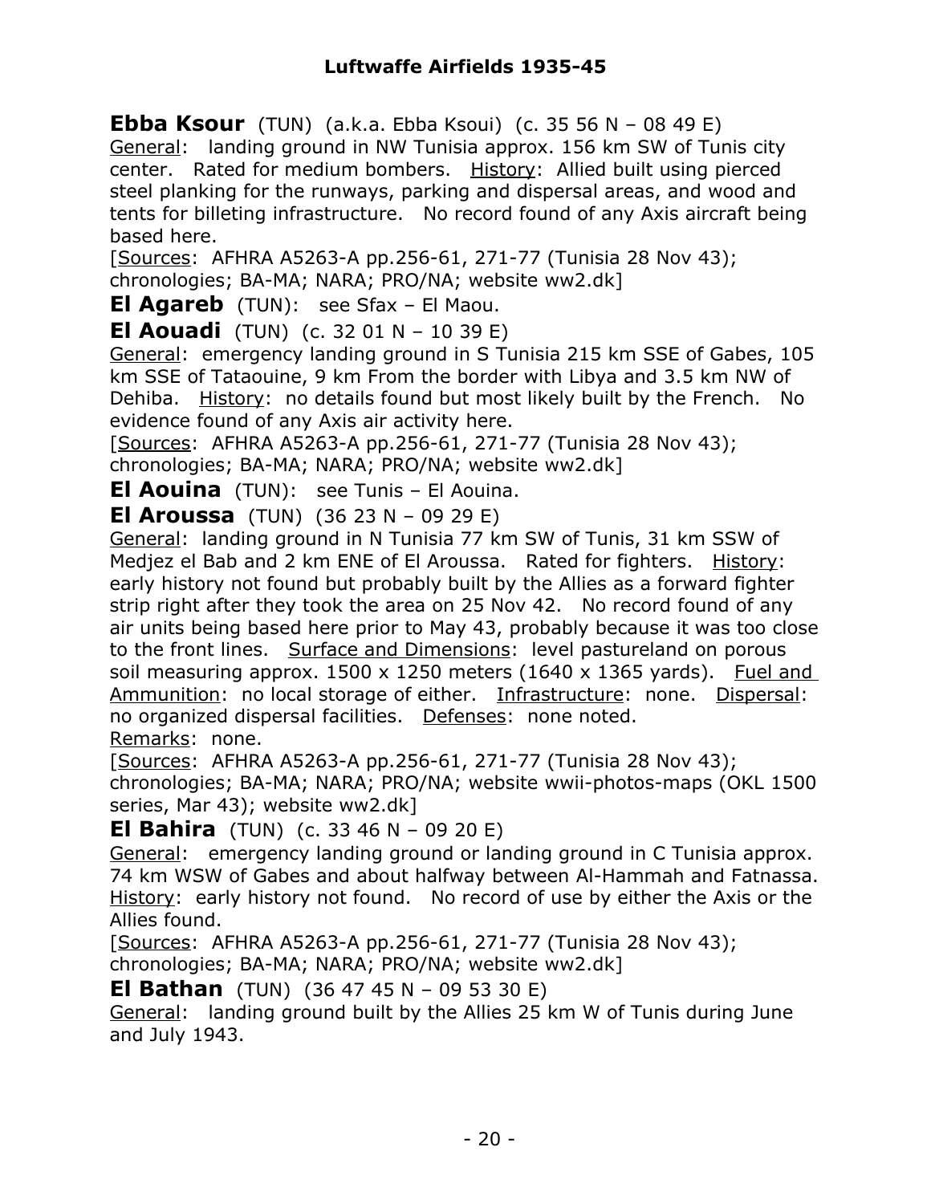**Ebba Ksour** (TUN) (a.k.a. Ebba Ksoui) (c. 35 56 N – 08 49 E)
General: landing ground in NW Tunisia approx. 156 km SW of Tunis city center. Rated for medium bombers. History: Allied built using pierced steel planking for the runways, parking and dispersal areas, and wood and tents for billeting infrastructure. No record found of any Axis aircraft being based here.
[Sources: AFHRA A5263-A pp.256-61, 271-77 (Tunisia 28 Nov 43); chronologies; BA-MA; NARA; PRO/NA; website ww2.dk]

**El Agareb** (TUN): see Sfax – El Maou.

**El Aouadi** (TUN) (c. 32 01 N – 10 39 E)
General: emergency landing ground in S Tunisia 215 km SSE of Gabes, 105 km SSE of Tataouine, 9 km From the border with Libya and 3.5 km NW of Dehiba. History: no details found but most likely built by the French. No evidence found of any Axis air activity here.
[Sources: AFHRA A5263-A pp.256-61, 271-77 (Tunisia 28 Nov 43); chronologies; BA-MA; NARA; PRO/NA; website ww2.dk]

**El Aouina** (TUN): see Tunis – El Aouina.

**El Aroussa** (TUN) (36 23 N – 09 29 E)
General: landing ground in N Tunisia 77 km SW of Tunis, 31 km SSW of Medjez el Bab and 2 km ENE of El Aroussa. Rated for fighters. History: early history not found but probably built by the Allies as a forward fighter strip right after they took the area on 25 Nov 42. No record found of any air units being based here prior to May 43, probably because it was too close to the front lines. Surface and Dimensions: level pastureland on porous soil measuring approx. 1500 x 1250 meters (1640 x 1365 yards). Fuel and Ammunition: no local storage of either. Infrastructure: none. Dispersal: no organized dispersal facilities. Defenses: none noted.
Remarks: none.
[Sources: AFHRA A5263-A pp.256-61, 271-77 (Tunisia 28 Nov 43); chronologies; BA-MA; NARA; PRO/NA; website wwii-photos-maps (OKL 1500 series, Mar 43); website ww2.dk]

**El Bahira** (TUN) (c. 33 46 N – 09 20 E)
General: emergency landing ground or landing ground in C Tunisia approx. 74 km WSW of Gabes and about halfway between Al-Hammah and Fatnassa. History: early history not found. No record of use by either the Axis or the Allies found.
[Sources: AFHRA A5263-A pp.256-61, 271-77 (Tunisia 28 Nov 43); chronologies; BA-MA; NARA; PRO/NA; website ww2.dk]

**El Bathan** (TUN) (36 47 45 N – 09 53 30 E)
General: landing ground built by the Allies 25 km W of Tunis during June and July 1943.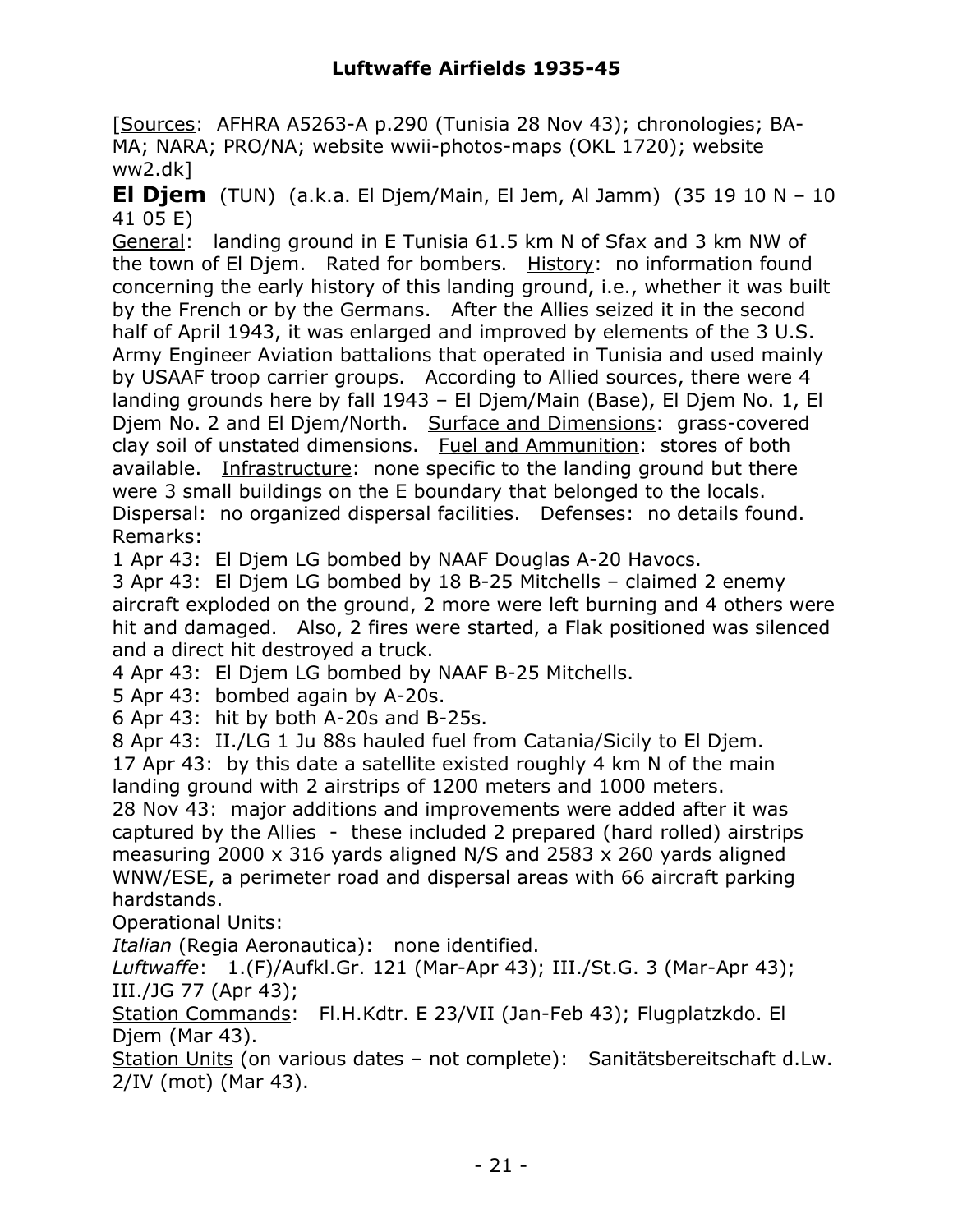[Sources: AFHRA A5263-A p.290 (Tunisia 28 Nov 43); chronologies; BA-MA; NARA; PRO/NA; website wwii-photos-maps (OKL 1720); website ww2.dk]

**El Djem** (TUN) (a.k.a. El Djem/Main, El Jem, Al Jamm) (35 19 10 N – 10 41 05 E)

General: landing ground in E Tunisia 61.5 km N of Sfax and 3 km NW of the town of El Djem. Rated for bombers. History: no information found concerning the early history of this landing ground, i.e., whether it was built by the French or by the Germans. After the Allies seized it in the second half of April 1943, it was enlarged and improved by elements of the 3 U.S. Army Engineer Aviation battalions that operated in Tunisia and used mainly by USAAF troop carrier groups. According to Allied sources, there were 4 landing grounds here by fall 1943 – El Djem/Main (Base), El Djem No. 1, El Djem No. 2 and El Djem/North. Surface and Dimensions: grass-covered clay soil of unstated dimensions. Fuel and Ammunition: stores of both available. Infrastructure: none specific to the landing ground but there were 3 small buildings on the E boundary that belonged to the locals. Dispersal: no organized dispersal facilities. Defenses: no details found.

Remarks:

1 Apr 43: El Djem LG bombed by NAAF Douglas A-20 Havocs.

3 Apr 43: El Djem LG bombed by 18 B-25 Mitchells – claimed 2 enemy aircraft exploded on the ground, 2 more were left burning and 4 others were hit and damaged. Also, 2 fires were started, a Flak positioned was silenced and a direct hit destroyed a truck.

4 Apr 43: El Djem LG bombed by NAAF B-25 Mitchells.

5 Apr 43: bombed again by A-20s.

6 Apr 43: hit by both A-20s and B-25s.

8 Apr 43: II./LG 1 Ju 88s hauled fuel from Catania/Sicily to El Djem.

17 Apr 43: by this date a satellite existed roughly 4 km N of the main landing ground with 2 airstrips of 1200 meters and 1000 meters.

28 Nov 43: major additions and improvements were added after it was captured by the Allies - these included 2 prepared (hard rolled) airstrips measuring 2000 x 316 yards aligned N/S and 2583 x 260 yards aligned WNW/ESE, a perimeter road and dispersal areas with 66 aircraft parking hardstands.

Operational Units:

*Italian* (Regia Aeronautica): none identified.

*Luftwaffe*: 1.(F)/Aufkl.Gr. 121 (Mar-Apr 43); III./St.G. 3 (Mar-Apr 43); III./JG 77 (Apr 43);

Station Commands: Fl.H.Kdtr. E 23/VII (Jan-Feb 43); Flugplatzkdo. El Djem (Mar 43).

Station Units (on various dates – not complete): Sanitätsbereitschaft d.Lw. 2/IV (mot) (Mar 43).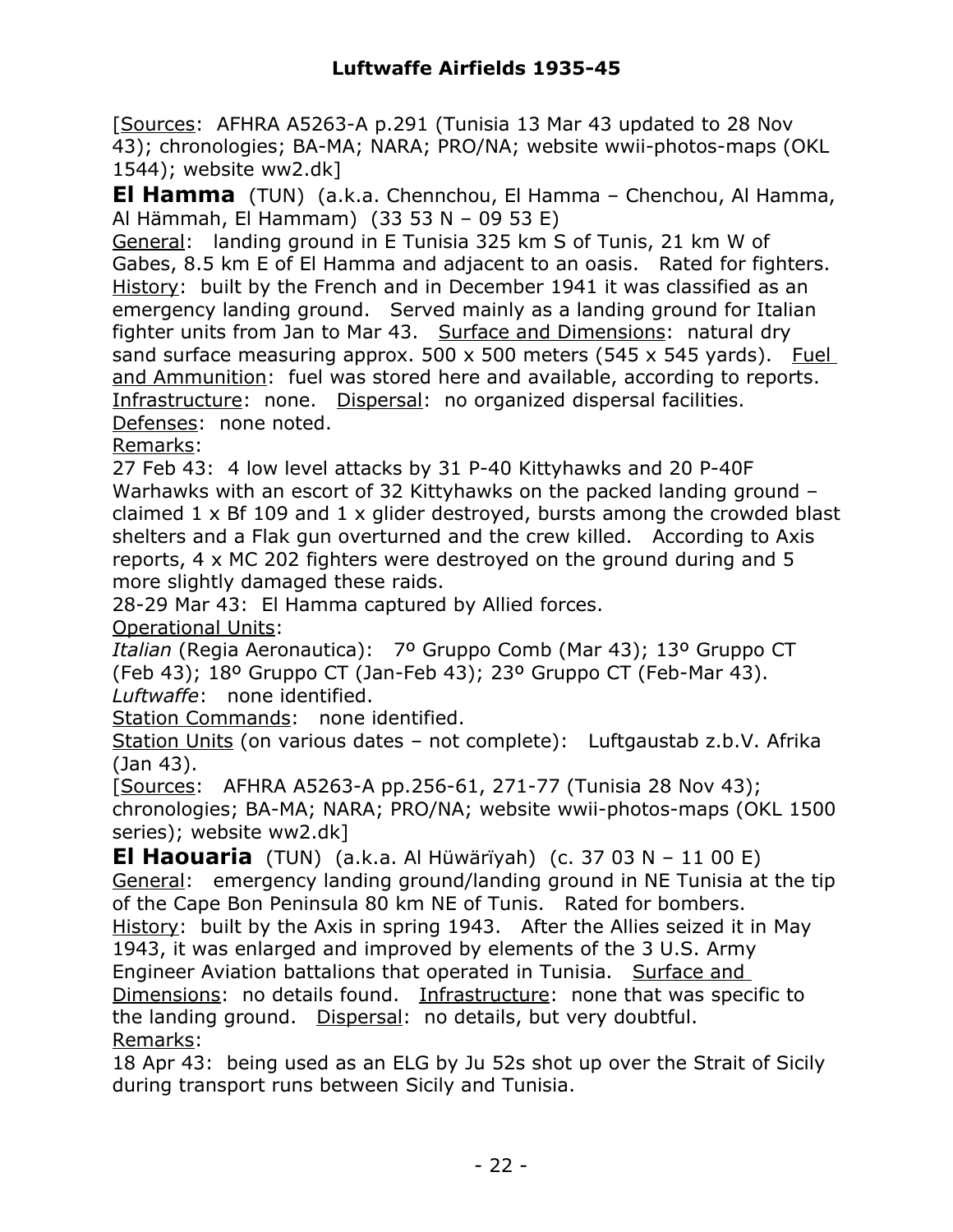[Sources: AFHRA A5263-A p.291 (Tunisia 13 Mar 43 updated to 28 Nov 43); chronologies; BA-MA; NARA; PRO/NA; website wwii-photos-maps (OKL 1544); website ww2.dk]

**El Hamma** (TUN) (a.k.a. Chennchou, El Hamma – Chenchou, Al Hamma, Al Hämmah, El Hammam) (33 53 N – 09 53 E)

General: landing ground in E Tunisia 325 km S of Tunis, 21 km W of Gabes, 8.5 km E of El Hamma and adjacent to an oasis. Rated for fighters.

History: built by the French and in December 1941 it was classified as an emergency landing ground. Served mainly as a landing ground for Italian fighter units from Jan to Mar 43. Surface and Dimensions: natural dry sand surface measuring approx. 500 x 500 meters (545 x 545 yards). Fuel and Ammunition: fuel was stored here and available, according to reports. Infrastructure: none. Dispersal: no organized dispersal facilities. Defenses: none noted.

Remarks:

27 Feb 43: 4 low level attacks by 31 P-40 Kittyhawks and 20 P-40F Warhawks with an escort of 32 Kittyhawks on the packed landing ground – claimed 1 x Bf 109 and 1 x glider destroyed, bursts among the crowded blast shelters and a Flak gun overturned and the crew killed. According to Axis reports, 4 x MC 202 fighters were destroyed on the ground during and 5 more slightly damaged these raids.

28-29 Mar 43: El Hamma captured by Allied forces.

Operational Units:

*Italian* (Regia Aeronautica): 7º Gruppo Comb (Mar 43); 13º Gruppo CT (Feb 43); 18º Gruppo CT (Jan-Feb 43); 23º Gruppo CT (Feb-Mar 43).

*Luftwaffe*: none identified.

Station Commands: none identified.

Station Units (on various dates – not complete): Luftgaustab z.b.V. Afrika (Jan 43).

[Sources: AFHRA A5263-A pp.256-61, 271-77 (Tunisia 28 Nov 43); chronologies; BA-MA; NARA; PRO/NA; website wwii-photos-maps (OKL 1500 series); website ww2.dk]

**El Haouaria** (TUN) (a.k.a. Al Hüwärïyah) (c. 37 03 N – 11 00 E)

General: emergency landing ground/landing ground in NE Tunisia at the tip of the Cape Bon Peninsula 80 km NE of Tunis. Rated for bombers.

History: built by the Axis in spring 1943. After the Allies seized it in May 1943, it was enlarged and improved by elements of the 3 U.S. Army Engineer Aviation battalions that operated in Tunisia. Surface and Dimensions: no details found. Infrastructure: none that was specific to the landing ground. Dispersal: no details, but very doubtful.

Remarks:

18 Apr 43: being used as an ELG by Ju 52s shot up over the Strait of Sicily during transport runs between Sicily and Tunisia.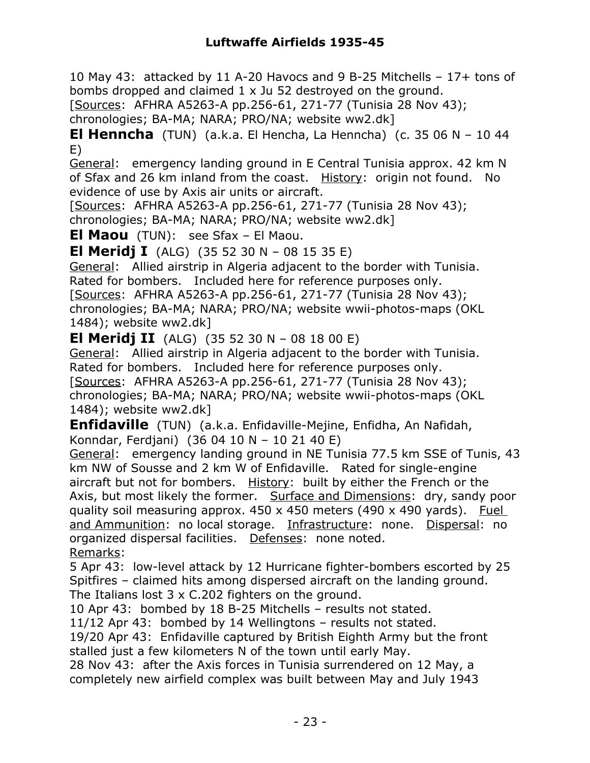10 May 43: attacked by 11 A-20 Havocs and 9 B-25 Mitchells – 17+ tons of bombs dropped and claimed 1 x Ju 52 destroyed on the ground.
[Sources: AFHRA A5263-A pp.256-61, 271-77 (Tunisia 28 Nov 43); chronologies; BA-MA; NARA; PRO/NA; website ww2.dk]

**El Henncha** (TUN) (a.k.a. El Hencha, La Henncha) (c. 35 06 N – 10 44 E)

General: emergency landing ground in E Central Tunisia approx. 42 km N of Sfax and 26 km inland from the coast. History: origin not found. No evidence of use by Axis air units or aircraft.
[Sources: AFHRA A5263-A pp.256-61, 271-77 (Tunisia 28 Nov 43); chronologies; BA-MA; NARA; PRO/NA; website ww2.dk]

**El Maou** (TUN): see Sfax – El Maou.

**El Meridj I** (ALG) (35 52 30 N – 08 15 35 E)

General: Allied airstrip in Algeria adjacent to the border with Tunisia. Rated for bombers. Included here for reference purposes only.
[Sources: AFHRA A5263-A pp.256-61, 271-77 (Tunisia 28 Nov 43); chronologies; BA-MA; NARA; PRO/NA; website wwii-photos-maps (OKL 1484); website ww2.dk]

**El Meridj II** (ALG) (35 52 30 N – 08 18 00 E)

General: Allied airstrip in Algeria adjacent to the border with Tunisia. Rated for bombers. Included here for reference purposes only.
[Sources: AFHRA A5263-A pp.256-61, 271-77 (Tunisia 28 Nov 43); chronologies; BA-MA; NARA; PRO/NA; website wwii-photos-maps (OKL 1484); website ww2.dk]

**Enfidaville** (TUN) (a.k.a. Enfidaville-Mejine, Enfidha, An Nafidah, Konndar, Ferdjani) (36 04 10 N – 10 21 40 E)

General: emergency landing ground in NE Tunisia 77.5 km SSE of Tunis, 43 km NW of Sousse and 2 km W of Enfidaville. Rated for single-engine aircraft but not for bombers. History: built by either the French or the Axis, but most likely the former. Surface and Dimensions: dry, sandy poor quality soil measuring approx. 450 x 450 meters (490 x 490 yards). Fuel and Ammunition: no local storage. Infrastructure: none. Dispersal: no organized dispersal facilities. Defenses: none noted.

Remarks:

5 Apr 43: low-level attack by 12 Hurricane fighter-bombers escorted by 25 Spitfires – claimed hits among dispersed aircraft on the landing ground. The Italians lost 3 x C.202 fighters on the ground.

10 Apr 43: bombed by 18 B-25 Mitchells – results not stated.

11/12 Apr 43: bombed by 14 Wellingtons – results not stated.

19/20 Apr 43: Enfidaville captured by British Eighth Army but the front stalled just a few kilometers N of the town until early May.

28 Nov 43: after the Axis forces in Tunisia surrendered on 12 May, a completely new airfield complex was built between May and July 1943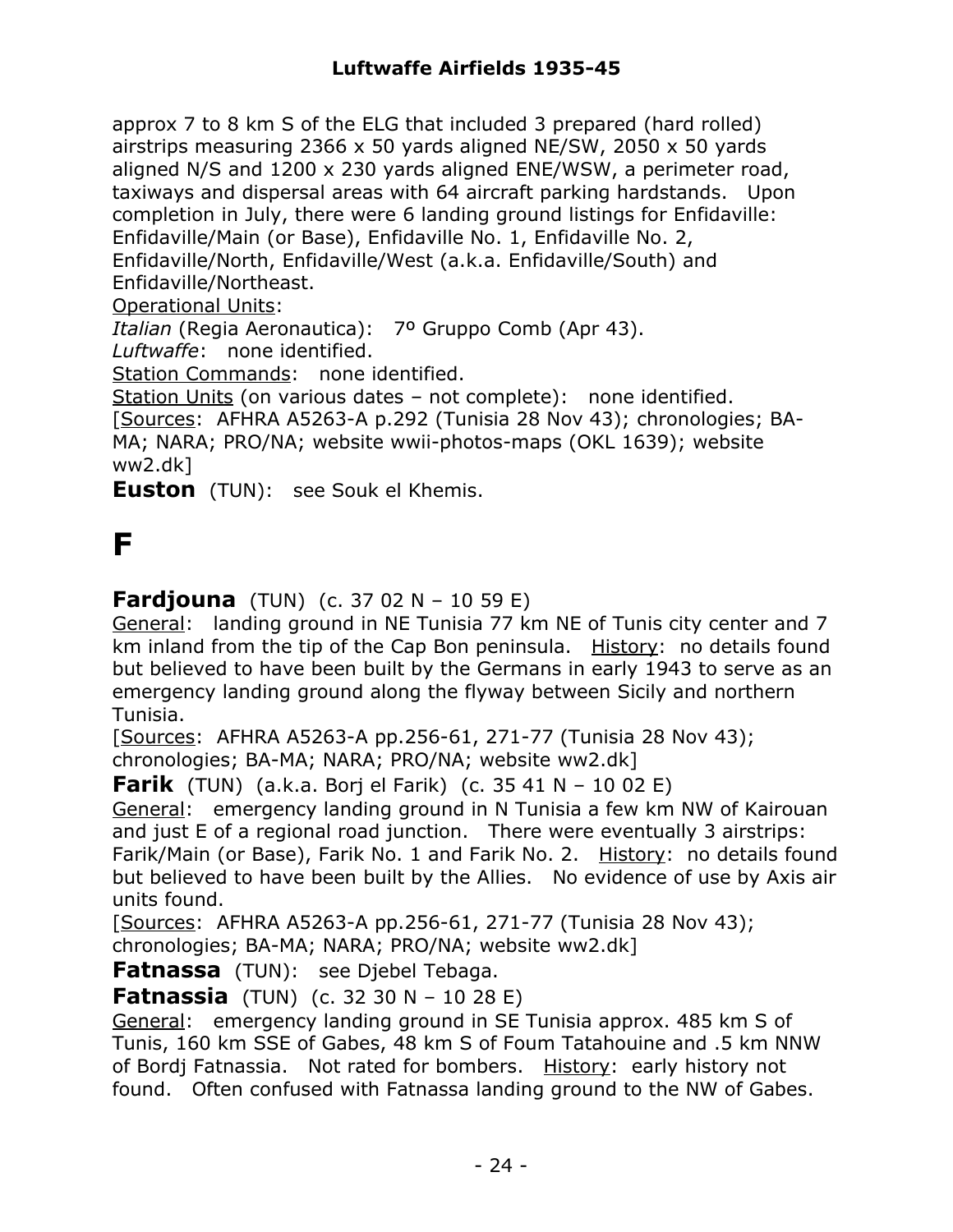approx 7 to 8 km S of the ELG that included 3 prepared (hard rolled) airstrips measuring 2366 x 50 yards aligned NE/SW, 2050 x 50 yards aligned N/S and 1200 x 230 yards aligned ENE/WSW, a perimeter road, taxiways and dispersal areas with 64 aircraft parking hardstands. Upon completion in July, there were 6 landing ground listings for Enfidaville: Enfidaville/Main (or Base), Enfidaville No. 1, Enfidaville No. 2, Enfidaville/North, Enfidaville/West (a.k.a. Enfidaville/South) and Enfidaville/Northeast.

Operational Units:

*Italian* (Regia Aeronautica): 7º Gruppo Comb (Apr 43).

*Luftwaffe*: none identified.

Station Commands: none identified.

Station Units (on various dates – not complete): none identified.

[Sources: AFHRA A5263-A p.292 (Tunisia 28 Nov 43); chronologies; BA-MA; NARA; PRO/NA; website wwii-photos-maps (OKL 1639); website ww2.dk]

**Euston** (TUN): see Souk el Khemis.

# F

**Fardjouna** (TUN) (c. 37 02 N – 10 59 E)

General: landing ground in NE Tunisia 77 km NE of Tunis city center and 7 km inland from the tip of the Cap Bon peninsula. History: no details found but believed to have been built by the Germans in early 1943 to serve as an emergency landing ground along the flyway between Sicily and northern Tunisia.

[Sources: AFHRA A5263-A pp.256-61, 271-77 (Tunisia 28 Nov 43); chronologies; BA-MA; NARA; PRO/NA; website ww2.dk]

**Farik** (TUN) (a.k.a. Borj el Farik) (c. 35 41 N – 10 02 E)

General: emergency landing ground in N Tunisia a few km NW of Kairouan and just E of a regional road junction. There were eventually 3 airstrips: Farik/Main (or Base), Farik No. 1 and Farik No. 2. History: no details found but believed to have been built by the Allies. No evidence of use by Axis air units found.

[Sources: AFHRA A5263-A pp.256-61, 271-77 (Tunisia 28 Nov 43); chronologies; BA-MA; NARA; PRO/NA; website ww2.dk]

**Fatnassa** (TUN): see Djebel Tebaga.

**Fatnassia** (TUN) (c. 32 30 N – 10 28 E)

General: emergency landing ground in SE Tunisia approx. 485 km S of Tunis, 160 km SSE of Gabes, 48 km S of Foum Tatahouine and .5 km NNW of Bordj Fatnassia. Not rated for bombers. History: early history not found. Often confused with Fatnassa landing ground to the NW of Gabes.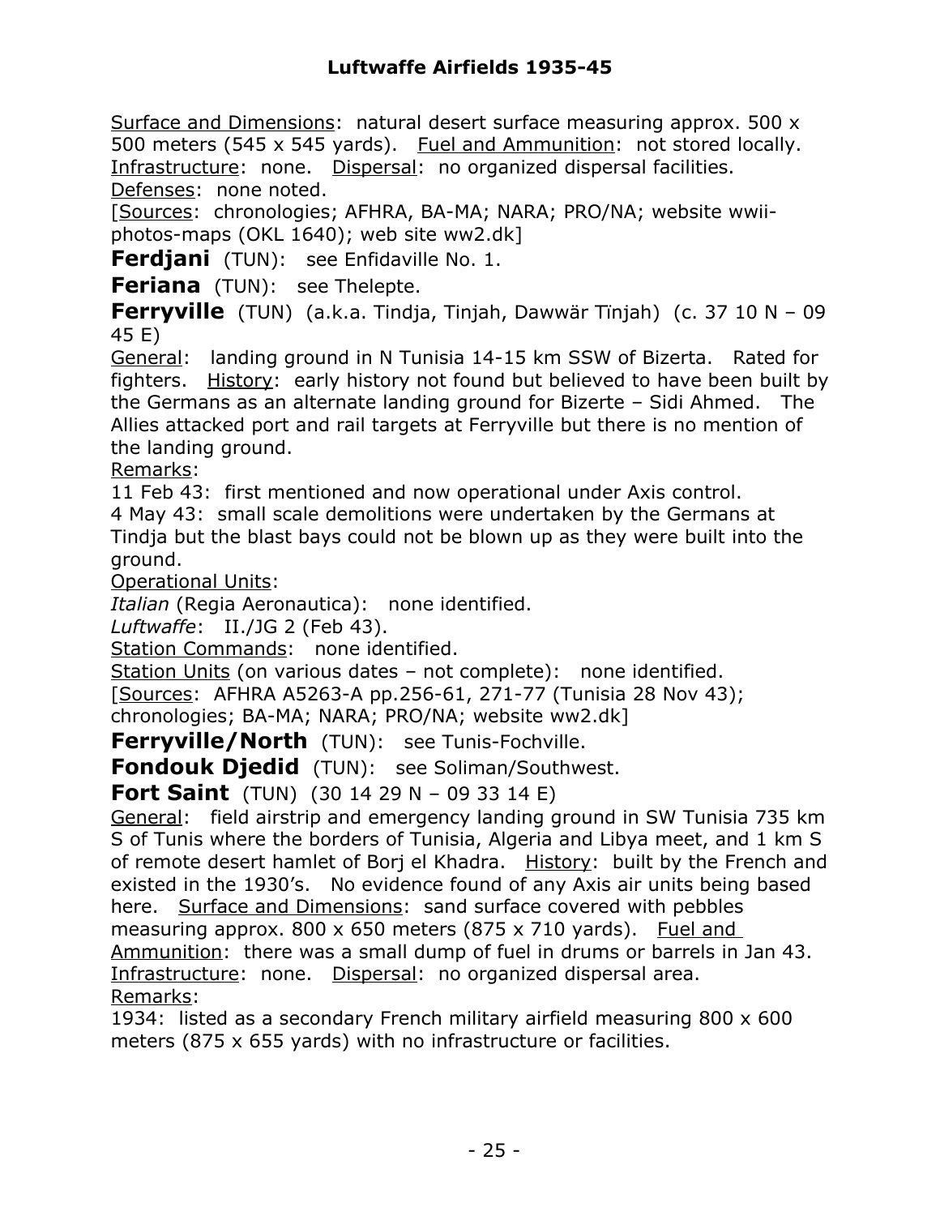Surface and Dimensions: natural desert surface measuring approx. 500 x 500 meters (545 x 545 yards). Fuel and Ammunition: not stored locally. Infrastructure: none. Dispersal: no organized dispersal facilities. Defenses: none noted.

[Sources: chronologies; AFHRA, BA-MA; NARA; PRO/NA; website wwii-photos-maps (OKL 1640); web site ww2.dk]

**Ferdjani** (TUN): see Enfidaville No. 1.

**Feriana** (TUN): see Thelepte.

**Ferryville** (TUN) (a.k.a. Tindja, Tinjah, Dawwär Tïnjah) (c. 37 10 N – 09 45 E)

General: landing ground in N Tunisia 14-15 km SSW of Bizerta. Rated for fighters. History: early history not found but believed to have been built by the Germans as an alternate landing ground for Bizerte – Sidi Ahmed. The Allies attacked port and rail targets at Ferryville but there is no mention of the landing ground.

Remarks:

11 Feb 43: first mentioned and now operational under Axis control.

4 May 43: small scale demolitions were undertaken by the Germans at Tindja but the blast bays could not be blown up as they were built into the ground.

Operational Units:

*Italian* (Regia Aeronautica): none identified.

*Luftwaffe*: II./JG 2 (Feb 43).

Station Commands: none identified.

Station Units (on various dates – not complete): none identified.

[Sources: AFHRA A5263-A pp.256-61, 271-77 (Tunisia 28 Nov 43); chronologies; BA-MA; NARA; PRO/NA; website ww2.dk]

**Ferryville/North** (TUN): see Tunis-Fochville.

**Fondouk Djedid** (TUN): see Soliman/Southwest.

**Fort Saint** (TUN) (30 14 29 N – 09 33 14 E)

General: field airstrip and emergency landing ground in SW Tunisia 735 km S of Tunis where the borders of Tunisia, Algeria and Libya meet, and 1 km S of remote desert hamlet of Borj el Khadra. History: built by the French and existed in the 1930's. No evidence found of any Axis air units being based here. Surface and Dimensions: sand surface covered with pebbles measuring approx. 800 x 650 meters (875 x 710 yards). Fuel and Ammunition: there was a small dump of fuel in drums or barrels in Jan 43. Infrastructure: none. Dispersal: no organized dispersal area.

Remarks:

1934: listed as a secondary French military airfield measuring 800 x 600 meters (875 x 655 yards) with no infrastructure or facilities.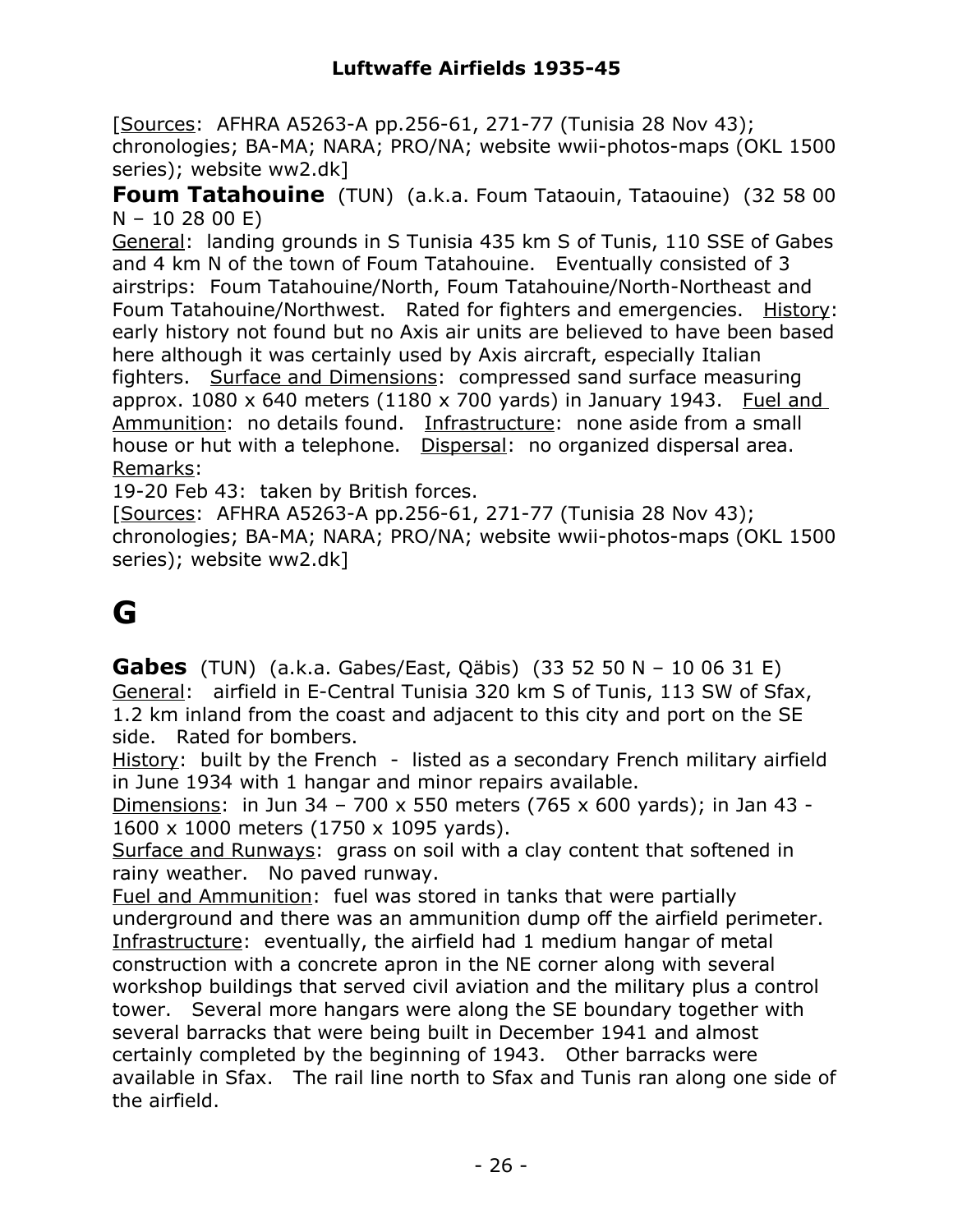[Sources: AFHRA A5263-A pp.256-61, 271-77 (Tunisia 28 Nov 43); chronologies; BA-MA; NARA; PRO/NA; website wwii-photos-maps (OKL 1500 series); website ww2.dk]

**Foum Tatahouine** (TUN) (a.k.a. Foum Tataouin, Tataouine) (32 58 00 N – 10 28 00 E)

General: landing grounds in S Tunisia 435 km S of Tunis, 110 SSE of Gabes and 4 km N of the town of Foum Tatahouine. Eventually consisted of 3 airstrips: Foum Tatahouine/North, Foum Tatahouine/North-Northeast and Foum Tatahouine/Northwest. Rated for fighters and emergencies. History: early history not found but no Axis air units are believed to have been based here although it was certainly used by Axis aircraft, especially Italian fighters. Surface and Dimensions: compressed sand surface measuring approx. 1080 x 640 meters (1180 x 700 yards) in January 1943. Fuel and Ammunition: no details found. Infrastructure: none aside from a small house or hut with a telephone. Dispersal: no organized dispersal area.

Remarks:

19-20 Feb 43: taken by British forces.

[Sources: AFHRA A5263-A pp.256-61, 271-77 (Tunisia 28 Nov 43); chronologies; BA-MA; NARA; PRO/NA; website wwii-photos-maps (OKL 1500 series); website ww2.dk]

# G

**Gabes** (TUN) (a.k.a. Gabes/East, Qäbis) (33 52 50 N – 10 06 31 E)

General: airfield in E-Central Tunisia 320 km S of Tunis, 113 SW of Sfax, 1.2 km inland from the coast and adjacent to this city and port on the SE side. Rated for bombers.

History: built by the French - listed as a secondary French military airfield in June 1934 with 1 hangar and minor repairs available.

Dimensions: in Jun 34 – 700 x 550 meters (765 x 600 yards); in Jan 43 - 1600 x 1000 meters (1750 x 1095 yards).

Surface and Runways: grass on soil with a clay content that softened in rainy weather. No paved runway.

Fuel and Ammunition: fuel was stored in tanks that were partially underground and there was an ammunition dump off the airfield perimeter.

Infrastructure: eventually, the airfield had 1 medium hangar of metal construction with a concrete apron in the NE corner along with several workshop buildings that served civil aviation and the military plus a control tower. Several more hangars were along the SE boundary together with several barracks that were being built in December 1941 and almost certainly completed by the beginning of 1943. Other barracks were available in Sfax. The rail line north to Sfax and Tunis ran along one side of the airfield.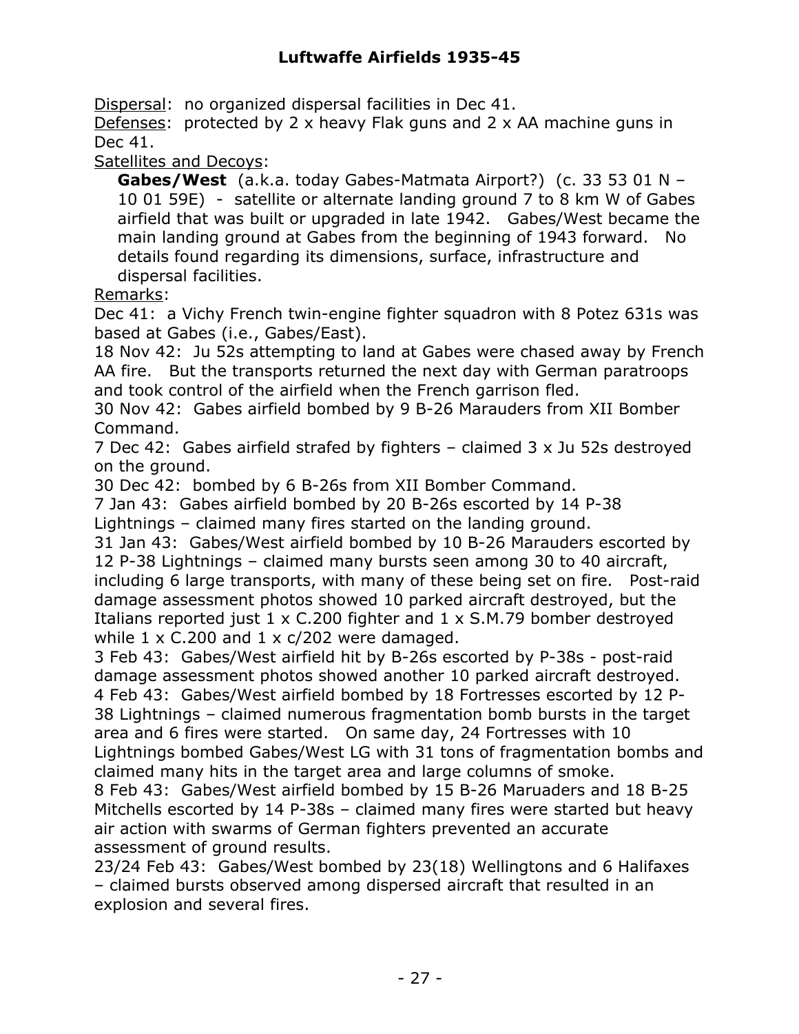Dispersal: no organized dispersal facilities in Dec 41.

Defenses: protected by 2 x heavy Flak guns and 2 x AA machine guns in Dec 41.

Satellites and Decoys:

**Gabes/West** (a.k.a. today Gabes-Matmata Airport?) (c. 33 53 01 N – 10 01 59E) - satellite or alternate landing ground 7 to 8 km W of Gabes airfield that was built or upgraded in late 1942. Gabes/West became the main landing ground at Gabes from the beginning of 1943 forward. No details found regarding its dimensions, surface, infrastructure and dispersal facilities.

Remarks:

Dec 41: a Vichy French twin-engine fighter squadron with 8 Potez 631s was based at Gabes (i.e., Gabes/East).

18 Nov 42: Ju 52s attempting to land at Gabes were chased away by French AA fire. But the transports returned the next day with German paratroops and took control of the airfield when the French garrison fled.

30 Nov 42: Gabes airfield bombed by 9 B-26 Marauders from XII Bomber Command.

7 Dec 42: Gabes airfield strafed by fighters – claimed 3 x Ju 52s destroyed on the ground.

30 Dec 42: bombed by 6 B-26s from XII Bomber Command.

7 Jan 43: Gabes airfield bombed by 20 B-26s escorted by 14 P-38 Lightnings – claimed many fires started on the landing ground.

31 Jan 43: Gabes/West airfield bombed by 10 B-26 Marauders escorted by 12 P-38 Lightnings – claimed many bursts seen among 30 to 40 aircraft, including 6 large transports, with many of these being set on fire. Post-raid damage assessment photos showed 10 parked aircraft destroyed, but the Italians reported just 1 x C.200 fighter and 1 x S.M.79 bomber destroyed while 1 x C.200 and 1 x c/202 were damaged.

3 Feb 43: Gabes/West airfield hit by B-26s escorted by P-38s - post-raid damage assessment photos showed another 10 parked aircraft destroyed.

4 Feb 43: Gabes/West airfield bombed by 18 Fortresses escorted by 12 P-38 Lightnings – claimed numerous fragmentation bomb bursts in the target area and 6 fires were started. On same day, 24 Fortresses with 10 Lightnings bombed Gabes/West LG with 31 tons of fragmentation bombs and claimed many hits in the target area and large columns of smoke.

8 Feb 43: Gabes/West airfield bombed by 15 B-26 Maruaders and 18 B-25 Mitchells escorted by 14 P-38s – claimed many fires were started but heavy air action with swarms of German fighters prevented an accurate assessment of ground results.

23/24 Feb 43: Gabes/West bombed by 23(18) Wellingtons and 6 Halifaxes – claimed bursts observed among dispersed aircraft that resulted in an explosion and several fires.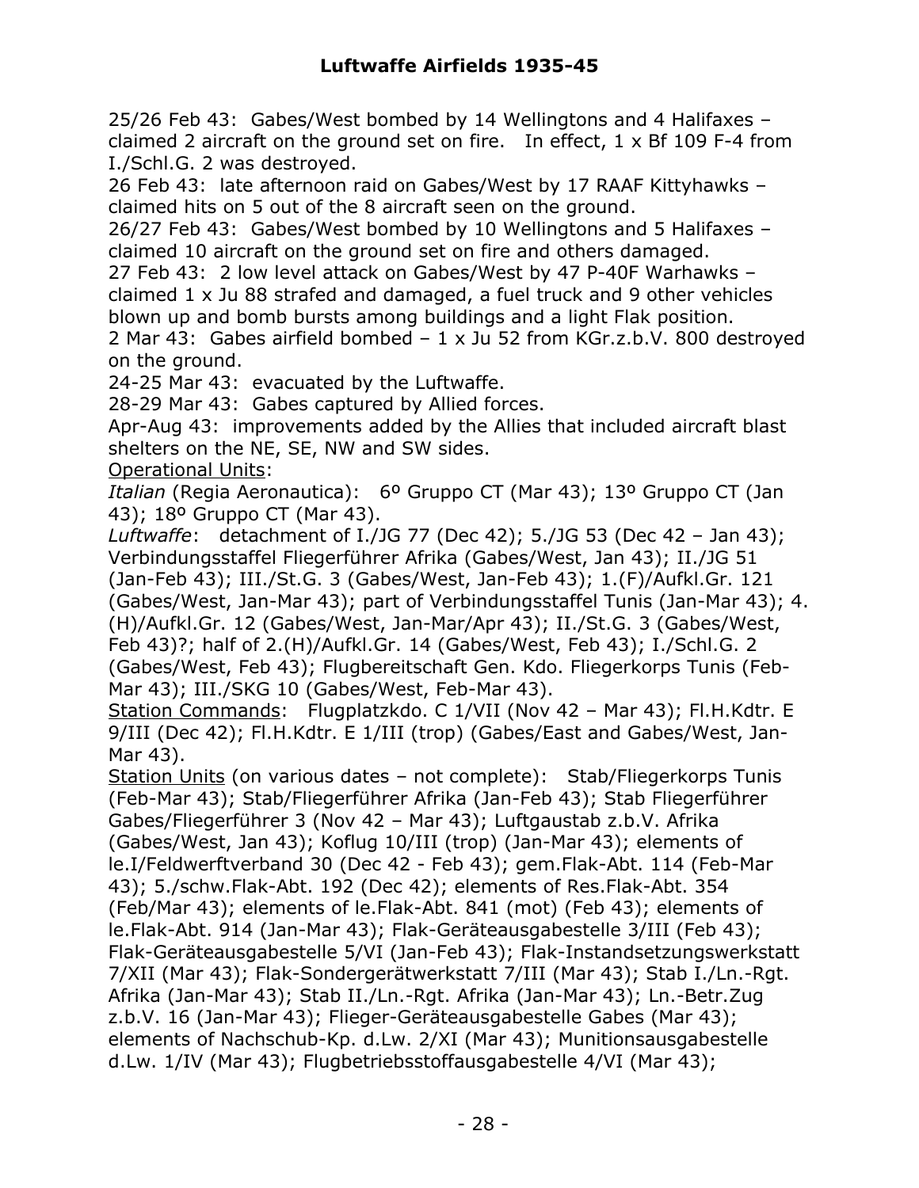25/26 Feb 43: Gabes/West bombed by 14 Wellingtons and 4 Halifaxes – claimed 2 aircraft on the ground set on fire. In effect, 1 x Bf 109 F-4 from I./Schl.G. 2 was destroyed.
26 Feb 43: late afternoon raid on Gabes/West by 17 RAAF Kittyhawks – claimed hits on 5 out of the 8 aircraft seen on the ground.
26/27 Feb 43: Gabes/West bombed by 10 Wellingtons and 5 Halifaxes – claimed 10 aircraft on the ground set on fire and others damaged.
27 Feb 43: 2 low level attack on Gabes/West by 47 P-40F Warhawks – claimed 1 x Ju 88 strafed and damaged, a fuel truck and 9 other vehicles blown up and bomb bursts among buildings and a light Flak position.
2 Mar 43: Gabes airfield bombed – 1 x Ju 52 from KGr.z.b.V. 800 destroyed on the ground.
24-25 Mar 43: evacuated by the Luftwaffe.
28-29 Mar 43: Gabes captured by Allied forces.
Apr-Aug 43: improvements added by the Allies that included aircraft blast shelters on the NE, SE, NW and SW sides.
<u>Operational Units</u>:
*Italian* (Regia Aeronautica): 6º Gruppo CT (Mar 43); 13º Gruppo CT (Jan 43); 18º Gruppo CT (Mar 43).
*Luftwaffe*: detachment of I./JG 77 (Dec 42); 5./JG 53 (Dec 42 – Jan 43); Verbindungsstaffel Fliegerführer Afrika (Gabes/West, Jan 43); II./JG 51 (Jan-Feb 43); III./St.G. 3 (Gabes/West, Jan-Feb 43); 1.(F)/Aufkl.Gr. 121 (Gabes/West, Jan-Mar 43); part of Verbindungsstaffel Tunis (Jan-Mar 43); 4.(H)/Aufkl.Gr. 12 (Gabes/West, Jan-Mar/Apr 43); II./St.G. 3 (Gabes/West, Feb 43)?; half of 2.(H)/Aufkl.Gr. 14 (Gabes/West, Feb 43); I./Schl.G. 2 (Gabes/West, Feb 43); Flugbereitschaft Gen. Kdo. Fliegerkorps Tunis (Feb-Mar 43); III./SKG 10 (Gabes/West, Feb-Mar 43).
<u>Station Commands</u>: Flugplatzkdo. C 1/VII (Nov 42 – Mar 43); Fl.H.Kdtr. E 9/III (Dec 42); Fl.H.Kdtr. E 1/III (trop) (Gabes/East and Gabes/West, Jan-Mar 43).
<u>Station Units</u> (on various dates – not complete): Stab/Fliegerkorps Tunis (Feb-Mar 43); Stab/Fliegerführer Afrika (Jan-Feb 43); Stab Fliegerführer Gabes/Fliegerführer 3 (Nov 42 – Mar 43); Luftgaustab z.b.V. Afrika (Gabes/West, Jan 43); Koflug 10/III (trop) (Jan-Mar 43); elements of le.I/Feldwerftverband 30 (Dec 42 - Feb 43); gem.Flak-Abt. 114 (Feb-Mar 43); 5./schw.Flak-Abt. 192 (Dec 42); elements of Res.Flak-Abt. 354 (Feb/Mar 43); elements of le.Flak-Abt. 841 (mot) (Feb 43); elements of le.Flak-Abt. 914 (Jan-Mar 43); Flak-Geräteausgabestelle 3/III (Feb 43); Flak-Geräteausgabestelle 5/VI (Jan-Feb 43); Flak-Instandsetzungswerkstatt 7/XII (Mar 43); Flak-Sondergerätwerkstatt 7/III (Mar 43); Stab I./Ln.-Rgt. Afrika (Jan-Mar 43); Stab II./Ln.-Rgt. Afrika (Jan-Mar 43); Ln.-Betr.Zug z.b.V. 16 (Jan-Mar 43); Flieger-Geräteausgabestelle Gabes (Mar 43); elements of Nachschub-Kp. d.Lw. 2/XI (Mar 43); Munitionsausgabestelle d.Lw. 1/IV (Mar 43); Flugbetriebsstoffausgabestelle 4/VI (Mar 43);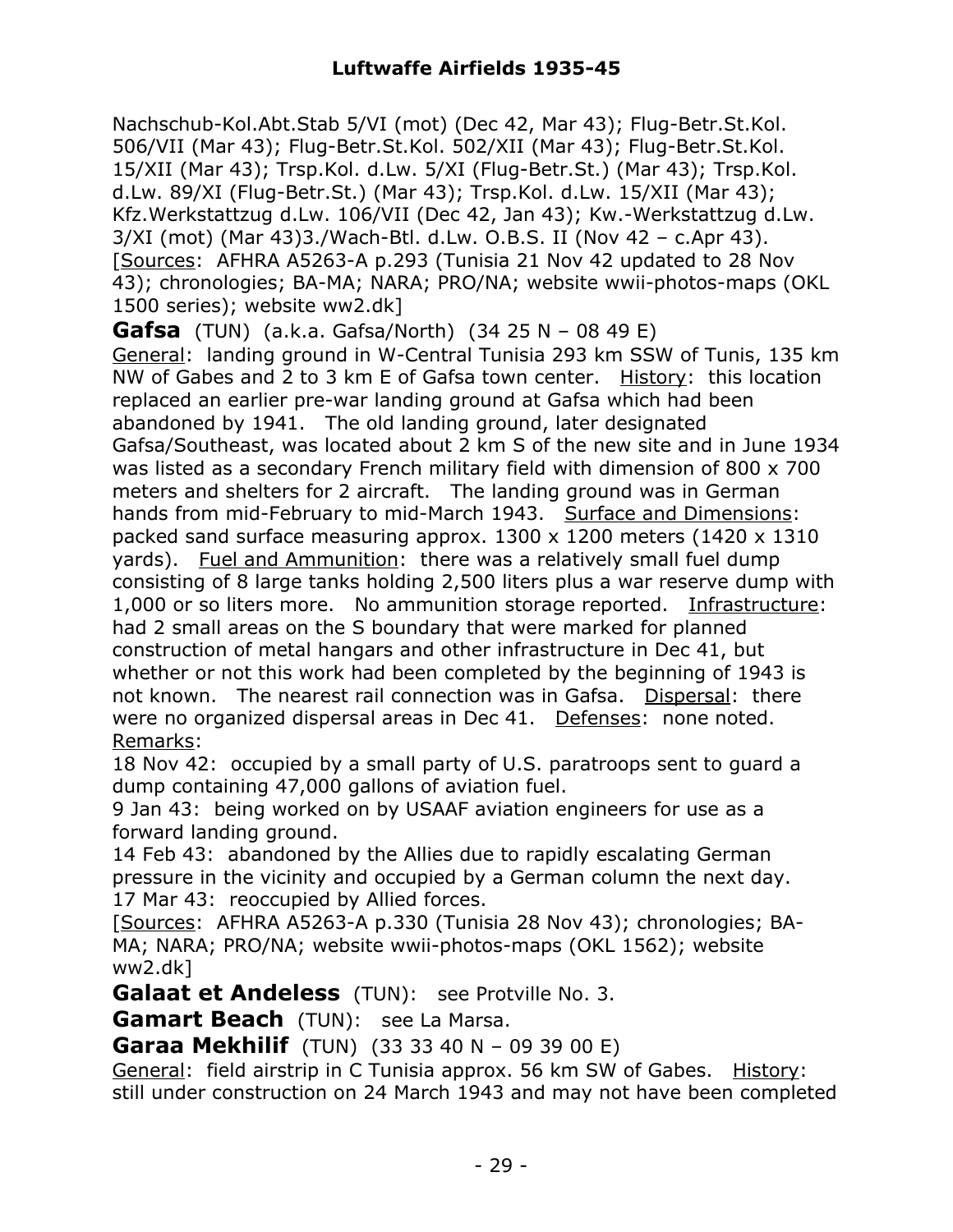Nachschub-Kol.Abt.Stab 5/VI (mot) (Dec 42, Mar 43); Flug-Betr.St.Kol. 506/VII (Mar 43); Flug-Betr.St.Kol. 502/XII (Mar 43); Flug-Betr.St.Kol. 15/XII (Mar 43); Trsp.Kol. d.Lw. 5/XI (Flug-Betr.St.) (Mar 43); Trsp.Kol. d.Lw. 89/XI (Flug-Betr.St.) (Mar 43); Trsp.Kol. d.Lw. 15/XII (Mar 43); Kfz.Werkstattzug d.Lw. 106/VII (Dec 42, Jan 43); Kw.-Werkstattzug d.Lw. 3/XI (mot) (Mar 43)3./Wach-Btl. d.Lw. O.B.S. II (Nov 42 – c.Apr 43). [Sources: AFHRA A5263-A p.293 (Tunisia 21 Nov 42 updated to 28 Nov 43); chronologies; BA-MA; NARA; PRO/NA; website wwii-photos-maps (OKL 1500 series); website ww2.dk]

**Gafsa** (TUN) (a.k.a. Gafsa/North) (34 25 N – 08 49 E)
General: landing ground in W-Central Tunisia 293 km SSW of Tunis, 135 km NW of Gabes and 2 to 3 km E of Gafsa town center. History: this location replaced an earlier pre-war landing ground at Gafsa which had been abandoned by 1941. The old landing ground, later designated Gafsa/Southeast, was located about 2 km S of the new site and in June 1934 was listed as a secondary French military field with dimension of 800 x 700 meters and shelters for 2 aircraft. The landing ground was in German hands from mid-February to mid-March 1943. Surface and Dimensions: packed sand surface measuring approx. 1300 x 1200 meters (1420 x 1310 yards). Fuel and Ammunition: there was a relatively small fuel dump consisting of 8 large tanks holding 2,500 liters plus a war reserve dump with 1,000 or so liters more. No ammunition storage reported. Infrastructure: had 2 small areas on the S boundary that were marked for planned construction of metal hangars and other infrastructure in Dec 41, but whether or not this work had been completed by the beginning of 1943 is not known. The nearest rail connection was in Gafsa. Dispersal: there were no organized dispersal areas in Dec 41. Defenses: none noted.
Remarks:
18 Nov 42: occupied by a small party of U.S. paratroops sent to guard a dump containing 47,000 gallons of aviation fuel.
9 Jan 43: being worked on by USAAF aviation engineers for use as a forward landing ground.
14 Feb 43: abandoned by the Allies due to rapidly escalating German pressure in the vicinity and occupied by a German column the next day.
17 Mar 43: reoccupied by Allied forces.
[Sources: AFHRA A5263-A p.330 (Tunisia 28 Nov 43); chronologies; BA-MA; NARA; PRO/NA; website wwii-photos-maps (OKL 1562); website ww2.dk]

**Galaat et Andeless** (TUN): see Protville No. 3.

**Gamart Beach** (TUN): see La Marsa.

**Garaa Mekhilif** (TUN) (33 33 40 N – 09 39 00 E)
General: field airstrip in C Tunisia approx. 56 km SW of Gabes. History: still under construction on 24 March 1943 and may not have been completed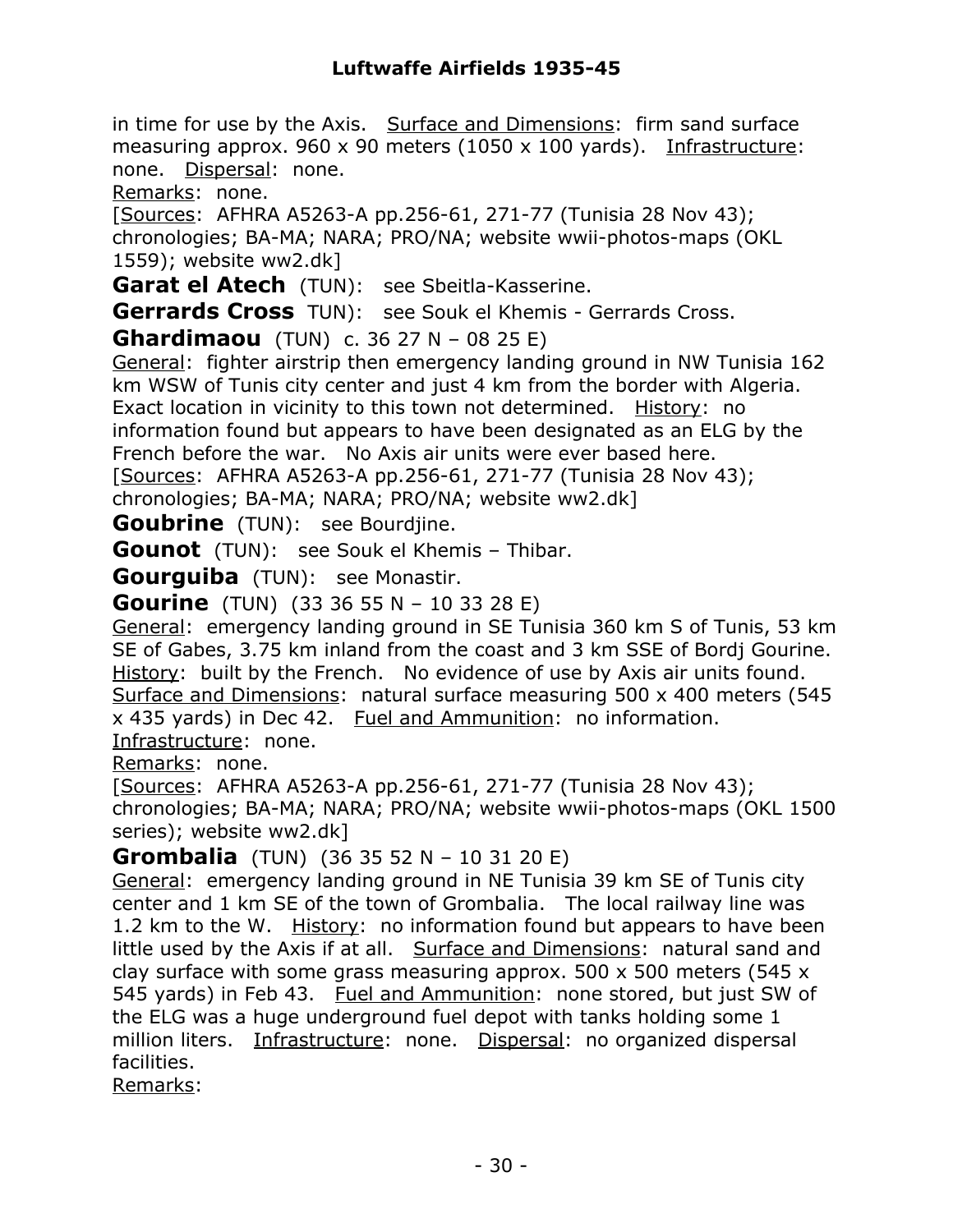in time for use by the Axis. Surface and Dimensions: firm sand surface measuring approx. 960 x 90 meters (1050 x 100 yards). Infrastructure: none. Dispersal: none.

Remarks: none.

[Sources: AFHRA A5263-A pp.256-61, 271-77 (Tunisia 28 Nov 43); chronologies; BA-MA; NARA; PRO/NA; website wwii-photos-maps (OKL 1559); website ww2.dk]

**Garat el Atech** (TUN): see Sbeitla-Kasserine.

**Gerrards Cross** TUN): see Souk el Khemis - Gerrards Cross.

**Ghardimaou** (TUN) c. 36 27 N – 08 25 E)

General: fighter airstrip then emergency landing ground in NW Tunisia 162 km WSW of Tunis city center and just 4 km from the border with Algeria. Exact location in vicinity to this town not determined. History: no information found but appears to have been designated as an ELG by the French before the war. No Axis air units were ever based here.

[Sources: AFHRA A5263-A pp.256-61, 271-77 (Tunisia 28 Nov 43); chronologies; BA-MA; NARA; PRO/NA; website ww2.dk]

**Goubrine** (TUN): see Bourdjine.

**Gounot** (TUN): see Souk el Khemis – Thibar.

**Gourguiba** (TUN): see Monastir.

**Gourine** (TUN) (33 36 55 N – 10 33 28 E)

General: emergency landing ground in SE Tunisia 360 km S of Tunis, 53 km SE of Gabes, 3.75 km inland from the coast and 3 km SSE of Bordj Gourine. History: built by the French. No evidence of use by Axis air units found. Surface and Dimensions: natural surface measuring 500 x 400 meters (545 x 435 yards) in Dec 42. Fuel and Ammunition: no information. Infrastructure: none.

Remarks: none.

[Sources: AFHRA A5263-A pp.256-61, 271-77 (Tunisia 28 Nov 43); chronologies; BA-MA; NARA; PRO/NA; website wwii-photos-maps (OKL 1500 series); website ww2.dk]

**Grombalia** (TUN) (36 35 52 N – 10 31 20 E)

General: emergency landing ground in NE Tunisia 39 km SE of Tunis city center and 1 km SE of the town of Grombalia. The local railway line was 1.2 km to the W. History: no information found but appears to have been little used by the Axis if at all. Surface and Dimensions: natural sand and clay surface with some grass measuring approx. 500 x 500 meters (545 x 545 yards) in Feb 43. Fuel and Ammunition: none stored, but just SW of the ELG was a huge underground fuel depot with tanks holding some 1 million liters. Infrastructure: none. Dispersal: no organized dispersal facilities.

Remarks: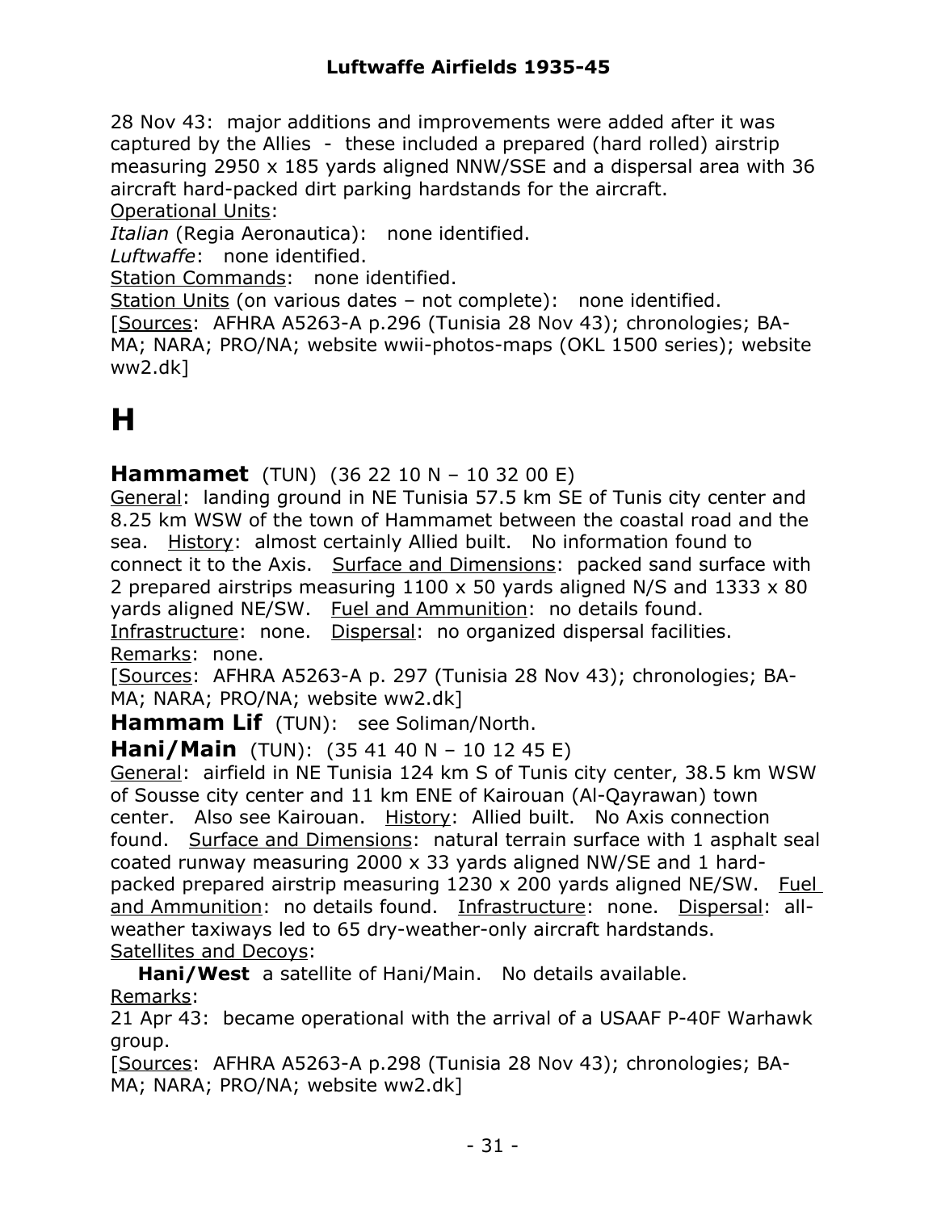28 Nov 43: major additions and improvements were added after it was captured by the Allies - these included a prepared (hard rolled) airstrip measuring 2950 x 185 yards aligned NNW/SSE and a dispersal area with 36 aircraft hard-packed dirt parking hardstands for the aircraft.
Operational Units:
*Italian* (Regia Aeronautica): none identified.
*Luftwaffe*: none identified.
Station Commands: none identified.
Station Units (on various dates – not complete): none identified.
[Sources: AFHRA A5263-A p.296 (Tunisia 28 Nov 43); chronologies; BA-MA; NARA; PRO/NA; website wwii-photos-maps (OKL 1500 series); website ww2.dk]

# H

**Hammamet** (TUN) (36 22 10 N – 10 32 00 E)
General: landing ground in NE Tunisia 57.5 km SE of Tunis city center and 8.25 km WSW of the town of Hammamet between the coastal road and the sea. History: almost certainly Allied built. No information found to connect it to the Axis. Surface and Dimensions: packed sand surface with 2 prepared airstrips measuring 1100 x 50 yards aligned N/S and 1333 x 80 yards aligned NE/SW. Fuel and Ammunition: no details found. Infrastructure: none. Dispersal: no organized dispersal facilities. Remarks: none.
[Sources: AFHRA A5263-A p. 297 (Tunisia 28 Nov 43); chronologies; BA-MA; NARA; PRO/NA; website ww2.dk]

**Hammam Lif** (TUN): see Soliman/North.

**Hani/Main** (TUN): (35 41 40 N – 10 12 45 E)
General: airfield in NE Tunisia 124 km S of Tunis city center, 38.5 km WSW of Sousse city center and 11 km ENE of Kairouan (Al-Qayrawan) town center. Also see Kairouan. History: Allied built. No Axis connection found. Surface and Dimensions: natural terrain surface with 1 asphalt seal coated runway measuring 2000 x 33 yards aligned NW/SE and 1 hard-packed prepared airstrip measuring 1230 x 200 yards aligned NE/SW. Fuel and Ammunition: no details found. Infrastructure: none. Dispersal: all-weather taxiways led to 65 dry-weather-only aircraft hardstands.
Satellites and Decoys:
**Hani/West** a satellite of Hani/Main. No details available.
Remarks:
21 Apr 43: became operational with the arrival of a USAAF P-40F Warhawk group.
[Sources: AFHRA A5263-A p.298 (Tunisia 28 Nov 43); chronologies; BA-MA; NARA; PRO/NA; website ww2.dk]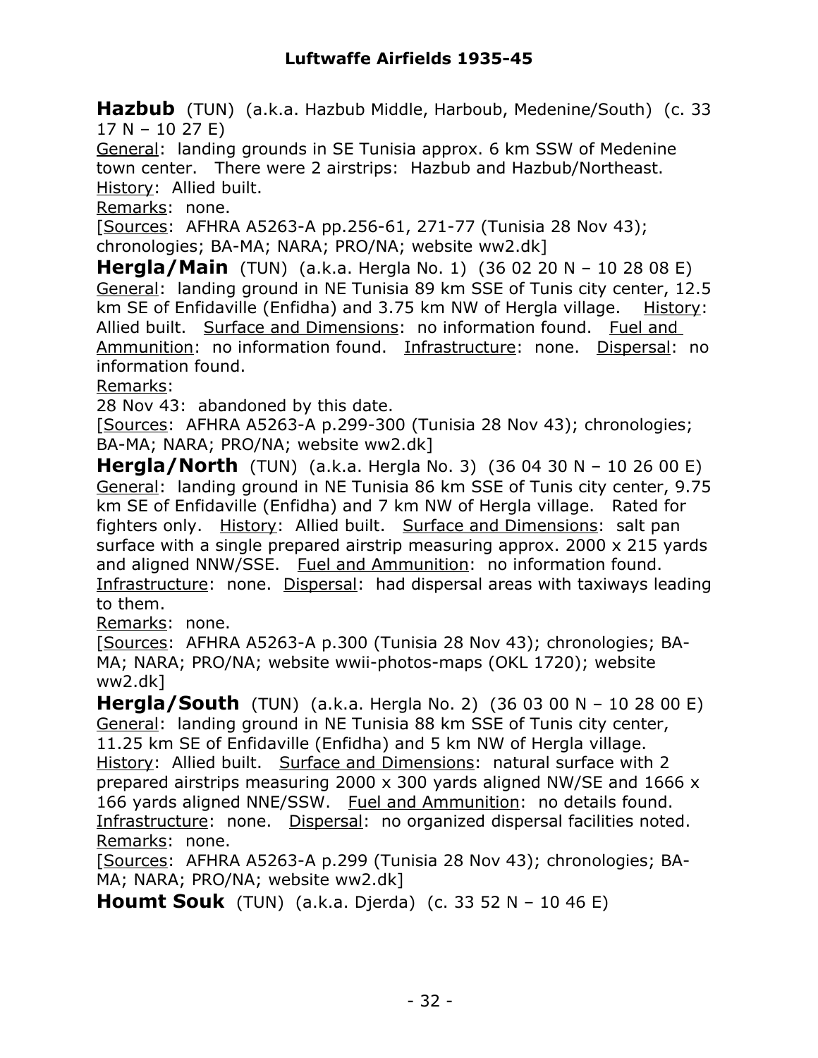**Hazbub** (TUN) (a.k.a. Hazbub Middle, Harboub, Medenine/South) (c. 33 17 N – 10 27 E)
General: landing grounds in SE Tunisia approx. 6 km SSW of Medenine town center. There were 2 airstrips: Hazbub and Hazbub/Northeast.
History: Allied built.
Remarks: none.
[Sources: AFHRA A5263-A pp.256-61, 271-77 (Tunisia 28 Nov 43); chronologies; BA-MA; NARA; PRO/NA; website ww2.dk]

**Hergla/Main** (TUN) (a.k.a. Hergla No. 1) (36 02 20 N – 10 28 08 E)
General: landing ground in NE Tunisia 89 km SSE of Tunis city center, 12.5 km SE of Enfidaville (Enfidha) and 3.75 km NW of Hergla village. History: Allied built. Surface and Dimensions: no information found. Fuel and Ammunition: no information found. Infrastructure: none. Dispersal: no information found.
Remarks:
28 Nov 43: abandoned by this date.
[Sources: AFHRA A5263-A p.299-300 (Tunisia 28 Nov 43); chronologies; BA-MA; NARA; PRO/NA; website ww2.dk]

**Hergla/North** (TUN) (a.k.a. Hergla No. 3) (36 04 30 N – 10 26 00 E)
General: landing ground in NE Tunisia 86 km SSE of Tunis city center, 9.75 km SE of Enfidaville (Enfidha) and 7 km NW of Hergla village. Rated for fighters only. History: Allied built. Surface and Dimensions: salt pan surface with a single prepared airstrip measuring approx. 2000 x 215 yards and aligned NNW/SSE. Fuel and Ammunition: no information found. Infrastructure: none. Dispersal: had dispersal areas with taxiways leading to them.
Remarks: none.
[Sources: AFHRA A5263-A p.300 (Tunisia 28 Nov 43); chronologies; BA-MA; NARA; PRO/NA; website wwii-photos-maps (OKL 1720); website ww2.dk]

**Hergla/South** (TUN) (a.k.a. Hergla No. 2) (36 03 00 N – 10 28 00 E)
General: landing ground in NE Tunisia 88 km SSE of Tunis city center, 11.25 km SE of Enfidaville (Enfidha) and 5 km NW of Hergla village.
History: Allied built. Surface and Dimensions: natural surface with 2 prepared airstrips measuring 2000 x 300 yards aligned NW/SE and 1666 x 166 yards aligned NNE/SSW. Fuel and Ammunition: no details found.
Infrastructure: none. Dispersal: no organized dispersal facilities noted.
Remarks: none.
[Sources: AFHRA A5263-A p.299 (Tunisia 28 Nov 43); chronologies; BA-MA; NARA; PRO/NA; website ww2.dk]

**Houmt Souk** (TUN) (a.k.a. Djerda) (c. 33 52 N – 10 46 E)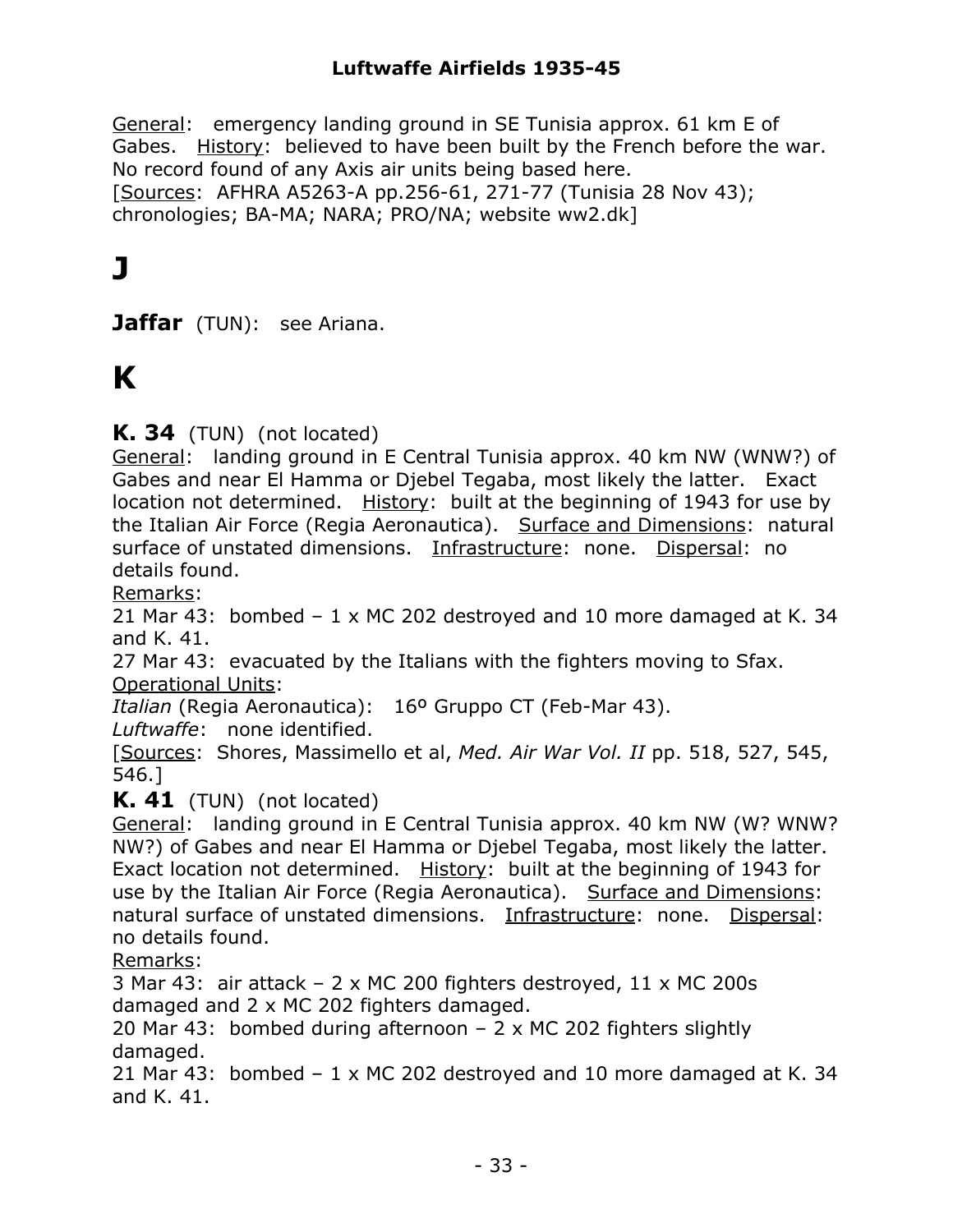General: emergency landing ground in SE Tunisia approx. 61 km E of Gabes. History: believed to have been built by the French before the war. No record found of any Axis air units being based here.
[Sources: AFHRA A5263-A pp.256-61, 271-77 (Tunisia 28 Nov 43); chronologies; BA-MA; NARA; PRO/NA; website ww2.dk]

# J

**Jaffar** (TUN): see Ariana.

# K

**K. 34** (TUN) (not located)
General: landing ground in E Central Tunisia approx. 40 km NW (WNW?) of Gabes and near El Hamma or Djebel Tegaba, most likely the latter. Exact location not determined. History: built at the beginning of 1943 for use by the Italian Air Force (Regia Aeronautica). Surface and Dimensions: natural surface of unstated dimensions. Infrastructure: none. Dispersal: no details found.
Remarks:
21 Mar 43: bombed – 1 x MC 202 destroyed and 10 more damaged at K. 34 and K. 41.
27 Mar 43: evacuated by the Italians with the fighters moving to Sfax.
Operational Units:
*Italian* (Regia Aeronautica): 16º Gruppo CT (Feb-Mar 43).
*Luftwaffe*: none identified.
[Sources: Shores, Massimello et al, *Med. Air War Vol. II* pp. 518, 527, 545, 546.]

**K. 41** (TUN) (not located)
General: landing ground in E Central Tunisia approx. 40 km NW (W? WNW? NW?) of Gabes and near El Hamma or Djebel Tegaba, most likely the latter. Exact location not determined. History: built at the beginning of 1943 for use by the Italian Air Force (Regia Aeronautica). Surface and Dimensions: natural surface of unstated dimensions. Infrastructure: none. Dispersal: no details found.
Remarks:
3 Mar 43: air attack – 2 x MC 200 fighters destroyed, 11 x MC 200s damaged and 2 x MC 202 fighters damaged.
20 Mar 43: bombed during afternoon – 2 x MC 202 fighters slightly damaged.
21 Mar 43: bombed – 1 x MC 202 destroyed and 10 more damaged at K. 34 and K. 41.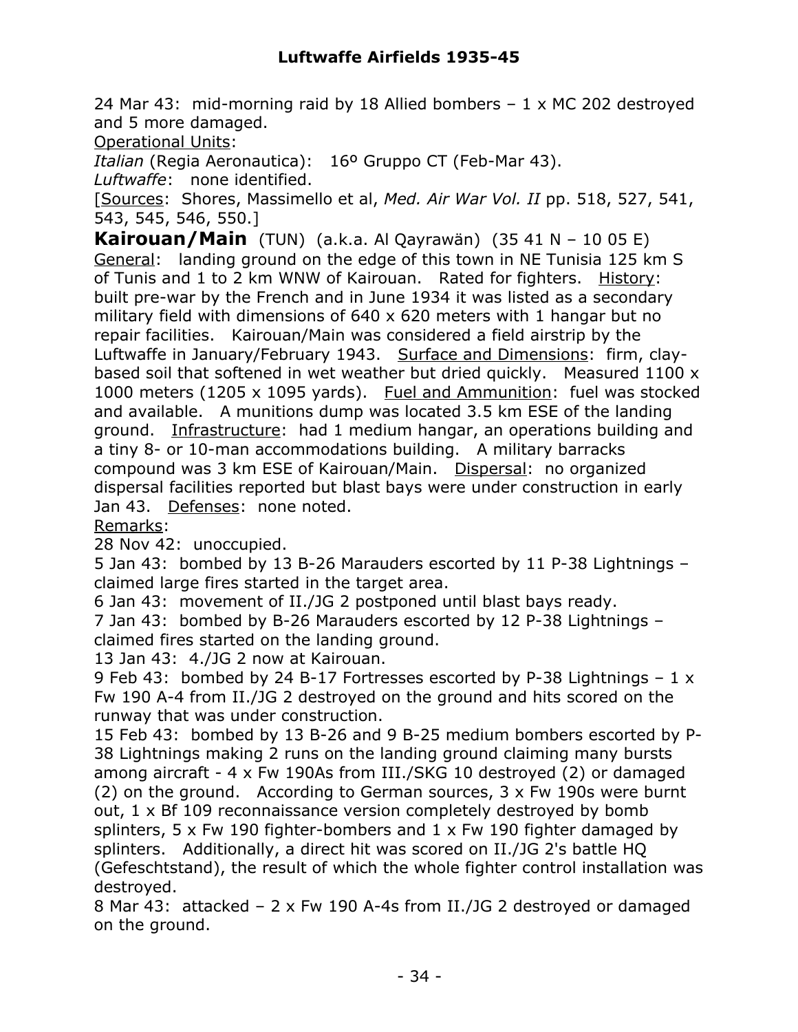24 Mar 43: mid-morning raid by 18 Allied bombers – 1 x MC 202 destroyed and 5 more damaged.

Operational Units:

*Italian* (Regia Aeronautica): 16º Gruppo CT (Feb-Mar 43).

*Luftwaffe*: none identified.

[Sources: Shores, Massimello et al, *Med. Air War Vol. II* pp. 518, 527, 541, 543, 545, 546, 550.]

**Kairouan/Main** (TUN) (a.k.a. Al Qayrawän) (35 41 N – 10 05 E)

General: landing ground on the edge of this town in NE Tunisia 125 km S of Tunis and 1 to 2 km WNW of Kairouan. Rated for fighters. History: built pre-war by the French and in June 1934 it was listed as a secondary military field with dimensions of 640 x 620 meters with 1 hangar but no repair facilities. Kairouan/Main was considered a field airstrip by the Luftwaffe in January/February 1943. Surface and Dimensions: firm, clay-based soil that softened in wet weather but dried quickly. Measured 1100 x 1000 meters (1205 x 1095 yards). Fuel and Ammunition: fuel was stocked and available. A munitions dump was located 3.5 km ESE of the landing ground. Infrastructure: had 1 medium hangar, an operations building and a tiny 8- or 10-man accommodations building. A military barracks compound was 3 km ESE of Kairouan/Main. Dispersal: no organized dispersal facilities reported but blast bays were under construction in early Jan 43. Defenses: none noted.

Remarks:

28 Nov 42: unoccupied.

5 Jan 43: bombed by 13 B-26 Marauders escorted by 11 P-38 Lightnings – claimed large fires started in the target area.

6 Jan 43: movement of II./JG 2 postponed until blast bays ready.

7 Jan 43: bombed by B-26 Marauders escorted by 12 P-38 Lightnings – claimed fires started on the landing ground.

13 Jan 43: 4./JG 2 now at Kairouan.

9 Feb 43: bombed by 24 B-17 Fortresses escorted by P-38 Lightnings – 1 x Fw 190 A-4 from II./JG 2 destroyed on the ground and hits scored on the runway that was under construction.

15 Feb 43: bombed by 13 B-26 and 9 B-25 medium bombers escorted by P-38 Lightnings making 2 runs on the landing ground claiming many bursts among aircraft - 4 x Fw 190As from III./SKG 10 destroyed (2) or damaged (2) on the ground. According to German sources, 3 x Fw 190s were burnt out, 1 x Bf 109 reconnaissance version completely destroyed by bomb splinters, 5 x Fw 190 fighter-bombers and 1 x Fw 190 fighter damaged by splinters. Additionally, a direct hit was scored on II./JG 2's battle HQ (Gefeschtstand), the result of which the whole fighter control installation was destroyed.

8 Mar 43: attacked – 2 x Fw 190 A-4s from II./JG 2 destroyed or damaged on the ground.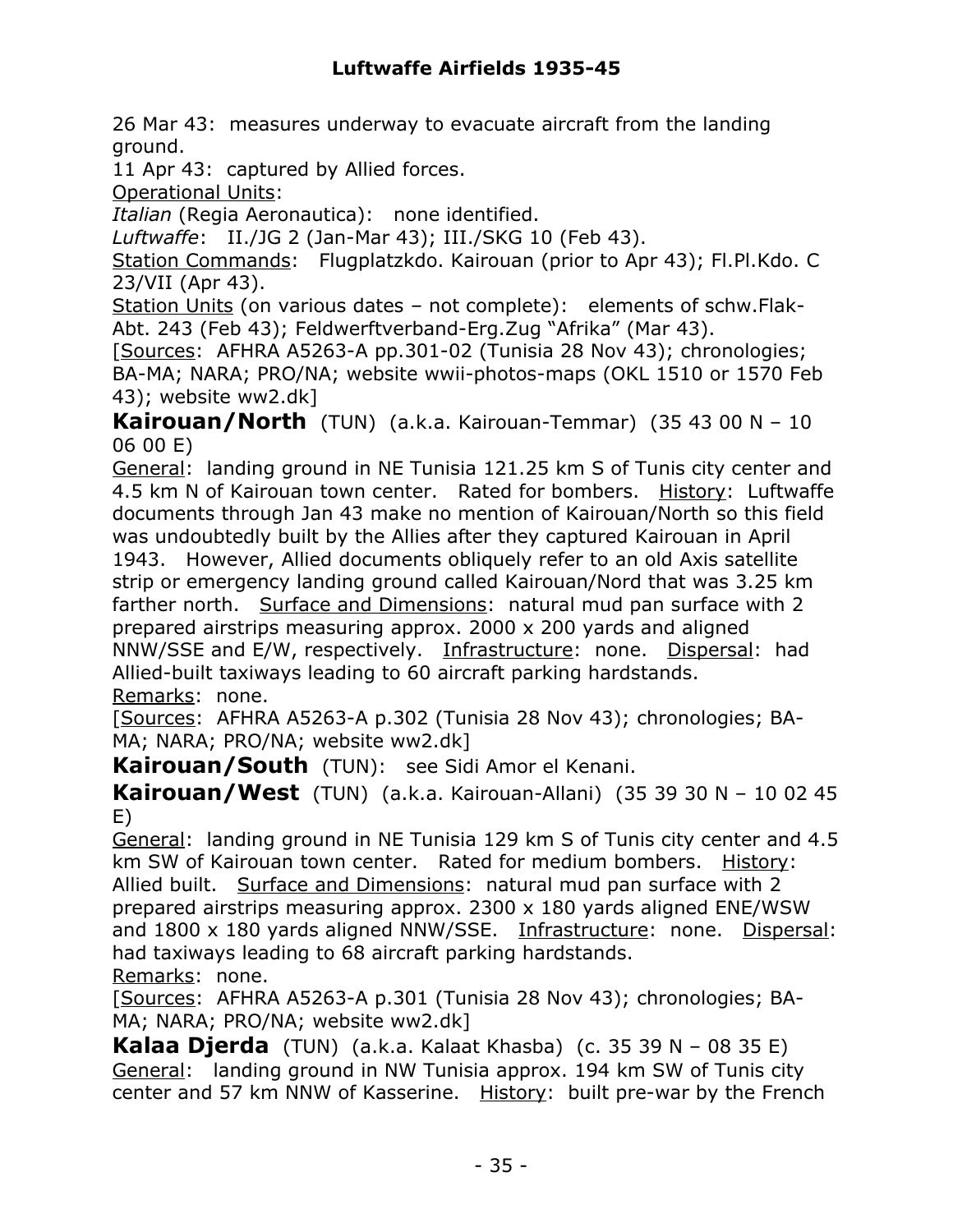26 Mar 43: measures underway to evacuate aircraft from the landing ground.
11 Apr 43: captured by Allied forces.
Operational Units:
*Italian* (Regia Aeronautica): none identified.
*Luftwaffe*: II./JG 2 (Jan-Mar 43); III./SKG 10 (Feb 43).
Station Commands: Flugplatzkdo. Kairouan (prior to Apr 43); Fl.Pl.Kdo. C 23/VII (Apr 43).
Station Units (on various dates – not complete): elements of schw.Flak-Abt. 243 (Feb 43); Feldwerftverband-Erg.Zug "Afrika" (Mar 43).
[Sources: AFHRA A5263-A pp.301-02 (Tunisia 28 Nov 43); chronologies; BA-MA; NARA; PRO/NA; website wwii-photos-maps (OKL 1510 or 1570 Feb 43); website ww2.dk]

**Kairouan/North** (TUN) (a.k.a. Kairouan-Temmar) (35 43 00 N – 10 06 00 E)
General: landing ground in NE Tunisia 121.25 km S of Tunis city center and 4.5 km N of Kairouan town center. Rated for bombers. History: Luftwaffe documents through Jan 43 make no mention of Kairouan/North so this field was undoubtedly built by the Allies after they captured Kairouan in April 1943. However, Allied documents obliquely refer to an old Axis satellite strip or emergency landing ground called Kairouan/Nord that was 3.25 km farther north. Surface and Dimensions: natural mud pan surface with 2 prepared airstrips measuring approx. 2000 x 200 yards and aligned NNW/SSE and E/W, respectively. Infrastructure: none. Dispersal: had Allied-built taxiways leading to 60 aircraft parking hardstands.
Remarks: none.
[Sources: AFHRA A5263-A p.302 (Tunisia 28 Nov 43); chronologies; BA-MA; NARA; PRO/NA; website ww2.dk]

**Kairouan/South** (TUN): see Sidi Amor el Kenani.

**Kairouan/West** (TUN) (a.k.a. Kairouan-Allani) (35 39 30 N – 10 02 45 E)
General: landing ground in NE Tunisia 129 km S of Tunis city center and 4.5 km SW of Kairouan town center. Rated for medium bombers. History: Allied built. Surface and Dimensions: natural mud pan surface with 2 prepared airstrips measuring approx. 2300 x 180 yards aligned ENE/WSW and 1800 x 180 yards aligned NNW/SSE. Infrastructure: none. Dispersal: had taxiways leading to 68 aircraft parking hardstands.
Remarks: none.
[Sources: AFHRA A5263-A p.301 (Tunisia 28 Nov 43); chronologies; BA-MA; NARA; PRO/NA; website ww2.dk]

**Kalaa Djerda** (TUN) (a.k.a. Kalaat Khasba) (c. 35 39 N – 08 35 E)
General: landing ground in NW Tunisia approx. 194 km SW of Tunis city center and 57 km NNW of Kasserine. History: built pre-war by the French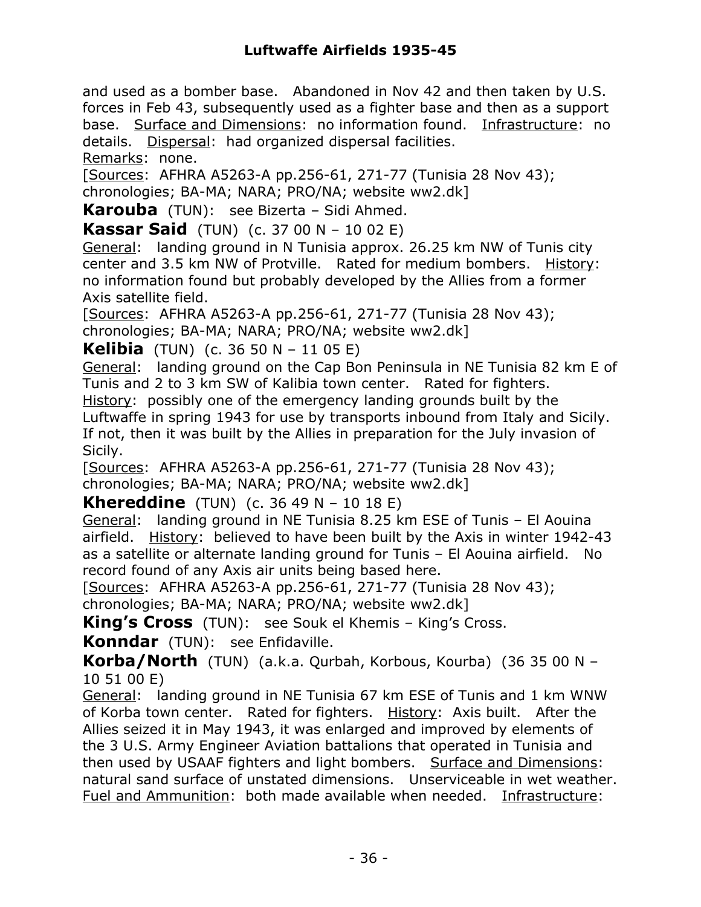and used as a bomber base. Abandoned in Nov 42 and then taken by U.S. forces in Feb 43, subsequently used as a fighter base and then as a support base. Surface and Dimensions: no information found. Infrastructure: no details. Dispersal: had organized dispersal facilities.
Remarks: none.
[Sources: AFHRA A5263-A pp.256-61, 271-77 (Tunisia 28 Nov 43); chronologies; BA-MA; NARA; PRO/NA; website ww2.dk]

**Karouba** (TUN): see Bizerta – Sidi Ahmed.

**Kassar Said** (TUN) (c. 37 00 N – 10 02 E)
General: landing ground in N Tunisia approx. 26.25 km NW of Tunis city center and 3.5 km NW of Protville. Rated for medium bombers. History: no information found but probably developed by the Allies from a former Axis satellite field.
[Sources: AFHRA A5263-A pp.256-61, 271-77 (Tunisia 28 Nov 43); chronologies; BA-MA; NARA; PRO/NA; website ww2.dk]

**Kelibia** (TUN) (c. 36 50 N – 11 05 E)
General: landing ground on the Cap Bon Peninsula in NE Tunisia 82 km E of Tunis and 2 to 3 km SW of Kalibia town center. Rated for fighters.
History: possibly one of the emergency landing grounds built by the Luftwaffe in spring 1943 for use by transports inbound from Italy and Sicily. If not, then it was built by the Allies in preparation for the July invasion of Sicily.
[Sources: AFHRA A5263-A pp.256-61, 271-77 (Tunisia 28 Nov 43); chronologies; BA-MA; NARA; PRO/NA; website ww2.dk]

**Khereddine** (TUN) (c. 36 49 N – 10 18 E)
General: landing ground in NE Tunisia 8.25 km ESE of Tunis – El Aouina airfield. History: believed to have been built by the Axis in winter 1942-43 as a satellite or alternate landing ground for Tunis – El Aouina airfield. No record found of any Axis air units being based here.
[Sources: AFHRA A5263-A pp.256-61, 271-77 (Tunisia 28 Nov 43); chronologies; BA-MA; NARA; PRO/NA; website ww2.dk]

**King's Cross** (TUN): see Souk el Khemis – King's Cross.

**Konndar** (TUN): see Enfidaville.

**Korba/North** (TUN) (a.k.a. Qurbah, Korbous, Kourba) (36 35 00 N – 10 51 00 E)
General: landing ground in NE Tunisia 67 km ESE of Tunis and 1 km WNW of Korba town center. Rated for fighters. History: Axis built. After the Allies seized it in May 1943, it was enlarged and improved by elements of the 3 U.S. Army Engineer Aviation battalions that operated in Tunisia and then used by USAAF fighters and light bombers. Surface and Dimensions: natural sand surface of unstated dimensions. Unserviceable in wet weather. Fuel and Ammunition: both made available when needed. Infrastructure: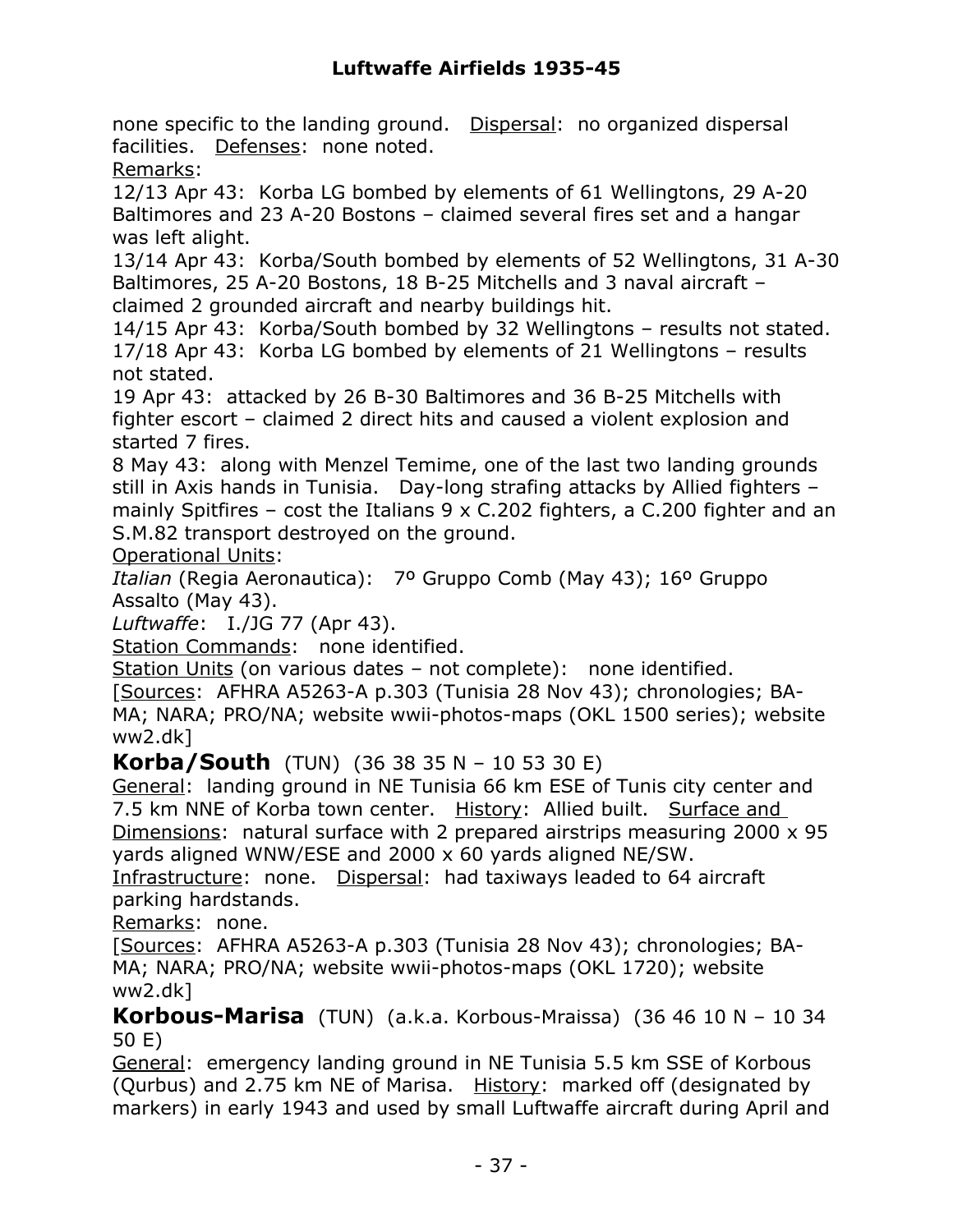none specific to the landing ground. Dispersal: no organized dispersal facilities. Defenses: none noted.

Remarks:

12/13 Apr 43: Korba LG bombed by elements of 61 Wellingtons, 29 A-20 Baltimores and 23 A-20 Bostons – claimed several fires set and a hangar was left alight.

13/14 Apr 43: Korba/South bombed by elements of 52 Wellingtons, 31 A-30 Baltimores, 25 A-20 Bostons, 18 B-25 Mitchells and 3 naval aircraft – claimed 2 grounded aircraft and nearby buildings hit.

14/15 Apr 43: Korba/South bombed by 32 Wellingtons – results not stated.

17/18 Apr 43: Korba LG bombed by elements of 21 Wellingtons – results not stated.

19 Apr 43: attacked by 26 B-30 Baltimores and 36 B-25 Mitchells with fighter escort – claimed 2 direct hits and caused a violent explosion and started 7 fires.

8 May 43: along with Menzel Temime, one of the last two landing grounds still in Axis hands in Tunisia. Day-long strafing attacks by Allied fighters – mainly Spitfires – cost the Italians 9 x C.202 fighters, a C.200 fighter and an S.M.82 transport destroyed on the ground.

Operational Units:

*Italian* (Regia Aeronautica): 7º Gruppo Comb (May 43); 16º Gruppo Assalto (May 43).

*Luftwaffe*: I./JG 77 (Apr 43).

Station Commands: none identified.

Station Units (on various dates – not complete): none identified.

[Sources: AFHRA A5263-A p.303 (Tunisia 28 Nov 43); chronologies; BA-MA; NARA; PRO/NA; website wwii-photos-maps (OKL 1500 series); website ww2.dk]

## **Korba/South** (TUN) (36 38 35 N – 10 53 30 E)

General: landing ground in NE Tunisia 66 km ESE of Tunis city center and 7.5 km NNE of Korba town center. History: Allied built. Surface and Dimensions: natural surface with 2 prepared airstrips measuring 2000 x 95 yards aligned WNW/ESE and 2000 x 60 yards aligned NE/SW.

Infrastructure: none. Dispersal: had taxiways leaded to 64 aircraft parking hardstands.

Remarks: none.

[Sources: AFHRA A5263-A p.303 (Tunisia 28 Nov 43); chronologies; BA-MA; NARA; PRO/NA; website wwii-photos-maps (OKL 1720); website ww2.dk]

## **Korbous-Marisa** (TUN) (a.k.a. Korbous-Mraissa) (36 46 10 N – 10 34 50 E)

General: emergency landing ground in NE Tunisia 5.5 km SSE of Korbous (Qurbus) and 2.75 km NE of Marisa. History: marked off (designated by markers) in early 1943 and used by small Luftwaffe aircraft during April and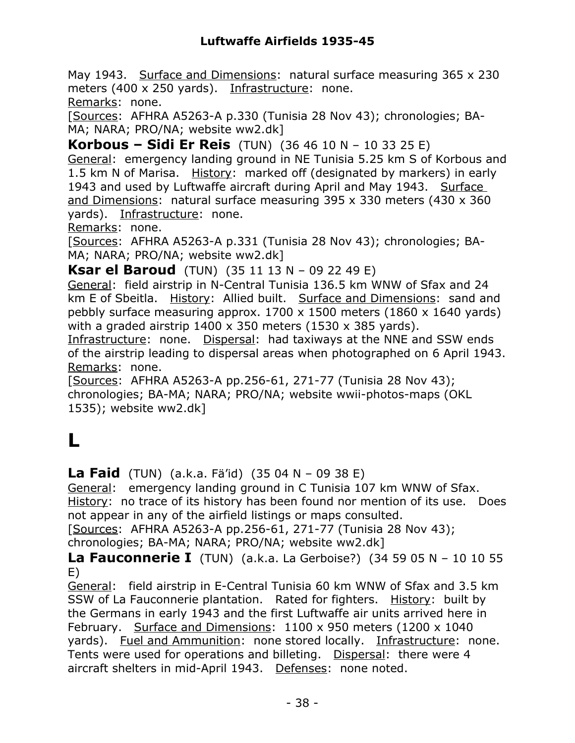May 1943. Surface and Dimensions: natural surface measuring 365 x 230 meters (400 x 250 yards). Infrastructure: none.
Remarks: none.
[Sources: AFHRA A5263-A p.330 (Tunisia 28 Nov 43); chronologies; BA-MA; NARA; PRO/NA; website ww2.dk]

**Korbous – Sidi Er Reis** (TUN) (36 46 10 N – 10 33 25 E)
General: emergency landing ground in NE Tunisia 5.25 km S of Korbous and 1.5 km N of Marisa. History: marked off (designated by markers) in early 1943 and used by Luftwaffe aircraft during April and May 1943. Surface and Dimensions: natural surface measuring 395 x 330 meters (430 x 360 yards). Infrastructure: none.
Remarks: none.
[Sources: AFHRA A5263-A p.331 (Tunisia 28 Nov 43); chronologies; BA-MA; NARA; PRO/NA; website ww2.dk]

**Ksar el Baroud** (TUN) (35 11 13 N – 09 22 49 E)
General: field airstrip in N-Central Tunisia 136.5 km WNW of Sfax and 24 km E of Sbeitla. History: Allied built. Surface and Dimensions: sand and pebbly surface measuring approx. 1700 x 1500 meters (1860 x 1640 yards) with a graded airstrip 1400 x 350 meters (1530 x 385 yards).
Infrastructure: none. Dispersal: had taxiways at the NNE and SSW ends of the airstrip leading to dispersal areas when photographed on 6 April 1943.
Remarks: none.
[Sources: AFHRA A5263-A pp.256-61, 271-77 (Tunisia 28 Nov 43); chronologies; BA-MA; NARA; PRO/NA; website wwii-photos-maps (OKL 1535); website ww2.dk]

# L

**La Faid** (TUN) (a.k.a. Fä'id) (35 04 N – 09 38 E)
General: emergency landing ground in C Tunisia 107 km WNW of Sfax.
History: no trace of its history has been found nor mention of its use. Does not appear in any of the airfield listings or maps consulted.
[Sources: AFHRA A5263-A pp.256-61, 271-77 (Tunisia 28 Nov 43); chronologies; BA-MA; NARA; PRO/NA; website ww2.dk]

**La Fauconnerie I** (TUN) (a.k.a. La Gerboise?) (34 59 05 N – 10 10 55 E)
General: field airstrip in E-Central Tunisia 60 km WNW of Sfax and 3.5 km SSW of La Fauconnerie plantation. Rated for fighters. History: built by the Germans in early 1943 and the first Luftwaffe air units arrived here in February. Surface and Dimensions: 1100 x 950 meters (1200 x 1040 yards). Fuel and Ammunition: none stored locally. Infrastructure: none. Tents were used for operations and billeting. Dispersal: there were 4 aircraft shelters in mid-April 1943. Defenses: none noted.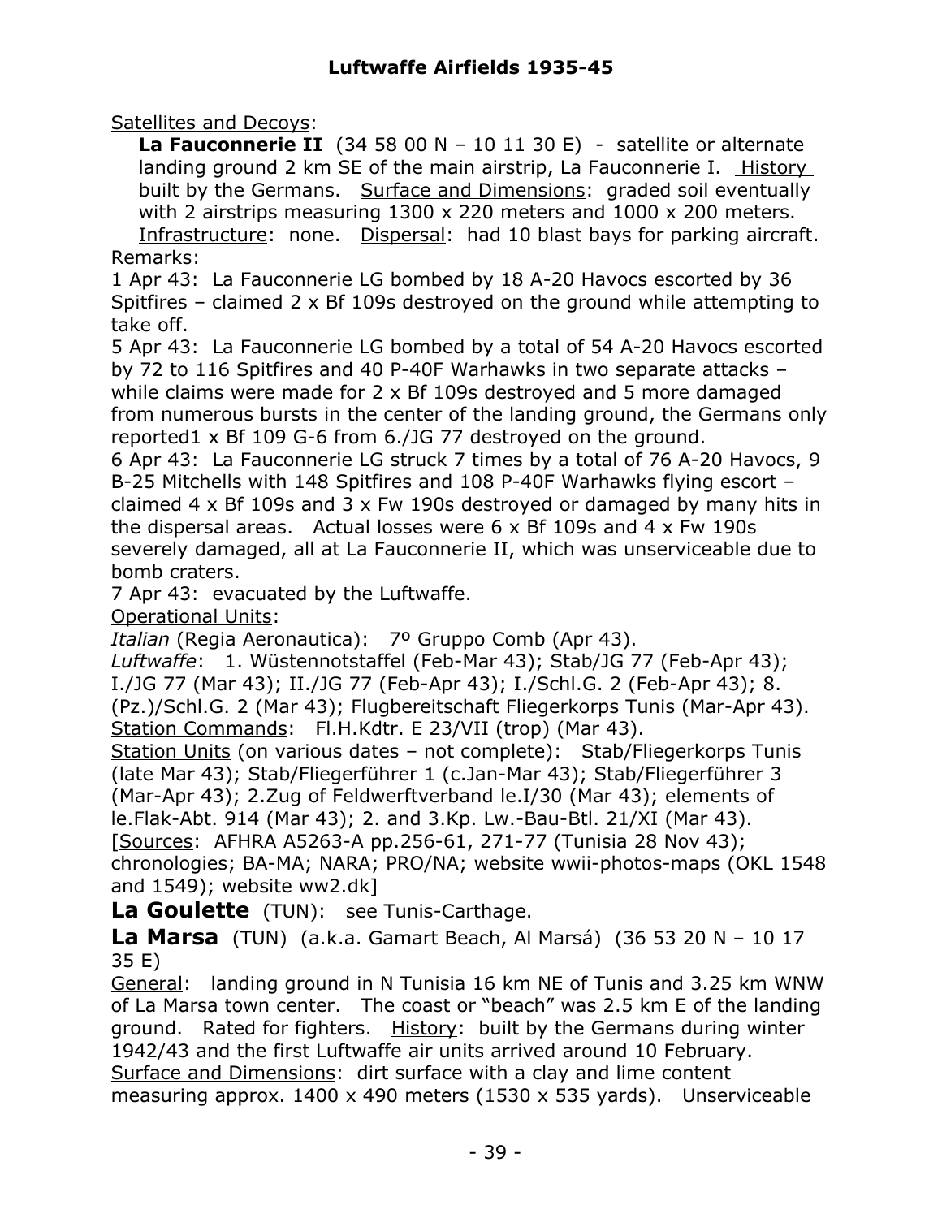Satellites and Decoys:

**La Fauconnerie II** (34 58 00 N – 10 11 30 E) - satellite or alternate landing ground 2 km SE of the main airstrip, La Fauconnerie I. History built by the Germans. Surface and Dimensions: graded soil eventually with 2 airstrips measuring 1300 x 220 meters and 1000 x 200 meters. Infrastructure: none. Dispersal: had 10 blast bays for parking aircraft.

Remarks:

1 Apr 43: La Fauconnerie LG bombed by 18 A-20 Havocs escorted by 36 Spitfires – claimed 2 x Bf 109s destroyed on the ground while attempting to take off.

5 Apr 43: La Fauconnerie LG bombed by a total of 54 A-20 Havocs escorted by 72 to 116 Spitfires and 40 P-40F Warhawks in two separate attacks – while claims were made for 2 x Bf 109s destroyed and 5 more damaged from numerous bursts in the center of the landing ground, the Germans only reported1 x Bf 109 G-6 from 6./JG 77 destroyed on the ground.

6 Apr 43: La Fauconnerie LG struck 7 times by a total of 76 A-20 Havocs, 9 B-25 Mitchells with 148 Spitfires and 108 P-40F Warhawks flying escort – claimed 4 x Bf 109s and 3 x Fw 190s destroyed or damaged by many hits in the dispersal areas. Actual losses were 6 x Bf 109s and 4 x Fw 190s severely damaged, all at La Fauconnerie II, which was unserviceable due to bomb craters.

7 Apr 43: evacuated by the Luftwaffe.

Operational Units:

*Italian* (Regia Aeronautica): 7º Gruppo Comb (Apr 43).

*Luftwaffe*: 1. Wüstennotstaffel (Feb-Mar 43); Stab/JG 77 (Feb-Apr 43); I./JG 77 (Mar 43); II./JG 77 (Feb-Apr 43); I./Schl.G. 2 (Feb-Apr 43); 8. (Pz.)/Schl.G. 2 (Mar 43); Flugbereitschaft Fliegerkorps Tunis (Mar-Apr 43).

Station Commands: Fl.H.Kdtr. E 23/VII (trop) (Mar 43).

Station Units (on various dates – not complete): Stab/Fliegerkorps Tunis (late Mar 43); Stab/Fliegerführer 1 (c.Jan-Mar 43); Stab/Fliegerführer 3 (Mar-Apr 43); 2.Zug of Feldwerftverband le.I/30 (Mar 43); elements of le.Flak-Abt. 914 (Mar 43); 2. and 3.Kp. Lw.-Bau-Btl. 21/XI (Mar 43).

[Sources: AFHRA A5263-A pp.256-61, 271-77 (Tunisia 28 Nov 43); chronologies; BA-MA; NARA; PRO/NA; website wwii-photos-maps (OKL 1548 and 1549); website ww2.dk]

## La Goulette (TUN): see Tunis-Carthage.

## La Marsa (TUN) (a.k.a. Gamart Beach, Al Marsá) (36 53 20 N – 10 17 35 E)

General: landing ground in N Tunisia 16 km NE of Tunis and 3.25 km WNW of La Marsa town center. The coast or "beach" was 2.5 km E of the landing ground. Rated for fighters. History: built by the Germans during winter 1942/43 and the first Luftwaffe air units arrived around 10 February. Surface and Dimensions: dirt surface with a clay and lime content measuring approx. 1400 x 490 meters (1530 x 535 yards). Unserviceable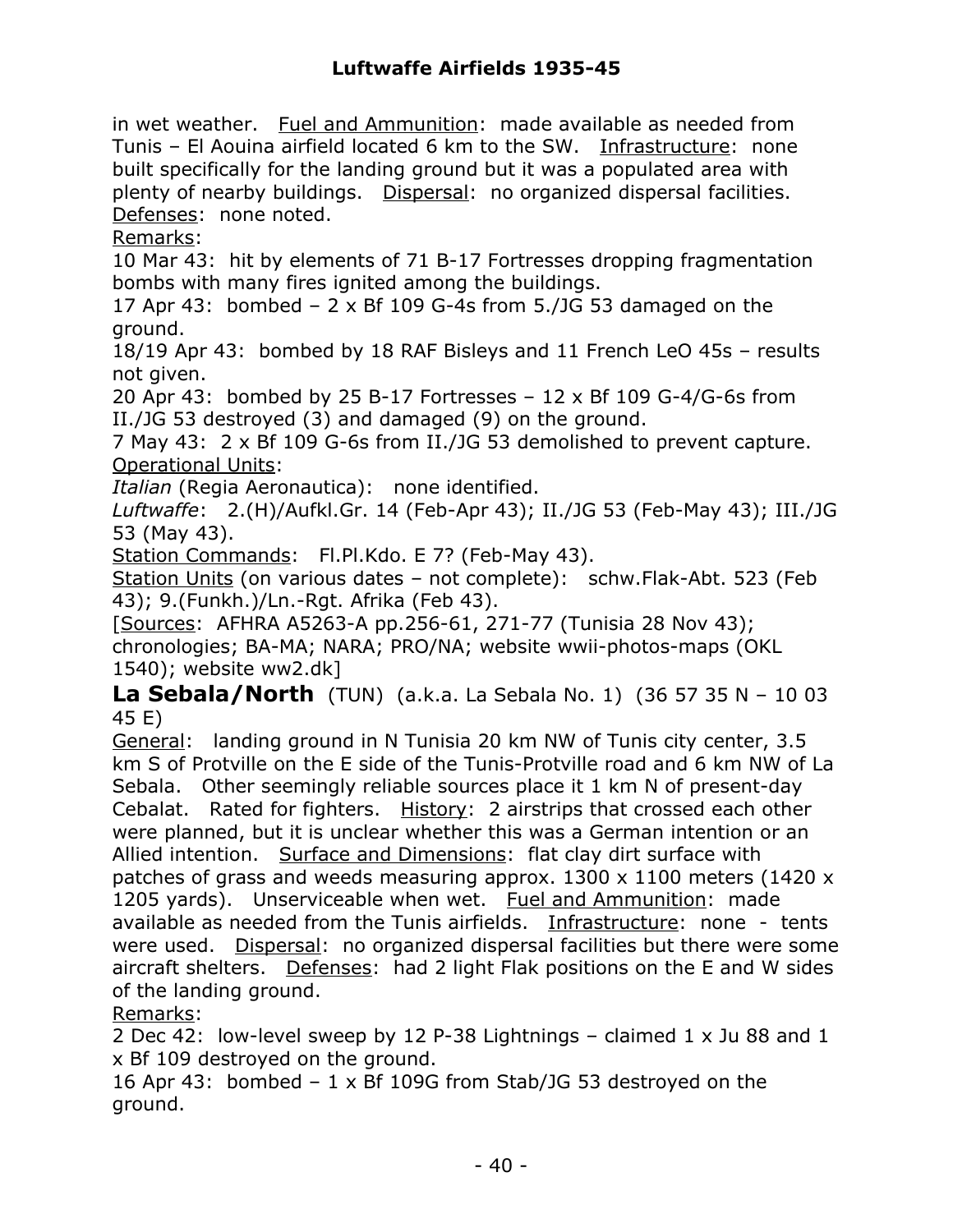in wet weather. Fuel and Ammunition: made available as needed from Tunis – El Aouina airfield located 6 km to the SW. Infrastructure: none built specifically for the landing ground but it was a populated area with plenty of nearby buildings. Dispersal: no organized dispersal facilities. Defenses: none noted.

Remarks:

10 Mar 43: hit by elements of 71 B-17 Fortresses dropping fragmentation bombs with many fires ignited among the buildings.
17 Apr 43: bombed – 2 x Bf 109 G-4s from 5./JG 53 damaged on the ground.
18/19 Apr 43: bombed by 18 RAF Bisleys and 11 French LeO 45s – results not given.
20 Apr 43: bombed by 25 B-17 Fortresses – 12 x Bf 109 G-4/G-6s from II./JG 53 destroyed (3) and damaged (9) on the ground.
7 May 43: 2 x Bf 109 G-6s from II./JG 53 demolished to prevent capture.

Operational Units:
*Italian* (Regia Aeronautica): none identified.
*Luftwaffe*: 2.(H)/Aufkl.Gr. 14 (Feb-Apr 43); II./JG 53 (Feb-May 43); III./JG 53 (May 43).

Station Commands: Fl.Pl.Kdo. E 7? (Feb-May 43).

Station Units (on various dates – not complete): schw.Flak-Abt. 523 (Feb 43); 9.(Funkh.)/Ln.-Rgt. Afrika (Feb 43).

[Sources: AFHRA A5263-A pp.256-61, 271-77 (Tunisia 28 Nov 43); chronologies; BA-MA; NARA; PRO/NA; website wwii-photos-maps (OKL 1540); website ww2.dk]

**La Sebala/North** (TUN) (a.k.a. La Sebala No. 1) (36 57 35 N – 10 03 45 E)

General: landing ground in N Tunisia 20 km NW of Tunis city center, 3.5 km S of Protville on the E side of the Tunis-Protville road and 6 km NW of La Sebala. Other seemingly reliable sources place it 1 km N of present-day Cebalat. Rated for fighters. History: 2 airstrips that crossed each other were planned, but it is unclear whether this was a German intention or an Allied intention. Surface and Dimensions: flat clay dirt surface with patches of grass and weeds measuring approx. 1300 x 1100 meters (1420 x 1205 yards). Unserviceable when wet. Fuel and Ammunition: made available as needed from the Tunis airfields. Infrastructure: none - tents were used. Dispersal: no organized dispersal facilities but there were some aircraft shelters. Defenses: had 2 light Flak positions on the E and W sides of the landing ground.

Remarks:

2 Dec 42: low-level sweep by 12 P-38 Lightnings – claimed 1 x Ju 88 and 1 x Bf 109 destroyed on the ground.
16 Apr 43: bombed – 1 x Bf 109G from Stab/JG 53 destroyed on the ground.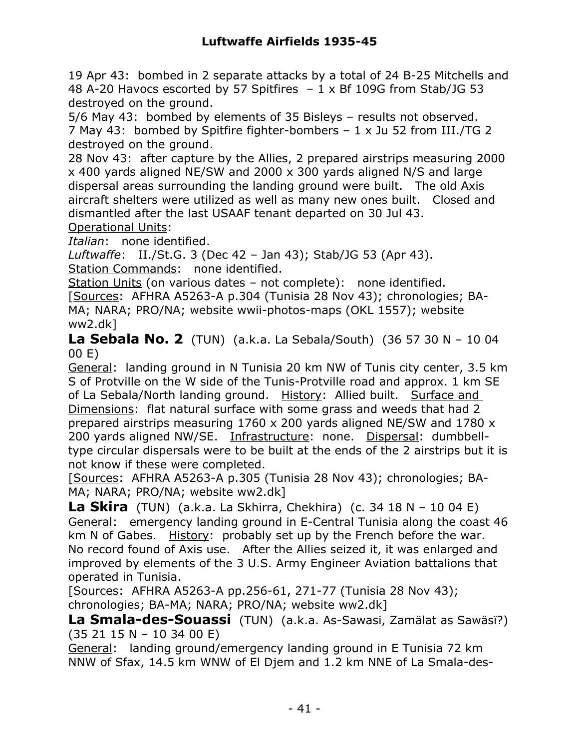19 Apr 43: bombed in 2 separate attacks by a total of 24 B-25 Mitchells and 48 A-20 Havocs escorted by 57 Spitfires – 1 x Bf 109G from Stab/JG 53 destroyed on the ground.
5/6 May 43: bombed by elements of 35 Bisleys – results not observed.
7 May 43: bombed by Spitfire fighter-bombers – 1 x Ju 52 from III./TG 2 destroyed on the ground.
28 Nov 43: after capture by the Allies, 2 prepared airstrips measuring 2000 x 400 yards aligned NE/SW and 2000 x 300 yards aligned N/S and large dispersal areas surrounding the landing ground were built. The old Axis aircraft shelters were utilized as well as many new ones built. Closed and dismantled after the last USAAF tenant departed on 30 Jul 43.
Operational Units:
*Italian*: none identified.
*Luftwaffe*: II./St.G. 3 (Dec 42 – Jan 43); Stab/JG 53 (Apr 43).
Station Commands: none identified.
Station Units (on various dates – not complete): none identified.
[Sources: AFHRA A5263-A p.304 (Tunisia 28 Nov 43); chronologies; BA-MA; NARA; PRO/NA; website wwii-photos-maps (OKL 1557); website ww2.dk]

**La Sebala No. 2** (TUN) (a.k.a. La Sebala/South) (36 57 30 N – 10 04 00 E)
General: landing ground in N Tunisia 20 km NW of Tunis city center, 3.5 km S of Protville on the W side of the Tunis-Protville road and approx. 1 km SE of La Sebala/North landing ground. History: Allied built. Surface and Dimensions: flat natural surface with some grass and weeds that had 2 prepared airstrips measuring 1760 x 200 yards aligned NE/SW and 1780 x 200 yards aligned NW/SE. Infrastructure: none. Dispersal: dumbbell-type circular dispersals were to be built at the ends of the 2 airstrips but it is not know if these were completed.
[Sources: AFHRA A5263-A p.305 (Tunisia 28 Nov 43); chronologies; BA-MA; NARA; PRO/NA; website ww2.dk]

**La Skira** (TUN) (a.k.a. La Skhirra, Chekhira) (c. 34 18 N – 10 04 E)
General: emergency landing ground in E-Central Tunisia along the coast 46 km N of Gabes. History: probably set up by the French before the war. No record found of Axis use. After the Allies seized it, it was enlarged and improved by elements of the 3 U.S. Army Engineer Aviation battalions that operated in Tunisia.
[Sources: AFHRA A5263-A pp.256-61, 271-77 (Tunisia 28 Nov 43); chronologies; BA-MA; NARA; PRO/NA; website ww2.dk]

**La Smala-des-Souassi** (TUN) (a.k.a. As-Sawasi, Zamälat as Sawäsï?) (35 21 15 N – 10 34 00 E)
General: landing ground/emergency landing ground in E Tunisia 72 km NNW of Sfax, 14.5 km WNW of El Djem and 1.2 km NNE of La Smala-des-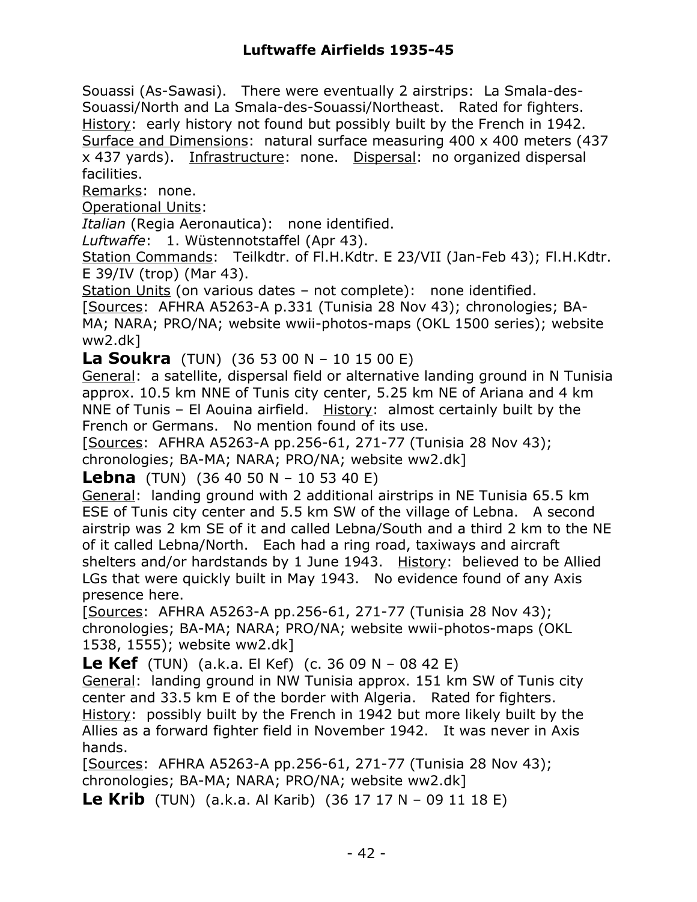Souassi (As-Sawasi). There were eventually 2 airstrips: La Smala-des-Souassi/North and La Smala-des-Souassi/Northeast. Rated for fighters. <u>History</u>: early history not found but possibly built by the French in 1942. <u>Surface and Dimensions</u>: natural surface measuring 400 x 400 meters (437 x 437 yards). <u>Infrastructure</u>: none. <u>Dispersal</u>: no organized dispersal facilities.

<u>Remarks</u>: none.

<u>Operational Units</u>:

*Italian* (Regia Aeronautica): none identified.

*Luftwaffe*: 1. Wüstennotstaffel (Apr 43).

<u>Station Commands</u>: Teilkdtr. of Fl.H.Kdtr. E 23/VII (Jan-Feb 43); Fl.H.Kdtr. E 39/IV (trop) (Mar 43).

<u>Station Units</u> (on various dates – not complete): none identified.

[<u>Sources</u>: AFHRA A5263-A p.331 (Tunisia 28 Nov 43); chronologies; BA-MA; NARA; PRO/NA; website wwii-photos-maps (OKL 1500 series); website ww2.dk]

**La Soukra** (TUN) (36 53 00 N – 10 15 00 E)

<u>General</u>: a satellite, dispersal field or alternative landing ground in N Tunisia approx. 10.5 km NNE of Tunis city center, 5.25 km NE of Ariana and 4 km NNE of Tunis – El Aouina airfield. <u>History</u>: almost certainly built by the French or Germans. No mention found of its use.

[<u>Sources</u>: AFHRA A5263-A pp.256-61, 271-77 (Tunisia 28 Nov 43); chronologies; BA-MA; NARA; PRO/NA; website ww2.dk]

**Lebna** (TUN) (36 40 50 N – 10 53 40 E)

<u>General</u>: landing ground with 2 additional airstrips in NE Tunisia 65.5 km ESE of Tunis city center and 5.5 km SW of the village of Lebna. A second airstrip was 2 km SE of it and called Lebna/South and a third 2 km to the NE of it called Lebna/North. Each had a ring road, taxiways and aircraft shelters and/or hardstands by 1 June 1943. <u>History</u>: believed to be Allied LGs that were quickly built in May 1943. No evidence found of any Axis presence here.

[<u>Sources</u>: AFHRA A5263-A pp.256-61, 271-77 (Tunisia 28 Nov 43); chronologies; BA-MA; NARA; PRO/NA; website wwii-photos-maps (OKL 1538, 1555); website ww2.dk]

**Le Kef** (TUN) (a.k.a. El Kef) (c. 36 09 N – 08 42 E)

<u>General</u>: landing ground in NW Tunisia approx. 151 km SW of Tunis city center and 33.5 km E of the border with Algeria. Rated for fighters. <u>History</u>: possibly built by the French in 1942 but more likely built by the Allies as a forward fighter field in November 1942. It was never in Axis hands.

[<u>Sources</u>: AFHRA A5263-A pp.256-61, 271-77 (Tunisia 28 Nov 43); chronologies; BA-MA; NARA; PRO/NA; website ww2.dk]

**Le Krib** (TUN) (a.k.a. Al Karib) (36 17 17 N – 09 11 18 E)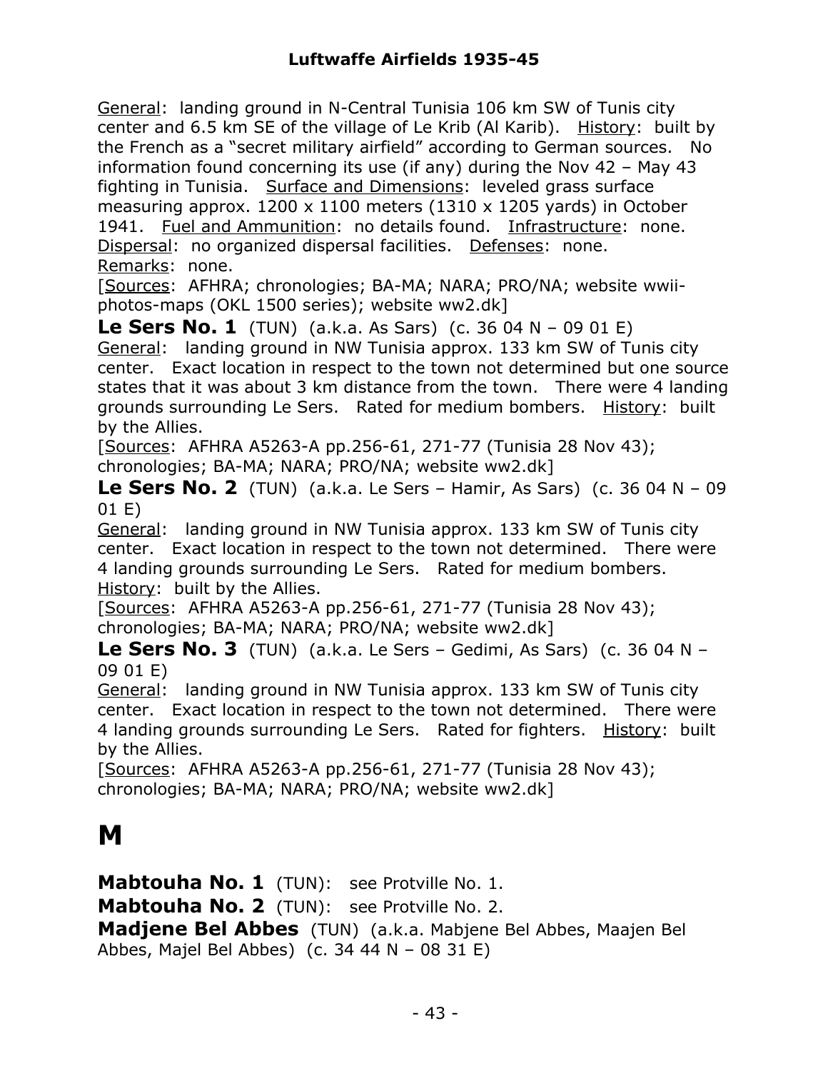General: landing ground in N-Central Tunisia 106 km SW of Tunis city center and 6.5 km SE of the village of Le Krib (Al Karib). History: built by the French as a "secret military airfield" according to German sources. No information found concerning its use (if any) during the Nov 42 – May 43 fighting in Tunisia. Surface and Dimensions: leveled grass surface measuring approx. 1200 x 1100 meters (1310 x 1205 yards) in October 1941. Fuel and Ammunition: no details found. Infrastructure: none. Dispersal: no organized dispersal facilities. Defenses: none. Remarks: none.
[Sources: AFHRA; chronologies; BA-MA; NARA; PRO/NA; website wwii-photos-maps (OKL 1500 series); website ww2.dk]

**Le Sers No. 1** (TUN) (a.k.a. As Sars) (c. 36 04 N – 09 01 E)
General: landing ground in NW Tunisia approx. 133 km SW of Tunis city center. Exact location in respect to the town not determined but one source states that it was about 3 km distance from the town. There were 4 landing grounds surrounding Le Sers. Rated for medium bombers. History: built by the Allies.
[Sources: AFHRA A5263-A pp.256-61, 271-77 (Tunisia 28 Nov 43); chronologies; BA-MA; NARA; PRO/NA; website ww2.dk]

**Le Sers No. 2** (TUN) (a.k.a. Le Sers – Hamir, As Sars) (c. 36 04 N – 09 01 E)
General: landing ground in NW Tunisia approx. 133 km SW of Tunis city center. Exact location in respect to the town not determined. There were 4 landing grounds surrounding Le Sers. Rated for medium bombers. History: built by the Allies.
[Sources: AFHRA A5263-A pp.256-61, 271-77 (Tunisia 28 Nov 43); chronologies; BA-MA; NARA; PRO/NA; website ww2.dk]

**Le Sers No. 3** (TUN) (a.k.a. Le Sers – Gedimi, As Sars) (c. 36 04 N – 09 01 E)
General: landing ground in NW Tunisia approx. 133 km SW of Tunis city center. Exact location in respect to the town not determined. There were 4 landing grounds surrounding Le Sers. Rated for fighters. History: built by the Allies.
[Sources: AFHRA A5263-A pp.256-61, 271-77 (Tunisia 28 Nov 43); chronologies; BA-MA; NARA; PRO/NA; website ww2.dk]

# M

**Mabtouha No. 1** (TUN): see Protville No. 1.

**Mabtouha No. 2** (TUN): see Protville No. 2.

**Madjene Bel Abbes** (TUN) (a.k.a. Mabjene Bel Abbes, Maajen Bel Abbes, Majel Bel Abbes) (c. 34 44 N – 08 31 E)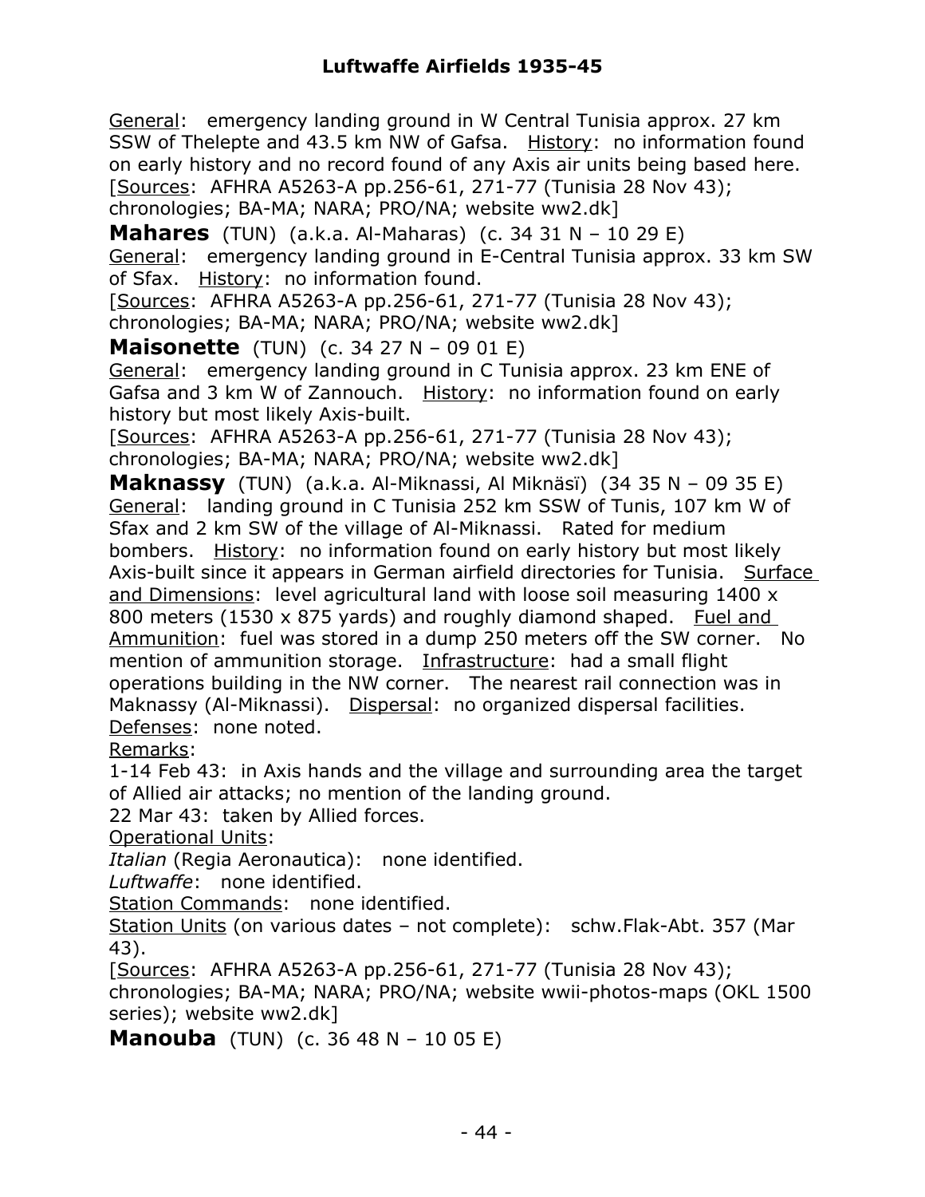General:  emergency landing ground in W Central Tunisia approx. 27 km SSW of Thelepte and 43.5 km NW of Gafsa.  History:  no information found on early history and no record found of any Axis air units being based here.
[Sources:  AFHRA A5263-A pp.256-61, 271-77 (Tunisia 28 Nov 43); chronologies; BA-MA; NARA; PRO/NA; website ww2.dk]

**Mahares** (TUN) (a.k.a. Al-Maharas) (c. 34 31 N – 10 29 E)
General:  emergency landing ground in E-Central Tunisia approx. 33 km SW of Sfax.  History:  no information found.
[Sources:  AFHRA A5263-A pp.256-61, 271-77 (Tunisia 28 Nov 43); chronologies; BA-MA; NARA; PRO/NA; website ww2.dk]

**Maisonette** (TUN) (c. 34 27 N – 09 01 E)
General:  emergency landing ground in C Tunisia approx. 23 km ENE of Gafsa and 3 km W of Zannouch.  History:  no information found on early history but most likely Axis-built.
[Sources:  AFHRA A5263-A pp.256-61, 271-77 (Tunisia 28 Nov 43); chronologies; BA-MA; NARA; PRO/NA; website ww2.dk]

**Maknassy** (TUN) (a.k.a. Al-Miknassi, Al Miknäsï) (34 35 N – 09 35 E)
General:  landing ground in C Tunisia 252 km SSW of Tunis, 107 km W of Sfax and 2 km SW of the village of Al-Miknassi.  Rated for medium bombers.  History:  no information found on early history but most likely Axis-built since it appears in German airfield directories for Tunisia.  Surface and Dimensions:  level agricultural land with loose soil measuring 1400 x 800 meters (1530 x 875 yards) and roughly diamond shaped.  Fuel and Ammunition:  fuel was stored in a dump 250 meters off the SW corner.  No mention of ammunition storage.  Infrastructure:  had a small flight operations building in the NW corner.  The nearest rail connection was in Maknassy (Al-Miknassi).  Dispersal:  no organized dispersal facilities.
Defenses:  none noted.
Remarks:
1-14 Feb 43:  in Axis hands and the village and surrounding area the target of Allied air attacks; no mention of the landing ground.
22 Mar 43:  taken by Allied forces.
Operational Units:
*Italian* (Regia Aeronautica):  none identified.
*Luftwaffe*:  none identified.
Station Commands:  none identified.
Station Units (on various dates – not complete):  schw.Flak-Abt. 357 (Mar 43).
[Sources:  AFHRA A5263-A pp.256-61, 271-77 (Tunisia 28 Nov 43); chronologies; BA-MA; NARA; PRO/NA; website wwii-photos-maps (OKL 1500 series); website ww2.dk]

**Manouba** (TUN) (c. 36 48 N – 10 05 E)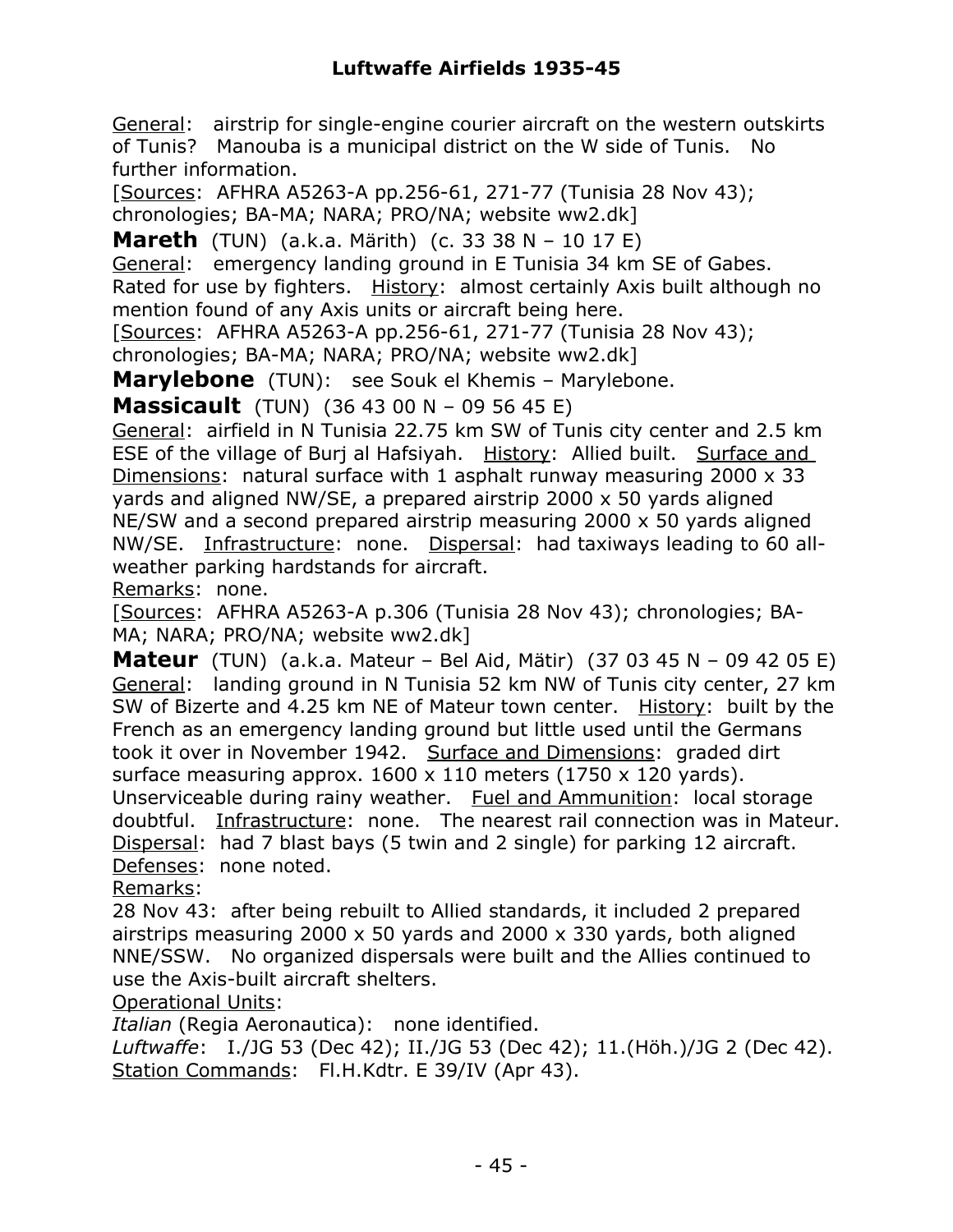General: airstrip for single-engine courier aircraft on the western outskirts of Tunis? Manouba is a municipal district on the W side of Tunis. No further information.

[Sources: AFHRA A5263-A pp.256-61, 271-77 (Tunisia 28 Nov 43); chronologies; BA-MA; NARA; PRO/NA; website ww2.dk]

**Mareth** (TUN) (a.k.a. Märith) (c. 33 38 N – 10 17 E)

General: emergency landing ground in E Tunisia 34 km SE of Gabes. Rated for use by fighters. History: almost certainly Axis built although no mention found of any Axis units or aircraft being here.

[Sources: AFHRA A5263-A pp.256-61, 271-77 (Tunisia 28 Nov 43); chronologies; BA-MA; NARA; PRO/NA; website ww2.dk]

**Marylebone** (TUN): see Souk el Khemis – Marylebone.

**Massicault** (TUN) (36 43 00 N – 09 56 45 E)

General: airfield in N Tunisia 22.75 km SW of Tunis city center and 2.5 km ESE of the village of Burj al Hafsiyah. History: Allied built. Surface and Dimensions: natural surface with 1 asphalt runway measuring 2000 x 33 yards and aligned NW/SE, a prepared airstrip 2000 x 50 yards aligned NE/SW and a second prepared airstrip measuring 2000 x 50 yards aligned NW/SE. Infrastructure: none. Dispersal: had taxiways leading to 60 all-weather parking hardstands for aircraft.

Remarks: none.

[Sources: AFHRA A5263-A p.306 (Tunisia 28 Nov 43); chronologies; BA-MA; NARA; PRO/NA; website ww2.dk]

**Mateur** (TUN) (a.k.a. Mateur – Bel Aid, Mätir) (37 03 45 N – 09 42 05 E)

General: landing ground in N Tunisia 52 km NW of Tunis city center, 27 km SW of Bizerte and 4.25 km NE of Mateur town center. History: built by the French as an emergency landing ground but little used until the Germans took it over in November 1942. Surface and Dimensions: graded dirt surface measuring approx. 1600 x 110 meters (1750 x 120 yards). Unserviceable during rainy weather. Fuel and Ammunition: local storage doubtful. Infrastructure: none. The nearest rail connection was in Mateur. Dispersal: had 7 blast bays (5 twin and 2 single) for parking 12 aircraft. Defenses: none noted.

Remarks:

28 Nov 43: after being rebuilt to Allied standards, it included 2 prepared airstrips measuring 2000 x 50 yards and 2000 x 330 yards, both aligned NNE/SSW. No organized dispersals were built and the Allies continued to use the Axis-built aircraft shelters.

Operational Units:

*Italian* (Regia Aeronautica): none identified.

*Luftwaffe*: I./JG 53 (Dec 42); II./JG 53 (Dec 42); 11.(Höh.)/JG 2 (Dec 42).

Station Commands: Fl.H.Kdtr. E 39/IV (Apr 43).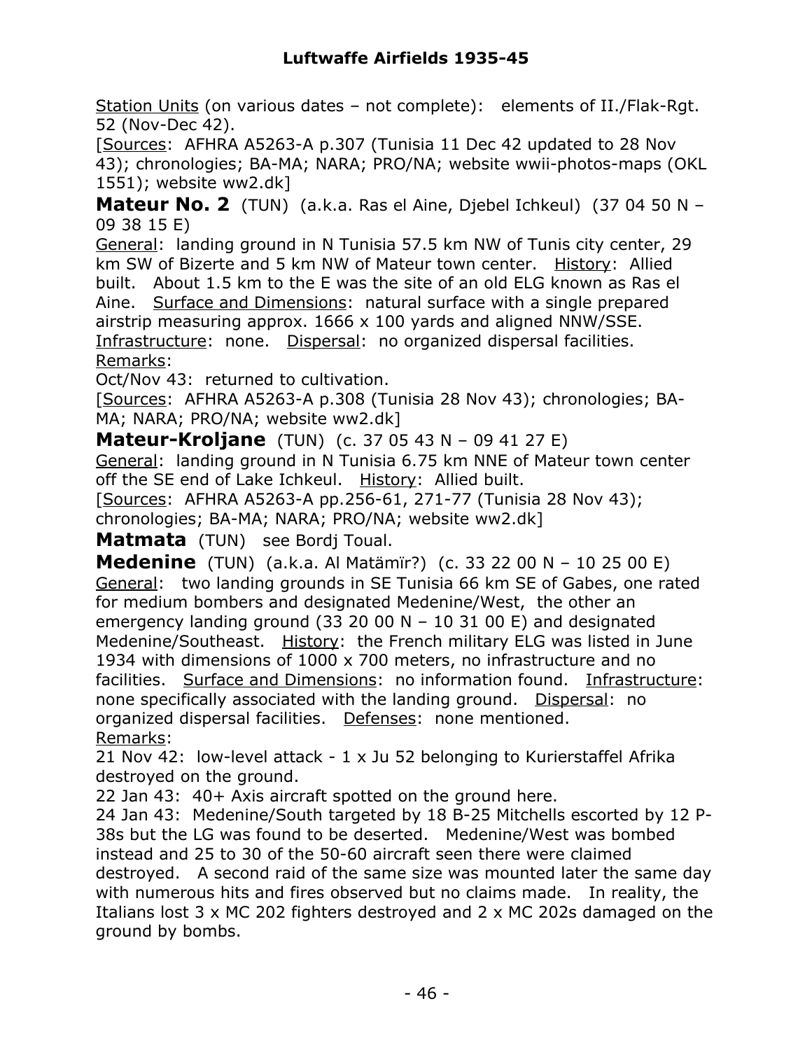Station Units (on various dates – not complete): elements of II./Flak-Rgt. 52 (Nov-Dec 42).

[Sources: AFHRA A5263-A p.307 (Tunisia 11 Dec 42 updated to 28 Nov 43); chronologies; BA-MA; NARA; PRO/NA; website wwii-photos-maps (OKL 1551); website ww2.dk]

**Mateur No. 2** (TUN) (a.k.a. Ras el Aine, Djebel Ichkeul) (37 04 50 N – 09 38 15 E)

General: landing ground in N Tunisia 57.5 km NW of Tunis city center, 29 km SW of Bizerte and 5 km NW of Mateur town center. History: Allied built. About 1.5 km to the E was the site of an old ELG known as Ras el Aine. Surface and Dimensions: natural surface with a single prepared airstrip measuring approx. 1666 x 100 yards and aligned NNW/SSE. Infrastructure: none. Dispersal: no organized dispersal facilities.

Remarks:

Oct/Nov 43: returned to cultivation.

[Sources: AFHRA A5263-A p.308 (Tunisia 28 Nov 43); chronologies; BA-MA; NARA; PRO/NA; website ww2.dk]

**Mateur-Kroljane** (TUN) (c. 37 05 43 N – 09 41 27 E)

General: landing ground in N Tunisia 6.75 km NNE of Mateur town center off the SE end of Lake Ichkeul. History: Allied built.

[Sources: AFHRA A5263-A pp.256-61, 271-77 (Tunisia 28 Nov 43); chronologies; BA-MA; NARA; PRO/NA; website ww2.dk]

**Matmata** (TUN) see Bordj Toual.

**Medenine** (TUN) (a.k.a. Al Matämïr?) (c. 33 22 00 N – 10 25 00 E)

General: two landing grounds in SE Tunisia 66 km SE of Gabes, one rated for medium bombers and designated Medenine/West, the other an emergency landing ground (33 20 00 N – 10 31 00 E) and designated Medenine/Southeast. History: the French military ELG was listed in June 1934 with dimensions of 1000 x 700 meters, no infrastructure and no facilities. Surface and Dimensions: no information found. Infrastructure: none specifically associated with the landing ground. Dispersal: no organized dispersal facilities. Defenses: none mentioned.

Remarks:

21 Nov 42: low-level attack - 1 x Ju 52 belonging to Kurierstaffel Afrika destroyed on the ground.

22 Jan 43: 40+ Axis aircraft spotted on the ground here.

24 Jan 43: Medenine/South targeted by 18 B-25 Mitchells escorted by 12 P-38s but the LG was found to be deserted. Medenine/West was bombed instead and 25 to 30 of the 50-60 aircraft seen there were claimed destroyed. A second raid of the same size was mounted later the same day with numerous hits and fires observed but no claims made. In reality, the Italians lost 3 x MC 202 fighters destroyed and 2 x MC 202s damaged on the ground by bombs.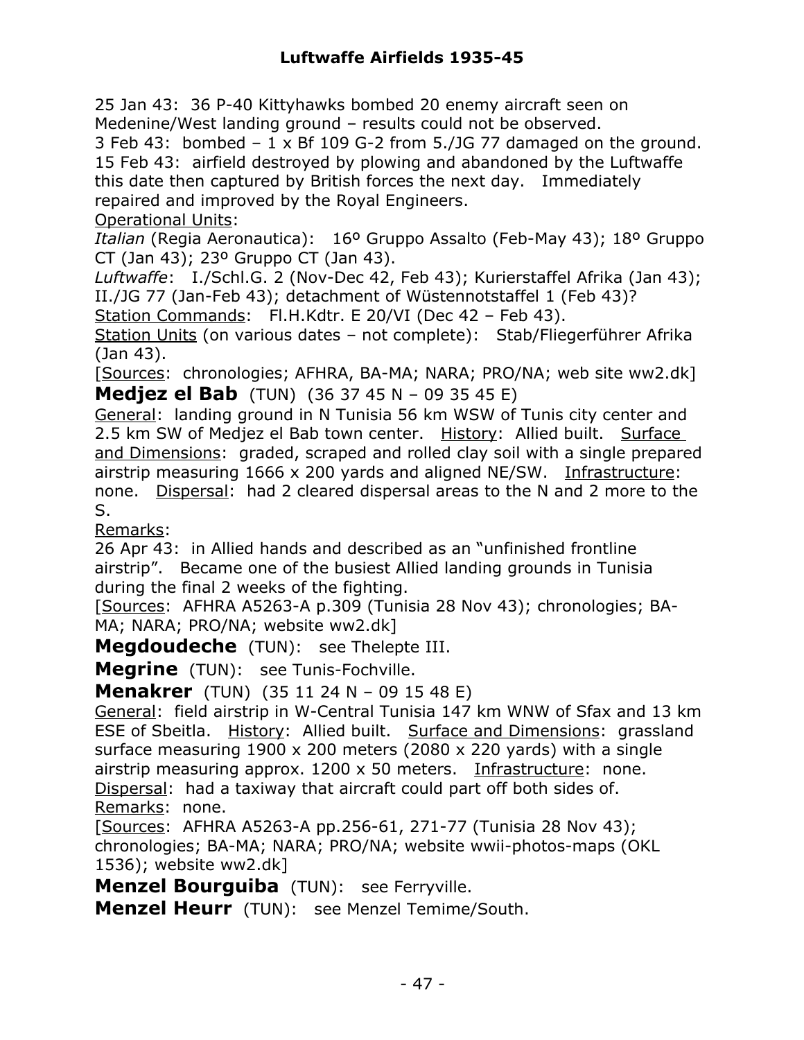25 Jan 43: 36 P-40 Kittyhawks bombed 20 enemy aircraft seen on Medenine/West landing ground – results could not be observed.
3 Feb 43: bombed – 1 x Bf 109 G-2 from 5./JG 77 damaged on the ground.
15 Feb 43: airfield destroyed by plowing and abandoned by the Luftwaffe this date then captured by British forces the next day. Immediately repaired and improved by the Royal Engineers.
Operational Units:
*Italian* (Regia Aeronautica): 16º Gruppo Assalto (Feb-May 43); 18º Gruppo CT (Jan 43); 23º Gruppo CT (Jan 43).
*Luftwaffe*: I./Schl.G. 2 (Nov-Dec 42, Feb 43); Kurierstaffel Afrika (Jan 43); II./JG 77 (Jan-Feb 43); detachment of Wüstennotstaffel 1 (Feb 43)?
Station Commands: Fl.H.Kdtr. E 20/VI (Dec 42 – Feb 43).
Station Units (on various dates – not complete): Stab/Fliegerführer Afrika (Jan 43).
[Sources: chronologies; AFHRA, BA-MA; NARA; PRO/NA; web site ww2.dk]

**Medjez el Bab** (TUN) (36 37 45 N – 09 35 45 E)
General: landing ground in N Tunisia 56 km WSW of Tunis city center and 2.5 km SW of Medjez el Bab town center. History: Allied built. Surface and Dimensions: graded, scraped and rolled clay soil with a single prepared airstrip measuring 1666 x 200 yards and aligned NE/SW. Infrastructure: none. Dispersal: had 2 cleared dispersal areas to the N and 2 more to the S.
Remarks:
26 Apr 43: in Allied hands and described as an "unfinished frontline airstrip". Became one of the busiest Allied landing grounds in Tunisia during the final 2 weeks of the fighting.
[Sources: AFHRA A5263-A p.309 (Tunisia 28 Nov 43); chronologies; BA-MA; NARA; PRO/NA; website ww2.dk]

**Megdoudeche** (TUN): see Thelepte III.

**Megrine** (TUN): see Tunis-Fochville.

**Menakrer** (TUN) (35 11 24 N – 09 15 48 E)
General: field airstrip in W-Central Tunisia 147 km WNW of Sfax and 13 km ESE of Sbeitla. History: Allied built. Surface and Dimensions: grassland surface measuring 1900 x 200 meters (2080 x 220 yards) with a single airstrip measuring approx. 1200 x 50 meters. Infrastructure: none. Dispersal: had a taxiway that aircraft could part off both sides of.
Remarks: none.
[Sources: AFHRA A5263-A pp.256-61, 271-77 (Tunisia 28 Nov 43); chronologies; BA-MA; NARA; PRO/NA; website wwii-photos-maps (OKL 1536); website ww2.dk]

**Menzel Bourguiba** (TUN): see Ferryville.

**Menzel Heurr** (TUN): see Menzel Temime/South.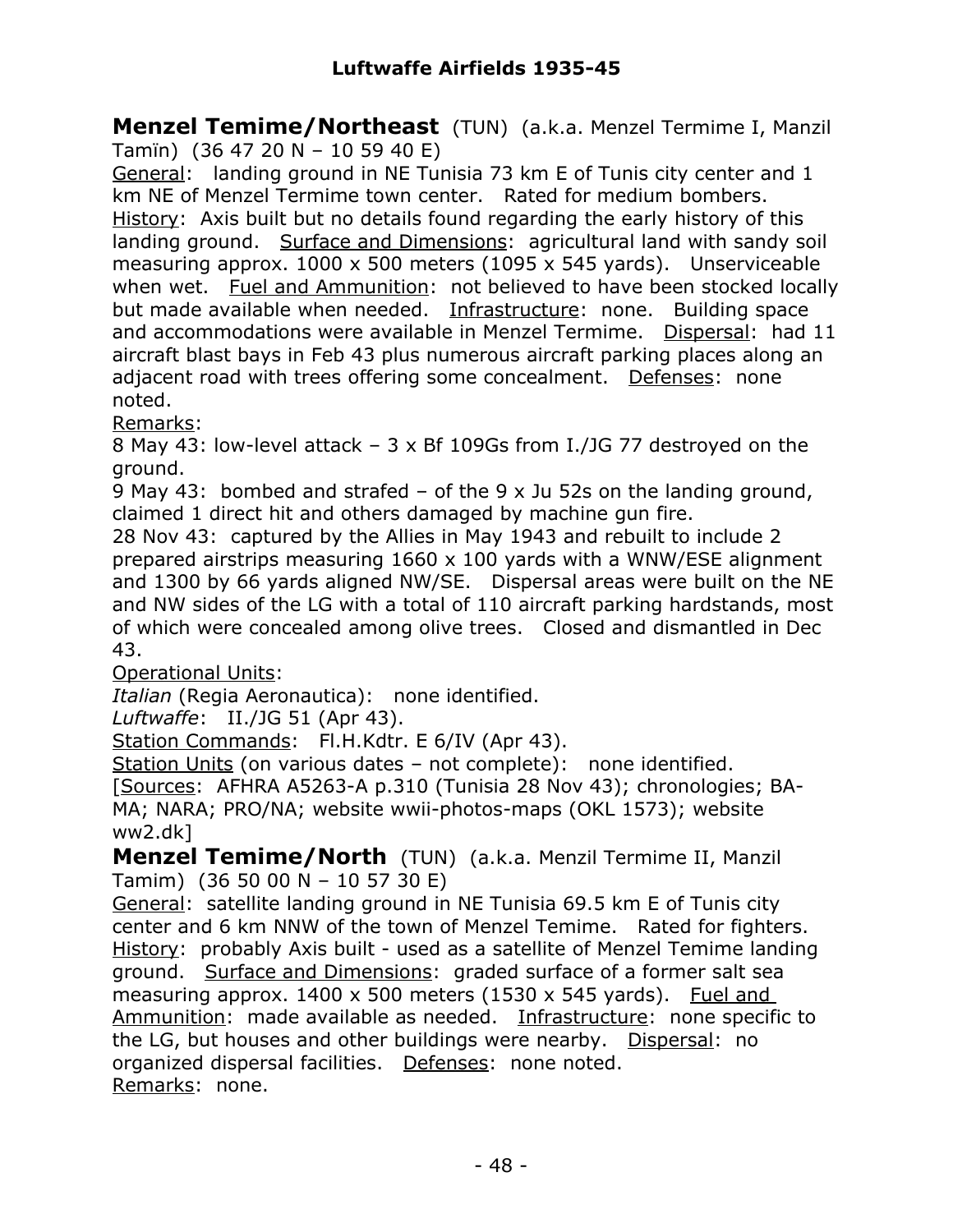**Menzel Temime/Northeast** (TUN) (a.k.a. Menzel Termime I, Manzil Tamïn) (36 47 20 N – 10 59 40 E)

General: landing ground in NE Tunisia 73 km E of Tunis city center and 1 km NE of Menzel Termime town center. Rated for medium bombers.
History: Axis built but no details found regarding the early history of this landing ground. Surface and Dimensions: agricultural land with sandy soil measuring approx. 1000 x 500 meters (1095 x 545 yards). Unserviceable when wet. Fuel and Ammunition: not believed to have been stocked locally but made available when needed. Infrastructure: none. Building space and accommodations were available in Menzel Termime. Dispersal: had 11 aircraft blast bays in Feb 43 plus numerous aircraft parking places along an adjacent road with trees offering some concealment. Defenses: none noted.

Remarks:
8 May 43: low-level attack – 3 x Bf 109Gs from I./JG 77 destroyed on the ground.
9 May 43: bombed and strafed – of the 9 x Ju 52s on the landing ground, claimed 1 direct hit and others damaged by machine gun fire.
28 Nov 43: captured by the Allies in May 1943 and rebuilt to include 2 prepared airstrips measuring 1660 x 100 yards with a WNW/ESE alignment and 1300 by 66 yards aligned NW/SE. Dispersal areas were built on the NE and NW sides of the LG with a total of 110 aircraft parking hardstands, most of which were concealed among olive trees. Closed and dismantled in Dec 43.

Operational Units:
*Italian* (Regia Aeronautica): none identified.
*Luftwaffe*: II./JG 51 (Apr 43).
Station Commands: Fl.H.Kdtr. E 6/IV (Apr 43).
Station Units (on various dates – not complete): none identified.
[Sources: AFHRA A5263-A p.310 (Tunisia 28 Nov 43); chronologies; BA-MA; NARA; PRO/NA; website wwii-photos-maps (OKL 1573); website ww2.dk]

**Menzel Temime/North** (TUN) (a.k.a. Menzil Termime II, Manzil Tamim) (36 50 00 N – 10 57 30 E)

General: satellite landing ground in NE Tunisia 69.5 km E of Tunis city center and 6 km NNW of the town of Menzel Temime. Rated for fighters.
History: probably Axis built - used as a satellite of Menzel Temime landing ground. Surface and Dimensions: graded surface of a former salt sea measuring approx. 1400 x 500 meters (1530 x 545 yards). Fuel and Ammunition: made available as needed. Infrastructure: none specific to the LG, but houses and other buildings were nearby. Dispersal: no organized dispersal facilities. Defenses: none noted.
Remarks: none.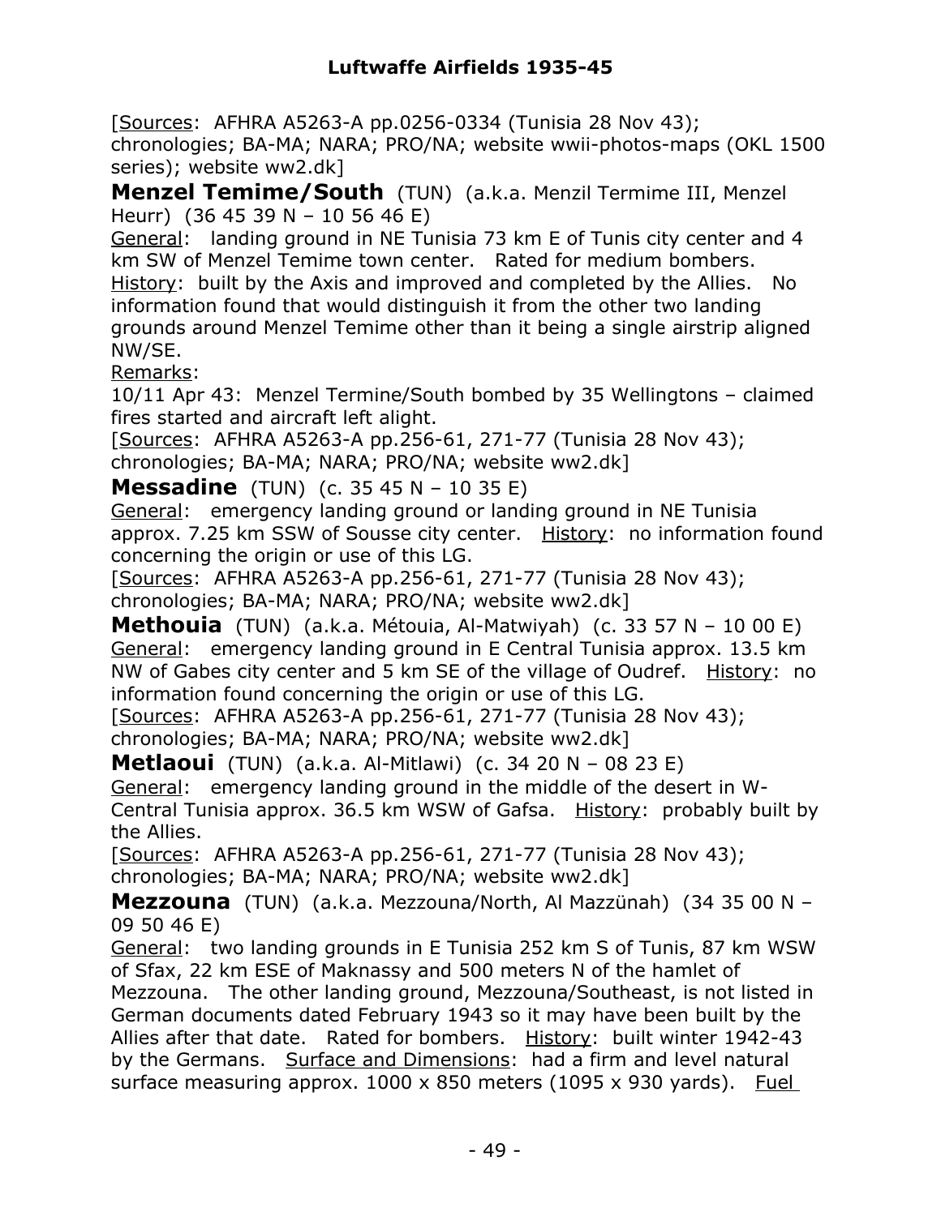[Sources: AFHRA A5263-A pp.0256-0334 (Tunisia 28 Nov 43); chronologies; BA-MA; NARA; PRO/NA; website wwii-photos-maps (OKL 1500 series); website ww2.dk]

**Menzel Temime/South** (TUN) (a.k.a. Menzil Termime III, Menzel Heurr) (36 45 39 N – 10 56 46 E)

General: landing ground in NE Tunisia 73 km E of Tunis city center and 4 km SW of Menzel Temime town center. Rated for medium bombers.
History: built by the Axis and improved and completed by the Allies. No information found that would distinguish it from the other two landing grounds around Menzel Temime other than it being a single airstrip aligned NW/SE.

Remarks:
10/11 Apr 43: Menzel Termine/South bombed by 35 Wellingtons – claimed fires started and aircraft left alight.

[Sources: AFHRA A5263-A pp.256-61, 271-77 (Tunisia 28 Nov 43); chronologies; BA-MA; NARA; PRO/NA; website ww2.dk]

**Messadine** (TUN) (c. 35 45 N – 10 35 E)

General: emergency landing ground or landing ground in NE Tunisia approx. 7.25 km SSW of Sousse city center. History: no information found concerning the origin or use of this LG.

[Sources: AFHRA A5263-A pp.256-61, 271-77 (Tunisia 28 Nov 43); chronologies; BA-MA; NARA; PRO/NA; website ww2.dk]

**Methouia** (TUN) (a.k.a. Métouia, Al-Matwiyah) (c. 33 57 N – 10 00 E)

General: emergency landing ground in E Central Tunisia approx. 13.5 km NW of Gabes city center and 5 km SE of the village of Oudref. History: no information found concerning the origin or use of this LG.

[Sources: AFHRA A5263-A pp.256-61, 271-77 (Tunisia 28 Nov 43); chronologies; BA-MA; NARA; PRO/NA; website ww2.dk]

**Metlaoui** (TUN) (a.k.a. Al-Mitlawi) (c. 34 20 N – 08 23 E)

General: emergency landing ground in the middle of the desert in W-Central Tunisia approx. 36.5 km WSW of Gafsa. History: probably built by the Allies.

[Sources: AFHRA A5263-A pp.256-61, 271-77 (Tunisia 28 Nov 43); chronologies; BA-MA; NARA; PRO/NA; website ww2.dk]

**Mezzouna** (TUN) (a.k.a. Mezzouna/North, Al Mazzünah) (34 35 00 N – 09 50 46 E)

General: two landing grounds in E Tunisia 252 km S of Tunis, 87 km WSW of Sfax, 22 km ESE of Maknassy and 500 meters N of the hamlet of Mezzouna. The other landing ground, Mezzouna/Southeast, is not listed in German documents dated February 1943 so it may have been built by the Allies after that date. Rated for bombers. History: built winter 1942-43 by the Germans. Surface and Dimensions: had a firm and level natural surface measuring approx. 1000 x 850 meters (1095 x 930 yards). Fuel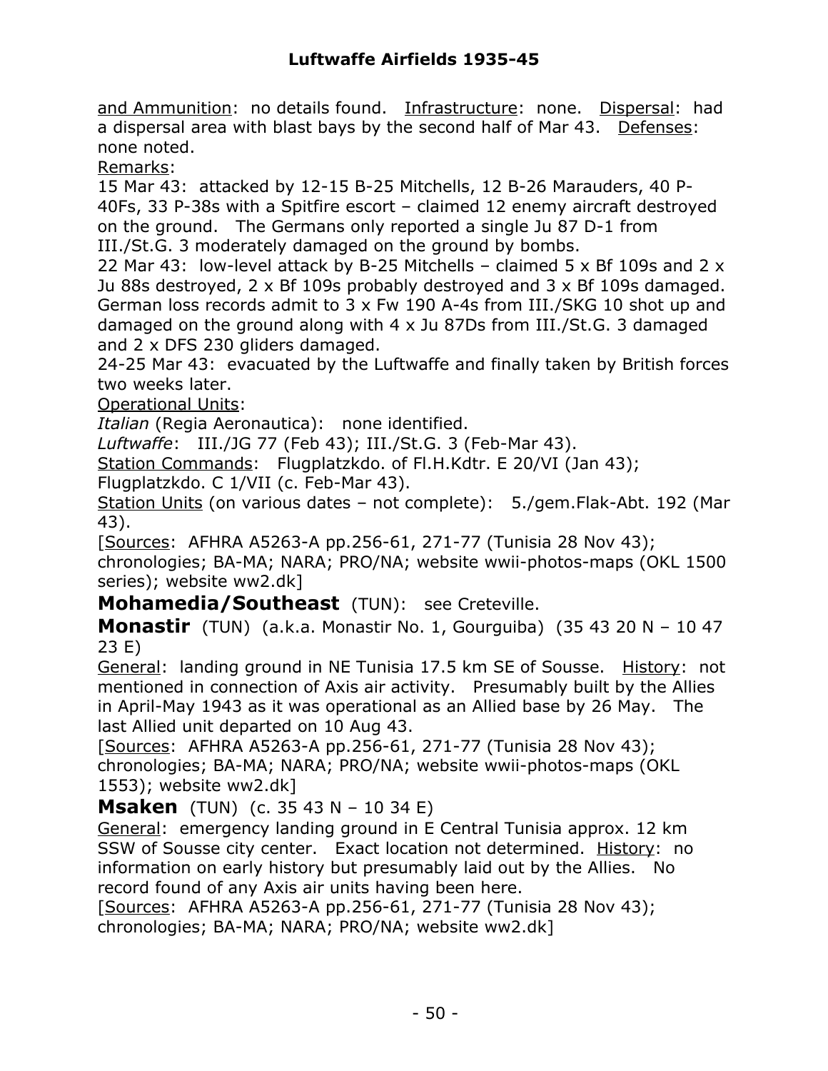and Ammunition: no details found. Infrastructure: none. Dispersal: had a dispersal area with blast bays by the second half of Mar 43. Defenses: none noted.

Remarks:

15 Mar 43: attacked by 12-15 B-25 Mitchells, 12 B-26 Marauders, 40 P-40Fs, 33 P-38s with a Spitfire escort – claimed 12 enemy aircraft destroyed on the ground. The Germans only reported a single Ju 87 D-1 from III./St.G. 3 moderately damaged on the ground by bombs.

22 Mar 43: low-level attack by B-25 Mitchells – claimed 5 x Bf 109s and 2 x Ju 88s destroyed, 2 x Bf 109s probably destroyed and 3 x Bf 109s damaged. German loss records admit to 3 x Fw 190 A-4s from III./SKG 10 shot up and damaged on the ground along with 4 x Ju 87Ds from III./St.G. 3 damaged and 2 x DFS 230 gliders damaged.

24-25 Mar 43: evacuated by the Luftwaffe and finally taken by British forces two weeks later.

Operational Units:

*Italian* (Regia Aeronautica): none identified.

*Luftwaffe*: III./JG 77 (Feb 43); III./St.G. 3 (Feb-Mar 43).

Station Commands: Flugplatzkdo. of Fl.H.Kdtr. E 20/VI (Jan 43); Flugplatzkdo. C 1/VII (c. Feb-Mar 43).

Station Units (on various dates – not complete): 5./gem.Flak-Abt. 192 (Mar 43).

[Sources: AFHRA A5263-A pp.256-61, 271-77 (Tunisia 28 Nov 43); chronologies; BA-MA; NARA; PRO/NA; website wwii-photos-maps (OKL 1500 series); website ww2.dk]

**Mohamedia/Southeast** (TUN): see Creteville.

**Monastir** (TUN) (a.k.a. Monastir No. 1, Gourguiba) (35 43 20 N – 10 47 23 E)

General: landing ground in NE Tunisia 17.5 km SE of Sousse. History: not mentioned in connection of Axis air activity. Presumably built by the Allies in April-May 1943 as it was operational as an Allied base by 26 May. The last Allied unit departed on 10 Aug 43.

[Sources: AFHRA A5263-A pp.256-61, 271-77 (Tunisia 28 Nov 43); chronologies; BA-MA; NARA; PRO/NA; website wwii-photos-maps (OKL 1553); website ww2.dk]

**Msaken** (TUN) (c. 35 43 N – 10 34 E)

General: emergency landing ground in E Central Tunisia approx. 12 km SSW of Sousse city center. Exact location not determined. History: no information on early history but presumably laid out by the Allies. No record found of any Axis air units having been here.

[Sources: AFHRA A5263-A pp.256-61, 271-77 (Tunisia 28 Nov 43); chronologies; BA-MA; NARA; PRO/NA; website ww2.dk]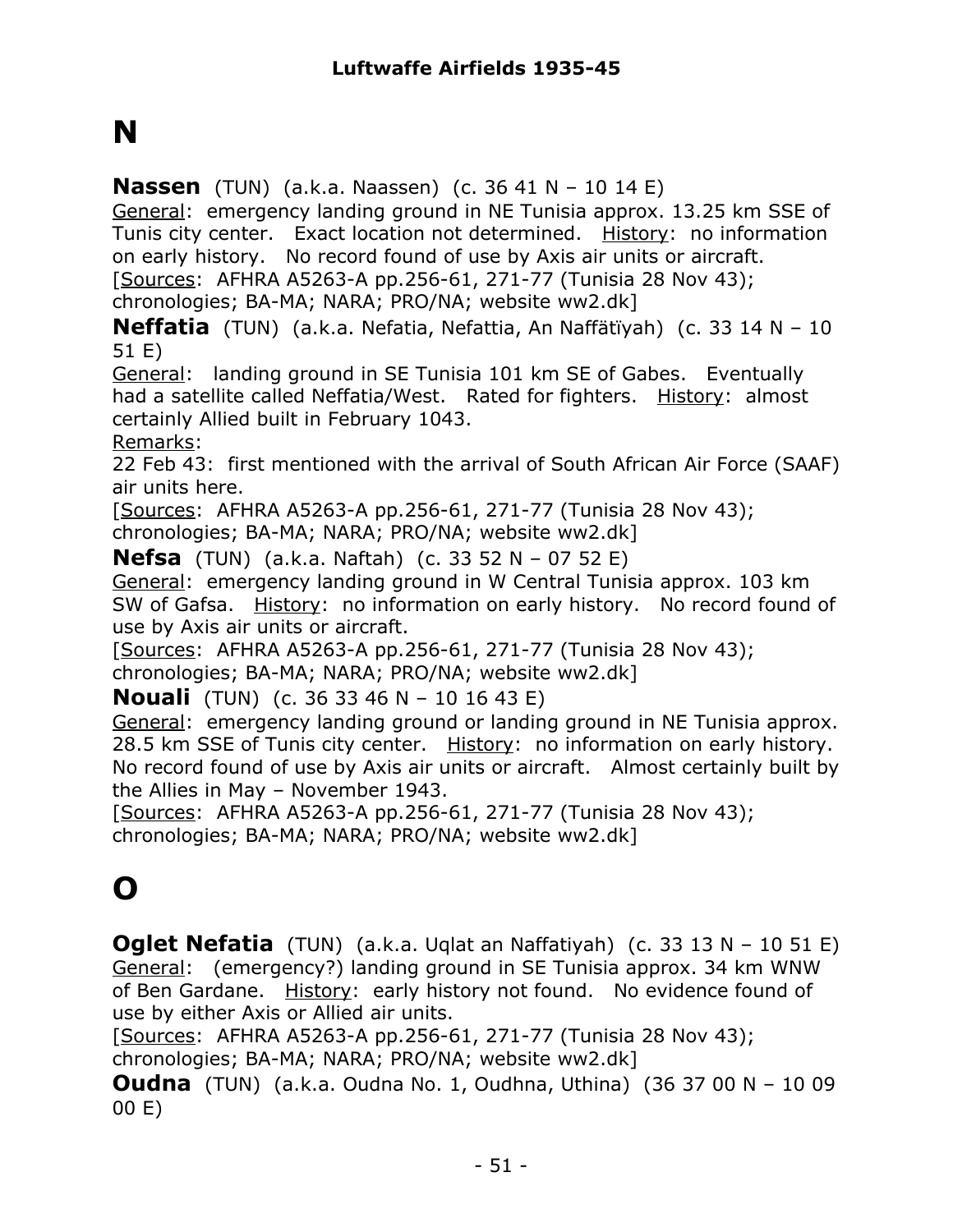# N

**Nassen** (TUN) (a.k.a. Naassen) (c. 36 41 N – 10 14 E)
General: emergency landing ground in NE Tunisia approx. 13.25 km SSE of Tunis city center. Exact location not determined. History: no information on early history. No record found of use by Axis air units or aircraft.
[Sources: AFHRA A5263-A pp.256-61, 271-77 (Tunisia 28 Nov 43); chronologies; BA-MA; NARA; PRO/NA; website ww2.dk]

**Neffatia** (TUN) (a.k.a. Nefatia, Nefattia, An Naffātīyah) (c. 33 14 N – 10 51 E)
General: landing ground in SE Tunisia 101 km SE of Gabes. Eventually had a satellite called Neffatia/West. Rated for fighters. History: almost certainly Allied built in February 1043.
Remarks:
22 Feb 43: first mentioned with the arrival of South African Air Force (SAAF) air units here.
[Sources: AFHRA A5263-A pp.256-61, 271-77 (Tunisia 28 Nov 43); chronologies; BA-MA; NARA; PRO/NA; website ww2.dk]

**Nefsa** (TUN) (a.k.a. Naftah) (c. 33 52 N – 07 52 E)
General: emergency landing ground in W Central Tunisia approx. 103 km SW of Gafsa. History: no information on early history. No record found of use by Axis air units or aircraft.
[Sources: AFHRA A5263-A pp.256-61, 271-77 (Tunisia 28 Nov 43); chronologies; BA-MA; NARA; PRO/NA; website ww2.dk]

**Nouali** (TUN) (c. 36 33 46 N – 10 16 43 E)
General: emergency landing ground or landing ground in NE Tunisia approx. 28.5 km SSE of Tunis city center. History: no information on early history. No record found of use by Axis air units or aircraft. Almost certainly built by the Allies in May – November 1943.
[Sources: AFHRA A5263-A pp.256-61, 271-77 (Tunisia 28 Nov 43); chronologies; BA-MA; NARA; PRO/NA; website ww2.dk]

# O

**Oglet Nefatia** (TUN) (a.k.a. Uqlat an Naffatiyah) (c. 33 13 N – 10 51 E)
General: (emergency?) landing ground in SE Tunisia approx. 34 km WNW of Ben Gardane. History: early history not found. No evidence found of use by either Axis or Allied air units.
[Sources: AFHRA A5263-A pp.256-61, 271-77 (Tunisia 28 Nov 43); chronologies; BA-MA; NARA; PRO/NA; website ww2.dk]

**Oudna** (TUN) (a.k.a. Oudna No. 1, Oudhna, Uthina) (36 37 00 N – 10 09 00 E)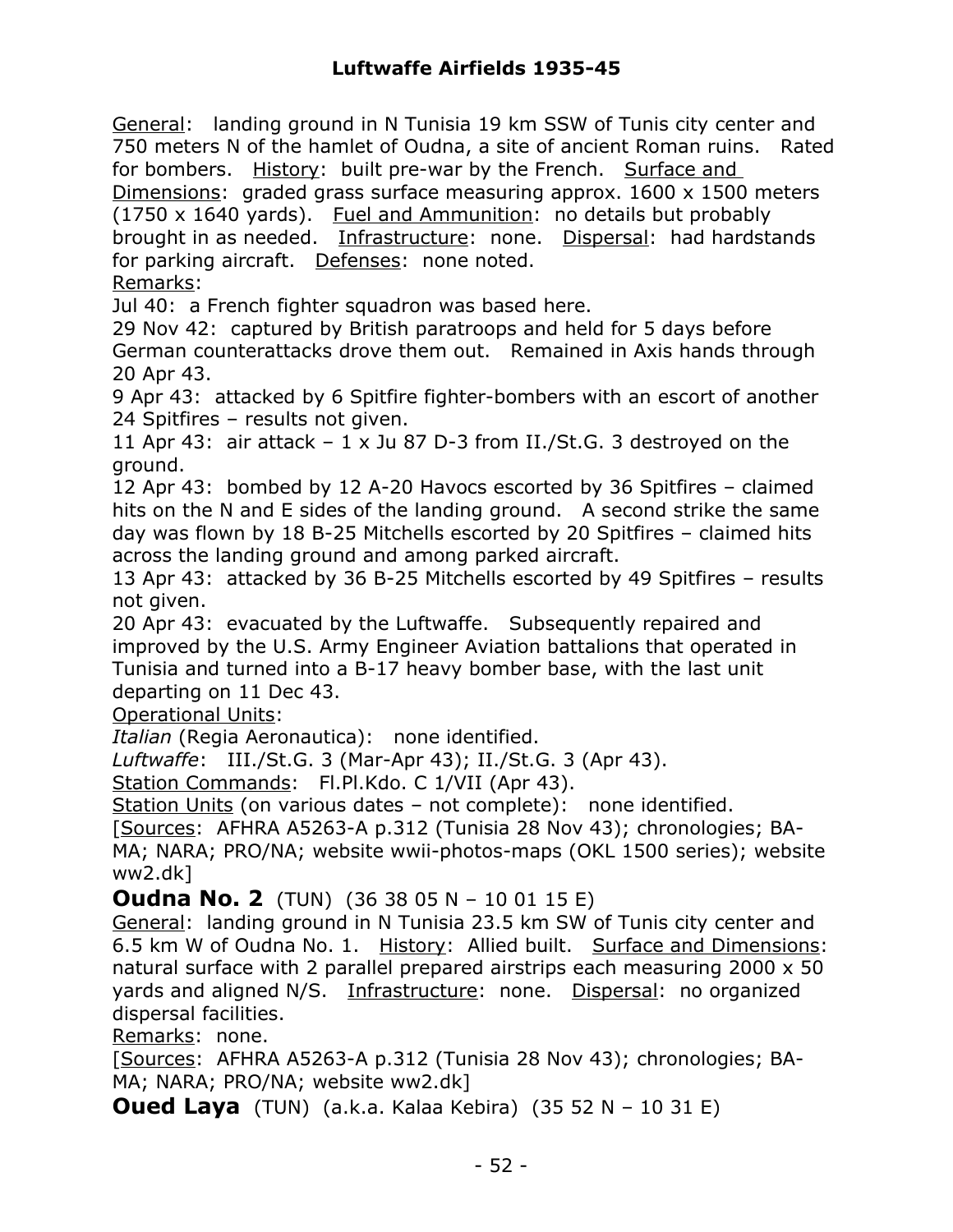General: landing ground in N Tunisia 19 km SSW of Tunis city center and 750 meters N of the hamlet of Oudna, a site of ancient Roman ruins. Rated for bombers. History: built pre-war by the French. Surface and Dimensions: graded grass surface measuring approx. 1600 x 1500 meters (1750 x 1640 yards). Fuel and Ammunition: no details but probably brought in as needed. Infrastructure: none. Dispersal: had hardstands for parking aircraft. Defenses: none noted.

Remarks:

Jul 40: a French fighter squadron was based here.

29 Nov 42: captured by British paratroops and held for 5 days before German counterattacks drove them out. Remained in Axis hands through 20 Apr 43.

9 Apr 43: attacked by 6 Spitfire fighter-bombers with an escort of another 24 Spitfires – results not given.

11 Apr 43: air attack – 1 x Ju 87 D-3 from II./St.G. 3 destroyed on the ground.

12 Apr 43: bombed by 12 A-20 Havocs escorted by 36 Spitfires – claimed hits on the N and E sides of the landing ground. A second strike the same day was flown by 18 B-25 Mitchells escorted by 20 Spitfires – claimed hits across the landing ground and among parked aircraft.

13 Apr 43: attacked by 36 B-25 Mitchells escorted by 49 Spitfires – results not given.

20 Apr 43: evacuated by the Luftwaffe. Subsequently repaired and improved by the U.S. Army Engineer Aviation battalions that operated in Tunisia and turned into a B-17 heavy bomber base, with the last unit departing on 11 Dec 43.

Operational Units:

*Italian* (Regia Aeronautica): none identified.

*Luftwaffe*: III./St.G. 3 (Mar-Apr 43); II./St.G. 3 (Apr 43).

Station Commands: Fl.Pl.Kdo. C 1/VII (Apr 43).

Station Units (on various dates – not complete): none identified.

[Sources: AFHRA A5263-A p.312 (Tunisia 28 Nov 43); chronologies; BA-MA; NARA; PRO/NA; website wwii-photos-maps (OKL 1500 series); website ww2.dk]

## Oudna No. 2 (TUN) (36 38 05 N – 10 01 15 E)

General: landing ground in N Tunisia 23.5 km SW of Tunis city center and 6.5 km W of Oudna No. 1. History: Allied built. Surface and Dimensions: natural surface with 2 parallel prepared airstrips each measuring 2000 x 50 yards and aligned N/S. Infrastructure: none. Dispersal: no organized dispersal facilities.

Remarks: none.

[Sources: AFHRA A5263-A p.312 (Tunisia 28 Nov 43); chronologies; BA-MA; NARA; PRO/NA; website ww2.dk]

## Oued Laya (TUN) (a.k.a. Kalaa Kebira) (35 52 N – 10 31 E)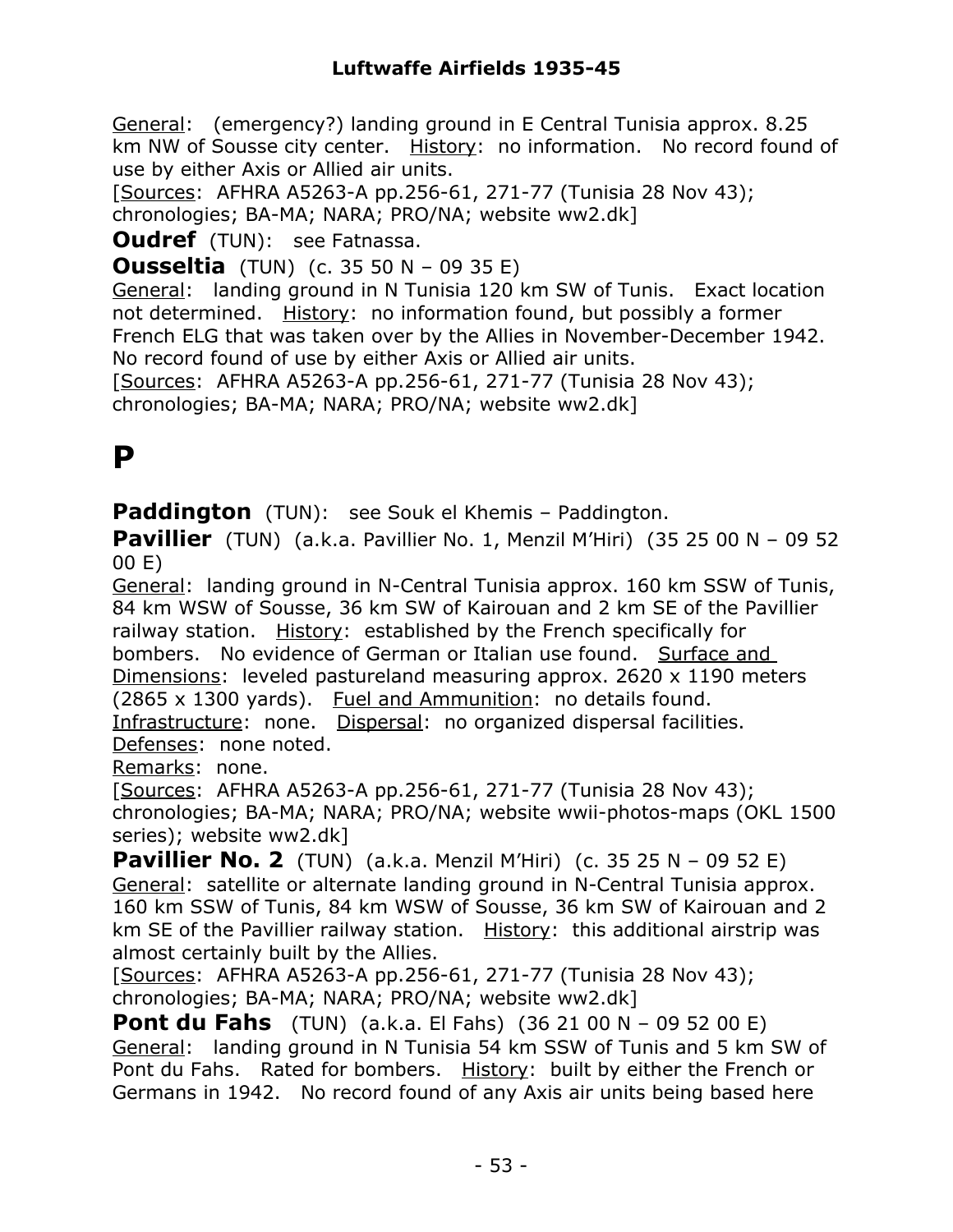General: (emergency?) landing ground in E Central Tunisia approx. 8.25 km NW of Sousse city center. History: no information. No record found of use by either Axis or Allied air units.
[Sources: AFHRA A5263-A pp.256-61, 271-77 (Tunisia 28 Nov 43); chronologies; BA-MA; NARA; PRO/NA; website ww2.dk]

**Oudref** (TUN): see Fatnassa.

**Ousseltia** (TUN) (c. 35 50 N – 09 35 E)
General: landing ground in N Tunisia 120 km SW of Tunis. Exact location not determined. History: no information found, but possibly a former French ELG that was taken over by the Allies in November-December 1942. No record found of use by either Axis or Allied air units.
[Sources: AFHRA A5263-A pp.256-61, 271-77 (Tunisia 28 Nov 43); chronologies; BA-MA; NARA; PRO/NA; website ww2.dk]

# P

**Paddington** (TUN): see Souk el Khemis – Paddington.

**Pavillier** (TUN) (a.k.a. Pavillier No. 1, Menzil M'Hiri) (35 25 00 N – 09 52 00 E)
General: landing ground in N-Central Tunisia approx. 160 km SSW of Tunis, 84 km WSW of Sousse, 36 km SW of Kairouan and 2 km SE of the Pavillier railway station. History: established by the French specifically for bombers. No evidence of German or Italian use found. Surface and Dimensions: leveled pastureland measuring approx. 2620 x 1190 meters (2865 x 1300 yards). Fuel and Ammunition: no details found. Infrastructure: none. Dispersal: no organized dispersal facilities. Defenses: none noted.
Remarks: none.
[Sources: AFHRA A5263-A pp.256-61, 271-77 (Tunisia 28 Nov 43); chronologies; BA-MA; NARA; PRO/NA; website wwii-photos-maps (OKL 1500 series); website ww2.dk]

**Pavillier No. 2** (TUN) (a.k.a. Menzil M'Hiri) (c. 35 25 N – 09 52 E)
General: satellite or alternate landing ground in N-Central Tunisia approx. 160 km SSW of Tunis, 84 km WSW of Sousse, 36 km SW of Kairouan and 2 km SE of the Pavillier railway station. History: this additional airstrip was almost certainly built by the Allies.
[Sources: AFHRA A5263-A pp.256-61, 271-77 (Tunisia 28 Nov 43); chronologies; BA-MA; NARA; PRO/NA; website ww2.dk]

**Pont du Fahs** (TUN) (a.k.a. El Fahs) (36 21 00 N – 09 52 00 E)
General: landing ground in N Tunisia 54 km SSW of Tunis and 5 km SW of Pont du Fahs. Rated for bombers. History: built by either the French or Germans in 1942. No record found of any Axis air units being based here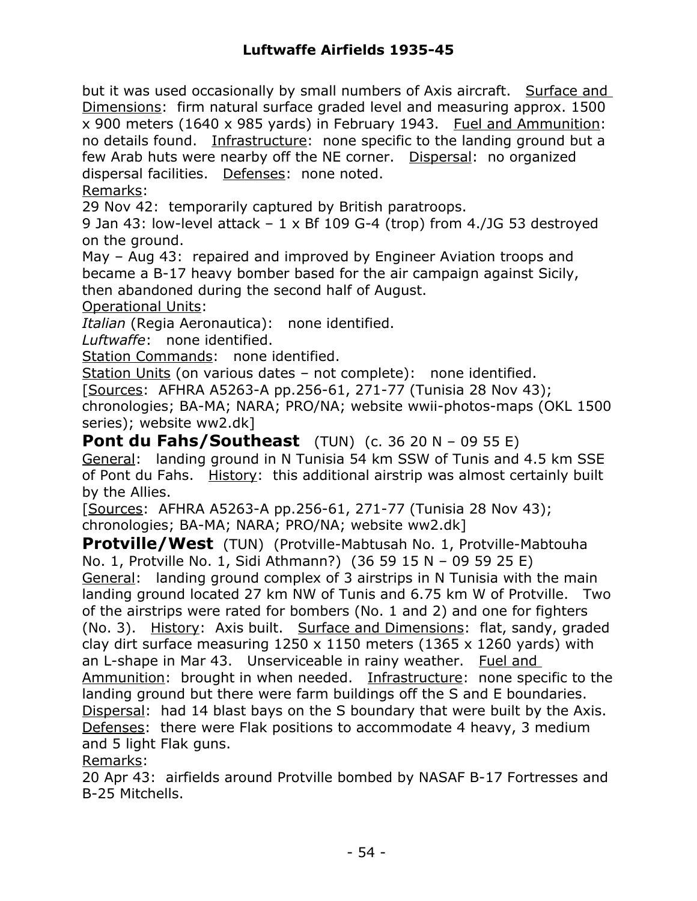but it was used occasionally by small numbers of Axis aircraft. Surface and Dimensions: firm natural surface graded level and measuring approx. 1500 x 900 meters (1640 x 985 yards) in February 1943. Fuel and Ammunition: no details found. Infrastructure: none specific to the landing ground but a few Arab huts were nearby off the NE corner. Dispersal: no organized dispersal facilities. Defenses: none noted.

Remarks:

29 Nov 42: temporarily captured by British paratroops.

9 Jan 43: low-level attack – 1 x Bf 109 G-4 (trop) from 4./JG 53 destroyed on the ground.

May – Aug 43: repaired and improved by Engineer Aviation troops and became a B-17 heavy bomber based for the air campaign against Sicily, then abandoned during the second half of August.

Operational Units:

*Italian* (Regia Aeronautica): none identified.

*Luftwaffe*: none identified.

Station Commands: none identified.

Station Units (on various dates – not complete): none identified.

[Sources: AFHRA A5263-A pp.256-61, 271-77 (Tunisia 28 Nov 43); chronologies; BA-MA; NARA; PRO/NA; website wwii-photos-maps (OKL 1500 series); website ww2.dk]

## Pont du Fahs/Southeast (TUN) (c. 36 20 N – 09 55 E)

General: landing ground in N Tunisia 54 km SSW of Tunis and 4.5 km SSE of Pont du Fahs. History: this additional airstrip was almost certainly built by the Allies.

[Sources: AFHRA A5263-A pp.256-61, 271-77 (Tunisia 28 Nov 43); chronologies; BA-MA; NARA; PRO/NA; website ww2.dk]

## Protville/West (TUN) (Protville-Mabtusah No. 1, Protville-Mabtouha No. 1, Protville No. 1, Sidi Athmann?) (36 59 15 N – 09 59 25 E)

General: landing ground complex of 3 airstrips in N Tunisia with the main landing ground located 27 km NW of Tunis and 6.75 km W of Protville. Two of the airstrips were rated for bombers (No. 1 and 2) and one for fighters (No. 3). History: Axis built. Surface and Dimensions: flat, sandy, graded clay dirt surface measuring 1250 x 1150 meters (1365 x 1260 yards) with an L-shape in Mar 43. Unserviceable in rainy weather. Fuel and Ammunition: brought in when needed. Infrastructure: none specific to the landing ground but there were farm buildings off the S and E boundaries. Dispersal: had 14 blast bays on the S boundary that were built by the Axis. Defenses: there were Flak positions to accommodate 4 heavy, 3 medium and 5 light Flak guns.

Remarks:

20 Apr 43: airfields around Protville bombed by NASAF B-17 Fortresses and B-25 Mitchells.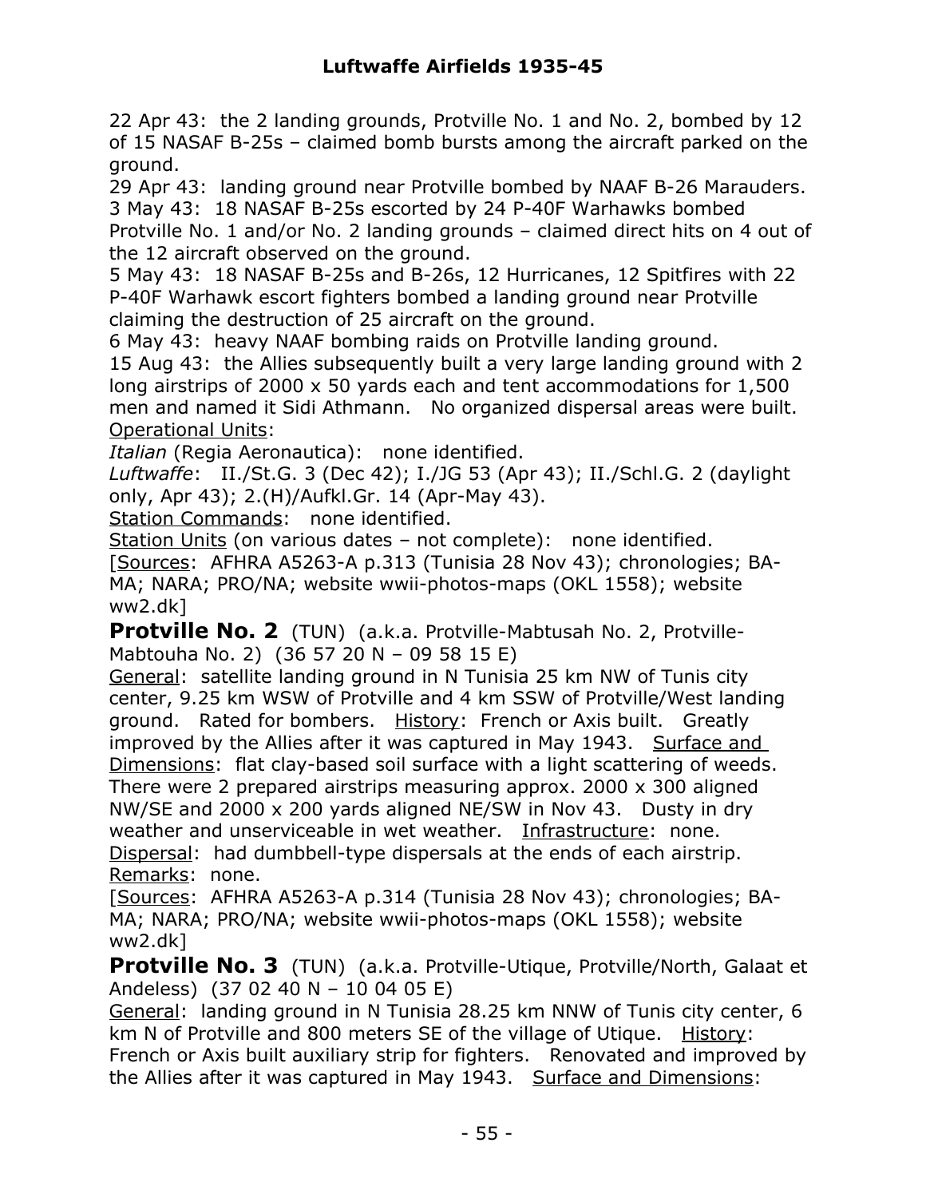22 Apr 43: the 2 landing grounds, Protville No. 1 and No. 2, bombed by 12 of 15 NASAF B-25s – claimed bomb bursts among the aircraft parked on the ground.
29 Apr 43: landing ground near Protville bombed by NAAF B-26 Marauders.
3 May 43: 18 NASAF B-25s escorted by 24 P-40F Warhawks bombed Protville No. 1 and/or No. 2 landing grounds – claimed direct hits on 4 out of the 12 aircraft observed on the ground.
5 May 43: 18 NASAF B-25s and B-26s, 12 Hurricanes, 12 Spitfires with 22 P-40F Warhawk escort fighters bombed a landing ground near Protville claiming the destruction of 25 aircraft on the ground.
6 May 43: heavy NAAF bombing raids on Protville landing ground.
15 Aug 43: the Allies subsequently built a very large landing ground with 2 long airstrips of 2000 x 50 yards each and tent accommodations for 1,500 men and named it Sidi Athmann. No organized dispersal areas were built.
Operational Units:
*Italian* (Regia Aeronautica): none identified.
*Luftwaffe*: II./St.G. 3 (Dec 42); I./JG 53 (Apr 43); II./Schl.G. 2 (daylight only, Apr 43); 2.(H)/Aufkl.Gr. 14 (Apr-May 43).
Station Commands: none identified.
Station Units (on various dates – not complete): none identified.
[Sources: AFHRA A5263-A p.313 (Tunisia 28 Nov 43); chronologies; BA-MA; NARA; PRO/NA; website wwii-photos-maps (OKL 1558); website ww2.dk]

**Protville No. 2** (TUN) (a.k.a. Protville-Mabtusah No. 2, Protville-Mabtouha No. 2) (36 57 20 N – 09 58 15 E)
General: satellite landing ground in N Tunisia 25 km NW of Tunis city center, 9.25 km WSW of Protville and 4 km SSW of Protville/West landing ground. Rated for bombers. History: French or Axis built. Greatly improved by the Allies after it was captured in May 1943. Surface and Dimensions: flat clay-based soil surface with a light scattering of weeds. There were 2 prepared airstrips measuring approx. 2000 x 300 aligned NW/SE and 2000 x 200 yards aligned NE/SW in Nov 43. Dusty in dry weather and unserviceable in wet weather. Infrastructure: none. Dispersal: had dumbbell-type dispersals at the ends of each airstrip. Remarks: none.
[Sources: AFHRA A5263-A p.314 (Tunisia 28 Nov 43); chronologies; BA-MA; NARA; PRO/NA; website wwii-photos-maps (OKL 1558); website ww2.dk]

**Protville No. 3** (TUN) (a.k.a. Protville-Utique, Protville/North, Galaat et Andeless) (37 02 40 N – 10 04 05 E)
General: landing ground in N Tunisia 28.25 km NNW of Tunis city center, 6 km N of Protville and 800 meters SE of the village of Utique. History: French or Axis built auxiliary strip for fighters. Renovated and improved by the Allies after it was captured in May 1943. Surface and Dimensions: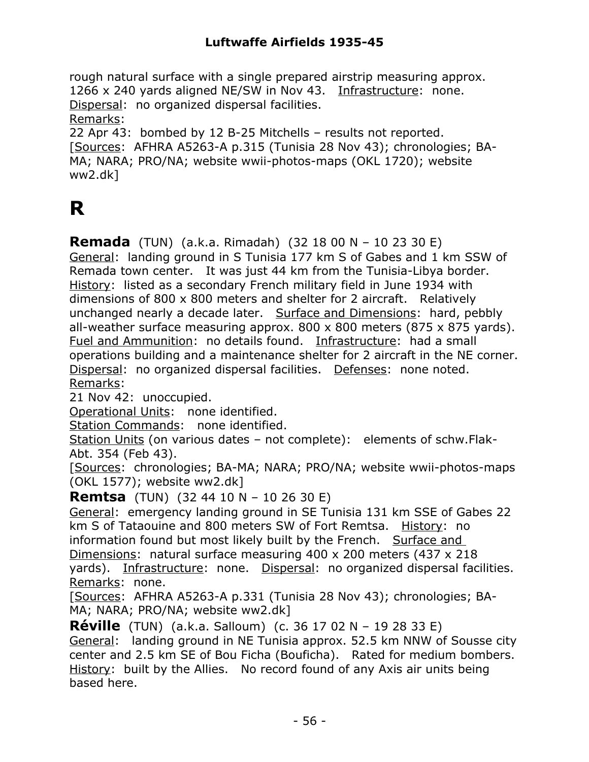rough natural surface with a single prepared airstrip measuring approx. 1266 x 240 yards aligned NE/SW in Nov 43. Infrastructure: none. Dispersal: no organized dispersal facilities.
Remarks:
22 Apr 43: bombed by 12 B-25 Mitchells – results not reported.
[Sources: AFHRA A5263-A p.315 (Tunisia 28 Nov 43); chronologies; BA-MA; NARA; PRO/NA; website wwii-photos-maps (OKL 1720); website ww2.dk]

# R

**Remada** (TUN) (a.k.a. Rimadah) (32 18 00 N – 10 23 30 E)
General: landing ground in S Tunisia 177 km S of Gabes and 1 km SSW of Remada town center. It was just 44 km from the Tunisia-Libya border. History: listed as a secondary French military field in June 1934 with dimensions of 800 x 800 meters and shelter for 2 aircraft. Relatively unchanged nearly a decade later. Surface and Dimensions: hard, pebbly all-weather surface measuring approx. 800 x 800 meters (875 x 875 yards). Fuel and Ammunition: no details found. Infrastructure: had a small operations building and a maintenance shelter for 2 aircraft in the NE corner. Dispersal: no organized dispersal facilities. Defenses: none noted.
Remarks:
21 Nov 42: unoccupied.
Operational Units: none identified.
Station Commands: none identified.
Station Units (on various dates – not complete): elements of schw.Flak-Abt. 354 (Feb 43).
[Sources: chronologies; BA-MA; NARA; PRO/NA; website wwii-photos-maps (OKL 1577); website ww2.dk]

**Remtsa** (TUN) (32 44 10 N – 10 26 30 E)
General: emergency landing ground in SE Tunisia 131 km SSE of Gabes 22 km S of Tataouine and 800 meters SW of Fort Remtsa. History: no information found but most likely built by the French. Surface and Dimensions: natural surface measuring 400 x 200 meters (437 x 218 yards). Infrastructure: none. Dispersal: no organized dispersal facilities. Remarks: none.
[Sources: AFHRA A5263-A p.331 (Tunisia 28 Nov 43); chronologies; BA-MA; NARA; PRO/NA; website ww2.dk]

**Réville** (TUN) (a.k.a. Salloum) (c. 36 17 02 N – 19 28 33 E)
General: landing ground in NE Tunisia approx. 52.5 km NNW of Sousse city center and 2.5 km SE of Bou Ficha (Bouficha). Rated for medium bombers. History: built by the Allies. No record found of any Axis air units being based here.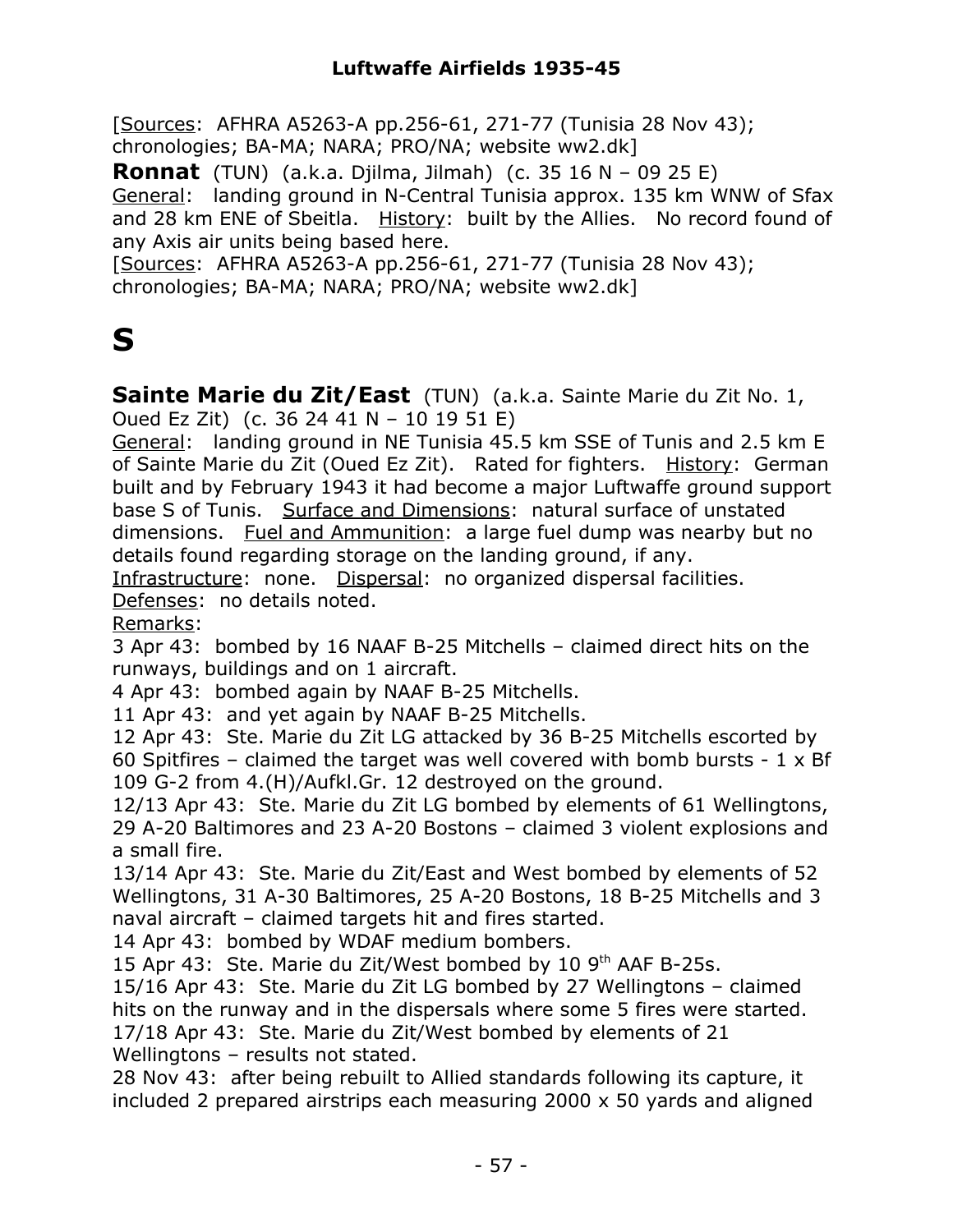[Sources: AFHRA A5263-A pp.256-61, 271-77 (Tunisia 28 Nov 43); chronologies; BA-MA; NARA; PRO/NA; website ww2.dk]

**Ronnat** (TUN) (a.k.a. Djilma, Jilmah) (c. 35 16 N – 09 25 E)
General: landing ground in N-Central Tunisia approx. 135 km WNW of Sfax and 28 km ENE of Sbeitla. History: built by the Allies. No record found of any Axis air units being based here.
[Sources: AFHRA A5263-A pp.256-61, 271-77 (Tunisia 28 Nov 43); chronologies; BA-MA; NARA; PRO/NA; website ww2.dk]

# S

**Sainte Marie du Zit/East** (TUN) (a.k.a. Sainte Marie du Zit No. 1, Oued Ez Zit) (c. 36 24 41 N – 10 19 51 E)
General: landing ground in NE Tunisia 45.5 km SSE of Tunis and 2.5 km E of Sainte Marie du Zit (Oued Ez Zit). Rated for fighters. History: German built and by February 1943 it had become a major Luftwaffe ground support base S of Tunis. Surface and Dimensions: natural surface of unstated dimensions. Fuel and Ammunition: a large fuel dump was nearby but no details found regarding storage on the landing ground, if any.
Infrastructure: none. Dispersal: no organized dispersal facilities.
Defenses: no details noted.
Remarks:
3 Apr 43: bombed by 16 NAAF B-25 Mitchells – claimed direct hits on the runways, buildings and on 1 aircraft.
4 Apr 43: bombed again by NAAF B-25 Mitchells.
11 Apr 43: and yet again by NAAF B-25 Mitchells.
12 Apr 43: Ste. Marie du Zit LG attacked by 36 B-25 Mitchells escorted by 60 Spitfires – claimed the target was well covered with bomb bursts - 1 x Bf 109 G-2 from 4.(H)/Aufkl.Gr. 12 destroyed on the ground.
12/13 Apr 43: Ste. Marie du Zit LG bombed by elements of 61 Wellingtons, 29 A-20 Baltimores and 23 A-20 Bostons – claimed 3 violent explosions and a small fire.
13/14 Apr 43: Ste. Marie du Zit/East and West bombed by elements of 52 Wellingtons, 31 A-30 Baltimores, 25 A-20 Bostons, 18 B-25 Mitchells and 3 naval aircraft – claimed targets hit and fires started.
14 Apr 43: bombed by WDAF medium bombers.
15 Apr 43: Ste. Marie du Zit/West bombed by 10 9th AAF B-25s.
15/16 Apr 43: Ste. Marie du Zit LG bombed by 27 Wellingtons – claimed hits on the runway and in the dispersals where some 5 fires were started.
17/18 Apr 43: Ste. Marie du Zit/West bombed by elements of 21 Wellingtons – results not stated.
28 Nov 43: after being rebuilt to Allied standards following its capture, it included 2 prepared airstrips each measuring 2000 x 50 yards and aligned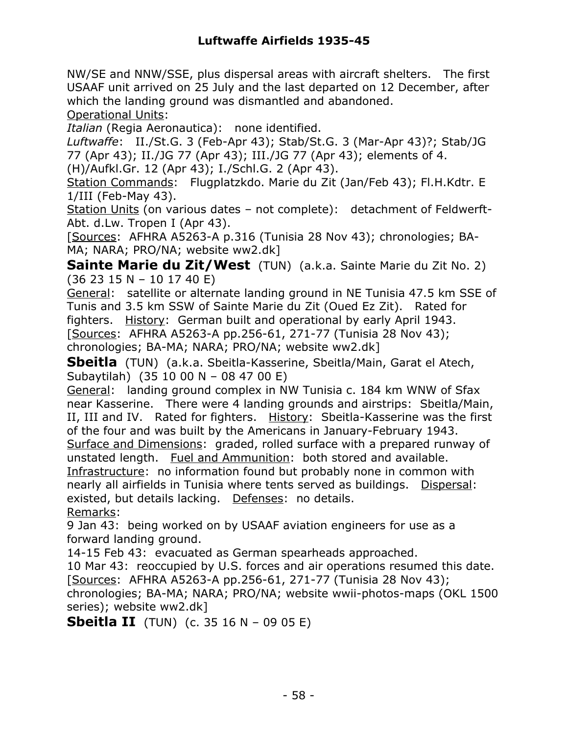NW/SE and NNW/SSE, plus dispersal areas with aircraft shelters. The first USAAF unit arrived on 25 July and the last departed on 12 December, after which the landing ground was dismantled and abandoned.

Operational Units:

*Italian* (Regia Aeronautica): none identified.

*Luftwaffe*: II./St.G. 3 (Feb-Apr 43); Stab/St.G. 3 (Mar-Apr 43)?; Stab/JG 77 (Apr 43); II./JG 77 (Apr 43); III./JG 77 (Apr 43); elements of 4.(H)/Aufkl.Gr. 12 (Apr 43); I./Schl.G. 2 (Apr 43).

Station Commands: Flugplatzkdo. Marie du Zit (Jan/Feb 43); Fl.H.Kdtr. E 1/III (Feb-May 43).

Station Units (on various dates – not complete): detachment of Feldwerft-Abt. d.Lw. Tropen I (Apr 43).

[Sources: AFHRA A5263-A p.316 (Tunisia 28 Nov 43); chronologies; BA-MA; NARA; PRO/NA; website ww2.dk]

**Sainte Marie du Zit/West** (TUN) (a.k.a. Sainte Marie du Zit No. 2) (36 23 15 N – 10 17 40 E)

General: satellite or alternate landing ground in NE Tunisia 47.5 km SSE of Tunis and 3.5 km SSW of Sainte Marie du Zit (Oued Ez Zit). Rated for fighters. History: German built and operational by early April 1943.

[Sources: AFHRA A5263-A pp.256-61, 271-77 (Tunisia 28 Nov 43); chronologies; BA-MA; NARA; PRO/NA; website ww2.dk]

**Sbeitla** (TUN) (a.k.a. Sbeitla-Kasserine, Sbeitla/Main, Garat el Atech, Subaytilah) (35 10 00 N – 08 47 00 E)

General: landing ground complex in NW Tunisia c. 184 km WNW of Sfax near Kasserine. There were 4 landing grounds and airstrips: Sbeitla/Main, II, III and IV. Rated for fighters. History: Sbeitla-Kasserine was the first of the four and was built by the Americans in January-February 1943.

Surface and Dimensions: graded, rolled surface with a prepared runway of unstated length. Fuel and Ammunition: both stored and available.

Infrastructure: no information found but probably none in common with nearly all airfields in Tunisia where tents served as buildings. Dispersal: existed, but details lacking. Defenses: no details.

Remarks:

9 Jan 43: being worked on by USAAF aviation engineers for use as a forward landing ground.

14-15 Feb 43: evacuated as German spearheads approached.

10 Mar 43: reoccupied by U.S. forces and air operations resumed this date.

[Sources: AFHRA A5263-A pp.256-61, 271-77 (Tunisia 28 Nov 43); chronologies; BA-MA; NARA; PRO/NA; website wwii-photos-maps (OKL 1500 series); website ww2.dk]

**Sbeitla II** (TUN) (c. 35 16 N – 09 05 E)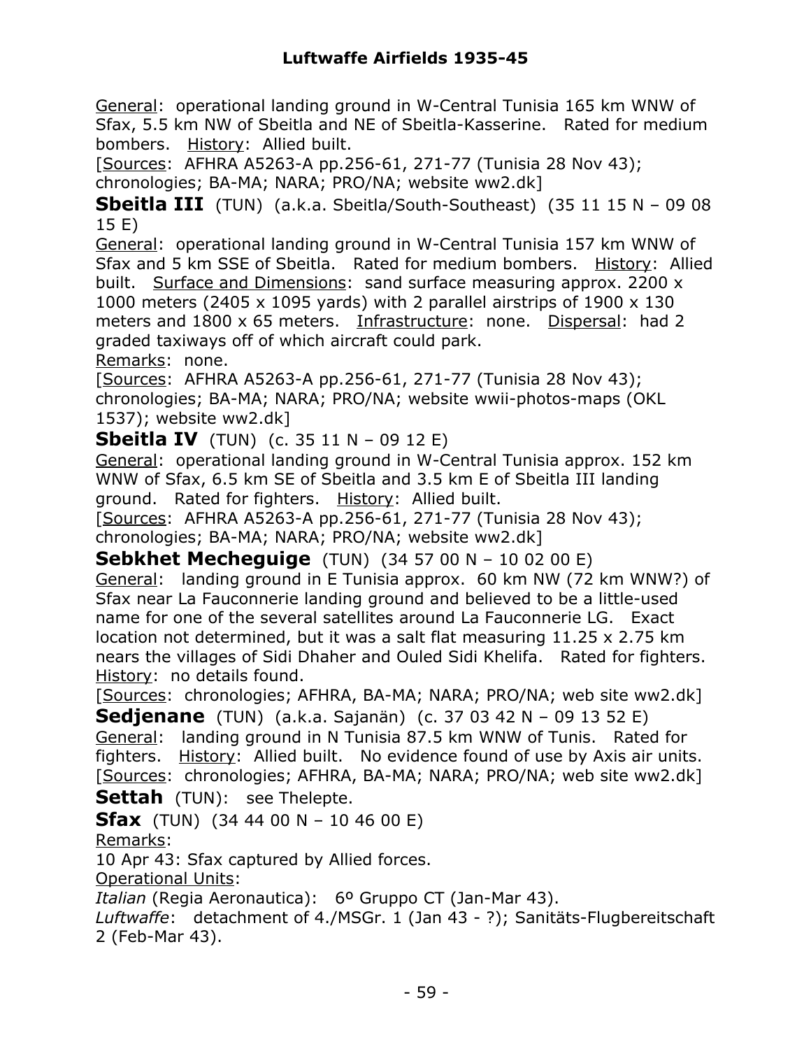General:  operational landing ground in W-Central Tunisia 165 km WNW of Sfax, 5.5 km NW of Sbeitla and NE of Sbeitla-Kasserine.   Rated for medium bombers.   History:  Allied built.

[Sources:  AFHRA A5263-A pp.256-61, 271-77 (Tunisia 28 Nov 43); chronologies; BA-MA; NARA; PRO/NA; website ww2.dk]

**Sbeitla III**  (TUN)  (a.k.a. Sbeitla/South-Southeast)  (35 11 15 N – 09 08 15 E)

General:  operational landing ground in W-Central Tunisia 157 km WNW of Sfax and 5 km SSE of Sbeitla.   Rated for medium bombers.   History:  Allied built.   Surface and Dimensions:  sand surface measuring approx. 2200 x 1000 meters (2405 x 1095 yards) with 2 parallel airstrips of 1900 x 130 meters and 1800 x 65 meters.   Infrastructure:  none.   Dispersal:  had 2 graded taxiways off of which aircraft could park.

Remarks:  none.

[Sources:  AFHRA A5263-A pp.256-61, 271-77 (Tunisia 28 Nov 43); chronologies; BA-MA; NARA; PRO/NA; website wwii-photos-maps (OKL 1537); website ww2.dk]

**Sbeitla IV**  (TUN)  (c. 35 11 N – 09 12 E)

General:  operational landing ground in W-Central Tunisia approx. 152 km WNW of Sfax, 6.5 km SE of Sbeitla and 3.5 km E of Sbeitla III landing ground.   Rated for fighters.   History:  Allied built.

[Sources:  AFHRA A5263-A pp.256-61, 271-77 (Tunisia 28 Nov 43); chronologies; BA-MA; NARA; PRO/NA; website ww2.dk]

**Sebkhet Mecheguige**  (TUN)  (34 57 00 N – 10 02 00 E)

General:   landing ground in E Tunisia approx.  60 km NW (72 km WNW?) of Sfax near La Fauconnerie landing ground and believed to be a little-used name for one of the several satellites around La Fauconnerie LG.   Exact location not determined, but it was a salt flat measuring 11.25 x 2.75 km nears the villages of Sidi Dhaher and Ouled Sidi Khelifa.   Rated for fighters.   History:  no details found.

[Sources:  chronologies; AFHRA, BA-MA; NARA; PRO/NA; web site ww2.dk]

**Sedjenane**  (TUN)  (a.k.a. Sajanän)  (c. 37 03 42 N – 09 13 52 E)

General:   landing ground in N Tunisia 87.5 km WNW of Tunis.   Rated for fighters.   History:  Allied built.   No evidence found of use by Axis air units.

[Sources:  chronologies; AFHRA, BA-MA; NARA; PRO/NA; web site ww2.dk]

**Settah**  (TUN):   see Thelepte.

**Sfax**  (TUN)  (34 44 00 N – 10 46 00 E)

Remarks:

10 Apr 43: Sfax captured by Allied forces.

Operational Units:

*Italian* (Regia Aeronautica):   6º Gruppo CT (Jan-Mar 43).

*Luftwaffe*:   detachment of 4./MSGr. 1 (Jan 43 - ?); Sanitäts-Flugbereitschaft 2 (Feb-Mar 43).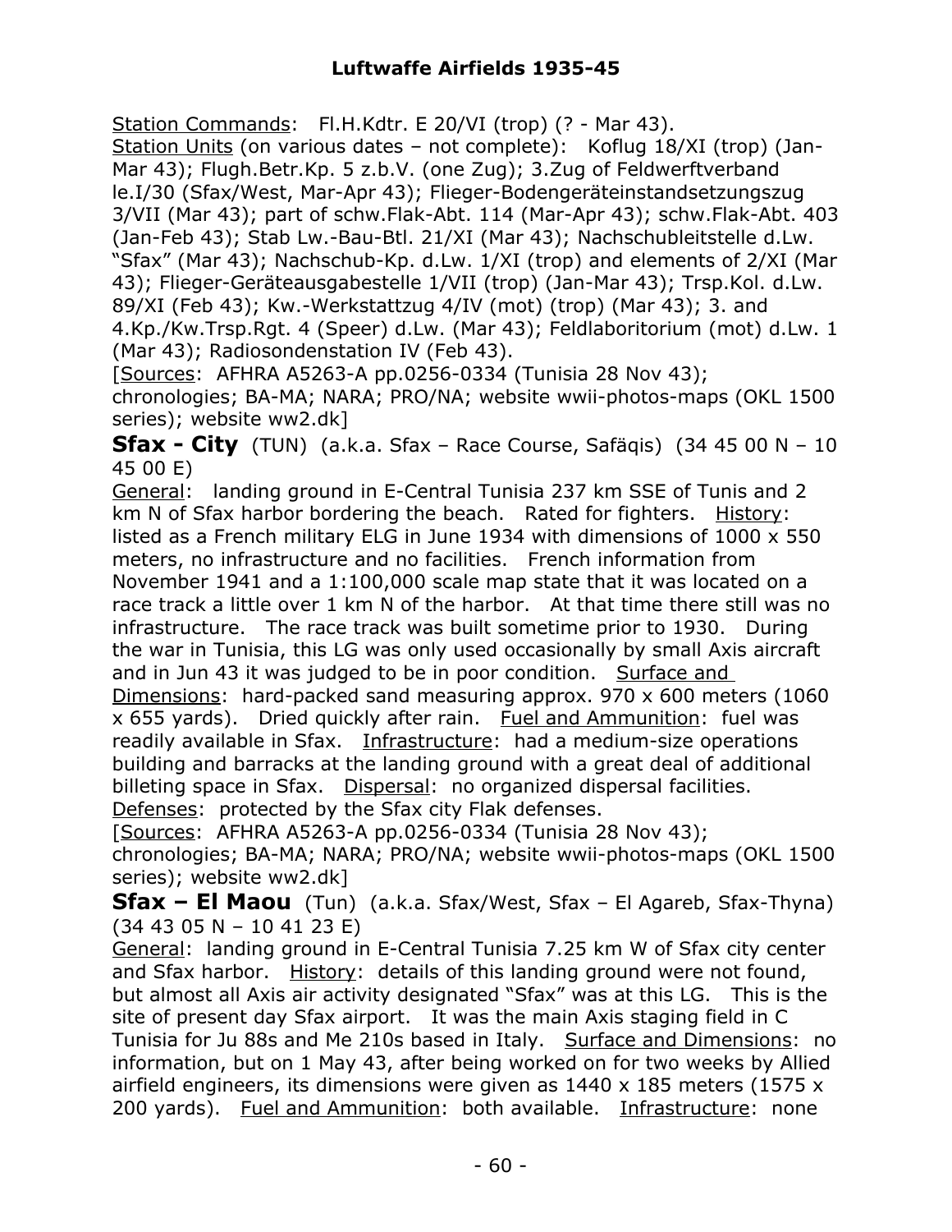Station Commands: Fl.H.Kdtr. E 20/VI (trop) (? - Mar 43).
Station Units (on various dates – not complete): Koflug 18/XI (trop) (Jan-Mar 43); Flugh.Betr.Kp. 5 z.b.V. (one Zug); 3.Zug of Feldwerftverband le.I/30 (Sfax/West, Mar-Apr 43); Flieger-Bodengeräteinstandsetzungszug 3/VII (Mar 43); part of schw.Flak-Abt. 114 (Mar-Apr 43); schw.Flak-Abt. 403 (Jan-Feb 43); Stab Lw.-Bau-Btl. 21/XI (Mar 43); Nachschubleitstelle d.Lw. "Sfax" (Mar 43); Nachschub-Kp. d.Lw. 1/XI (trop) and elements of 2/XI (Mar 43); Flieger-Geräteausgabestelle 1/VII (trop) (Jan-Mar 43); Trsp.Kol. d.Lw. 89/XI (Feb 43); Kw.-Werkstattzug 4/IV (mot) (trop) (Mar 43); 3. and 4.Kp./Kw.Trsp.Rgt. 4 (Speer) d.Lw. (Mar 43); Feldlaboritorium (mot) d.Lw. 1 (Mar 43); Radiosondenstation IV (Feb 43).
[Sources: AFHRA A5263-A pp.0256-0334 (Tunisia 28 Nov 43); chronologies; BA-MA; NARA; PRO/NA; website wwii-photos-maps (OKL 1500 series); website ww2.dk]

**Sfax - City** (TUN) (a.k.a. Sfax – Race Course, Safäqis) (34 45 00 N – 10 45 00 E)
General: landing ground in E-Central Tunisia 237 km SSE of Tunis and 2 km N of Sfax harbor bordering the beach. Rated for fighters. History: listed as a French military ELG in June 1934 with dimensions of 1000 x 550 meters, no infrastructure and no facilities. French information from November 1941 and a 1:100,000 scale map state that it was located on a race track a little over 1 km N of the harbor. At that time there still was no infrastructure. The race track was built sometime prior to 1930. During the war in Tunisia, this LG was only used occasionally by small Axis aircraft and in Jun 43 it was judged to be in poor condition. Surface and Dimensions: hard-packed sand measuring approx. 970 x 600 meters (1060 x 655 yards). Dried quickly after rain. Fuel and Ammunition: fuel was readily available in Sfax. Infrastructure: had a medium-size operations building and barracks at the landing ground with a great deal of additional billeting space in Sfax. Dispersal: no organized dispersal facilities. Defenses: protected by the Sfax city Flak defenses.
[Sources: AFHRA A5263-A pp.0256-0334 (Tunisia 28 Nov 43); chronologies; BA-MA; NARA; PRO/NA; website wwii-photos-maps (OKL 1500 series); website ww2.dk]

**Sfax – El Maou** (Tun) (a.k.a. Sfax/West, Sfax – El Agareb, Sfax-Thyna) (34 43 05 N – 10 41 23 E)
General: landing ground in E-Central Tunisia 7.25 km W of Sfax city center and Sfax harbor. History: details of this landing ground were not found, but almost all Axis air activity designated "Sfax" was at this LG. This is the site of present day Sfax airport. It was the main Axis staging field in C Tunisia for Ju 88s and Me 210s based in Italy. Surface and Dimensions: no information, but on 1 May 43, after being worked on for two weeks by Allied airfield engineers, its dimensions were given as 1440 x 185 meters (1575 x 200 yards). Fuel and Ammunition: both available. Infrastructure: none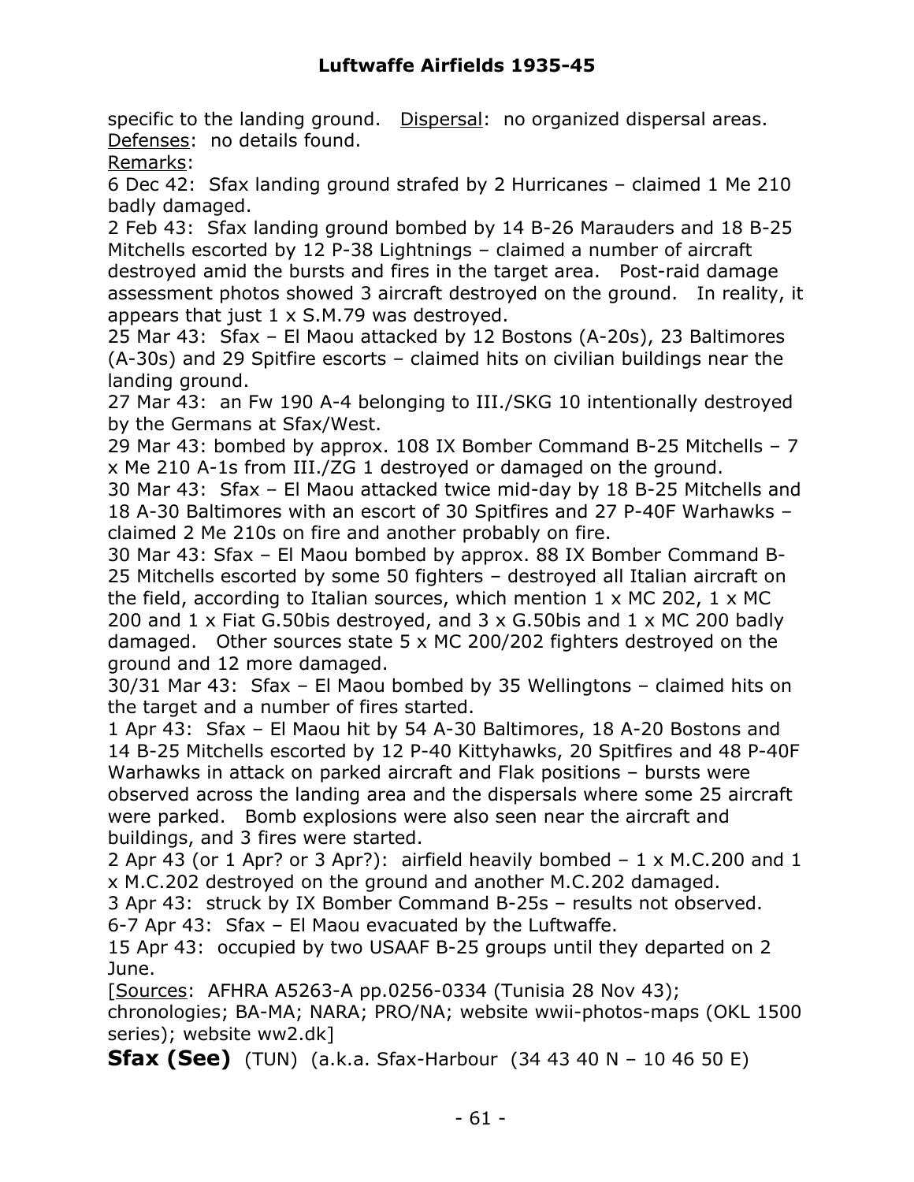specific to the landing ground. Dispersal: no organized dispersal areas. Defenses: no details found.

Remarks:

6 Dec 42: Sfax landing ground strafed by 2 Hurricanes – claimed 1 Me 210 badly damaged.

2 Feb 43: Sfax landing ground bombed by 14 B-26 Marauders and 18 B-25 Mitchells escorted by 12 P-38 Lightnings – claimed a number of aircraft destroyed amid the bursts and fires in the target area. Post-raid damage assessment photos showed 3 aircraft destroyed on the ground. In reality, it appears that just 1 x S.M.79 was destroyed.

25 Mar 43: Sfax – El Maou attacked by 12 Bostons (A-20s), 23 Baltimores (A-30s) and 29 Spitfire escorts – claimed hits on civilian buildings near the landing ground.

27 Mar 43: an Fw 190 A-4 belonging to III./SKG 10 intentionally destroyed by the Germans at Sfax/West.

29 Mar 43: bombed by approx. 108 IX Bomber Command B-25 Mitchells – 7 x Me 210 A-1s from III./ZG 1 destroyed or damaged on the ground.

30 Mar 43: Sfax – El Maou attacked twice mid-day by 18 B-25 Mitchells and 18 A-30 Baltimores with an escort of 30 Spitfires and 27 P-40F Warhawks – claimed 2 Me 210s on fire and another probably on fire.

30 Mar 43: Sfax – El Maou bombed by approx. 88 IX Bomber Command B-25 Mitchells escorted by some 50 fighters – destroyed all Italian aircraft on the field, according to Italian sources, which mention 1 x MC 202, 1 x MC 200 and 1 x Fiat G.50bis destroyed, and 3 x G.50bis and 1 x MC 200 badly damaged. Other sources state 5 x MC 200/202 fighters destroyed on the ground and 12 more damaged.

30/31 Mar 43: Sfax – El Maou bombed by 35 Wellingtons – claimed hits on the target and a number of fires started.

1 Apr 43: Sfax – El Maou hit by 54 A-30 Baltimores, 18 A-20 Bostons and 14 B-25 Mitchells escorted by 12 P-40 Kittyhawks, 20 Spitfires and 48 P-40F Warhawks in attack on parked aircraft and Flak positions – bursts were observed across the landing area and the dispersals where some 25 aircraft were parked. Bomb explosions were also seen near the aircraft and buildings, and 3 fires were started.

2 Apr 43 (or 1 Apr? or 3 Apr?): airfield heavily bombed – 1 x M.C.200 and 1 x M.C.202 destroyed on the ground and another M.C.202 damaged.

3 Apr 43: struck by IX Bomber Command B-25s – results not observed.

6-7 Apr 43: Sfax – El Maou evacuated by the Luftwaffe.

15 Apr 43: occupied by two USAAF B-25 groups until they departed on 2 June.

[Sources: AFHRA A5263-A pp.0256-0334 (Tunisia 28 Nov 43); chronologies; BA-MA; NARA; PRO/NA; website wwii-photos-maps (OKL 1500 series); website ww2.dk]

**Sfax (See)** (TUN) (a.k.a. Sfax-Harbour (34 43 40 N – 10 46 50 E)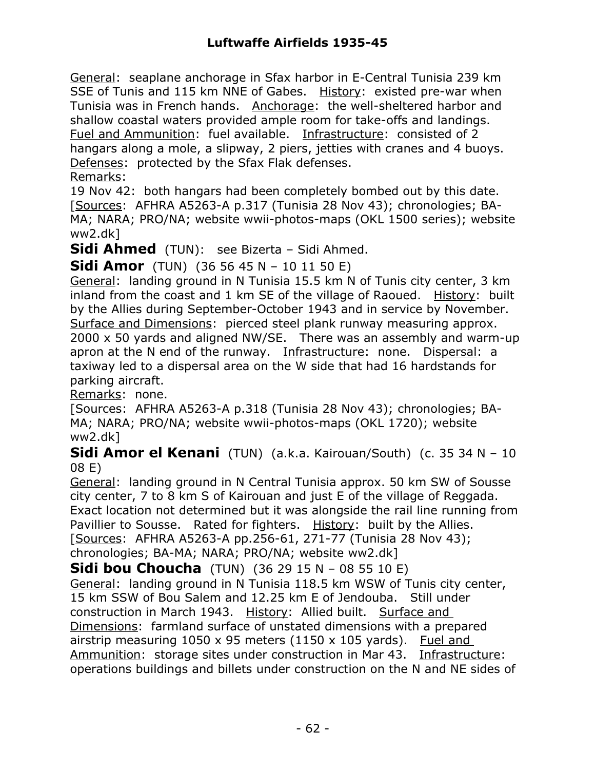General: seaplane anchorage in Sfax harbor in E-Central Tunisia 239 km SSE of Tunis and 115 km NNE of Gabes. History: existed pre-war when Tunisia was in French hands. Anchorage: the well-sheltered harbor and shallow coastal waters provided ample room for take-offs and landings. Fuel and Ammunition: fuel available. Infrastructure: consisted of 2 hangars along a mole, a slipway, 2 piers, jetties with cranes and 4 buoys. Defenses: protected by the Sfax Flak defenses.

Remarks:

19 Nov 42: both hangars had been completely bombed out by this date.

[Sources: AFHRA A5263-A p.317 (Tunisia 28 Nov 43); chronologies; BA-MA; NARA; PRO/NA; website wwii-photos-maps (OKL 1500 series); website ww2.dk]

**Sidi Ahmed** (TUN): see Bizerta – Sidi Ahmed.

**Sidi Amor** (TUN) (36 56 45 N – 10 11 50 E)

General: landing ground in N Tunisia 15.5 km N of Tunis city center, 3 km inland from the coast and 1 km SE of the village of Raoued. History: built by the Allies during September-October 1943 and in service by November. Surface and Dimensions: pierced steel plank runway measuring approx. 2000 x 50 yards and aligned NW/SE. There was an assembly and warm-up apron at the N end of the runway. Infrastructure: none. Dispersal: a taxiway led to a dispersal area on the W side that had 16 hardstands for parking aircraft.

Remarks: none.

[Sources: AFHRA A5263-A p.318 (Tunisia 28 Nov 43); chronologies; BA-MA; NARA; PRO/NA; website wwii-photos-maps (OKL 1720); website ww2.dk]

**Sidi Amor el Kenani** (TUN) (a.k.a. Kairouan/South) (c. 35 34 N – 10 08 E)

General: landing ground in N Central Tunisia approx. 50 km SW of Sousse city center, 7 to 8 km S of Kairouan and just E of the village of Reggada. Exact location not determined but it was alongside the rail line running from Pavillier to Sousse. Rated for fighters. History: built by the Allies.

[Sources: AFHRA A5263-A pp.256-61, 271-77 (Tunisia 28 Nov 43); chronologies; BA-MA; NARA; PRO/NA; website ww2.dk]

**Sidi bou Choucha** (TUN) (36 29 15 N – 08 55 10 E)

General: landing ground in N Tunisia 118.5 km WSW of Tunis city center, 15 km SSW of Bou Salem and 12.25 km E of Jendouba. Still under construction in March 1943. History: Allied built. Surface and Dimensions: farmland surface of unstated dimensions with a prepared airstrip measuring 1050 x 95 meters (1150 x 105 yards). Fuel and Ammunition: storage sites under construction in Mar 43. Infrastructure: operations buildings and billets under construction on the N and NE sides of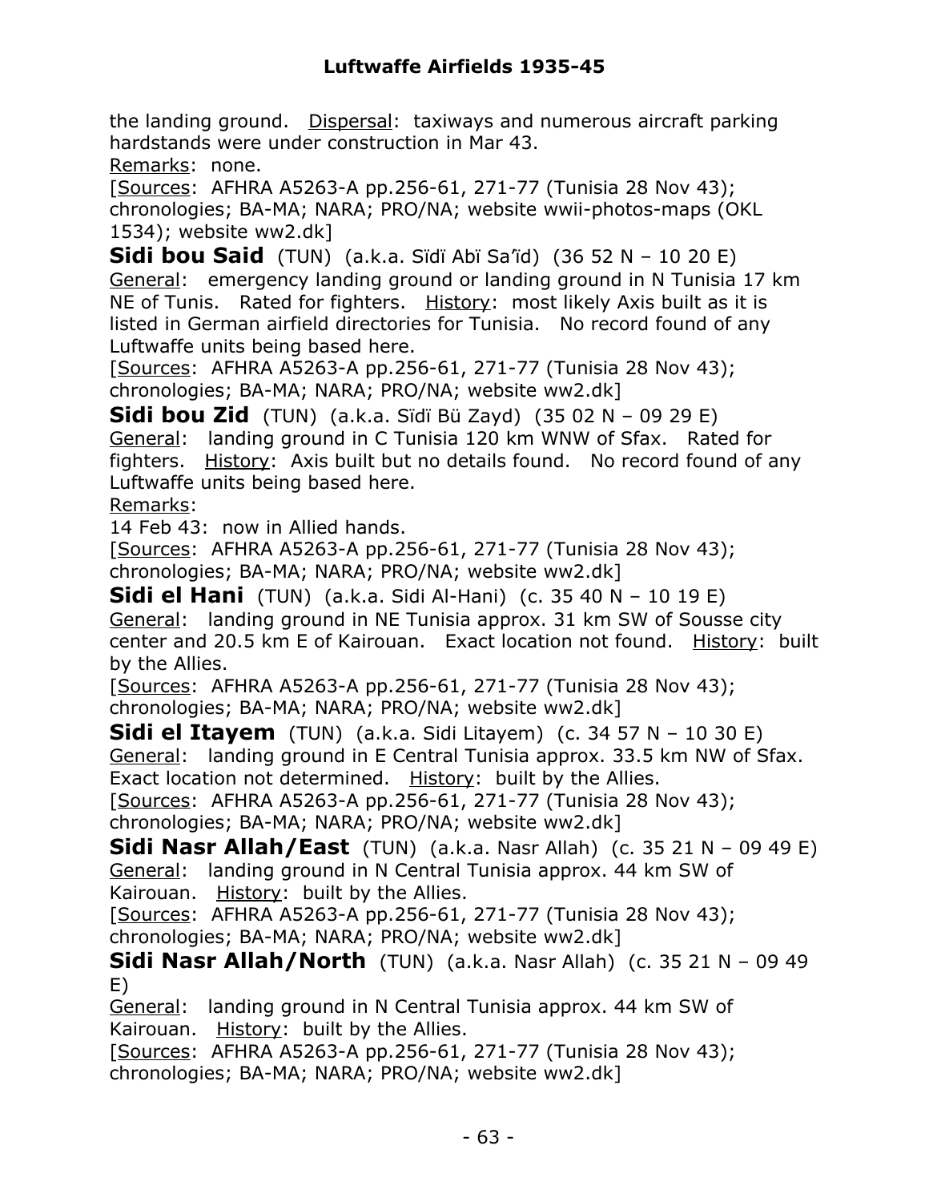the landing ground. Dispersal: taxiways and numerous aircraft parking hardstands were under construction in Mar 43.
Remarks: none.
[Sources: AFHRA A5263-A pp.256-61, 271-77 (Tunisia 28 Nov 43); chronologies; BA-MA; NARA; PRO/NA; website wwii-photos-maps (OKL 1534); website ww2.dk]

**Sidi bou Said** (TUN) (a.k.a. Sïdï Abï Sa'ïd) (36 52 N – 10 20 E)
General: emergency landing ground or landing ground in N Tunisia 17 km NE of Tunis. Rated for fighters. History: most likely Axis built as it is listed in German airfield directories for Tunisia. No record found of any Luftwaffe units being based here.
[Sources: AFHRA A5263-A pp.256-61, 271-77 (Tunisia 28 Nov 43); chronologies; BA-MA; NARA; PRO/NA; website ww2.dk]

**Sidi bou Zid** (TUN) (a.k.a. Sïdï Bü Zayd) (35 02 N – 09 29 E)
General: landing ground in C Tunisia 120 km WNW of Sfax. Rated for fighters. History: Axis built but no details found. No record found of any Luftwaffe units being based here.
Remarks:
14 Feb 43: now in Allied hands.
[Sources: AFHRA A5263-A pp.256-61, 271-77 (Tunisia 28 Nov 43); chronologies; BA-MA; NARA; PRO/NA; website ww2.dk]

**Sidi el Hani** (TUN) (a.k.a. Sidi Al-Hani) (c. 35 40 N – 10 19 E)
General: landing ground in NE Tunisia approx. 31 km SW of Sousse city center and 20.5 km E of Kairouan. Exact location not found. History: built by the Allies.
[Sources: AFHRA A5263-A pp.256-61, 271-77 (Tunisia 28 Nov 43); chronologies; BA-MA; NARA; PRO/NA; website ww2.dk]

**Sidi el Itayem** (TUN) (a.k.a. Sidi Litayem) (c. 34 57 N – 10 30 E)
General: landing ground in E Central Tunisia approx. 33.5 km NW of Sfax. Exact location not determined. History: built by the Allies.
[Sources: AFHRA A5263-A pp.256-61, 271-77 (Tunisia 28 Nov 43); chronologies; BA-MA; NARA; PRO/NA; website ww2.dk]

**Sidi Nasr Allah/East** (TUN) (a.k.a. Nasr Allah) (c. 35 21 N – 09 49 E)
General: landing ground in N Central Tunisia approx. 44 km SW of Kairouan. History: built by the Allies.
[Sources: AFHRA A5263-A pp.256-61, 271-77 (Tunisia 28 Nov 43); chronologies; BA-MA; NARA; PRO/NA; website ww2.dk]

**Sidi Nasr Allah/North** (TUN) (a.k.a. Nasr Allah) (c. 35 21 N – 09 49 E)
General: landing ground in N Central Tunisia approx. 44 km SW of Kairouan. History: built by the Allies.
[Sources: AFHRA A5263-A pp.256-61, 271-77 (Tunisia 28 Nov 43); chronologies; BA-MA; NARA; PRO/NA; website ww2.dk]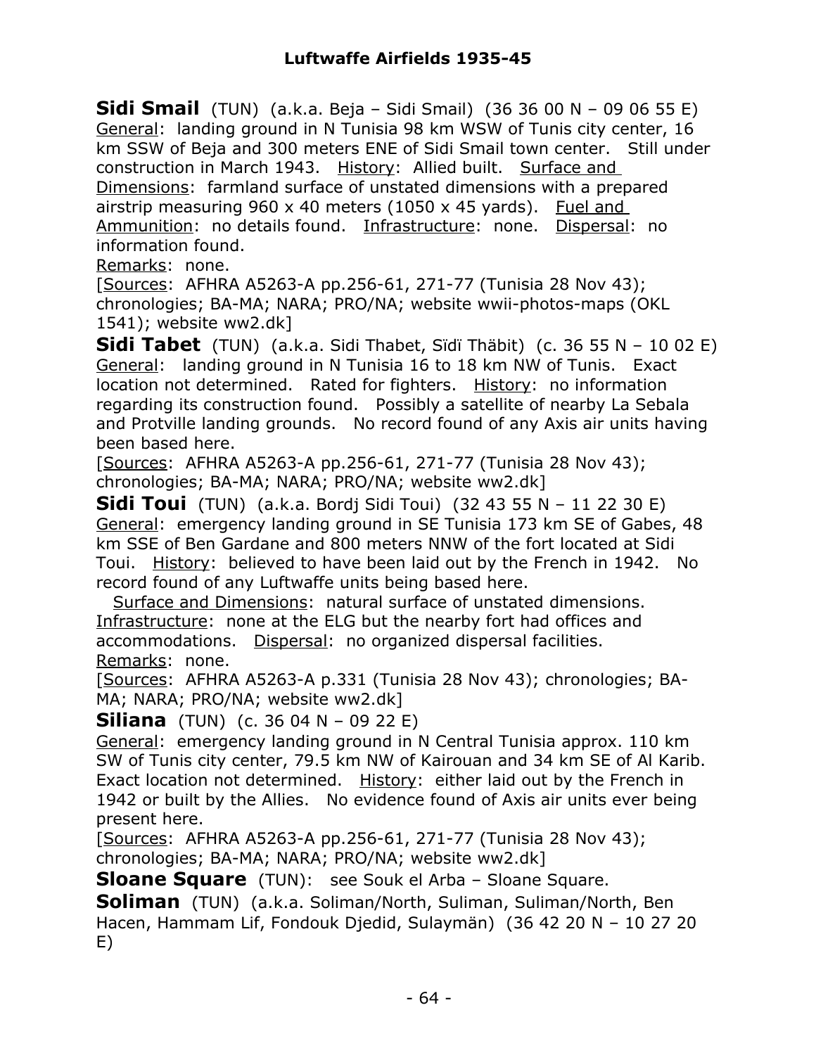**Sidi Smail** (TUN) (a.k.a. Beja – Sidi Smail) (36 36 00 N – 09 06 55 E)
General: landing ground in N Tunisia 98 km WSW of Tunis city center, 16 km SSW of Beja and 300 meters ENE of Sidi Smail town center. Still under construction in March 1943. History: Allied built. Surface and Dimensions: farmland surface of unstated dimensions with a prepared airstrip measuring 960 x 40 meters (1050 x 45 yards). Fuel and Ammunition: no details found. Infrastructure: none. Dispersal: no information found.
Remarks: none.
[Sources: AFHRA A5263-A pp.256-61, 271-77 (Tunisia 28 Nov 43); chronologies; BA-MA; NARA; PRO/NA; website wwii-photos-maps (OKL 1541); website ww2.dk]

**Sidi Tabet** (TUN) (a.k.a. Sidi Thabet, Sïdï Thäbit) (c. 36 55 N – 10 02 E)
General: landing ground in N Tunisia 16 to 18 km NW of Tunis. Exact location not determined. Rated for fighters. History: no information regarding its construction found. Possibly a satellite of nearby La Sebala and Protville landing grounds. No record found of any Axis air units having been based here.
[Sources: AFHRA A5263-A pp.256-61, 271-77 (Tunisia 28 Nov 43); chronologies; BA-MA; NARA; PRO/NA; website ww2.dk]

**Sidi Toui** (TUN) (a.k.a. Bordj Sidi Toui) (32 43 55 N – 11 22 30 E)
General: emergency landing ground in SE Tunisia 173 km SE of Gabes, 48 km SSE of Ben Gardane and 800 meters NNW of the fort located at Sidi Toui. History: believed to have been laid out by the French in 1942. No record found of any Luftwaffe units being based here.
Surface and Dimensions: natural surface of unstated dimensions. Infrastructure: none at the ELG but the nearby fort had offices and accommodations. Dispersal: no organized dispersal facilities.
Remarks: none.
[Sources: AFHRA A5263-A p.331 (Tunisia 28 Nov 43); chronologies; BA-MA; NARA; PRO/NA; website ww2.dk]

**Siliana** (TUN) (c. 36 04 N – 09 22 E)
General: emergency landing ground in N Central Tunisia approx. 110 km SW of Tunis city center, 79.5 km NW of Kairouan and 34 km SE of Al Karib. Exact location not determined. History: either laid out by the French in 1942 or built by the Allies. No evidence found of Axis air units ever being present here.
[Sources: AFHRA A5263-A pp.256-61, 271-77 (Tunisia 28 Nov 43); chronologies; BA-MA; NARA; PRO/NA; website ww2.dk]

**Sloane Square** (TUN): see Souk el Arba – Sloane Square.

**Soliman** (TUN) (a.k.a. Soliman/North, Suliman, Suliman/North, Ben Hacen, Hammam Lif, Fondouk Djedid, Sulaymän) (36 42 20 N – 10 27 20 E)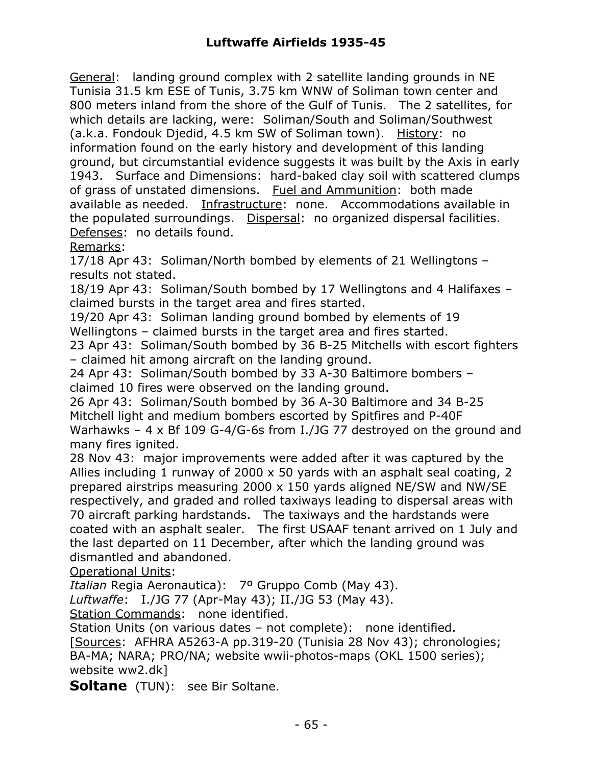General: landing ground complex with 2 satellite landing grounds in NE Tunisia 31.5 km ESE of Tunis, 3.75 km WNW of Soliman town center and 800 meters inland from the shore of the Gulf of Tunis. The 2 satellites, for which details are lacking, were: Soliman/South and Soliman/Southwest (a.k.a. Fondouk Djedid, 4.5 km SW of Soliman town). History: no information found on the early history and development of this landing ground, but circumstantial evidence suggests it was built by the Axis in early 1943. Surface and Dimensions: hard-baked clay soil with scattered clumps of grass of unstated dimensions. Fuel and Ammunition: both made available as needed. Infrastructure: none. Accommodations available in the populated surroundings. Dispersal: no organized dispersal facilities. Defenses: no details found.

Remarks:

17/18 Apr 43: Soliman/North bombed by elements of 21 Wellingtons – results not stated.

18/19 Apr 43: Soliman/South bombed by 17 Wellingtons and 4 Halifaxes – claimed bursts in the target area and fires started.

19/20 Apr 43: Soliman landing ground bombed by elements of 19 Wellingtons – claimed bursts in the target area and fires started.

23 Apr 43: Soliman/South bombed by 36 B-25 Mitchells with escort fighters – claimed hit among aircraft on the landing ground.

24 Apr 43: Soliman/South bombed by 33 A-30 Baltimore bombers – claimed 10 fires were observed on the landing ground.

26 Apr 43: Soliman/South bombed by 36 A-30 Baltimore and 34 B-25 Mitchell light and medium bombers escorted by Spitfires and P-40F Warhawks – 4 x Bf 109 G-4/G-6s from I./JG 77 destroyed on the ground and many fires ignited.

28 Nov 43: major improvements were added after it was captured by the Allies including 1 runway of 2000 x 50 yards with an asphalt seal coating, 2 prepared airstrips measuring 2000 x 150 yards aligned NE/SW and NW/SE respectively, and graded and rolled taxiways leading to dispersal areas with 70 aircraft parking hardstands. The taxiways and the hardstands were coated with an asphalt sealer. The first USAAF tenant arrived on 1 July and the last departed on 11 December, after which the landing ground was dismantled and abandoned.

Operational Units:

*Italian* Regia Aeronautica): 7º Gruppo Comb (May 43).

*Luftwaffe*: I./JG 77 (Apr-May 43); II./JG 53 (May 43).

Station Commands: none identified.

Station Units (on various dates – not complete): none identified.

[Sources: AFHRA A5263-A pp.319-20 (Tunisia 28 Nov 43); chronologies; BA-MA; NARA; PRO/NA; website wwii-photos-maps (OKL 1500 series); website ww2.dk]

**Soltane** (TUN): see Bir Soltane.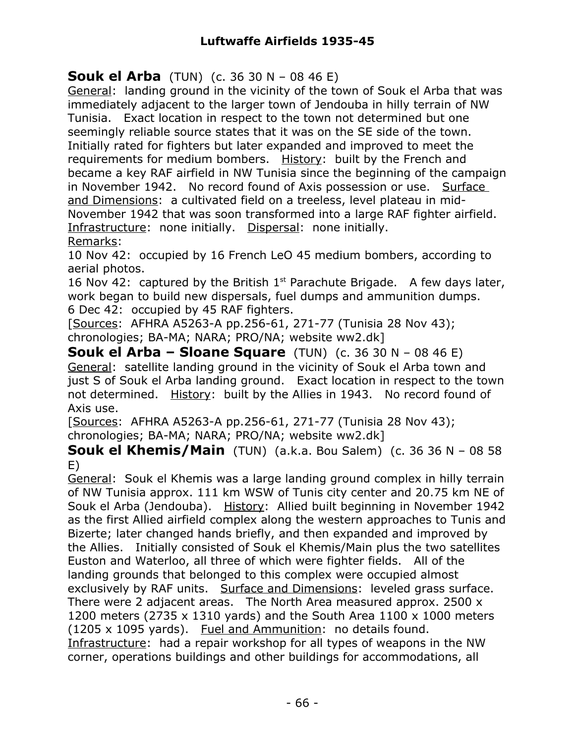**Souk el Arba** (TUN) (c. 36 30 N – 08 46 E)

General: landing ground in the vicinity of the town of Souk el Arba that was immediately adjacent to the larger town of Jendouba in hilly terrain of NW Tunisia. Exact location in respect to the town not determined but one seemingly reliable source states that it was on the SE side of the town. Initially rated for fighters but later expanded and improved to meet the requirements for medium bombers. History: built by the French and became a key RAF airfield in NW Tunisia since the beginning of the campaign in November 1942. No record found of Axis possession or use. Surface and Dimensions: a cultivated field on a treeless, level plateau in mid-November 1942 that was soon transformed into a large RAF fighter airfield. Infrastructure: none initially. Dispersal: none initially.

Remarks:

10 Nov 42: occupied by 16 French LeO 45 medium bombers, according to aerial photos.

16 Nov 42: captured by the British 1st Parachute Brigade. A few days later, work began to build new dispersals, fuel dumps and ammunition dumps.

6 Dec 42: occupied by 45 RAF fighters.

[Sources: AFHRA A5263-A pp.256-61, 271-77 (Tunisia 28 Nov 43); chronologies; BA-MA; NARA; PRO/NA; website ww2.dk]

**Souk el Arba – Sloane Square** (TUN) (c. 36 30 N – 08 46 E)

General: satellite landing ground in the vicinity of Souk el Arba town and just S of Souk el Arba landing ground. Exact location in respect to the town not determined. History: built by the Allies in 1943. No record found of Axis use.

[Sources: AFHRA A5263-A pp.256-61, 271-77 (Tunisia 28 Nov 43); chronologies; BA-MA; NARA; PRO/NA; website ww2.dk]

**Souk el Khemis/Main** (TUN) (a.k.a. Bou Salem) (c. 36 36 N – 08 58 E)

General: Souk el Khemis was a large landing ground complex in hilly terrain of NW Tunisia approx. 111 km WSW of Tunis city center and 20.75 km NE of Souk el Arba (Jendouba). History: Allied built beginning in November 1942 as the first Allied airfield complex along the western approaches to Tunis and Bizerte; later changed hands briefly, and then expanded and improved by the Allies. Initially consisted of Souk el Khemis/Main plus the two satellites Euston and Waterloo, all three of which were fighter fields. All of the landing grounds that belonged to this complex were occupied almost exclusively by RAF units. Surface and Dimensions: leveled grass surface. There were 2 adjacent areas. The North Area measured approx. 2500 x 1200 meters (2735 x 1310 yards) and the South Area 1100 x 1000 meters (1205 x 1095 yards). Fuel and Ammunition: no details found. Infrastructure: had a repair workshop for all types of weapons in the NW corner, operations buildings and other buildings for accommodations, all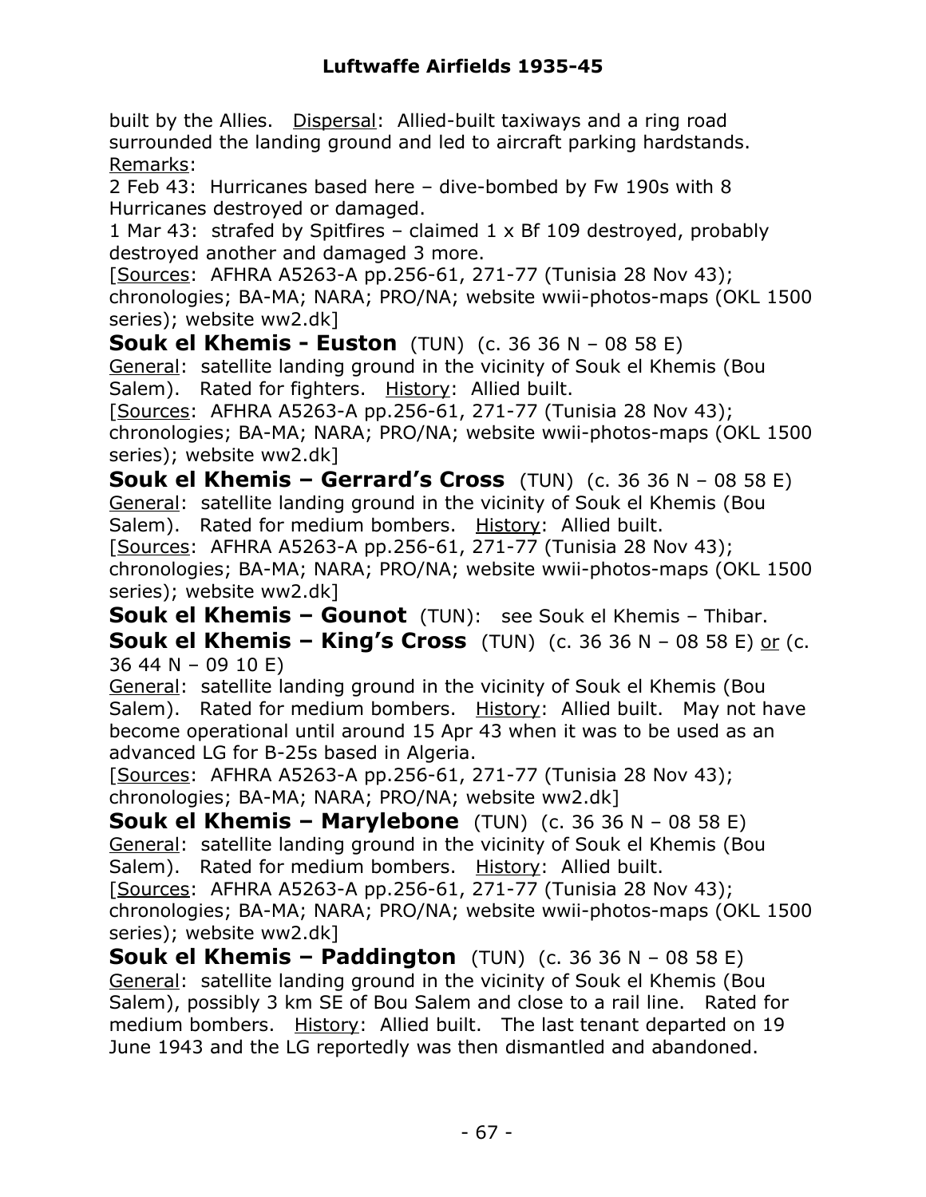built by the Allies. Dispersal: Allied-built taxiways and a ring road surrounded the landing ground and led to aircraft parking hardstands. Remarks:

2 Feb 43: Hurricanes based here – dive-bombed by Fw 190s with 8 Hurricanes destroyed or damaged.

1 Mar 43: strafed by Spitfires – claimed 1 x Bf 109 destroyed, probably destroyed another and damaged 3 more.

[Sources: AFHRA A5263-A pp.256-61, 271-77 (Tunisia 28 Nov 43); chronologies; BA-MA; NARA; PRO/NA; website wwii-photos-maps (OKL 1500 series); website ww2.dk]

**Souk el Khemis - Euston** (TUN) (c. 36 36 N – 08 58 E)
General: satellite landing ground in the vicinity of Souk el Khemis (Bou Salem). Rated for fighters. History: Allied built.
[Sources: AFHRA A5263-A pp.256-61, 271-77 (Tunisia 28 Nov 43); chronologies; BA-MA; NARA; PRO/NA; website wwii-photos-maps (OKL 1500 series); website ww2.dk]

**Souk el Khemis – Gerrard's Cross** (TUN) (c. 36 36 N – 08 58 E)
General: satellite landing ground in the vicinity of Souk el Khemis (Bou Salem). Rated for medium bombers. History: Allied built.
[Sources: AFHRA A5263-A pp.256-61, 271-77 (Tunisia 28 Nov 43); chronologies; BA-MA; NARA; PRO/NA; website wwii-photos-maps (OKL 1500 series); website ww2.dk]

**Souk el Khemis – Gounot** (TUN): see Souk el Khemis – Thibar.

**Souk el Khemis – King's Cross** (TUN) (c. 36 36 N – 08 58 E) or (c. 36 44 N – 09 10 E)
General: satellite landing ground in the vicinity of Souk el Khemis (Bou Salem). Rated for medium bombers. History: Allied built. May not have become operational until around 15 Apr 43 when it was to be used as an advanced LG for B-25s based in Algeria.
[Sources: AFHRA A5263-A pp.256-61, 271-77 (Tunisia 28 Nov 43); chronologies; BA-MA; NARA; PRO/NA; website ww2.dk]

**Souk el Khemis – Marylebone** (TUN) (c. 36 36 N – 08 58 E)
General: satellite landing ground in the vicinity of Souk el Khemis (Bou Salem). Rated for medium bombers. History: Allied built.
[Sources: AFHRA A5263-A pp.256-61, 271-77 (Tunisia 28 Nov 43); chronologies; BA-MA; NARA; PRO/NA; website wwii-photos-maps (OKL 1500 series); website ww2.dk]

**Souk el Khemis – Paddington** (TUN) (c. 36 36 N – 08 58 E)
General: satellite landing ground in the vicinity of Souk el Khemis (Bou Salem), possibly 3 km SE of Bou Salem and close to a rail line. Rated for medium bombers. History: Allied built. The last tenant departed on 19 June 1943 and the LG reportedly was then dismantled and abandoned.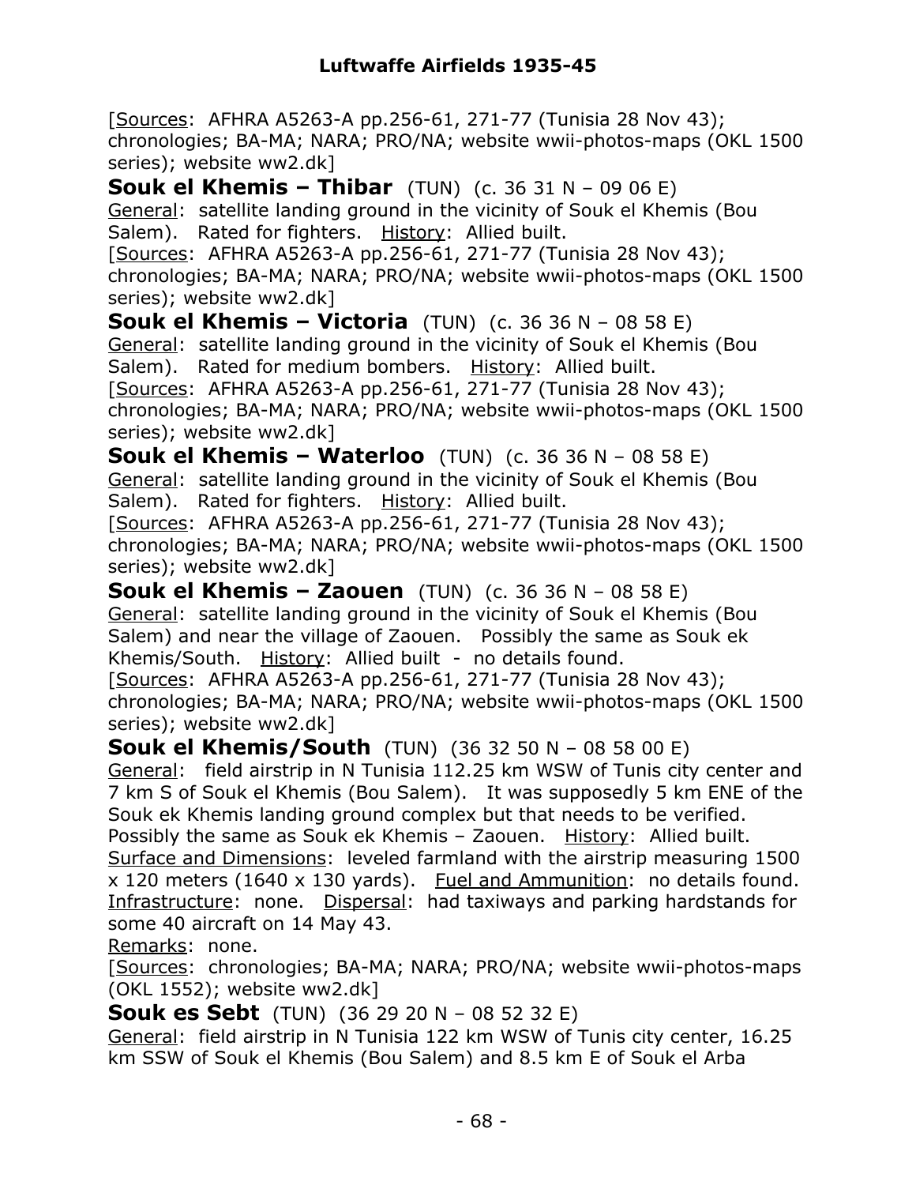[Sources: AFHRA A5263-A pp.256-61, 271-77 (Tunisia 28 Nov 43); chronologies; BA-MA; NARA; PRO/NA; website wwii-photos-maps (OKL 1500 series); website ww2.dk]

**Souk el Khemis – Thibar** (TUN) (c. 36 31 N – 09 06 E)
General: satellite landing ground in the vicinity of Souk el Khemis (Bou Salem). Rated for fighters. History: Allied built.
[Sources: AFHRA A5263-A pp.256-61, 271-77 (Tunisia 28 Nov 43); chronologies; BA-MA; NARA; PRO/NA; website wwii-photos-maps (OKL 1500 series); website ww2.dk]

**Souk el Khemis – Victoria** (TUN) (c. 36 36 N – 08 58 E)
General: satellite landing ground in the vicinity of Souk el Khemis (Bou Salem). Rated for medium bombers. History: Allied built.
[Sources: AFHRA A5263-A pp.256-61, 271-77 (Tunisia 28 Nov 43); chronologies; BA-MA; NARA; PRO/NA; website wwii-photos-maps (OKL 1500 series); website ww2.dk]

**Souk el Khemis – Waterloo** (TUN) (c. 36 36 N – 08 58 E)
General: satellite landing ground in the vicinity of Souk el Khemis (Bou Salem). Rated for fighters. History: Allied built.
[Sources: AFHRA A5263-A pp.256-61, 271-77 (Tunisia 28 Nov 43); chronologies; BA-MA; NARA; PRO/NA; website wwii-photos-maps (OKL 1500 series); website ww2.dk]

**Souk el Khemis – Zaouen** (TUN) (c. 36 36 N – 08 58 E)
General: satellite landing ground in the vicinity of Souk el Khemis (Bou Salem) and near the village of Zaouen. Possibly the same as Souk ek Khemis/South. History: Allied built - no details found.
[Sources: AFHRA A5263-A pp.256-61, 271-77 (Tunisia 28 Nov 43); chronologies; BA-MA; NARA; PRO/NA; website wwii-photos-maps (OKL 1500 series); website ww2.dk]

**Souk el Khemis/South** (TUN) (36 32 50 N – 08 58 00 E)
General: field airstrip in N Tunisia 112.25 km WSW of Tunis city center and 7 km S of Souk el Khemis (Bou Salem). It was supposedly 5 km ENE of the Souk ek Khemis landing ground complex but that needs to be verified. Possibly the same as Souk ek Khemis – Zaouen. History: Allied built.
Surface and Dimensions: leveled farmland with the airstrip measuring 1500 x 120 meters (1640 x 130 yards). Fuel and Ammunition: no details found. Infrastructure: none. Dispersal: had taxiways and parking hardstands for some 40 aircraft on 14 May 43.
Remarks: none.
[Sources: chronologies; BA-MA; NARA; PRO/NA; website wwii-photos-maps (OKL 1552); website ww2.dk]

**Souk es Sebt** (TUN) (36 29 20 N – 08 52 32 E)
General: field airstrip in N Tunisia 122 km WSW of Tunis city center, 16.25 km SSW of Souk el Khemis (Bou Salem) and 8.5 km E of Souk el Arba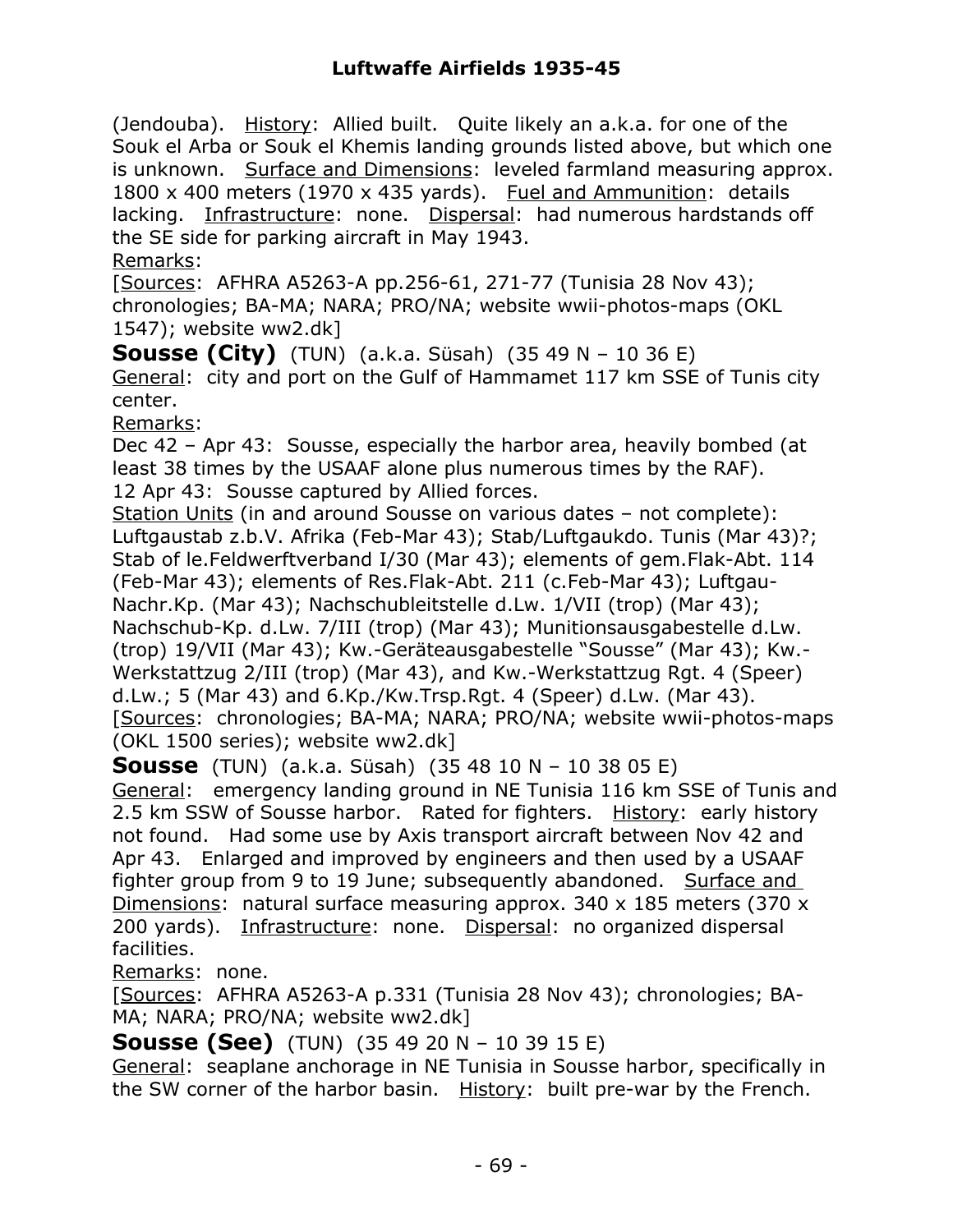(Jendouba). History: Allied built. Quite likely an a.k.a. for one of the Souk el Arba or Souk el Khemis landing grounds listed above, but which one is unknown. Surface and Dimensions: leveled farmland measuring approx. 1800 x 400 meters (1970 x 435 yards). Fuel and Ammunition: details lacking. Infrastructure: none. Dispersal: had numerous hardstands off the SE side for parking aircraft in May 1943.

Remarks:

[Sources: AFHRA A5263-A pp.256-61, 271-77 (Tunisia 28 Nov 43); chronologies; BA-MA; NARA; PRO/NA; website wwii-photos-maps (OKL 1547); website ww2.dk]

**Sousse (City)** (TUN) (a.k.a. Süsah) (35 49 N – 10 36 E)

General: city and port on the Gulf of Hammamet 117 km SSE of Tunis city center.

Remarks:

Dec 42 – Apr 43: Sousse, especially the harbor area, heavily bombed (at least 38 times by the USAAF alone plus numerous times by the RAF).

12 Apr 43: Sousse captured by Allied forces.

Station Units (in and around Sousse on various dates – not complete): Luftgaustab z.b.V. Afrika (Feb-Mar 43); Stab/Luftgaukdo. Tunis (Mar 43)?; Stab of le.Feldwerftverband I/30 (Mar 43); elements of gem.Flak-Abt. 114 (Feb-Mar 43); elements of Res.Flak-Abt. 211 (c.Feb-Mar 43); Luftgau-Nachr.Kp. (Mar 43); Nachschubleitstelle d.Lw. 1/VII (trop) (Mar 43); Nachschub-Kp. d.Lw. 7/III (trop) (Mar 43); Munitionsausgabestelle d.Lw. (trop) 19/VII (Mar 43); Kw.-Geräteausgabestelle "Sousse" (Mar 43); Kw.-Werkstattzug 2/III (trop) (Mar 43), and Kw.-Werkstattzug Rgt. 4 (Speer) d.Lw.; 5 (Mar 43) and 6.Kp./Kw.Trsp.Rgt. 4 (Speer) d.Lw. (Mar 43).

[Sources: chronologies; BA-MA; NARA; PRO/NA; website wwii-photos-maps (OKL 1500 series); website ww2.dk]

**Sousse** (TUN) (a.k.a. Süsah) (35 48 10 N – 10 38 05 E)

General: emergency landing ground in NE Tunisia 116 km SSE of Tunis and 2.5 km SSW of Sousse harbor. Rated for fighters. History: early history not found. Had some use by Axis transport aircraft between Nov 42 and Apr 43. Enlarged and improved by engineers and then used by a USAAF fighter group from 9 to 19 June; subsequently abandoned. Surface and Dimensions: natural surface measuring approx. 340 x 185 meters (370 x 200 yards). Infrastructure: none. Dispersal: no organized dispersal facilities.

Remarks: none.

[Sources: AFHRA A5263-A p.331 (Tunisia 28 Nov 43); chronologies; BA-MA; NARA; PRO/NA; website ww2.dk]

**Sousse (See)** (TUN) (35 49 20 N – 10 39 15 E)

General: seaplane anchorage in NE Tunisia in Sousse harbor, specifically in the SW corner of the harbor basin. History: built pre-war by the French.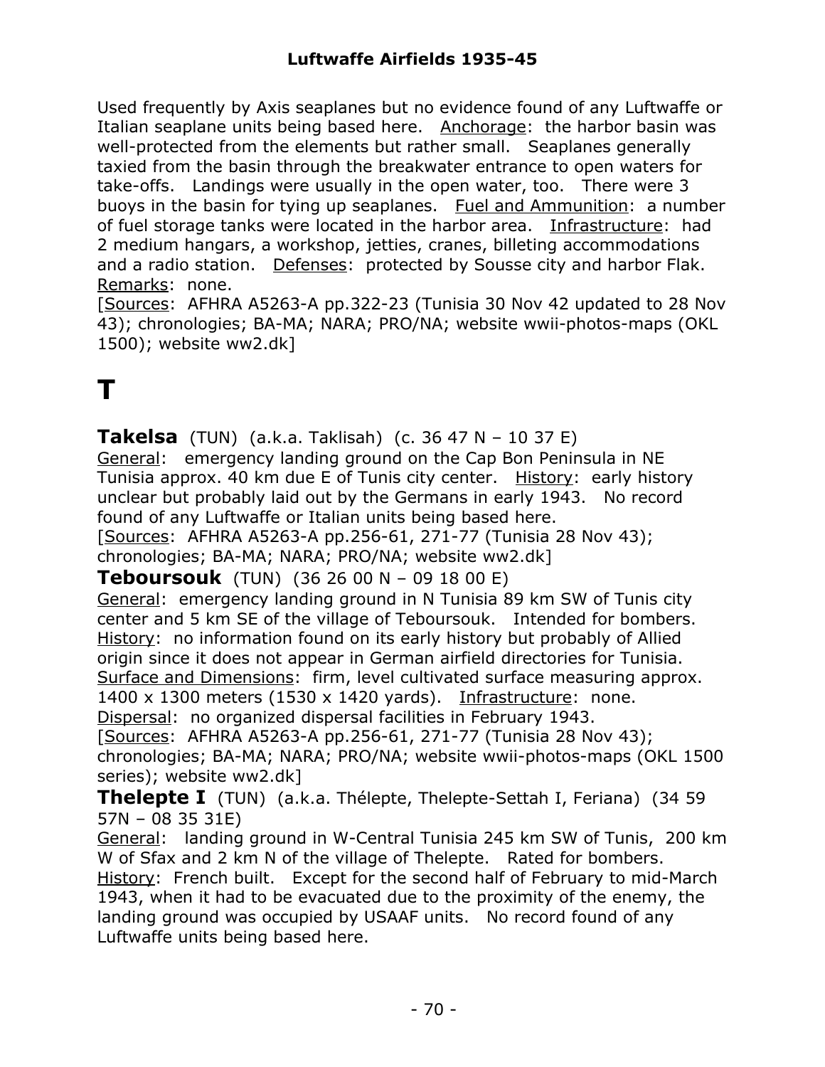Used frequently by Axis seaplanes but no evidence found of any Luftwaffe or Italian seaplane units being based here. Anchorage: the harbor basin was well-protected from the elements but rather small. Seaplanes generally taxied from the basin through the breakwater entrance to open waters for take-offs. Landings were usually in the open water, too. There were 3 buoys in the basin for tying up seaplanes. Fuel and Ammunition: a number of fuel storage tanks were located in the harbor area. Infrastructure: had 2 medium hangars, a workshop, jetties, cranes, billeting accommodations and a radio station. Defenses: protected by Sousse city and harbor Flak. Remarks: none.
[Sources: AFHRA A5263-A pp.322-23 (Tunisia 30 Nov 42 updated to 28 Nov 43); chronologies; BA-MA; NARA; PRO/NA; website wwii-photos-maps (OKL 1500); website ww2.dk]

# T

**Takelsa** (TUN) (a.k.a. Taklisah) (c. 36 47 N – 10 37 E)
General: emergency landing ground on the Cap Bon Peninsula in NE Tunisia approx. 40 km due E of Tunis city center. History: early history unclear but probably laid out by the Germans in early 1943. No record found of any Luftwaffe or Italian units being based here.
[Sources: AFHRA A5263-A pp.256-61, 271-77 (Tunisia 28 Nov 43); chronologies; BA-MA; NARA; PRO/NA; website ww2.dk]

**Teboursouk** (TUN) (36 26 00 N – 09 18 00 E)
General: emergency landing ground in N Tunisia 89 km SW of Tunis city center and 5 km SE of the village of Teboursouk. Intended for bombers. History: no information found on its early history but probably of Allied origin since it does not appear in German airfield directories for Tunisia. Surface and Dimensions: firm, level cultivated surface measuring approx. 1400 x 1300 meters (1530 x 1420 yards). Infrastructure: none. Dispersal: no organized dispersal facilities in February 1943.
[Sources: AFHRA A5263-A pp.256-61, 271-77 (Tunisia 28 Nov 43); chronologies; BA-MA; NARA; PRO/NA; website wwii-photos-maps (OKL 1500 series); website ww2.dk]

**Thelepte I** (TUN) (a.k.a. Thélepte, Thelepte-Settah I, Feriana) (34 59 57N – 08 35 31E)
General: landing ground in W-Central Tunisia 245 km SW of Tunis, 200 km W of Sfax and 2 km N of the village of Thelepte. Rated for bombers. History: French built. Except for the second half of February to mid-March 1943, when it had to be evacuated due to the proximity of the enemy, the landing ground was occupied by USAAF units. No record found of any Luftwaffe units being based here.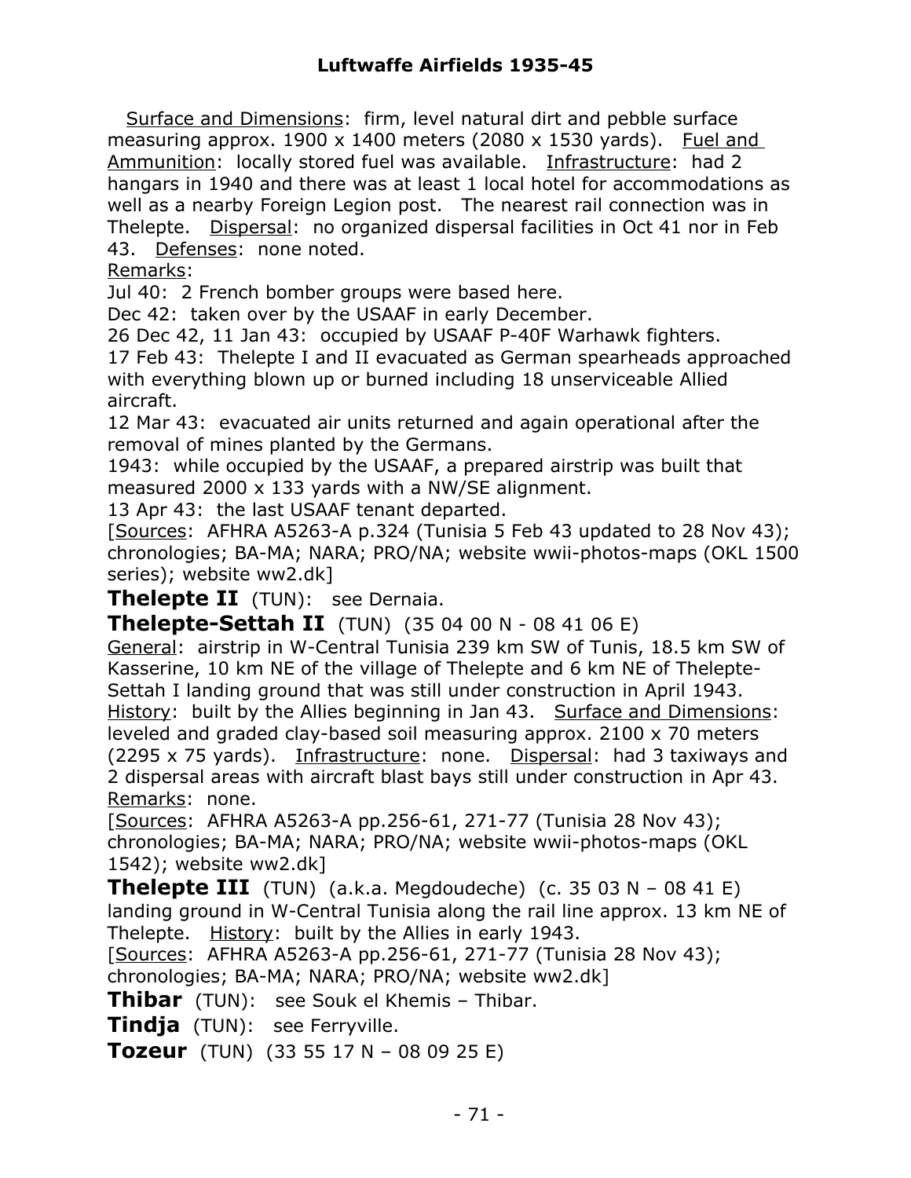Surface and Dimensions: firm, level natural dirt and pebble surface measuring approx. 1900 x 1400 meters (2080 x 1530 yards). Fuel and Ammunition: locally stored fuel was available. Infrastructure: had 2 hangars in 1940 and there was at least 1 local hotel for accommodations as well as a nearby Foreign Legion post. The nearest rail connection was in Thelepte. Dispersal: no organized dispersal facilities in Oct 41 nor in Feb 43. Defenses: none noted.

Remarks:

Jul 40: 2 French bomber groups were based here.

Dec 42: taken over by the USAAF in early December.

26 Dec 42, 11 Jan 43: occupied by USAAF P-40F Warhawk fighters.

17 Feb 43: Thelepte I and II evacuated as German spearheads approached with everything blown up or burned including 18 unserviceable Allied aircraft.

12 Mar 43: evacuated air units returned and again operational after the removal of mines planted by the Germans.

1943: while occupied by the USAAF, a prepared airstrip was built that measured 2000 x 133 yards with a NW/SE alignment.

13 Apr 43: the last USAAF tenant departed.

[Sources: AFHRA A5263-A p.324 (Tunisia 5 Feb 43 updated to 28 Nov 43); chronologies; BA-MA; NARA; PRO/NA; website wwii-photos-maps (OKL 1500 series); website ww2.dk]

**Thelepte II** (TUN): see Dernaia.

**Thelepte-Settah II** (TUN) (35 04 00 N - 08 41 06 E)

General: airstrip in W-Central Tunisia 239 km SW of Tunis, 18.5 km SW of Kasserine, 10 km NE of the village of Thelepte and 6 km NE of Thelepte-Settah I landing ground that was still under construction in April 1943. History: built by the Allies beginning in Jan 43. Surface and Dimensions: leveled and graded clay-based soil measuring approx. 2100 x 70 meters (2295 x 75 yards). Infrastructure: none. Dispersal: had 3 taxiways and 2 dispersal areas with aircraft blast bays still under construction in Apr 43. Remarks: none.

[Sources: AFHRA A5263-A pp.256-61, 271-77 (Tunisia 28 Nov 43); chronologies; BA-MA; NARA; PRO/NA; website wwii-photos-maps (OKL 1542); website ww2.dk]

**Thelepte III** (TUN) (a.k.a. Megdoudeche) (c. 35 03 N – 08 41 E) landing ground in W-Central Tunisia along the rail line approx. 13 km NE of Thelepte. History: built by the Allies in early 1943.

[Sources: AFHRA A5263-A pp.256-61, 271-77 (Tunisia 28 Nov 43); chronologies; BA-MA; NARA; PRO/NA; website ww2.dk]

**Thibar** (TUN): see Souk el Khemis – Thibar.

**Tindja** (TUN): see Ferryville.

**Tozeur** (TUN) (33 55 17 N – 08 09 25 E)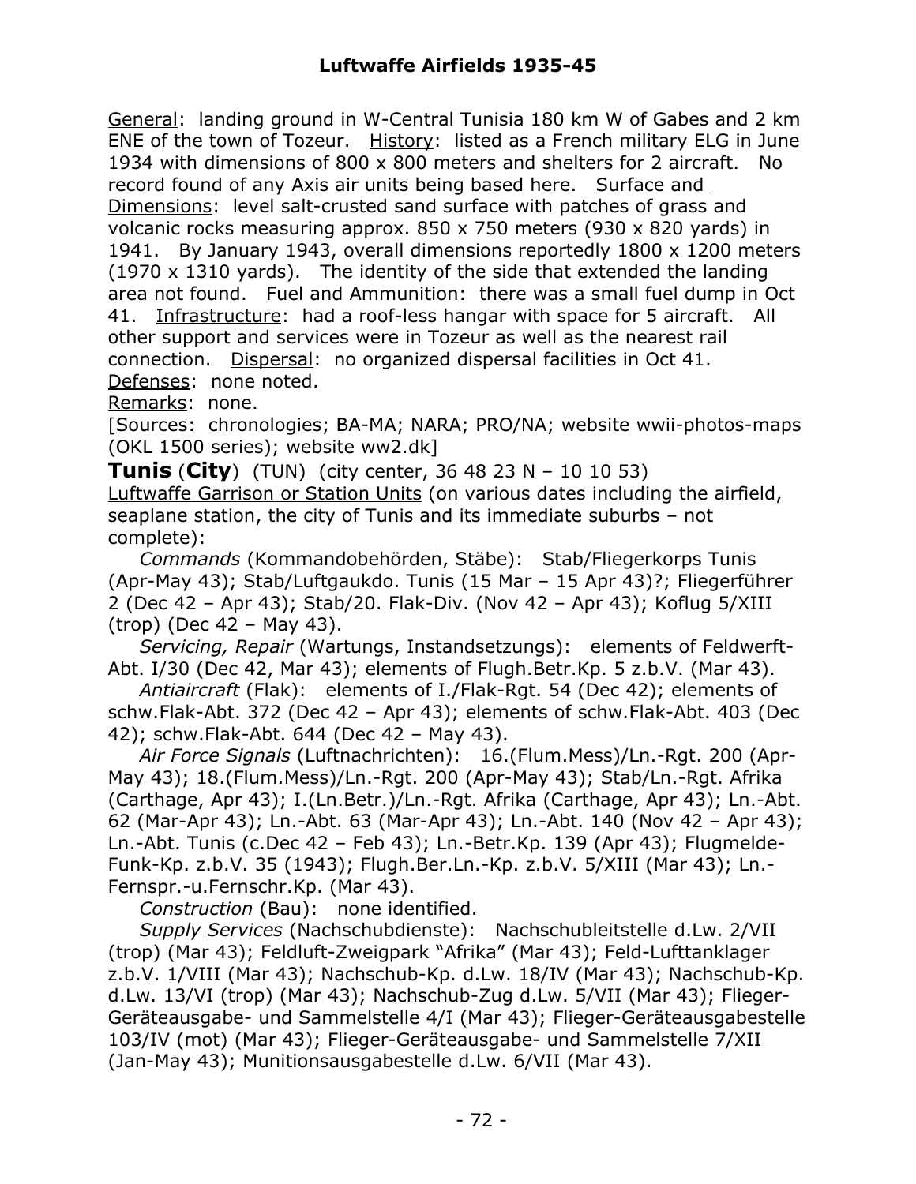General: landing ground in W-Central Tunisia 180 km W of Gabes and 2 km ENE of the town of Tozeur. History: listed as a French military ELG in June 1934 with dimensions of 800 x 800 meters and shelters for 2 aircraft. No record found of any Axis air units being based here. Surface and Dimensions: level salt-crusted sand surface with patches of grass and volcanic rocks measuring approx. 850 x 750 meters (930 x 820 yards) in 1941. By January 1943, overall dimensions reportedly 1800 x 1200 meters (1970 x 1310 yards). The identity of the side that extended the landing area not found. Fuel and Ammunition: there was a small fuel dump in Oct 41. Infrastructure: had a roof-less hangar with space for 5 aircraft. All other support and services were in Tozeur as well as the nearest rail connection. Dispersal: no organized dispersal facilities in Oct 41. Defenses: none noted.

Remarks: none.

[Sources: chronologies; BA-MA; NARA; PRO/NA; website wwii-photos-maps (OKL 1500 series); website ww2.dk]

**Tunis** (**City**) (TUN) (city center, 36 48 23 N – 10 10 53)

Luftwaffe Garrison or Station Units (on various dates including the airfield, seaplane station, the city of Tunis and its immediate suburbs – not complete):

*Commands* (Kommandobehörden, Stäbe): Stab/Fliegerkorps Tunis (Apr-May 43); Stab/Luftgaukdo. Tunis (15 Mar – 15 Apr 43)?; Fliegerführer 2 (Dec 42 – Apr 43); Stab/20. Flak-Div. (Nov 42 – Apr 43); Koflug 5/XIII (trop) (Dec 42 – May 43).

*Servicing, Repair* (Wartungs, Instandsetzungs): elements of Feldwerft-Abt. I/30 (Dec 42, Mar 43); elements of Flugh.Betr.Kp. 5 z.b.V. (Mar 43).

*Antiaircraft* (Flak): elements of I./Flak-Rgt. 54 (Dec 42); elements of schw.Flak-Abt. 372 (Dec 42 – Apr 43); elements of schw.Flak-Abt. 403 (Dec 42); schw.Flak-Abt. 644 (Dec 42 – May 43).

*Air Force Signals* (Luftnachrichten): 16.(Flum.Mess)/Ln.-Rgt. 200 (Apr-May 43); 18.(Flum.Mess)/Ln.-Rgt. 200 (Apr-May 43); Stab/Ln.-Rgt. Afrika (Carthage, Apr 43); I.(Ln.Betr.)/Ln.-Rgt. Afrika (Carthage, Apr 43); Ln.-Abt. 62 (Mar-Apr 43); Ln.-Abt. 63 (Mar-Apr 43); Ln.-Abt. 140 (Nov 42 – Apr 43); Ln.-Abt. Tunis (c.Dec 42 – Feb 43); Ln.-Betr.Kp. 139 (Apr 43); Flugmelde-Funk-Kp. z.b.V. 35 (1943); Flugh.Ber.Ln.-Kp. z.b.V. 5/XIII (Mar 43); Ln.-Fernspr.-u.Fernschr.Kp. (Mar 43).

*Construction* (Bau): none identified.

*Supply Services* (Nachschubdienste): Nachschubleitstelle d.Lw. 2/VII (trop) (Mar 43); Feldluft-Zweigpark "Afrika" (Mar 43); Feld-Lufttanklager z.b.V. 1/VIII (Mar 43); Nachschub-Kp. d.Lw. 18/IV (Mar 43); Nachschub-Kp. d.Lw. 13/VI (trop) (Mar 43); Nachschub-Zug d.Lw. 5/VII (Mar 43); Flieger-Geräteausgabe- und Sammelstelle 4/I (Mar 43); Flieger-Geräteausgabestelle 103/IV (mot) (Mar 43); Flieger-Geräteausgabe- und Sammelstelle 7/XII (Jan-May 43); Munitionsausgabestelle d.Lw. 6/VII (Mar 43).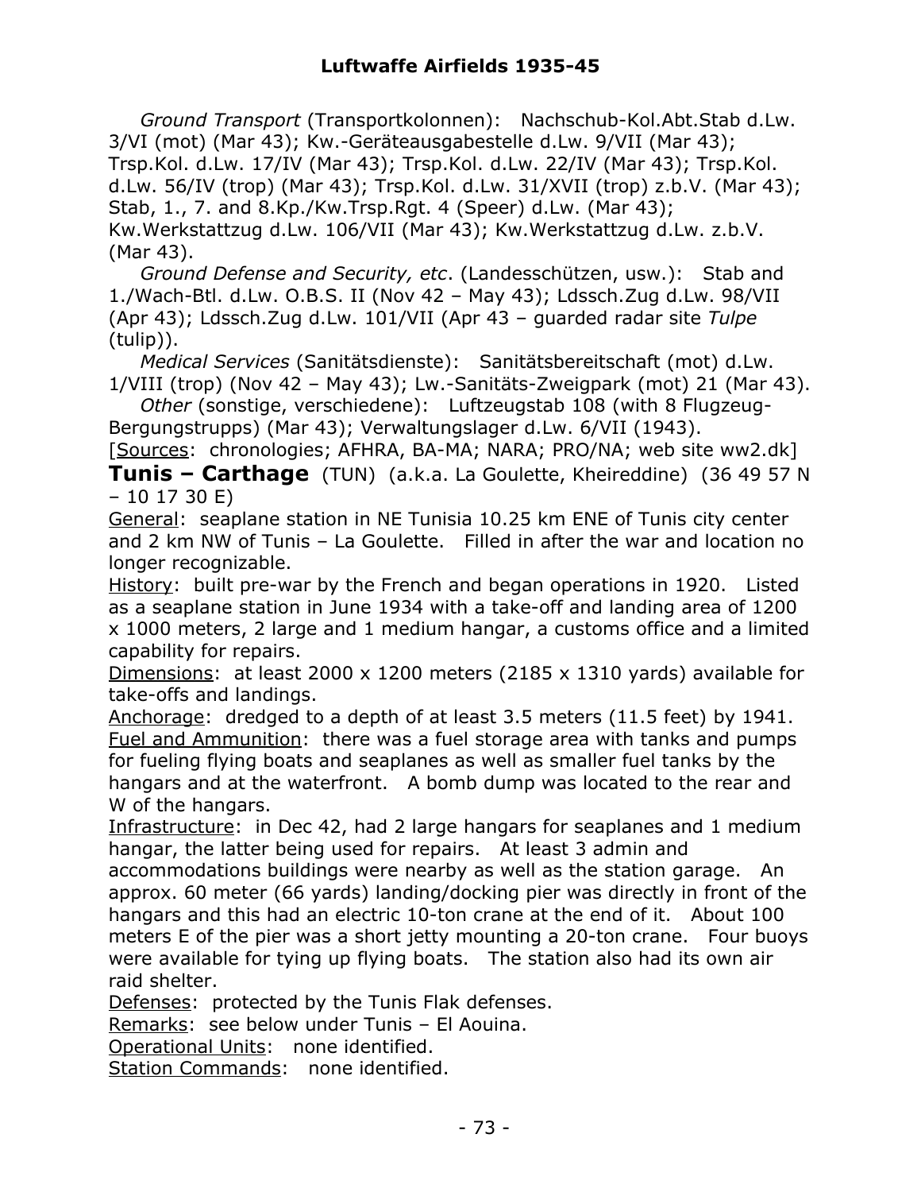*Ground Transport* (Transportkolonnen): Nachschub-Kol.Abt.Stab d.Lw. 3/VI (mot) (Mar 43); Kw.-Geräteausgabestelle d.Lw. 9/VII (Mar 43); Trsp.Kol. d.Lw. 17/IV (Mar 43); Trsp.Kol. d.Lw. 22/IV (Mar 43); Trsp.Kol. d.Lw. 56/IV (trop) (Mar 43); Trsp.Kol. d.Lw. 31/XVII (trop) z.b.V. (Mar 43); Stab, 1., 7. and 8.Kp./Kw.Trsp.Rgt. 4 (Speer) d.Lw. (Mar 43); Kw.Werkstattzug d.Lw. 106/VII (Mar 43); Kw.Werkstattzug d.Lw. z.b.V. (Mar 43).

*Ground Defense and Security, etc*. (Landesschützen, usw.): Stab and 1./Wach-Btl. d.Lw. O.B.S. II (Nov 42 – May 43); Ldssch.Zug d.Lw. 98/VII (Apr 43); Ldssch.Zug d.Lw. 101/VII (Apr 43 – guarded radar site *Tulpe* (tulip)).

*Medical Services* (Sanitätsdienste): Sanitätsbereitschaft (mot) d.Lw. 1/VIII (trop) (Nov 42 – May 43); Lw.-Sanitäts-Zweigpark (mot) 21 (Mar 43).

*Other* (sonstige, verschiedene): Luftzeugstab 108 (with 8 Flugzeug-Bergungstrupps) (Mar 43); Verwaltungslager d.Lw. 6/VII (1943).

[Sources: chronologies; AFHRA, BA-MA; NARA; PRO/NA; web site ww2.dk]

## Tunis – Carthage (TUN) (a.k.a. La Goulette, Kheireddine) (36 49 57 N – 10 17 30 E)

General: seaplane station in NE Tunisia 10.25 km ENE of Tunis city center and 2 km NW of Tunis – La Goulette. Filled in after the war and location no longer recognizable.

History: built pre-war by the French and began operations in 1920. Listed as a seaplane station in June 1934 with a take-off and landing area of 1200 x 1000 meters, 2 large and 1 medium hangar, a customs office and a limited capability for repairs.

Dimensions: at least 2000 x 1200 meters (2185 x 1310 yards) available for take-offs and landings.

Anchorage: dredged to a depth of at least 3.5 meters (11.5 feet) by 1941.

Fuel and Ammunition: there was a fuel storage area with tanks and pumps for fueling flying boats and seaplanes as well as smaller fuel tanks by the hangars and at the waterfront. A bomb dump was located to the rear and W of the hangars.

Infrastructure: in Dec 42, had 2 large hangars for seaplanes and 1 medium hangar, the latter being used for repairs. At least 3 admin and accommodations buildings were nearby as well as the station garage. An approx. 60 meter (66 yards) landing/docking pier was directly in front of the hangars and this had an electric 10-ton crane at the end of it. About 100 meters E of the pier was a short jetty mounting a 20-ton crane. Four buoys were available for tying up flying boats. The station also had its own air raid shelter.

Defenses: protected by the Tunis Flak defenses.

Remarks: see below under Tunis – El Aouina.

Operational Units: none identified.

Station Commands: none identified.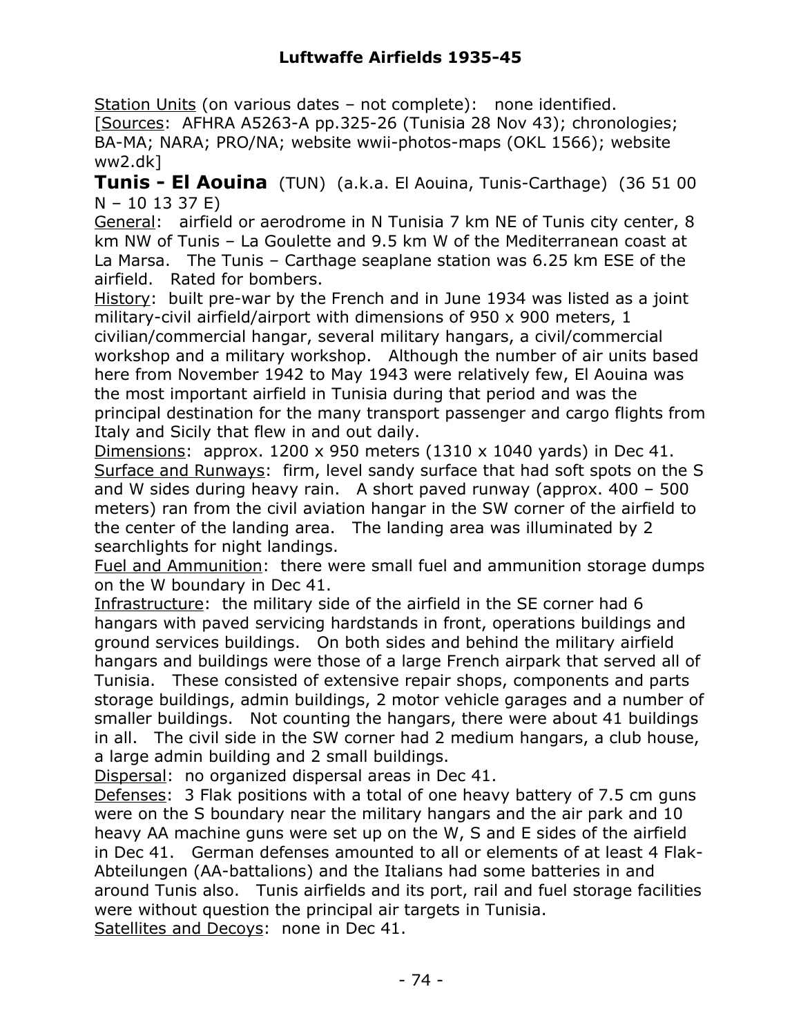<u>Station Units</u> (on various dates – not complete): none identified.
[<u>Sources</u>: AFHRA A5263-A pp.325-26 (Tunisia 28 Nov 43); chronologies; BA-MA; NARA; PRO/NA; website wwii-photos-maps (OKL 1566); website ww2.dk]

**Tunis - El Aouina** (TUN) (a.k.a. El Aouina, Tunis-Carthage) (36 51 00 N – 10 13 37 E)

<u>General</u>: airfield or aerodrome in N Tunisia 7 km NE of Tunis city center, 8 km NW of Tunis – La Goulette and 9.5 km W of the Mediterranean coast at La Marsa. The Tunis – Carthage seaplane station was 6.25 km ESE of the airfield. Rated for bombers.

<u>History</u>: built pre-war by the French and in June 1934 was listed as a joint military-civil airfield/airport with dimensions of 950 x 900 meters, 1 civilian/commercial hangar, several military hangars, a civil/commercial workshop and a military workshop. Although the number of air units based here from November 1942 to May 1943 were relatively few, El Aouina was the most important airfield in Tunisia during that period and was the principal destination for the many transport passenger and cargo flights from Italy and Sicily that flew in and out daily.

<u>Dimensions</u>: approx. 1200 x 950 meters (1310 x 1040 yards) in Dec 41.

<u>Surface and Runways</u>: firm, level sandy surface that had soft spots on the S and W sides during heavy rain. A short paved runway (approx. 400 – 500 meters) ran from the civil aviation hangar in the SW corner of the airfield to the center of the landing area. The landing area was illuminated by 2 searchlights for night landings.

<u>Fuel and Ammunition</u>: there were small fuel and ammunition storage dumps on the W boundary in Dec 41.

<u>Infrastructure</u>: the military side of the airfield in the SE corner had 6 hangars with paved servicing hardstands in front, operations buildings and ground services buildings. On both sides and behind the military airfield hangars and buildings were those of a large French airpark that served all of Tunisia. These consisted of extensive repair shops, components and parts storage buildings, admin buildings, 2 motor vehicle garages and a number of smaller buildings. Not counting the hangars, there were about 41 buildings in all. The civil side in the SW corner had 2 medium hangars, a club house, a large admin building and 2 small buildings.

<u>Dispersal</u>: no organized dispersal areas in Dec 41.

<u>Defenses</u>: 3 Flak positions with a total of one heavy battery of 7.5 cm guns were on the S boundary near the military hangars and the air park and 10 heavy AA machine guns were set up on the W, S and E sides of the airfield in Dec 41. German defenses amounted to all or elements of at least 4 Flak-Abteilungen (AA-battalions) and the Italians had some batteries in and around Tunis also. Tunis airfields and its port, rail and fuel storage facilities were without question the principal air targets in Tunisia.

<u>Satellites and Decoys</u>: none in Dec 41.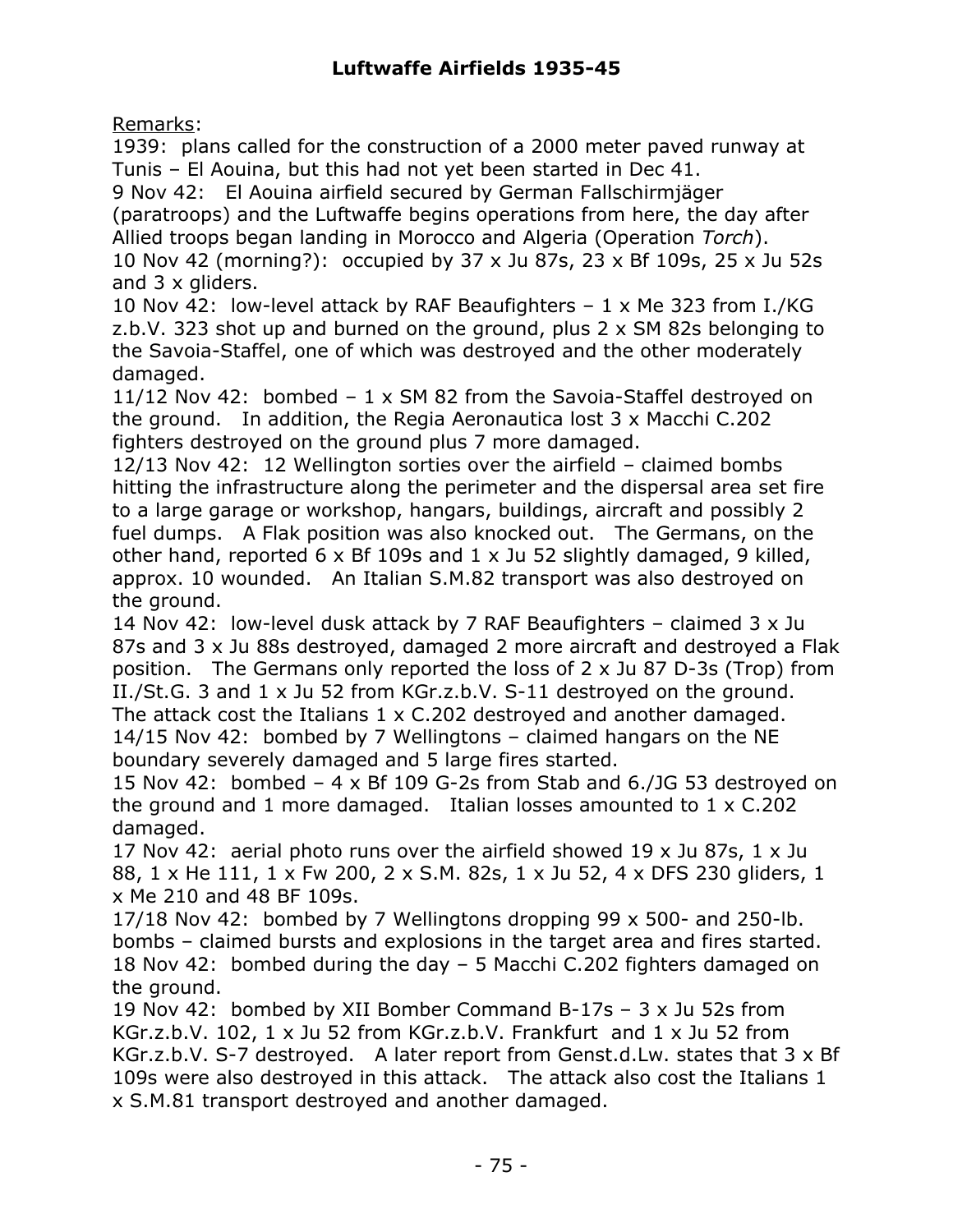Remarks:

1939: plans called for the construction of a 2000 meter paved runway at Tunis – El Aouina, but this had not yet been started in Dec 41.

9 Nov 42: El Aouina airfield secured by German Fallschirmjäger (paratroops) and the Luftwaffe begins operations from here, the day after Allied troops began landing in Morocco and Algeria (Operation *Torch*).

10 Nov 42 (morning?): occupied by 37 x Ju 87s, 23 x Bf 109s, 25 x Ju 52s and 3 x gliders.

10 Nov 42: low-level attack by RAF Beaufighters – 1 x Me 323 from I./KG z.b.V. 323 shot up and burned on the ground, plus 2 x SM 82s belonging to the Savoia-Staffel, one of which was destroyed and the other moderately damaged.

11/12 Nov 42: bombed – 1 x SM 82 from the Savoia-Staffel destroyed on the ground. In addition, the Regia Aeronautica lost 3 x Macchi C.202 fighters destroyed on the ground plus 7 more damaged.

12/13 Nov 42: 12 Wellington sorties over the airfield – claimed bombs hitting the infrastructure along the perimeter and the dispersal area set fire to a large garage or workshop, hangars, buildings, aircraft and possibly 2 fuel dumps. A Flak position was also knocked out. The Germans, on the other hand, reported 6 x Bf 109s and 1 x Ju 52 slightly damaged, 9 killed, approx. 10 wounded. An Italian S.M.82 transport was also destroyed on the ground.

14 Nov 42: low-level dusk attack by 7 RAF Beaufighters – claimed 3 x Ju 87s and 3 x Ju 88s destroyed, damaged 2 more aircraft and destroyed a Flak position. The Germans only reported the loss of 2 x Ju 87 D-3s (Trop) from II./St.G. 3 and 1 x Ju 52 from KGr.z.b.V. S-11 destroyed on the ground. The attack cost the Italians 1 x C.202 destroyed and another damaged.

14/15 Nov 42: bombed by 7 Wellingtons – claimed hangars on the NE boundary severely damaged and 5 large fires started.

15 Nov 42: bombed – 4 x Bf 109 G-2s from Stab and 6./JG 53 destroyed on the ground and 1 more damaged. Italian losses amounted to 1 x C.202 damaged.

17 Nov 42: aerial photo runs over the airfield showed 19 x Ju 87s, 1 x Ju 88, 1 x He 111, 1 x Fw 200, 2 x S.M. 82s, 1 x Ju 52, 4 x DFS 230 gliders, 1 x Me 210 and 48 BF 109s.

17/18 Nov 42: bombed by 7 Wellingtons dropping 99 x 500- and 250-lb. bombs – claimed bursts and explosions in the target area and fires started.

18 Nov 42: bombed during the day – 5 Macchi C.202 fighters damaged on the ground.

19 Nov 42: bombed by XII Bomber Command B-17s – 3 x Ju 52s from KGr.z.b.V. 102, 1 x Ju 52 from KGr.z.b.V. Frankfurt and 1 x Ju 52 from KGr.z.b.V. S-7 destroyed. A later report from Genst.d.Lw. states that 3 x Bf 109s were also destroyed in this attack. The attack also cost the Italians 1 x S.M.81 transport destroyed and another damaged.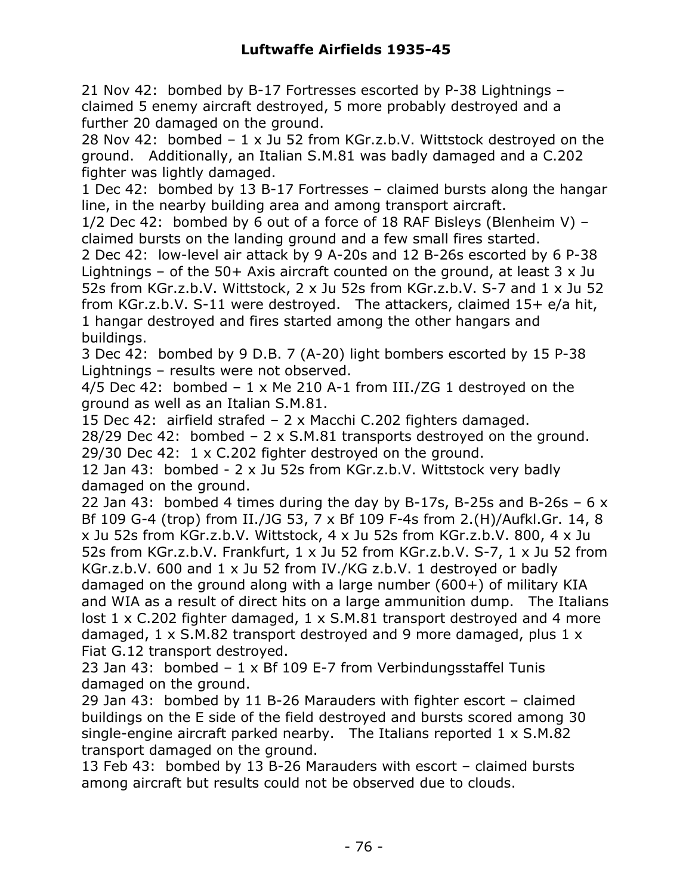21 Nov 42: bombed by B-17 Fortresses escorted by P-38 Lightnings – claimed 5 enemy aircraft destroyed, 5 more probably destroyed and a further 20 damaged on the ground.
28 Nov 42: bombed – 1 x Ju 52 from KGr.z.b.V. Wittstock destroyed on the ground. Additionally, an Italian S.M.81 was badly damaged and a C.202 fighter was lightly damaged.
1 Dec 42: bombed by 13 B-17 Fortresses – claimed bursts along the hangar line, in the nearby building area and among transport aircraft.
1/2 Dec 42: bombed by 6 out of a force of 18 RAF Bisleys (Blenheim V) – claimed bursts on the landing ground and a few small fires started.
2 Dec 42: low-level air attack by 9 A-20s and 12 B-26s escorted by 6 P-38 Lightnings – of the 50+ Axis aircraft counted on the ground, at least 3 x Ju 52s from KGr.z.b.V. Wittstock, 2 x Ju 52s from KGr.z.b.V. S-7 and 1 x Ju 52 from KGr.z.b.V. S-11 were destroyed. The attackers, claimed 15+ e/a hit, 1 hangar destroyed and fires started among the other hangars and buildings.
3 Dec 42: bombed by 9 D.B. 7 (A-20) light bombers escorted by 15 P-38 Lightnings – results were not observed.
4/5 Dec 42: bombed – 1 x Me 210 A-1 from III./ZG 1 destroyed on the ground as well as an Italian S.M.81.
15 Dec 42: airfield strafed – 2 x Macchi C.202 fighters damaged.
28/29 Dec 42: bombed – 2 x S.M.81 transports destroyed on the ground.
29/30 Dec 42: 1 x C.202 fighter destroyed on the ground.
12 Jan 43: bombed - 2 x Ju 52s from KGr.z.b.V. Wittstock very badly damaged on the ground.
22 Jan 43: bombed 4 times during the day by B-17s, B-25s and B-26s – 6 x Bf 109 G-4 (trop) from II./JG 53, 7 x Bf 109 F-4s from 2.(H)/Aufkl.Gr. 14, 8 x Ju 52s from KGr.z.b.V. Wittstock, 4 x Ju 52s from KGr.z.b.V. 800, 4 x Ju 52s from KGr.z.b.V. Frankfurt, 1 x Ju 52 from KGr.z.b.V. S-7, 1 x Ju 52 from KGr.z.b.V. 600 and 1 x Ju 52 from IV./KG z.b.V. 1 destroyed or badly damaged on the ground along with a large number (600+) of military KIA and WIA as a result of direct hits on a large ammunition dump. The Italians lost 1 x C.202 fighter damaged, 1 x S.M.81 transport destroyed and 4 more damaged, 1 x S.M.82 transport destroyed and 9 more damaged, plus 1 x Fiat G.12 transport destroyed.
23 Jan 43: bombed – 1 x Bf 109 E-7 from Verbindungsstaffel Tunis damaged on the ground.
29 Jan 43: bombed by 11 B-26 Marauders with fighter escort – claimed buildings on the E side of the field destroyed and bursts scored among 30 single-engine aircraft parked nearby. The Italians reported 1 x S.M.82 transport damaged on the ground.
13 Feb 43: bombed by 13 B-26 Marauders with escort – claimed bursts among aircraft but results could not be observed due to clouds.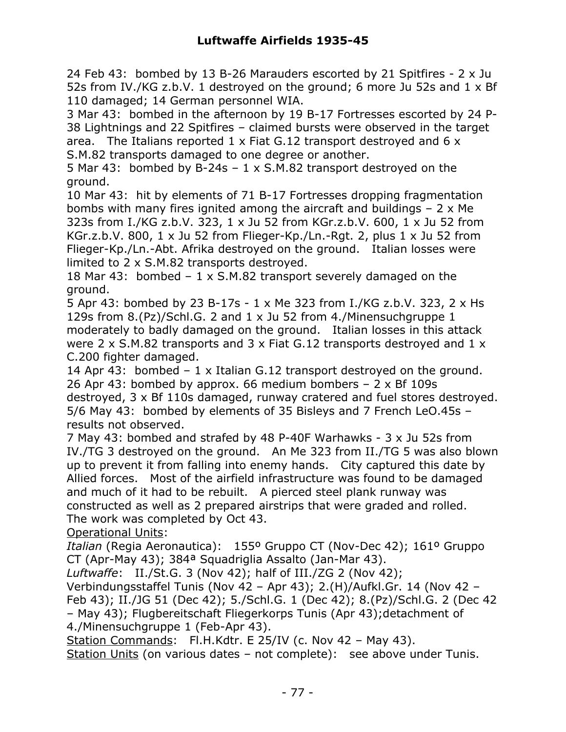24 Feb 43: bombed by 13 B-26 Marauders escorted by 21 Spitfires - 2 x Ju 52s from IV./KG z.b.V. 1 destroyed on the ground; 6 more Ju 52s and 1 x Bf 110 damaged; 14 German personnel WIA.

3 Mar 43: bombed in the afternoon by 19 B-17 Fortresses escorted by 24 P-38 Lightnings and 22 Spitfires – claimed bursts were observed in the target area. The Italians reported 1 x Fiat G.12 transport destroyed and 6 x S.M.82 transports damaged to one degree or another.

5 Mar 43: bombed by B-24s – 1 x S.M.82 transport destroyed on the ground.

10 Mar 43: hit by elements of 71 B-17 Fortresses dropping fragmentation bombs with many fires ignited among the aircraft and buildings – 2 x Me 323s from I./KG z.b.V. 323, 1 x Ju 52 from KGr.z.b.V. 600, 1 x Ju 52 from KGr.z.b.V. 800, 1 x Ju 52 from Flieger-Kp./Ln.-Rgt. 2, plus 1 x Ju 52 from Flieger-Kp./Ln.-Abt. Afrika destroyed on the ground. Italian losses were limited to 2 x S.M.82 transports destroyed.

18 Mar 43: bombed – 1 x S.M.82 transport severely damaged on the ground.

5 Apr 43: bombed by 23 B-17s - 1 x Me 323 from I./KG z.b.V. 323, 2 x Hs 129s from 8.(Pz)/Schl.G. 2 and 1 x Ju 52 from 4./Minensuchgruppe 1 moderately to badly damaged on the ground. Italian losses in this attack were 2 x S.M.82 transports and 3 x Fiat G.12 transports destroyed and 1 x C.200 fighter damaged.

14 Apr 43: bombed – 1 x Italian G.12 transport destroyed on the ground.

26 Apr 43: bombed by approx. 66 medium bombers – 2 x Bf 109s destroyed, 3 x Bf 110s damaged, runway cratered and fuel stores destroyed.

5/6 May 43: bombed by elements of 35 Bisleys and 7 French LeO.45s – results not observed.

7 May 43: bombed and strafed by 48 P-40F Warhawks - 3 x Ju 52s from IV./TG 3 destroyed on the ground. An Me 323 from II./TG 5 was also blown up to prevent it from falling into enemy hands. City captured this date by Allied forces. Most of the airfield infrastructure was found to be damaged and much of it had to be rebuilt. A pierced steel plank runway was constructed as well as 2 prepared airstrips that were graded and rolled. The work was completed by Oct 43.

Operational Units:

*Italian* (Regia Aeronautica): 155º Gruppo CT (Nov-Dec 42); 161º Gruppo CT (Apr-May 43); 384ª Squadriglia Assalto (Jan-Mar 43).

*Luftwaffe*: II./St.G. 3 (Nov 42); half of III./ZG 2 (Nov 42); Verbindungsstaffel Tunis (Nov 42 – Apr 43); 2.(H)/Aufkl.Gr. 14 (Nov 42 – Feb 43); II./JG 51 (Dec 42); 5./Schl.G. 1 (Dec 42); 8.(Pz)/Schl.G. 2 (Dec 42 – May 43); Flugbereitschaft Fliegerkorps Tunis (Apr 43);detachment of 4./Minensuchgruppe 1 (Feb-Apr 43).

Station Commands: Fl.H.Kdtr. E 25/IV (c. Nov 42 – May 43).

Station Units (on various dates – not complete): see above under Tunis.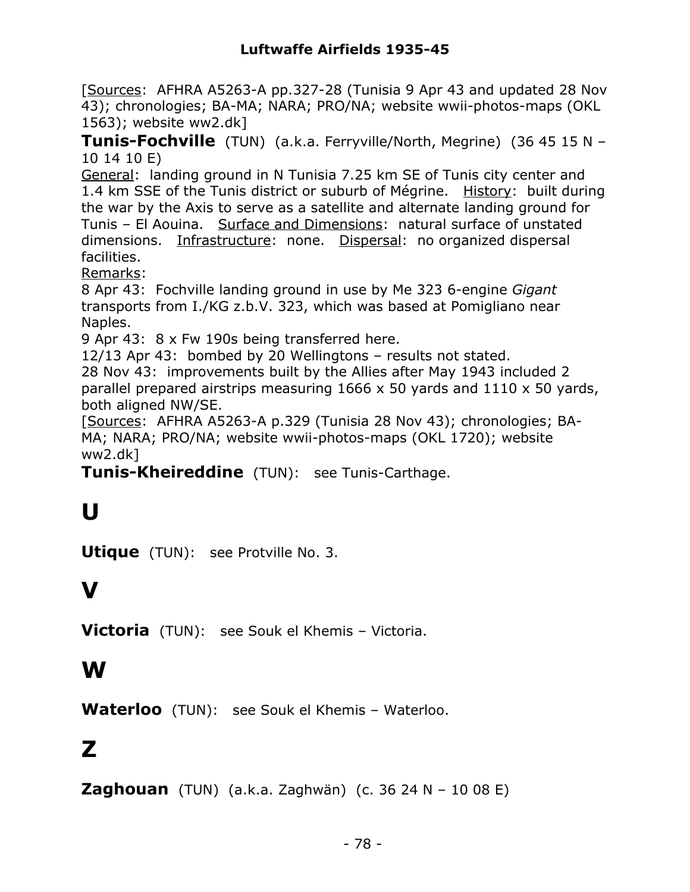[Sources: AFHRA A5263-A pp.327-28 (Tunisia 9 Apr 43 and updated 28 Nov 43); chronologies; BA-MA; NARA; PRO/NA; website wwii-photos-maps (OKL 1563); website ww2.dk]

**Tunis-Fochville** (TUN) (a.k.a. Ferryville/North, Megrine) (36 45 15 N – 10 14 10 E)

General: landing ground in N Tunisia 7.25 km SE of Tunis city center and 1.4 km SSE of the Tunis district or suburb of Mégrine. History: built during the war by the Axis to serve as a satellite and alternate landing ground for Tunis – El Aouina. Surface and Dimensions: natural surface of unstated dimensions. Infrastructure: none. Dispersal: no organized dispersal facilities.

Remarks:

8 Apr 43: Fochville landing ground in use by Me 323 6-engine *Gigant* transports from I./KG z.b.V. 323, which was based at Pomigliano near Naples.

9 Apr 43: 8 x Fw 190s being transferred here.

12/13 Apr 43: bombed by 20 Wellingtons – results not stated.

28 Nov 43: improvements built by the Allies after May 1943 included 2 parallel prepared airstrips measuring 1666 x 50 yards and 1110 x 50 yards, both aligned NW/SE.

[Sources: AFHRA A5263-A p.329 (Tunisia 28 Nov 43); chronologies; BA-MA; NARA; PRO/NA; website wwii-photos-maps (OKL 1720); website ww2.dk]

**Tunis-Kheireddine** (TUN): see Tunis-Carthage.

# U

**Utique** (TUN): see Protville No. 3.

# V

**Victoria** (TUN): see Souk el Khemis – Victoria.

# W

**Waterloo** (TUN): see Souk el Khemis – Waterloo.

# Z

**Zaghouan** (TUN) (a.k.a. Zaghwän) (c. 36 24 N – 10 08 E)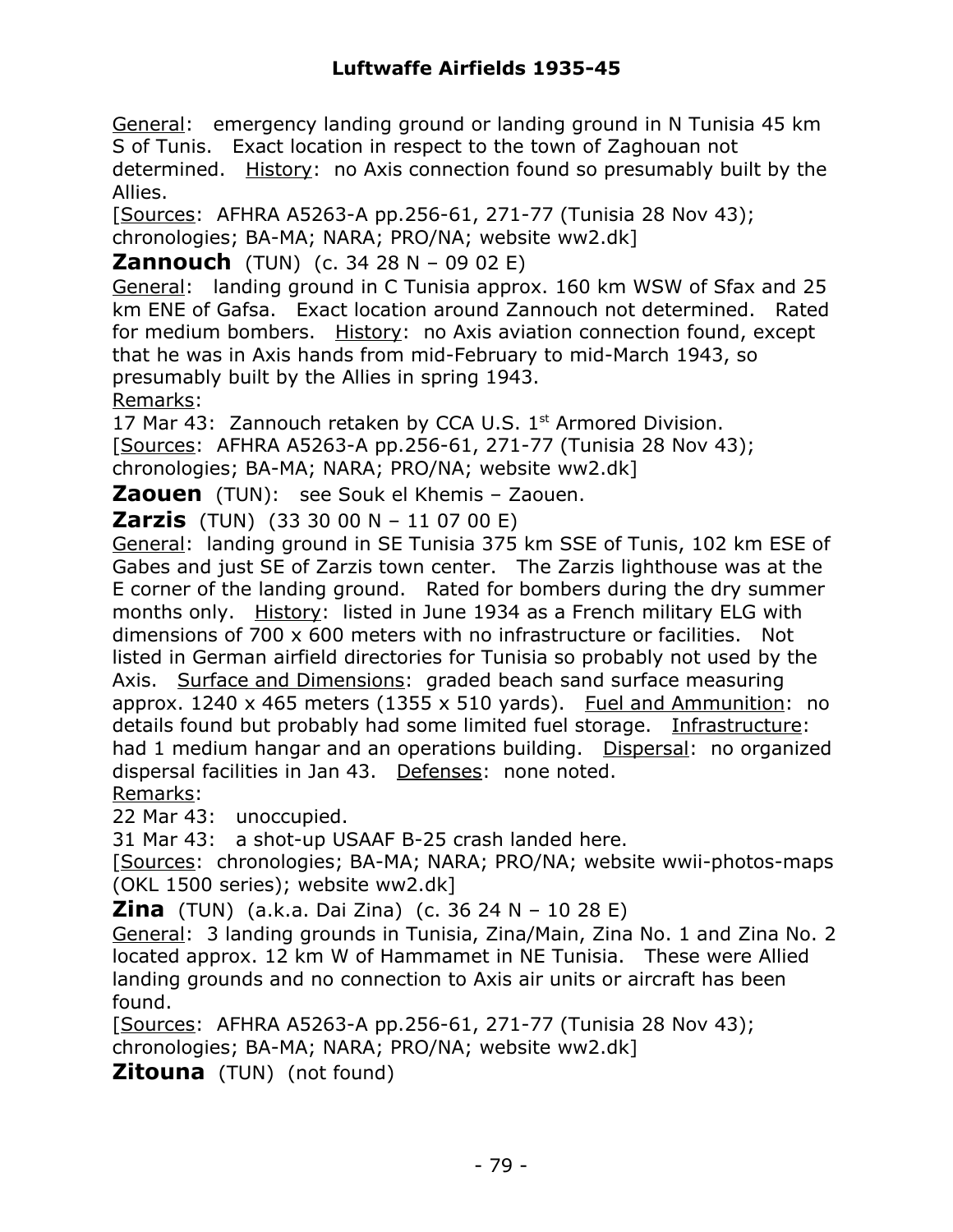General:   emergency landing ground or landing ground in N Tunisia 45 km S of Tunis.   Exact location in respect to the town of Zaghouan not determined.   History:  no Axis connection found so presumably built by the Allies.

[Sources:  AFHRA A5263-A pp.256-61, 271-77 (Tunisia 28 Nov 43); chronologies; BA-MA; NARA; PRO/NA; website ww2.dk]

**Zannouch**  (TUN)  (c. 34 28 N – 09 02 E)

General:   landing ground in C Tunisia approx. 160 km WSW of Sfax and 25 km ENE of Gafsa.   Exact location around Zannouch not determined.   Rated for medium bombers.   History:  no Axis aviation connection found, except that he was in Axis hands from mid-February to mid-March 1943, so presumably built by the Allies in spring 1943.

Remarks:

17 Mar 43:  Zannouch retaken by CCA U.S. 1st Armored Division.

[Sources:  AFHRA A5263-A pp.256-61, 271-77 (Tunisia 28 Nov 43); chronologies; BA-MA; NARA; PRO/NA; website ww2.dk]

**Zaouen**  (TUN):   see Souk el Khemis – Zaouen.

**Zarzis**  (TUN)  (33 30 00 N – 11 07 00 E)

General:  landing ground in SE Tunisia 375 km SSE of Tunis, 102 km ESE of Gabes and just SE of Zarzis town center.   The Zarzis lighthouse was at the E corner of the landing ground.   Rated for bombers during the dry summer months only.   History:  listed in June 1934 as a French military ELG with dimensions of 700 x 600 meters with no infrastructure or facilities.   Not listed in German airfield directories for Tunisia so probably not used by the Axis.   Surface and Dimensions:  graded beach sand surface measuring approx. 1240 x 465 meters (1355 x 510 yards).   Fuel and Ammunition:  no details found but probably had some limited fuel storage.   Infrastructure: had 1 medium hangar and an operations building.   Dispersal:  no organized dispersal facilities in Jan 43.   Defenses:  none noted.

Remarks:

22 Mar 43:   unoccupied.

31 Mar 43:   a shot-up USAAF B-25 crash landed here.

[Sources:  chronologies; BA-MA; NARA; PRO/NA; website wwii-photos-maps (OKL 1500 series); website ww2.dk]

**Zina**  (TUN)  (a.k.a. Dai Zina)  (c. 36 24 N – 10 28 E)

General:  3 landing grounds in Tunisia, Zina/Main, Zina No. 1 and Zina No. 2 located approx. 12 km W of Hammamet in NE Tunisia.   These were Allied landing grounds and no connection to Axis air units or aircraft has been found.

[Sources:  AFHRA A5263-A pp.256-61, 271-77 (Tunisia 28 Nov 43); chronologies; BA-MA; NARA; PRO/NA; website ww2.dk]

**Zitouna**  (TUN)  (not found)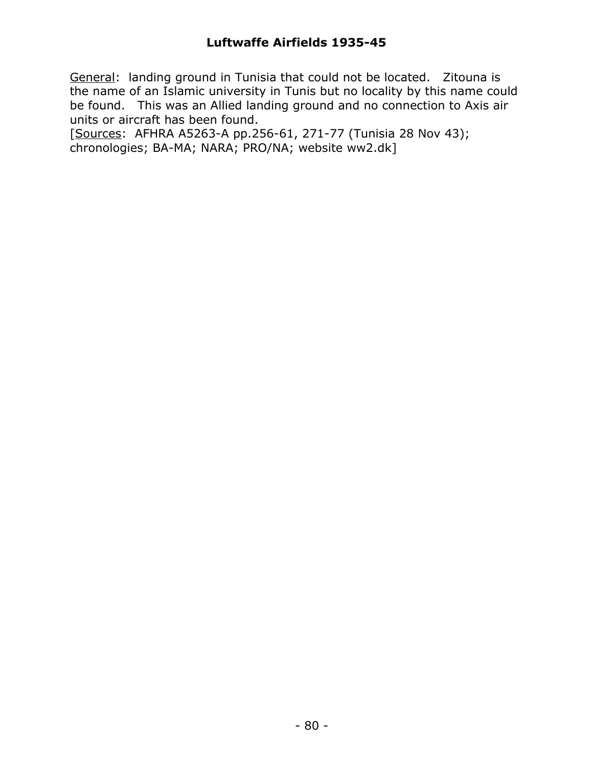General: landing ground in Tunisia that could not be located. Zitouna is the name of an Islamic university in Tunis but no locality by this name could be found. This was an Allied landing ground and no connection to Axis air units or aircraft has been found.
[Sources: AFHRA A5263-A pp.256-61, 271-77 (Tunisia 28 Nov 43); chronologies; BA-MA; NARA; PRO/NA; website ww2.dk]